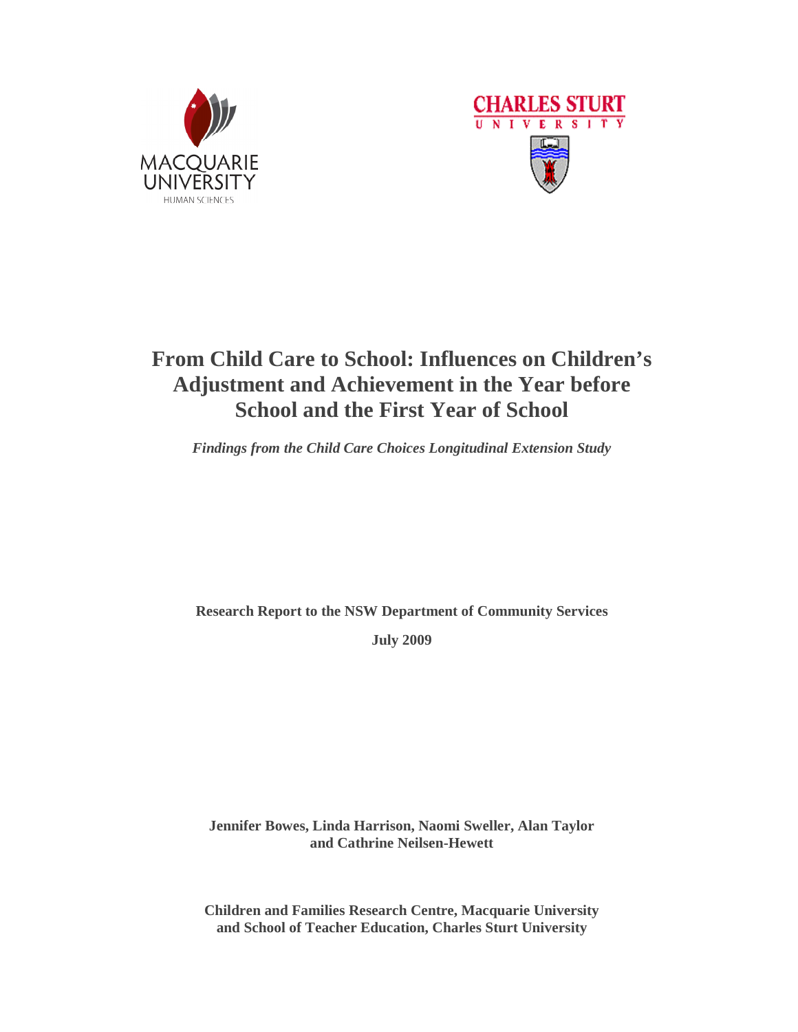MACQUARIE UNIVERSITY
HUMAN SCIENCES

CHARLES STURT UNIVERSITY

# From Child Care to School: Influences on Children's Adjustment and Achievement in the Year before School and the First Year of School

*Findings from the Child Care Choices Longitudinal Extension Study*

**Research Report to the NSW Department of Community Services**

**July 2009**

**Jennifer Bowes, Linda Harrison, Naomi Sweller, Alan Taylor and Cathrine Neilsen-Hewett**

**Children and Families Research Centre, Macquarie University and School of Teacher Education, Charles Sturt University**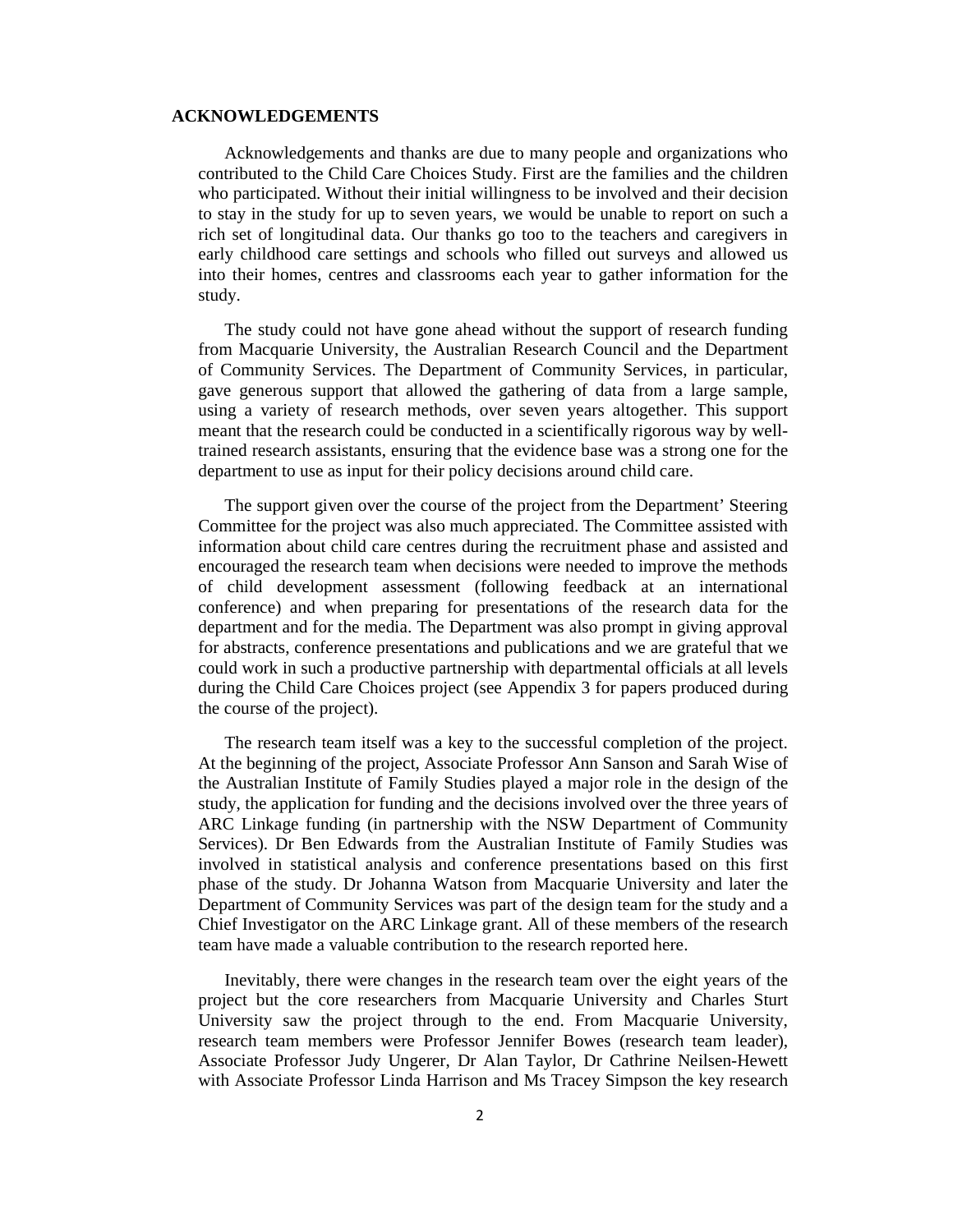## ACKNOWLEDGEMENTS

Acknowledgements and thanks are due to many people and organizations who contributed to the Child Care Choices Study. First are the families and the children who participated. Without their initial willingness to be involved and their decision to stay in the study for up to seven years, we would be unable to report on such a rich set of longitudinal data. Our thanks go too to the teachers and caregivers in early childhood care settings and schools who filled out surveys and allowed us into their homes, centres and classrooms each year to gather information for the study.

The study could not have gone ahead without the support of research funding from Macquarie University, the Australian Research Council and the Department of Community Services. The Department of Community Services, in particular, gave generous support that allowed the gathering of data from a large sample, using a variety of research methods, over seven years altogether. This support meant that the research could be conducted in a scientifically rigorous way by well-trained research assistants, ensuring that the evidence base was a strong one for the department to use as input for their policy decisions around child care.

The support given over the course of the project from the Department' Steering Committee for the project was also much appreciated. The Committee assisted with information about child care centres during the recruitment phase and assisted and encouraged the research team when decisions were needed to improve the methods of child development assessment (following feedback at an international conference) and when preparing for presentations of the research data for the department and for the media. The Department was also prompt in giving approval for abstracts, conference presentations and publications and we are grateful that we could work in such a productive partnership with departmental officials at all levels during the Child Care Choices project (see Appendix 3 for papers produced during the course of the project).

The research team itself was a key to the successful completion of the project. At the beginning of the project, Associate Professor Ann Sanson and Sarah Wise of the Australian Institute of Family Studies played a major role in the design of the study, the application for funding and the decisions involved over the three years of ARC Linkage funding (in partnership with the NSW Department of Community Services). Dr Ben Edwards from the Australian Institute of Family Studies was involved in statistical analysis and conference presentations based on this first phase of the study. Dr Johanna Watson from Macquarie University and later the Department of Community Services was part of the design team for the study and a Chief Investigator on the ARC Linkage grant. All of these members of the research team have made a valuable contribution to the research reported here.

Inevitably, there were changes in the research team over the eight years of the project but the core researchers from Macquarie University and Charles Sturt University saw the project through to the end. From Macquarie University, research team members were Professor Jennifer Bowes (research team leader), Associate Professor Judy Ungerer, Dr Alan Taylor, Dr Cathrine Neilsen-Hewett with Associate Professor Linda Harrison and Ms Tracey Simpson the key research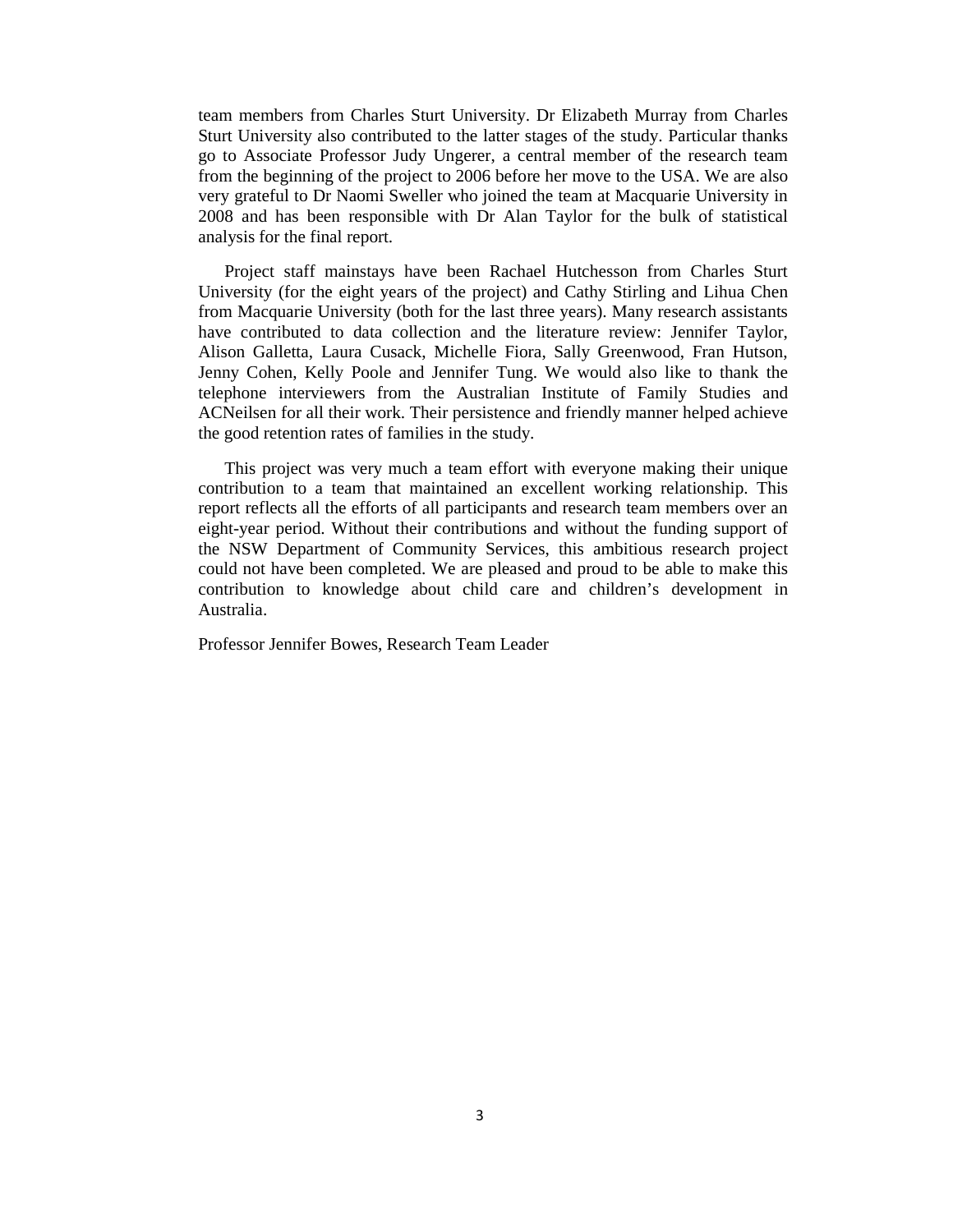team members from Charles Sturt University. Dr Elizabeth Murray from Charles Sturt University also contributed to the latter stages of the study. Particular thanks go to Associate Professor Judy Ungerer, a central member of the research team from the beginning of the project to 2006 before her move to the USA. We are also very grateful to Dr Naomi Sweller who joined the team at Macquarie University in 2008 and has been responsible with Dr Alan Taylor for the bulk of statistical analysis for the final report.

Project staff mainstays have been Rachael Hutchesson from Charles Sturt University (for the eight years of the project) and Cathy Stirling and Lihua Chen from Macquarie University (both for the last three years). Many research assistants have contributed to data collection and the literature review: Jennifer Taylor, Alison Galletta, Laura Cusack, Michelle Fiora, Sally Greenwood, Fran Hutson, Jenny Cohen, Kelly Poole and Jennifer Tung. We would also like to thank the telephone interviewers from the Australian Institute of Family Studies and ACNeilsen for all their work. Their persistence and friendly manner helped achieve the good retention rates of families in the study.

This project was very much a team effort with everyone making their unique contribution to a team that maintained an excellent working relationship. This report reflects all the efforts of all participants and research team members over an eight-year period. Without their contributions and without the funding support of the NSW Department of Community Services, this ambitious research project could not have been completed. We are pleased and proud to be able to make this contribution to knowledge about child care and children's development in Australia.

Professor Jennifer Bowes, Research Team Leader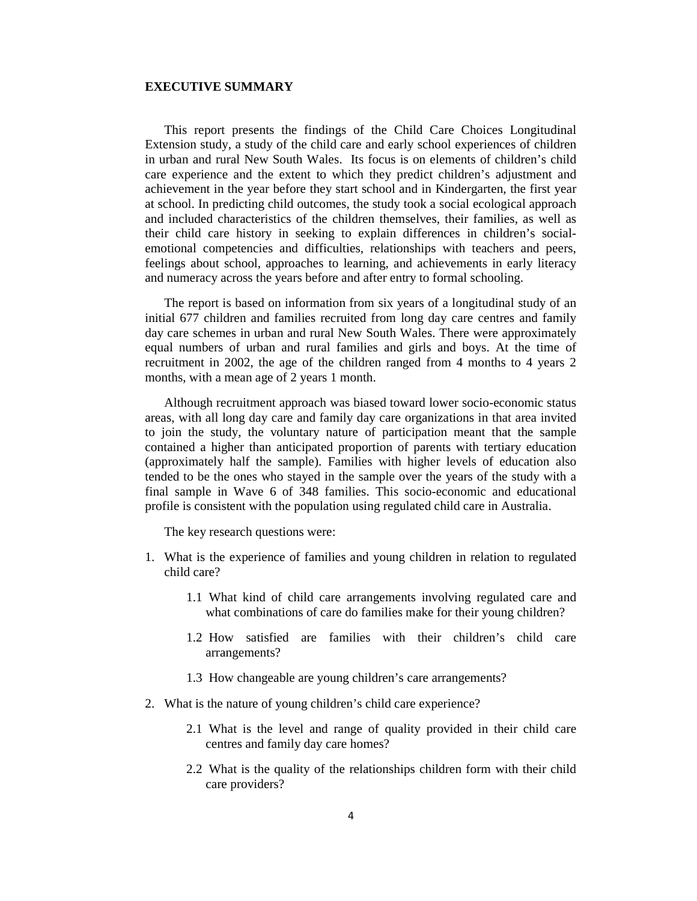## EXECUTIVE SUMMARY

This report presents the findings of the Child Care Choices Longitudinal Extension study, a study of the child care and early school experiences of children in urban and rural New South Wales. Its focus is on elements of children's child care experience and the extent to which they predict children's adjustment and achievement in the year before they start school and in Kindergarten, the first year at school. In predicting child outcomes, the study took a social ecological approach and included characteristics of the children themselves, their families, as well as their child care history in seeking to explain differences in children's social-emotional competencies and difficulties, relationships with teachers and peers, feelings about school, approaches to learning, and achievements in early literacy and numeracy across the years before and after entry to formal schooling.

The report is based on information from six years of a longitudinal study of an initial 677 children and families recruited from long day care centres and family day care schemes in urban and rural New South Wales. There were approximately equal numbers of urban and rural families and girls and boys. At the time of recruitment in 2002, the age of the children ranged from 4 months to 4 years 2 months, with a mean age of 2 years 1 month.

Although recruitment approach was biased toward lower socio-economic status areas, with all long day care and family day care organizations in that area invited to join the study, the voluntary nature of participation meant that the sample contained a higher than anticipated proportion of parents with tertiary education (approximately half the sample). Families with higher levels of education also tended to be the ones who stayed in the sample over the years of the study with a final sample in Wave 6 of 348 families. This socio-economic and educational profile is consistent with the population using regulated child care in Australia.

The key research questions were:

1. What is the experience of families and young children in relation to regulated child care?
    - 1.1 What kind of child care arrangements involving regulated care and what combinations of care do families make for their young children?
    - 1.2 How satisfied are families with their children's child care arrangements?
    - 1.3 How changeable are young children's care arrangements?
2. What is the nature of young children's child care experience?
    - 2.1 What is the level and range of quality provided in their child care centres and family day care homes?
    - 2.2 What is the quality of the relationships children form with their child care providers?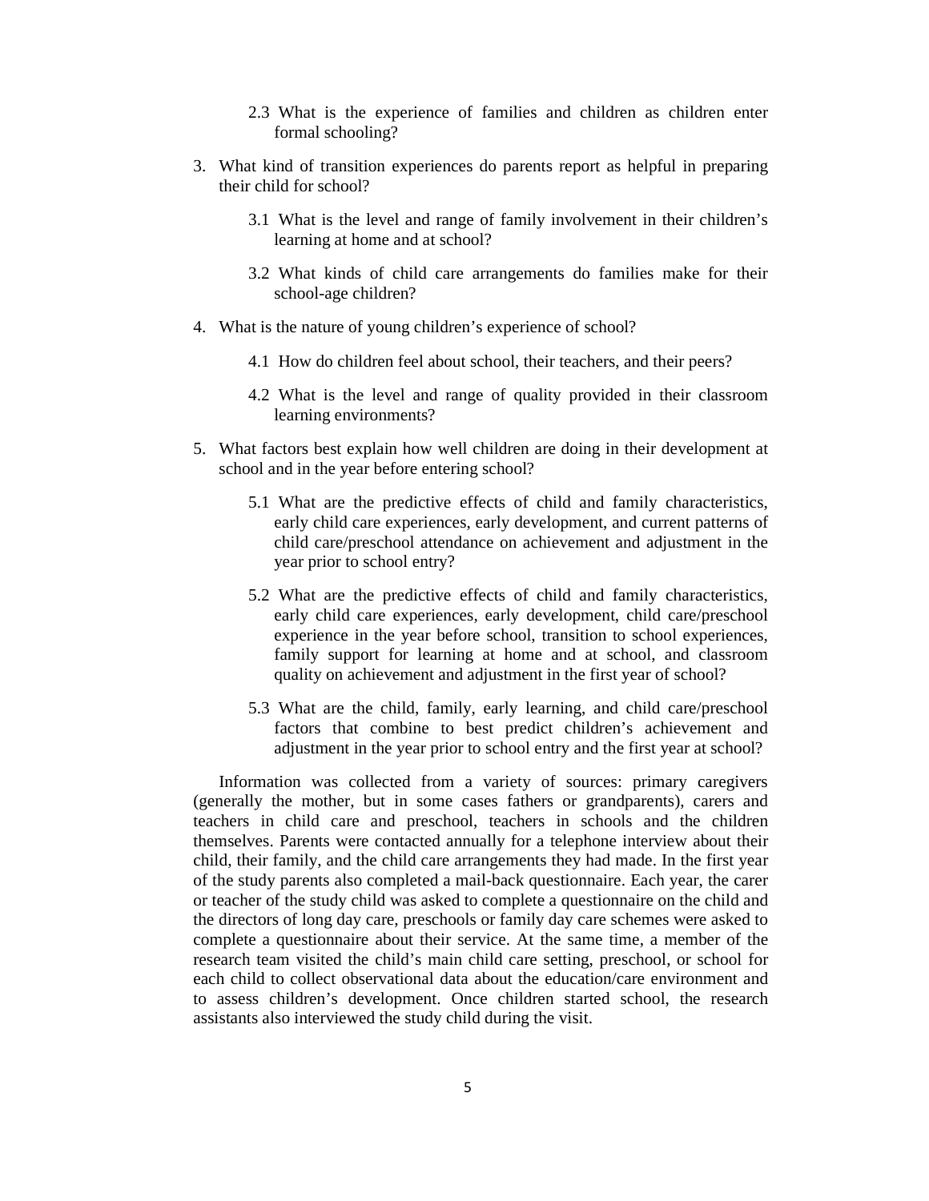2.3 What is the experience of families and children as children enter formal schooling?

3. What kind of transition experiences do parents report as helpful in preparing their child for school?

    3.1 What is the level and range of family involvement in their children's learning at home and at school?

    3.2 What kinds of child care arrangements do families make for their school-age children?

4. What is the nature of young children's experience of school?

    4.1 How do children feel about school, their teachers, and their peers?

    4.2 What is the level and range of quality provided in their classroom learning environments?

5. What factors best explain how well children are doing in their development at school and in the year before entering school?

    5.1 What are the predictive effects of child and family characteristics, early child care experiences, early development, and current patterns of child care/preschool attendance on achievement and adjustment in the year prior to school entry?

    5.2 What are the predictive effects of child and family characteristics, early child care experiences, early development, child care/preschool experience in the year before school, transition to school experiences, family support for learning at home and at school, and classroom quality on achievement and adjustment in the first year of school?

    5.3 What are the child, family, early learning, and child care/preschool factors that combine to best predict children's achievement and adjustment in the year prior to school entry and the first year at school?

Information was collected from a variety of sources: primary caregivers (generally the mother, but in some cases fathers or grandparents), carers and teachers in child care and preschool, teachers in schools and the children themselves. Parents were contacted annually for a telephone interview about their child, their family, and the child care arrangements they had made. In the first year of the study parents also completed a mail-back questionnaire. Each year, the carer or teacher of the study child was asked to complete a questionnaire on the child and the directors of long day care, preschools or family day care schemes were asked to complete a questionnaire about their service. At the same time, a member of the research team visited the child's main child care setting, preschool, or school for each child to collect observational data about the education/care environment and to assess children's development. Once children started school, the research assistants also interviewed the study child during the visit.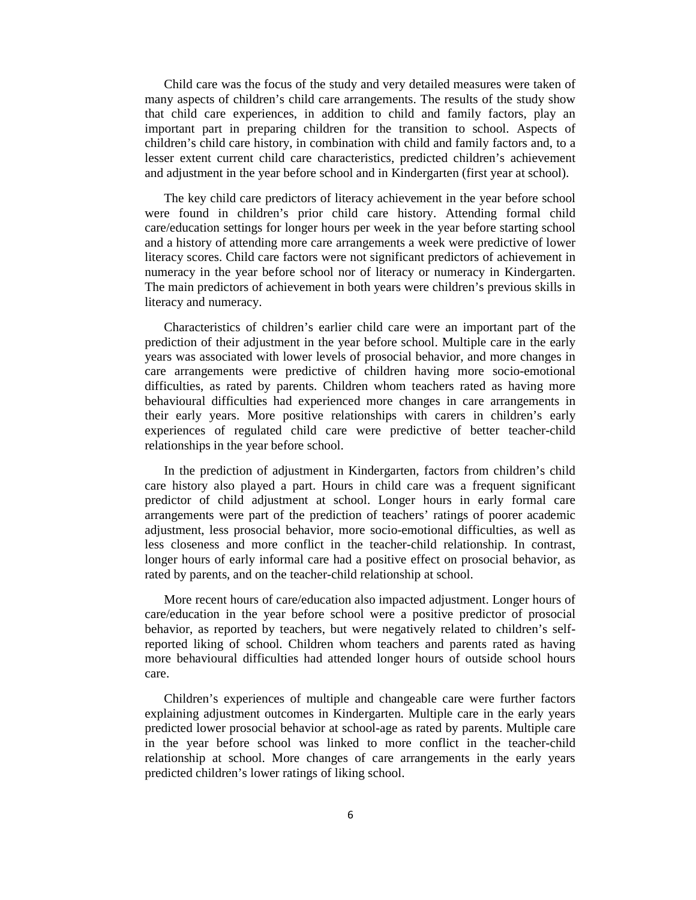Child care was the focus of the study and very detailed measures were taken of many aspects of children's child care arrangements. The results of the study show that child care experiences, in addition to child and family factors, play an important part in preparing children for the transition to school. Aspects of children's child care history, in combination with child and family factors and, to a lesser extent current child care characteristics, predicted children's achievement and adjustment in the year before school and in Kindergarten (first year at school).

The key child care predictors of literacy achievement in the year before school were found in children's prior child care history. Attending formal child care/education settings for longer hours per week in the year before starting school and a history of attending more care arrangements a week were predictive of lower literacy scores. Child care factors were not significant predictors of achievement in numeracy in the year before school nor of literacy or numeracy in Kindergarten. The main predictors of achievement in both years were children's previous skills in literacy and numeracy.

Characteristics of children's earlier child care were an important part of the prediction of their adjustment in the year before school. Multiple care in the early years was associated with lower levels of prosocial behavior, and more changes in care arrangements were predictive of children having more socio-emotional difficulties, as rated by parents. Children whom teachers rated as having more behavioural difficulties had experienced more changes in care arrangements in their early years. More positive relationships with carers in children's early experiences of regulated child care were predictive of better teacher-child relationships in the year before school.

In the prediction of adjustment in Kindergarten, factors from children's child care history also played a part. Hours in child care was a frequent significant predictor of child adjustment at school. Longer hours in early formal care arrangements were part of the prediction of teachers' ratings of poorer academic adjustment, less prosocial behavior, more socio-emotional difficulties, as well as less closeness and more conflict in the teacher-child relationship. In contrast, longer hours of early informal care had a positive effect on prosocial behavior, as rated by parents, and on the teacher-child relationship at school.

More recent hours of care/education also impacted adjustment. Longer hours of care/education in the year before school were a positive predictor of prosocial behavior, as reported by teachers, but were negatively related to children's self-reported liking of school. Children whom teachers and parents rated as having more behavioural difficulties had attended longer hours of outside school hours care.

Children's experiences of multiple and changeable care were further factors explaining adjustment outcomes in Kindergarten. Multiple care in the early years predicted lower prosocial behavior at school-age as rated by parents. Multiple care in the year before school was linked to more conflict in the teacher-child relationship at school. More changes of care arrangements in the early years predicted children's lower ratings of liking school.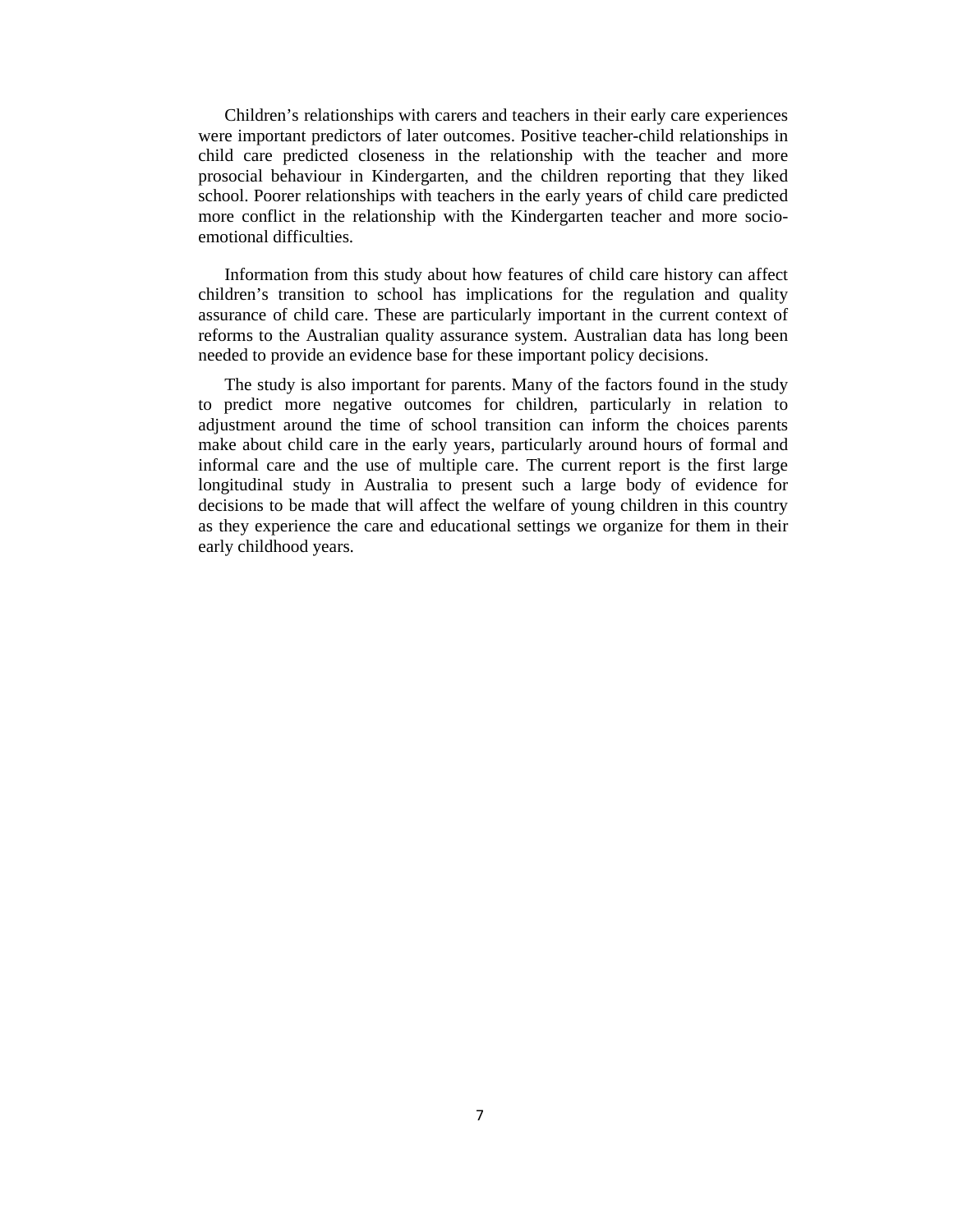Children's relationships with carers and teachers in their early care experiences were important predictors of later outcomes. Positive teacher-child relationships in child care predicted closeness in the relationship with the teacher and more prosocial behaviour in Kindergarten, and the children reporting that they liked school. Poorer relationships with teachers in the early years of child care predicted more conflict in the relationship with the Kindergarten teacher and more socio-emotional difficulties.

Information from this study about how features of child care history can affect children's transition to school has implications for the regulation and quality assurance of child care. These are particularly important in the current context of reforms to the Australian quality assurance system. Australian data has long been needed to provide an evidence base for these important policy decisions.

The study is also important for parents. Many of the factors found in the study to predict more negative outcomes for children, particularly in relation to adjustment around the time of school transition can inform the choices parents make about child care in the early years, particularly around hours of formal and informal care and the use of multiple care. The current report is the first large longitudinal study in Australia to present such a large body of evidence for decisions to be made that will affect the welfare of young children in this country as they experience the care and educational settings we organize for them in their early childhood years.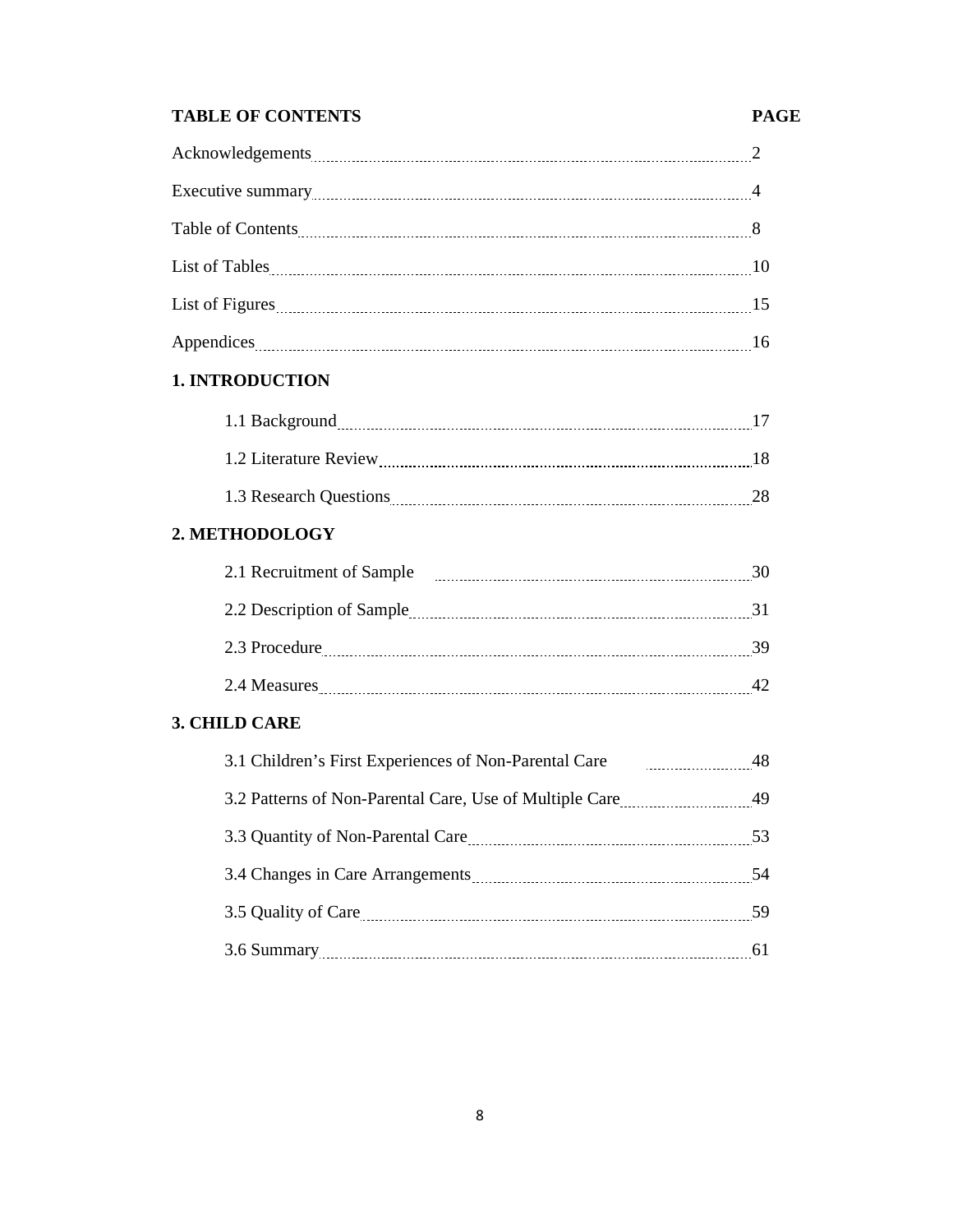**TABLE OF CONTENTS** **PAGE**

Acknowledgements 2

Executive summary 4

Table of Contents 8

List of Tables 10

List of Figures 15

Appendices 16

**1. INTRODUCTION**

1.1 Background 17

1.2 Literature Review 18

1.3 Research Questions 28

**2. METHODOLOGY**

2.1 Recruitment of Sample 30

2.2 Description of Sample 31

2.3 Procedure 39

2.4 Measures 42

**3. CHILD CARE**

3.1 Children's First Experiences of Non-Parental Care 48

3.2 Patterns of Non-Parental Care, Use of Multiple Care 49

3.3 Quantity of Non-Parental Care 53

3.4 Changes in Care Arrangements 54

3.5 Quality of Care 59

3.6 Summary 61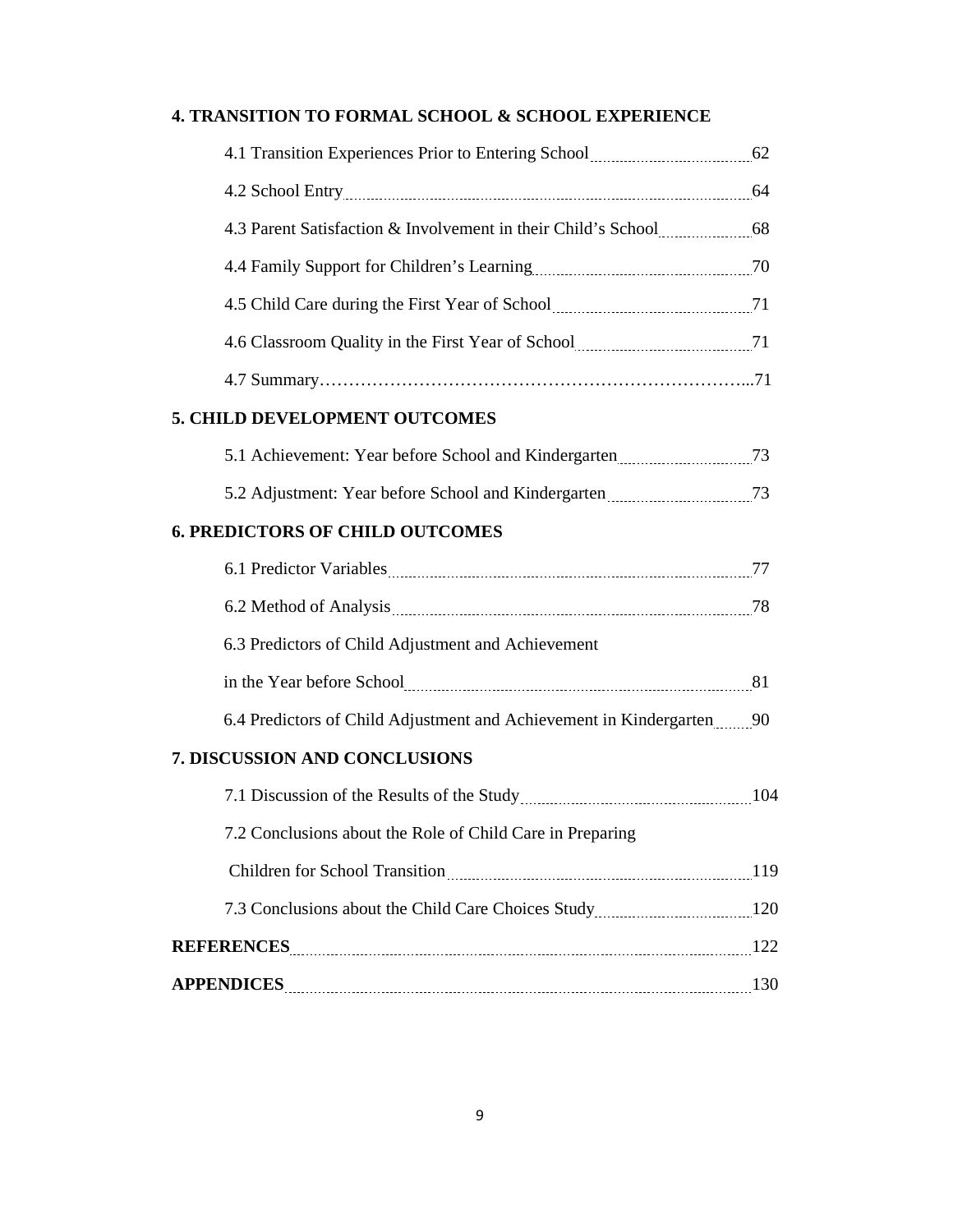**4. TRANSITION TO FORMAL SCHOOL & SCHOOL EXPERIENCE**

4.1 Transition Experiences Prior to Entering School ........ 62

4.2 School Entry ........ 64

4.3 Parent Satisfaction & Involvement in their Child's School ........ 68

4.4 Family Support for Children's Learning ........ 70

4.5 Child Care during the First Year of School ........ 71

4.6 Classroom Quality in the First Year of School ........ 71

4.7 Summary………………………………………………………...71

**5. CHILD DEVELOPMENT OUTCOMES**

5.1 Achievement: Year before School and Kindergarten ........ 73

5.2 Adjustment: Year before School and Kindergarten ........ 73

**6. PREDICTORS OF CHILD OUTCOMES**

6.1 Predictor Variables ........ 77

6.2 Method of Analysis ........ 78

6.3 Predictors of Child Adjustment and Achievement in the Year before School ........ 81

6.4 Predictors of Child Adjustment and Achievement in Kindergarten ........ 90

**7. DISCUSSION AND CONCLUSIONS**

7.1 Discussion of the Results of the Study ........ 104

7.2 Conclusions about the Role of Child Care in Preparing Children for School Transition ........ 119

7.3 Conclusions about the Child Care Choices Study ........ 120

**REFERENCES** ........ 122

**APPENDICES** ........ 130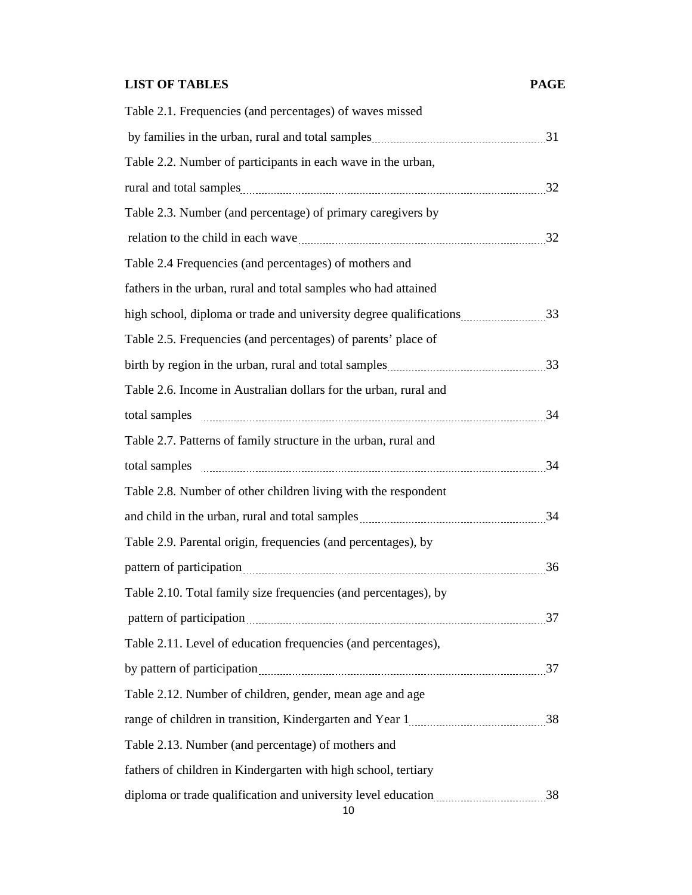**LIST OF TABLES** **PAGE**

Table 2.1. Frequencies (and percentages) of waves missed by families in the urban, rural and total samples ........ 31

Table 2.2. Number of participants in each wave in the urban, rural and total samples ........ 32

Table 2.3. Number (and percentage) of primary caregivers by relation to the child in each wave ........ 32

Table 2.4 Frequencies (and percentages) of mothers and fathers in the urban, rural and total samples who had attained high school, diploma or trade and university degree qualifications ........ 33

Table 2.5. Frequencies (and percentages) of parents' place of birth by region in the urban, rural and total samples ........ 33

Table 2.6. Income in Australian dollars for the urban, rural and total samples ........ 34

Table 2.7. Patterns of family structure in the urban, rural and total samples ........ 34

Table 2.8. Number of other children living with the respondent and child in the urban, rural and total samples ........ 34

Table 2.9. Parental origin, frequencies (and percentages), by pattern of participation ........ 36

Table 2.10. Total family size frequencies (and percentages), by pattern of participation ........ 37

Table 2.11. Level of education frequencies (and percentages), by pattern of participation ........ 37

Table 2.12. Number of children, gender, mean age and age range of children in transition, Kindergarten and Year 1 ........ 38

Table 2.13. Number (and percentage) of mothers and fathers of children in Kindergarten with high school, tertiary diploma or trade qualification and university level education ........ 38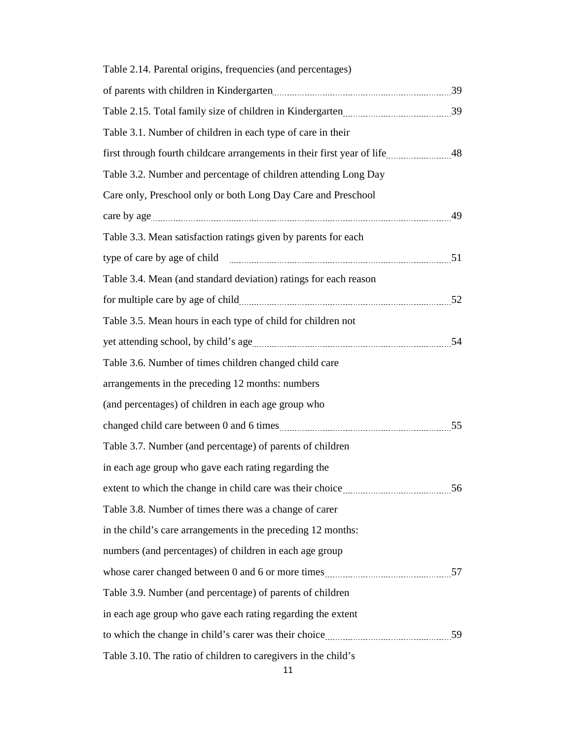Table 2.14. Parental origins, frequencies (and percentages) of parents with children in Kindergarten ........ 39

Table 2.15. Total family size of children in Kindergarten ........ 39

Table 3.1. Number of children in each type of care in their first through fourth childcare arrangements in their first year of life ........ 48

Table 3.2. Number and percentage of children attending Long Day Care only, Preschool only or both Long Day Care and Preschool care by age ........ 49

Table 3.3. Mean satisfaction ratings given by parents for each type of care by age of child ........ 51

Table 3.4. Mean (and standard deviation) ratings for each reason for multiple care by age of child ........ 52

Table 3.5. Mean hours in each type of child for children not yet attending school, by child's age ........ 54

Table 3.6. Number of times children changed child care arrangements in the preceding 12 months: numbers (and percentages) of children in each age group who changed child care between 0 and 6 times ........ 55

Table 3.7. Number (and percentage) of parents of children in each age group who gave each rating regarding the extent to which the change in child care was their choice ........ 56

Table 3.8. Number of times there was a change of carer in the child's care arrangements in the preceding 12 months: numbers (and percentages) of children in each age group whose carer changed between 0 and 6 or more times ........ 57

Table 3.9. Number (and percentage) of parents of children in each age group who gave each rating regarding the extent to which the change in child's carer was their choice ........ 59

Table 3.10. The ratio of children to caregivers in the child's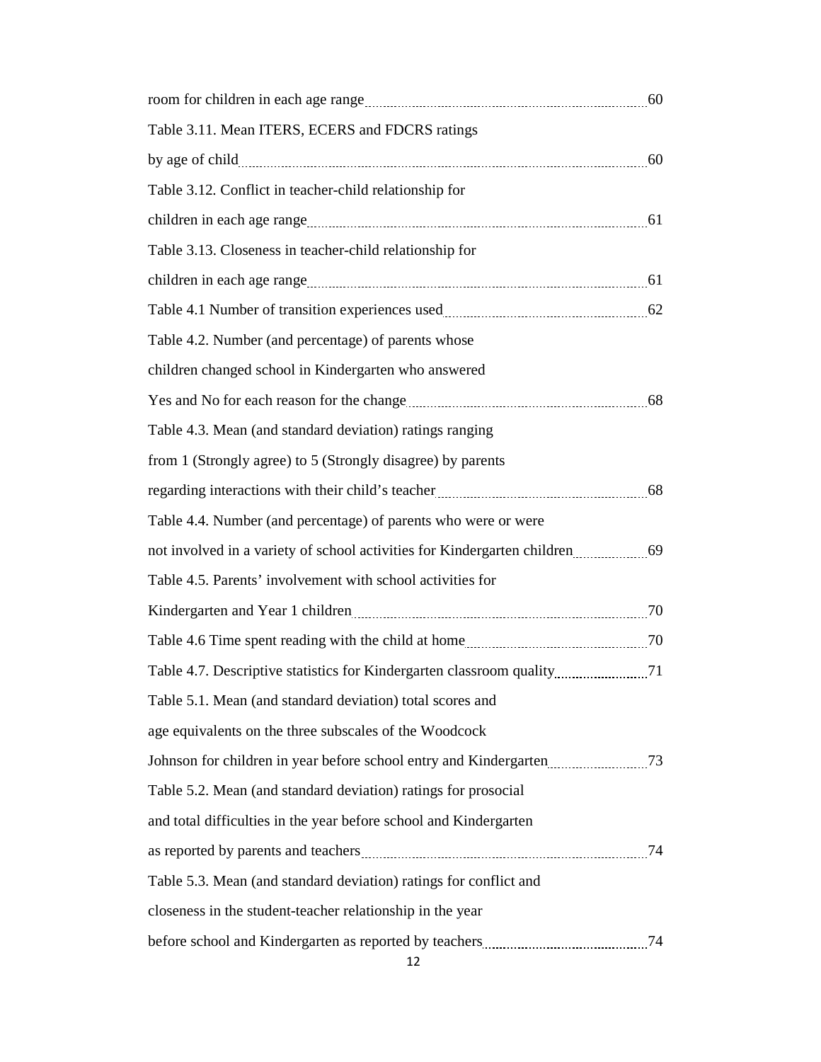room for children in each age range 60

Table 3.11. Mean ITERS, ECERS and FDCRS ratings
by age of child 60

Table 3.12. Conflict in teacher-child relationship for
children in each age range 61

Table 3.13. Closeness in teacher-child relationship for
children in each age range 61

Table 4.1 Number of transition experiences used 62

Table 4.2. Number (and percentage) of parents whose
children changed school in Kindergarten who answered
Yes and No for each reason for the change 68

Table 4.3. Mean (and standard deviation) ratings ranging
from 1 (Strongly agree) to 5 (Strongly disagree) by parents
regarding interactions with their child's teacher 68

Table 4.4. Number (and percentage) of parents who were or were
not involved in a variety of school activities for Kindergarten children 69

Table 4.5. Parents' involvement with school activities for
Kindergarten and Year 1 children 70

Table 4.6 Time spent reading with the child at home 70

Table 4.7. Descriptive statistics for Kindergarten classroom quality 71

Table 5.1. Mean (and standard deviation) total scores and
age equivalents on the three subscales of the Woodcock
Johnson for children in year before school entry and Kindergarten 73

Table 5.2. Mean (and standard deviation) ratings for prosocial
and total difficulties in the year before school and Kindergarten
as reported by parents and teachers 74

Table 5.3. Mean (and standard deviation) ratings for conflict and
closeness in the student-teacher relationship in the year
before school and Kindergarten as reported by teachers 74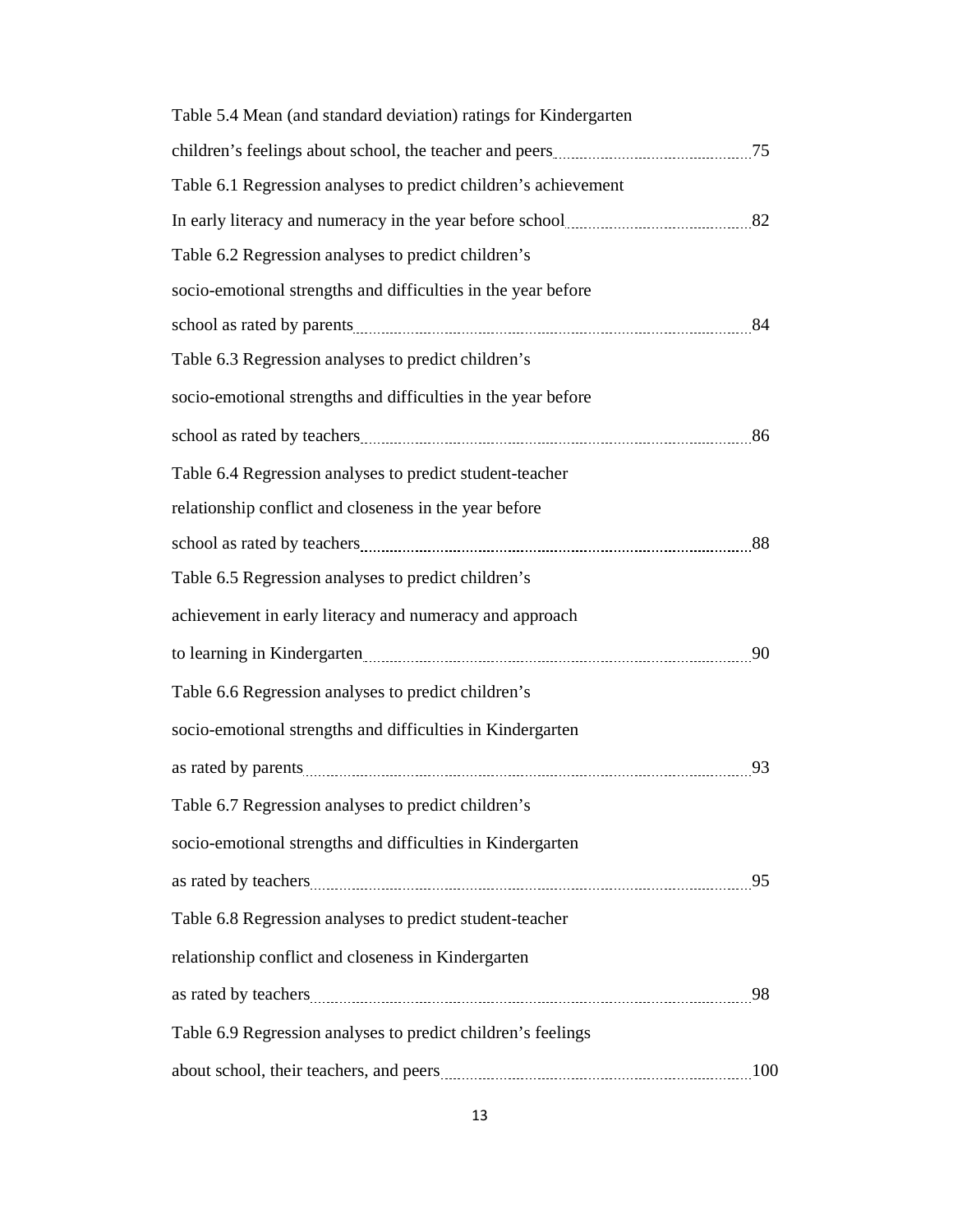Table 5.4 Mean (and standard deviation) ratings for Kindergarten children's feelings about school, the teacher and peers ........ 75

Table 6.1 Regression analyses to predict children's achievement In early literacy and numeracy in the year before school ........ 82

Table 6.2 Regression analyses to predict children's socio-emotional strengths and difficulties in the year before school as rated by parents ........ 84

Table 6.3 Regression analyses to predict children's socio-emotional strengths and difficulties in the year before school as rated by teachers ........ 86

Table 6.4 Regression analyses to predict student-teacher relationship conflict and closeness in the year before school as rated by teachers ........ 88

Table 6.5 Regression analyses to predict children's achievement in early literacy and numeracy and approach to learning in Kindergarten ........ 90

Table 6.6 Regression analyses to predict children's socio-emotional strengths and difficulties in Kindergarten as rated by parents ........ 93

Table 6.7 Regression analyses to predict children's socio-emotional strengths and difficulties in Kindergarten as rated by teachers ........ 95

Table 6.8 Regression analyses to predict student-teacher relationship conflict and closeness in Kindergarten as rated by teachers ........ 98

Table 6.9 Regression analyses to predict children's feelings about school, their teachers, and peers ........ 100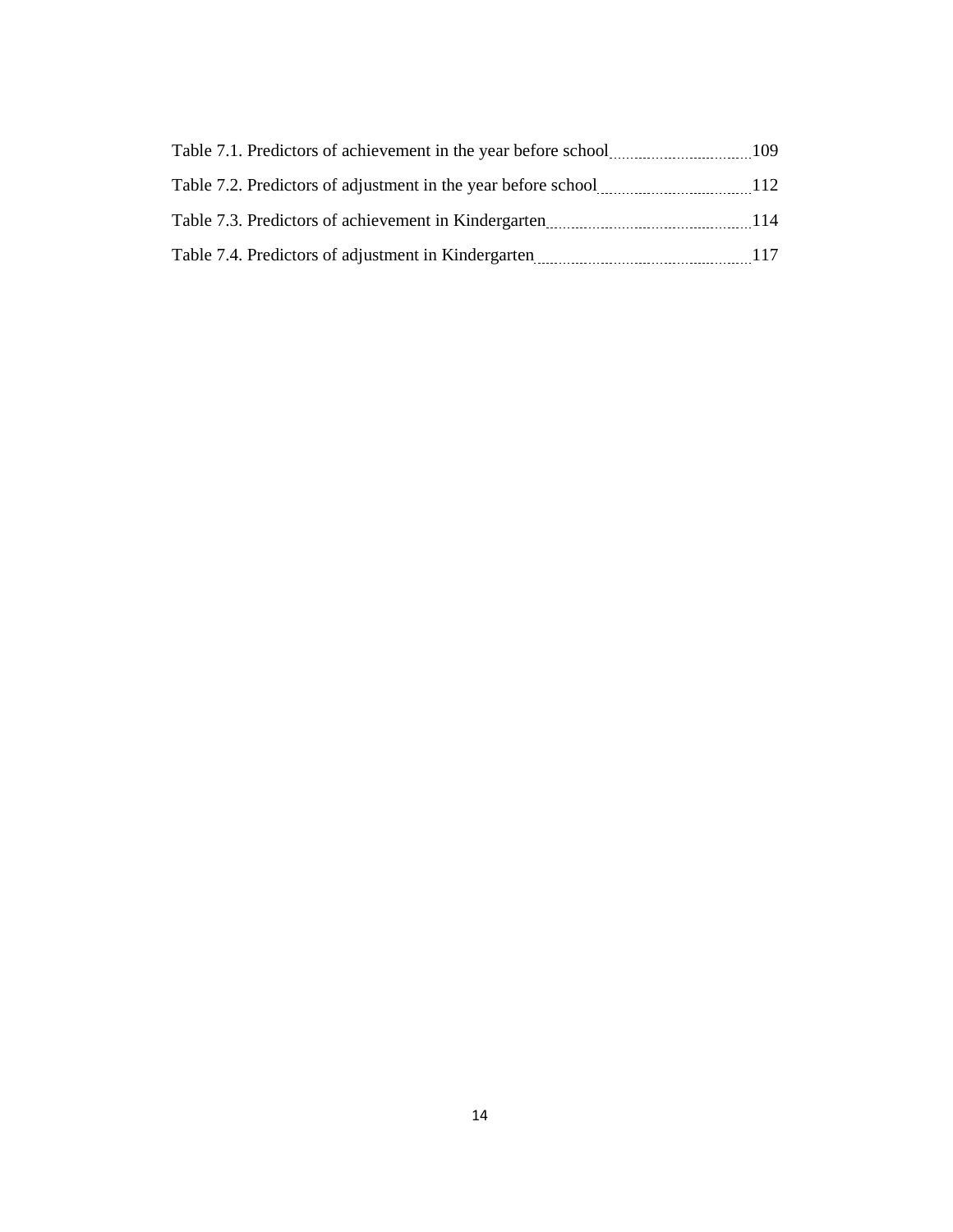Table 7.1. Predictors of achievement in the year before school 109

Table 7.2. Predictors of adjustment in the year before school 112

Table 7.3. Predictors of achievement in Kindergarten 114

Table 7.4. Predictors of adjustment in Kindergarten 117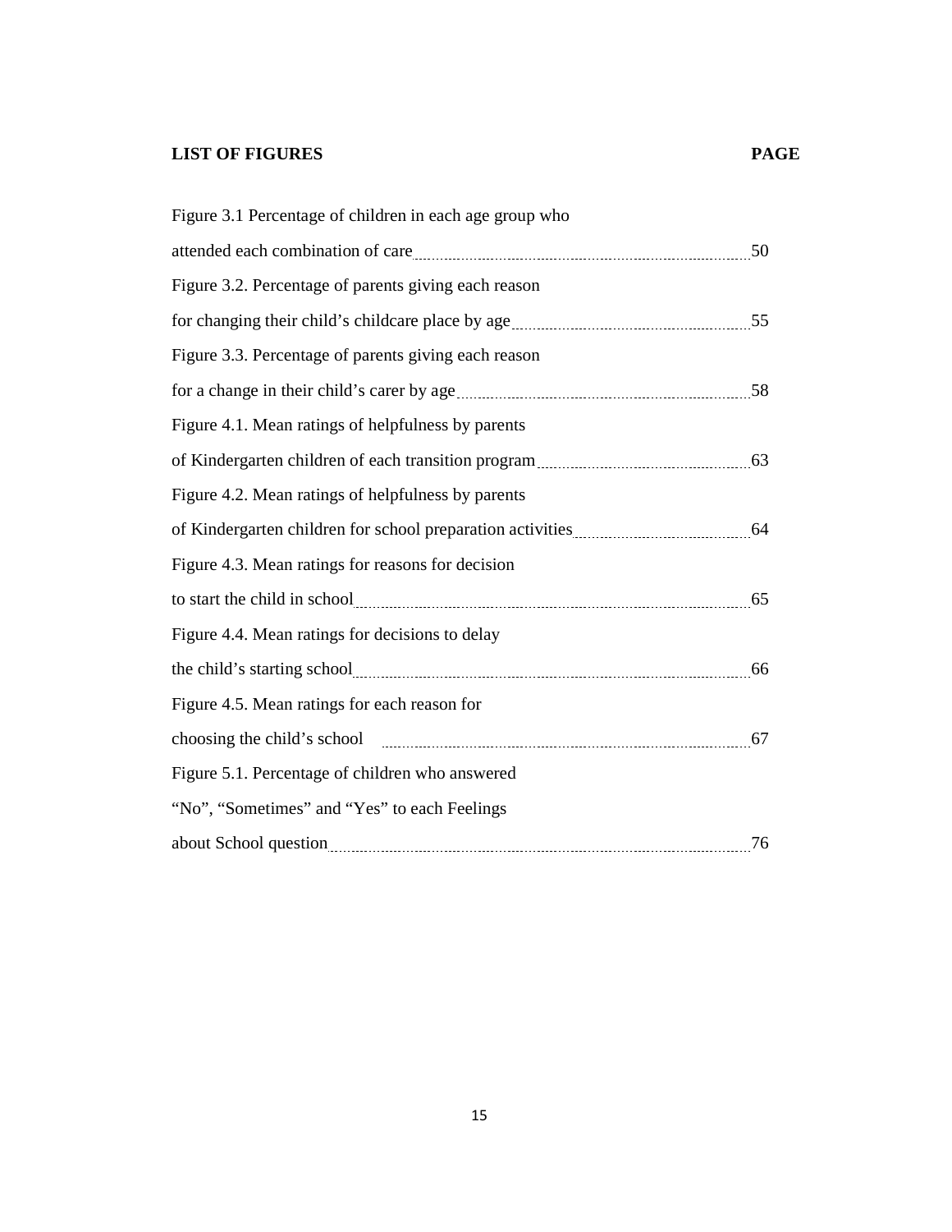**LIST OF FIGURES** **PAGE**

| Figure | Page |
|---|---|
| Figure 3.1 Percentage of children in each age group who attended each combination of care | 50 |
| Figure 3.2. Percentage of parents giving each reason for changing their child's childcare place by age | 55 |
| Figure 3.3. Percentage of parents giving each reason for a change in their child's carer by age | 58 |
| Figure 4.1. Mean ratings of helpfulness by parents of Kindergarten children of each transition program | 63 |
| Figure 4.2. Mean ratings of helpfulness by parents of Kindergarten children for school preparation activities | 64 |
| Figure 4.3. Mean ratings for reasons for decision to start the child in school | 65 |
| Figure 4.4. Mean ratings for decisions to delay the child's starting school | 66 |
| Figure 4.5. Mean ratings for each reason for choosing the child's school | 67 |
| Figure 5.1. Percentage of children who answered "No", "Sometimes" and "Yes" to each Feelings about School question | 76 |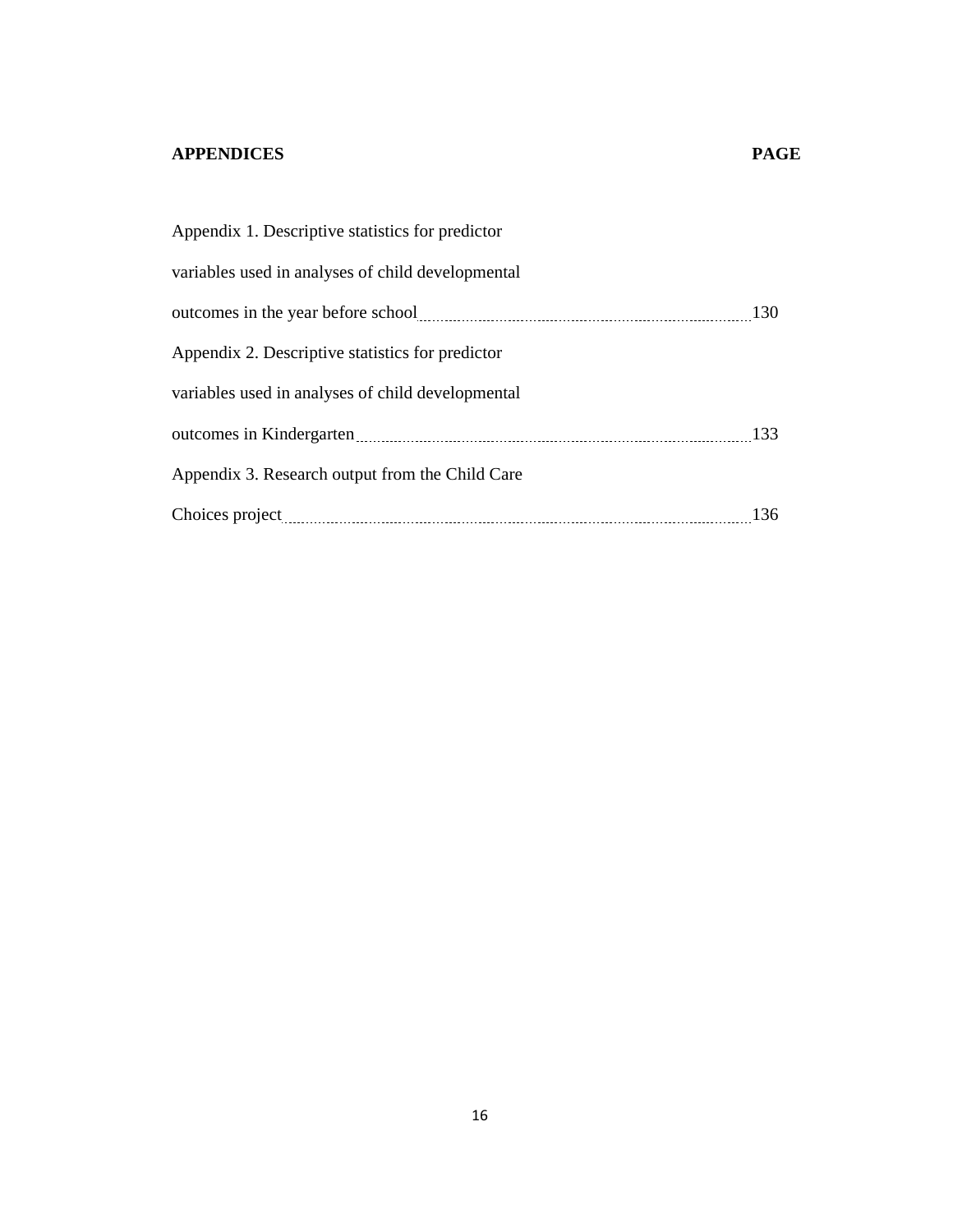**APPENDICES** **PAGE**

Appendix 1. Descriptive statistics for predictor variables used in analyses of child developmental outcomes in the year before school ........ 130

Appendix 2. Descriptive statistics for predictor variables used in analyses of child developmental outcomes in Kindergarten ........ 133

Appendix 3. Research output from the Child Care Choices project ........ 136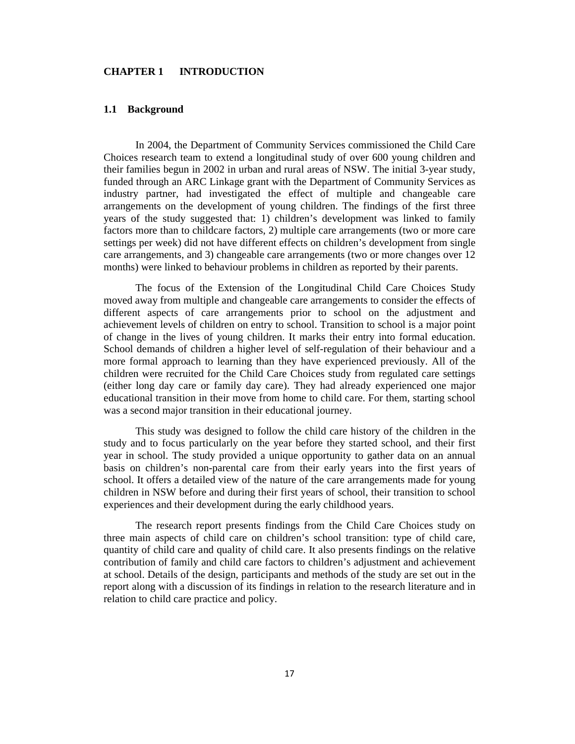# CHAPTER 1 INTRODUCTION

## 1.1 Background

In 2004, the Department of Community Services commissioned the Child Care Choices research team to extend a longitudinal study of over 600 young children and their families begun in 2002 in urban and rural areas of NSW. The initial 3-year study, funded through an ARC Linkage grant with the Department of Community Services as industry partner, had investigated the effect of multiple and changeable care arrangements on the development of young children. The findings of the first three years of the study suggested that: 1) children's development was linked to family factors more than to childcare factors, 2) multiple care arrangements (two or more care settings per week) did not have different effects on children's development from single care arrangements, and 3) changeable care arrangements (two or more changes over 12 months) were linked to behaviour problems in children as reported by their parents.

The focus of the Extension of the Longitudinal Child Care Choices Study moved away from multiple and changeable care arrangements to consider the effects of different aspects of care arrangements prior to school on the adjustment and achievement levels of children on entry to school. Transition to school is a major point of change in the lives of young children. It marks their entry into formal education. School demands of children a higher level of self-regulation of their behaviour and a more formal approach to learning than they have experienced previously. All of the children were recruited for the Child Care Choices study from regulated care settings (either long day care or family day care). They had already experienced one major educational transition in their move from home to child care. For them, starting school was a second major transition in their educational journey.

This study was designed to follow the child care history of the children in the study and to focus particularly on the year before they started school, and their first year in school. The study provided a unique opportunity to gather data on an annual basis on children's non-parental care from their early years into the first years of school. It offers a detailed view of the nature of the care arrangements made for young children in NSW before and during their first years of school, their transition to school experiences and their development during the early childhood years.

The research report presents findings from the Child Care Choices study on three main aspects of child care on children's school transition: type of child care, quantity of child care and quality of child care. It also presents findings on the relative contribution of family and child care factors to children's adjustment and achievement at school. Details of the design, participants and methods of the study are set out in the report along with a discussion of its findings in relation to the research literature and in relation to child care practice and policy.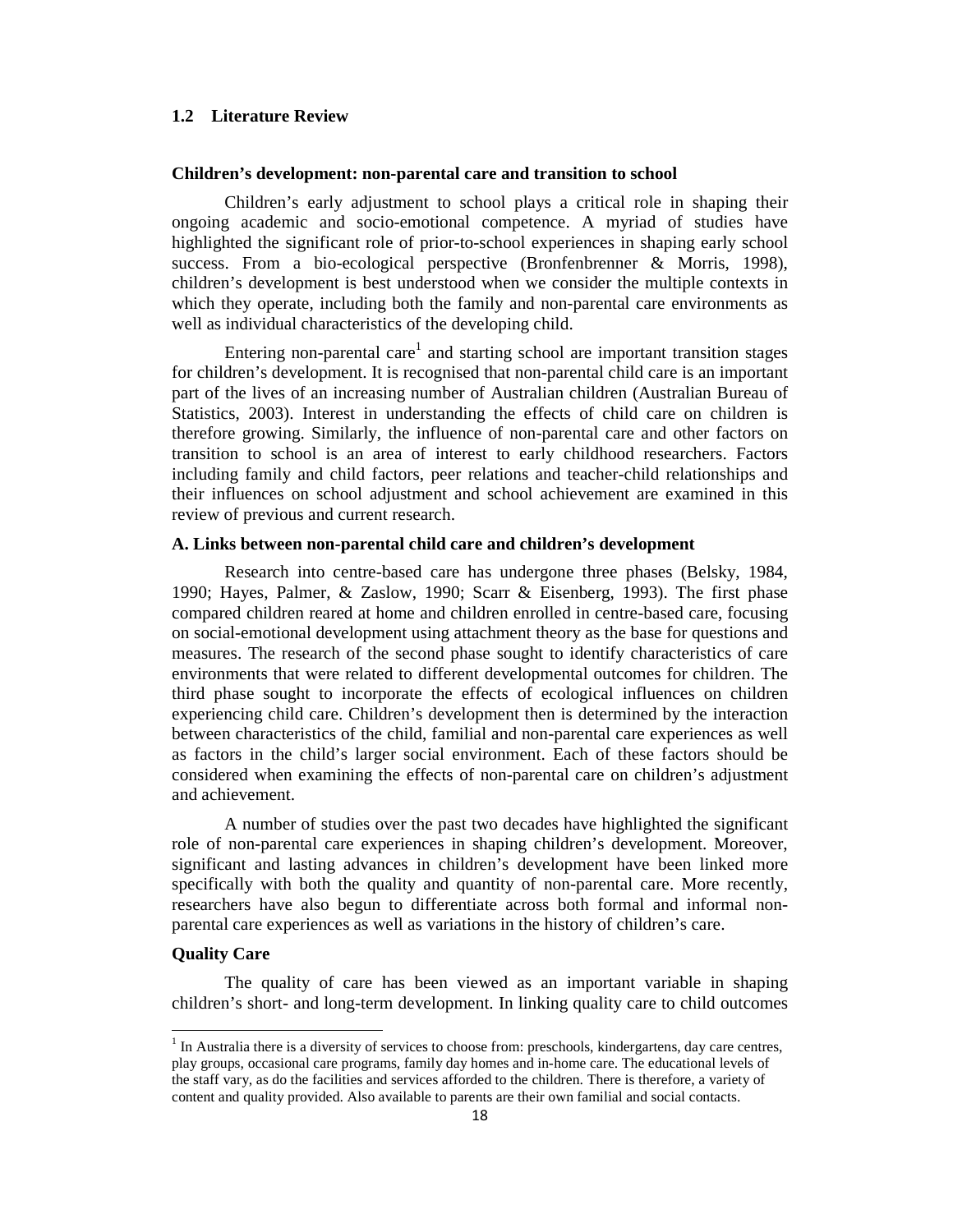## 1.2 Literature Review

### Children's development: non-parental care and transition to school

Children's early adjustment to school plays a critical role in shaping their ongoing academic and socio-emotional competence. A myriad of studies have highlighted the significant role of prior-to-school experiences in shaping early school success. From a bio-ecological perspective (Bronfenbrenner & Morris, 1998), children's development is best understood when we consider the multiple contexts in which they operate, including both the family and non-parental care environments as well as individual characteristics of the developing child.

Entering non-parental care[1] and starting school are important transition stages for children's development. It is recognised that non-parental child care is an important part of the lives of an increasing number of Australian children (Australian Bureau of Statistics, 2003). Interest in understanding the effects of child care on children is therefore growing. Similarly, the influence of non-parental care and other factors on transition to school is an area of interest to early childhood researchers. Factors including family and child factors, peer relations and teacher-child relationships and their influences on school adjustment and school achievement are examined in this review of previous and current research.

### A. Links between non-parental child care and children's development

Research into centre-based care has undergone three phases (Belsky, 1984, 1990; Hayes, Palmer, & Zaslow, 1990; Scarr & Eisenberg, 1993). The first phase compared children reared at home and children enrolled in centre-based care, focusing on social-emotional development using attachment theory as the base for questions and measures. The research of the second phase sought to identify characteristics of care environments that were related to different developmental outcomes for children. The third phase sought to incorporate the effects of ecological influences on children experiencing child care. Children's development then is determined by the interaction between characteristics of the child, familial and non-parental care experiences as well as factors in the child's larger social environment. Each of these factors should be considered when examining the effects of non-parental care on children's adjustment and achievement.

A number of studies over the past two decades have highlighted the significant role of non-parental care experiences in shaping children's development. Moreover, significant and lasting advances in children's development have been linked more specifically with both the quality and quantity of non-parental care. More recently, researchers have also begun to differentiate across both formal and informal non-parental care experiences as well as variations in the history of children's care.

### Quality Care

The quality of care has been viewed as an important variable in shaping children's short- and long-term development. In linking quality care to child outcomes

---

[1] In Australia there is a diversity of services to choose from: preschools, kindergartens, day care centres, play groups, occasional care programs, family day homes and in-home care. The educational levels of the staff vary, as do the facilities and services afforded to the children. There is therefore, a variety of content and quality provided. Also available to parents are their own familial and social contacts.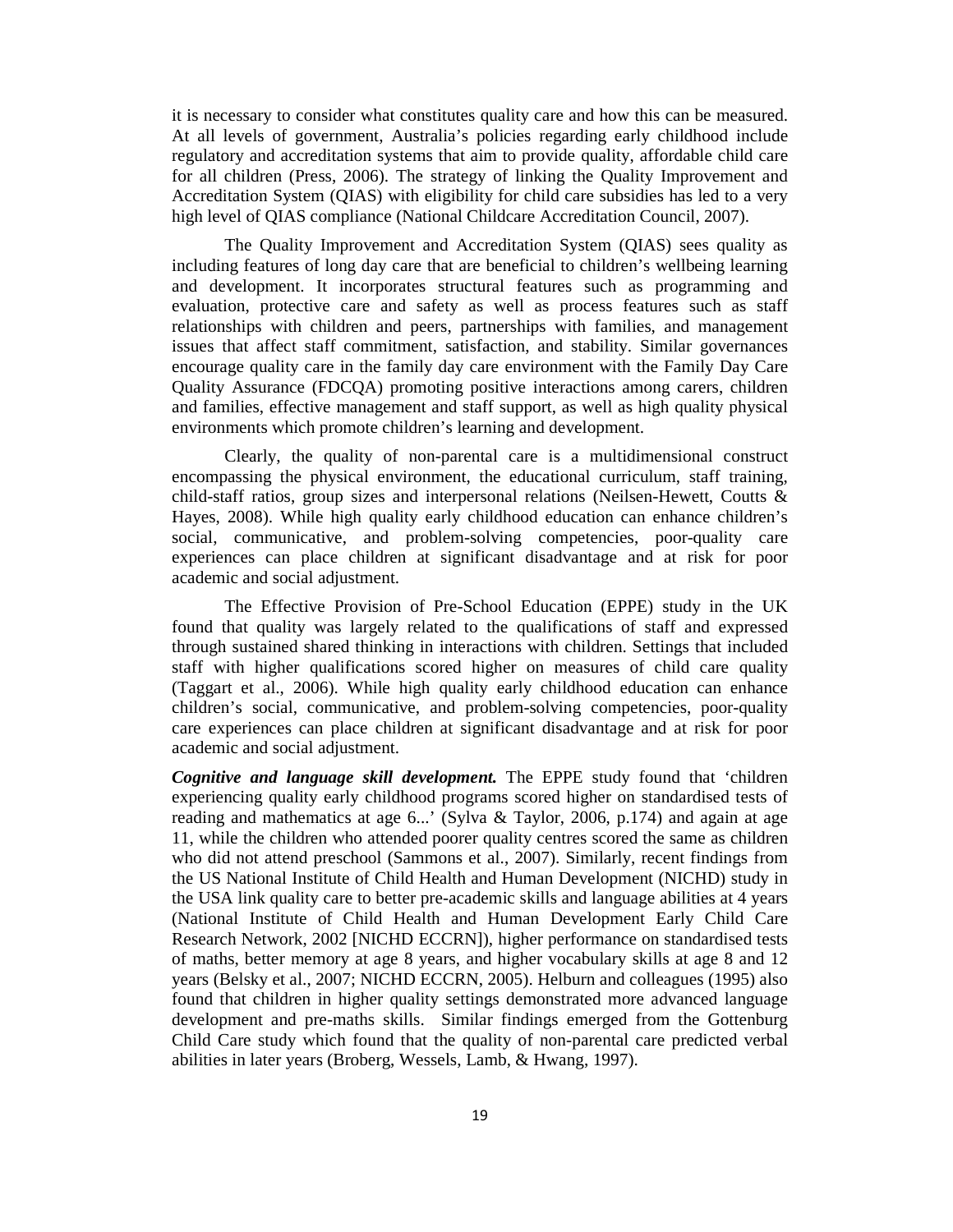it is necessary to consider what constitutes quality care and how this can be measured. At all levels of government, Australia's policies regarding early childhood include regulatory and accreditation systems that aim to provide quality, affordable child care for all children (Press, 2006). The strategy of linking the Quality Improvement and Accreditation System (QIAS) with eligibility for child care subsidies has led to a very high level of QIAS compliance (National Childcare Accreditation Council, 2007).

The Quality Improvement and Accreditation System (QIAS) sees quality as including features of long day care that are beneficial to children's wellbeing learning and development. It incorporates structural features such as programming and evaluation, protective care and safety as well as process features such as staff relationships with children and peers, partnerships with families, and management issues that affect staff commitment, satisfaction, and stability. Similar governances encourage quality care in the family day care environment with the Family Day Care Quality Assurance (FDCQA) promoting positive interactions among carers, children and families, effective management and staff support, as well as high quality physical environments which promote children's learning and development.

Clearly, the quality of non-parental care is a multidimensional construct encompassing the physical environment, the educational curriculum, staff training, child-staff ratios, group sizes and interpersonal relations (Neilsen-Hewett, Coutts & Hayes, 2008). While high quality early childhood education can enhance children's social, communicative, and problem-solving competencies, poor-quality care experiences can place children at significant disadvantage and at risk for poor academic and social adjustment.

The Effective Provision of Pre-School Education (EPPE) study in the UK found that quality was largely related to the qualifications of staff and expressed through sustained shared thinking in interactions with children. Settings that included staff with higher qualifications scored higher on measures of child care quality (Taggart et al., 2006). While high quality early childhood education can enhance children's social, communicative, and problem-solving competencies, poor-quality care experiences can place children at significant disadvantage and at risk for poor academic and social adjustment.

***Cognitive and language skill development.*** The EPPE study found that 'children experiencing quality early childhood programs scored higher on standardised tests of reading and mathematics at age 6...' (Sylva & Taylor, 2006, p.174) and again at age 11, while the children who attended poorer quality centres scored the same as children who did not attend preschool (Sammons et al., 2007). Similarly, recent findings from the US National Institute of Child Health and Human Development (NICHD) study in the USA link quality care to better pre-academic skills and language abilities at 4 years (National Institute of Child Health and Human Development Early Child Care Research Network, 2002 [NICHD ECCRN]), higher performance on standardised tests of maths, better memory at age 8 years, and higher vocabulary skills at age 8 and 12 years (Belsky et al., 2007; NICHD ECCRN, 2005). Helburn and colleagues (1995) also found that children in higher quality settings demonstrated more advanced language development and pre-maths skills. Similar findings emerged from the Gottenburg Child Care study which found that the quality of non-parental care predicted verbal abilities in later years (Broberg, Wessels, Lamb, & Hwang, 1997).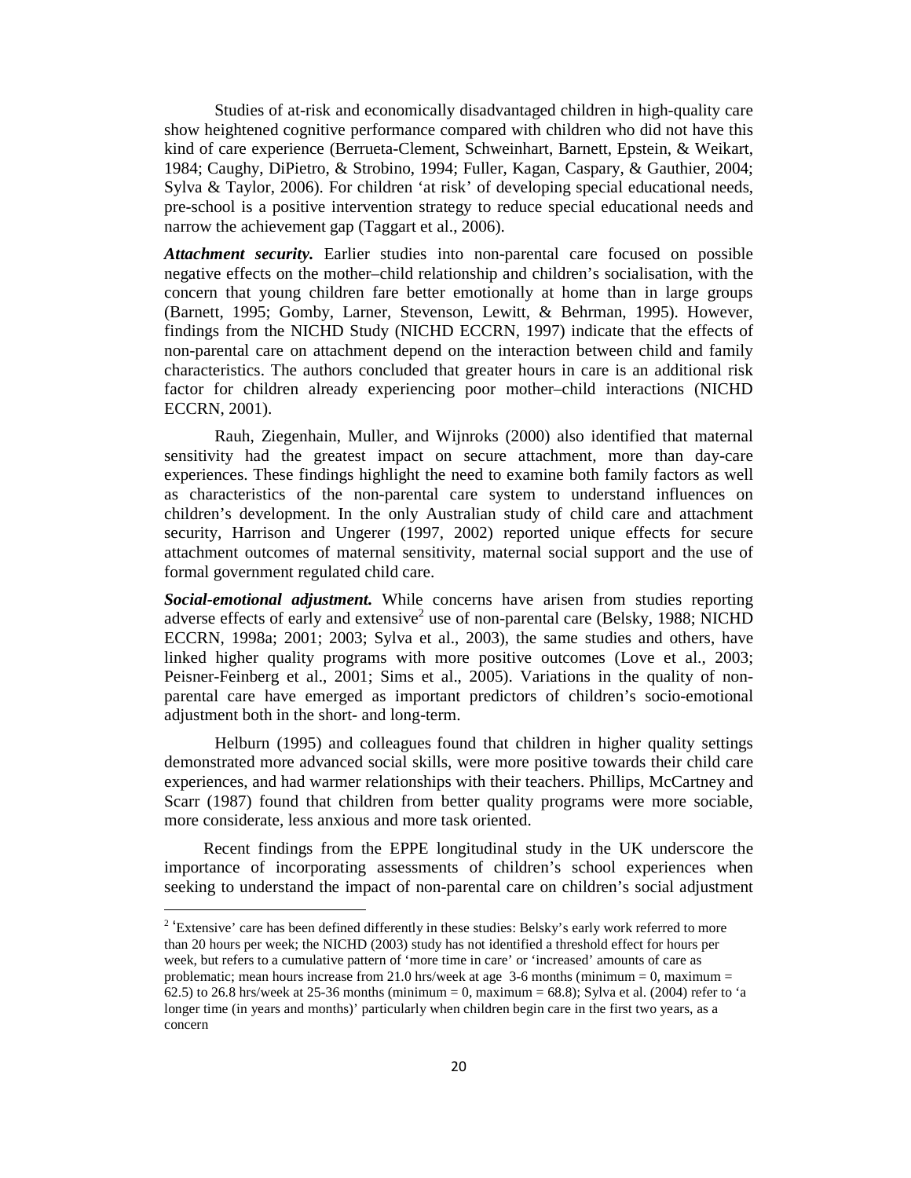Studies of at-risk and economically disadvantaged children in high-quality care show heightened cognitive performance compared with children who did not have this kind of care experience (Berrueta-Clement, Schweinhart, Barnett, Epstein, & Weikart, 1984; Caughy, DiPietro, & Strobino, 1994; Fuller, Kagan, Caspary, & Gauthier, 2004; Sylva & Taylor, 2006). For children 'at risk' of developing special educational needs, pre-school is a positive intervention strategy to reduce special educational needs and narrow the achievement gap (Taggart et al., 2006).

***Attachment security.*** Earlier studies into non-parental care focused on possible negative effects on the mother–child relationship and children's socialisation, with the concern that young children fare better emotionally at home than in large groups (Barnett, 1995; Gomby, Larner, Stevenson, Lewitt, & Behrman, 1995). However, findings from the NICHD Study (NICHD ECCRN, 1997) indicate that the effects of non-parental care on attachment depend on the interaction between child and family characteristics. The authors concluded that greater hours in care is an additional risk factor for children already experiencing poor mother–child interactions (NICHD ECCRN, 2001).

Rauh, Ziegenhain, Muller, and Wijnroks (2000) also identified that maternal sensitivity had the greatest impact on secure attachment, more than day-care experiences. These findings highlight the need to examine both family factors as well as characteristics of the non-parental care system to understand influences on children's development. In the only Australian study of child care and attachment security, Harrison and Ungerer (1997, 2002) reported unique effects for secure attachment outcomes of maternal sensitivity, maternal social support and the use of formal government regulated child care.

***Social-emotional adjustment.*** While concerns have arisen from studies reporting adverse effects of early and extensive[2] use of non-parental care (Belsky, 1988; NICHD ECCRN, 1998a; 2001; 2003; Sylva et al., 2003), the same studies and others, have linked higher quality programs with more positive outcomes (Love et al., 2003; Peisner-Feinberg et al., 2001; Sims et al., 2005). Variations in the quality of non-parental care have emerged as important predictors of children's socio-emotional adjustment both in the short- and long-term.

Helburn (1995) and colleagues found that children in higher quality settings demonstrated more advanced social skills, were more positive towards their child care experiences, and had warmer relationships with their teachers. Phillips, McCartney and Scarr (1987) found that children from better quality programs were more sociable, more considerate, less anxious and more task oriented.

Recent findings from the EPPE longitudinal study in the UK underscore the importance of incorporating assessments of children's school experiences when seeking to understand the impact of non-parental care on children's social adjustment

---

[2] 'Extensive' care has been defined differently in these studies: Belsky's early work referred to more than 20 hours per week; the NICHD (2003) study has not identified a threshold effect for hours per week, but refers to a cumulative pattern of 'more time in care' or 'increased' amounts of care as problematic; mean hours increase from 21.0 hrs/week at age 3-6 months (minimum = 0, maximum = 62.5) to 26.8 hrs/week at 25-36 months (minimum = 0, maximum = 68.8); Sylva et al. (2004) refer to 'a longer time (in years and months)' particularly when children begin care in the first two years, as a concern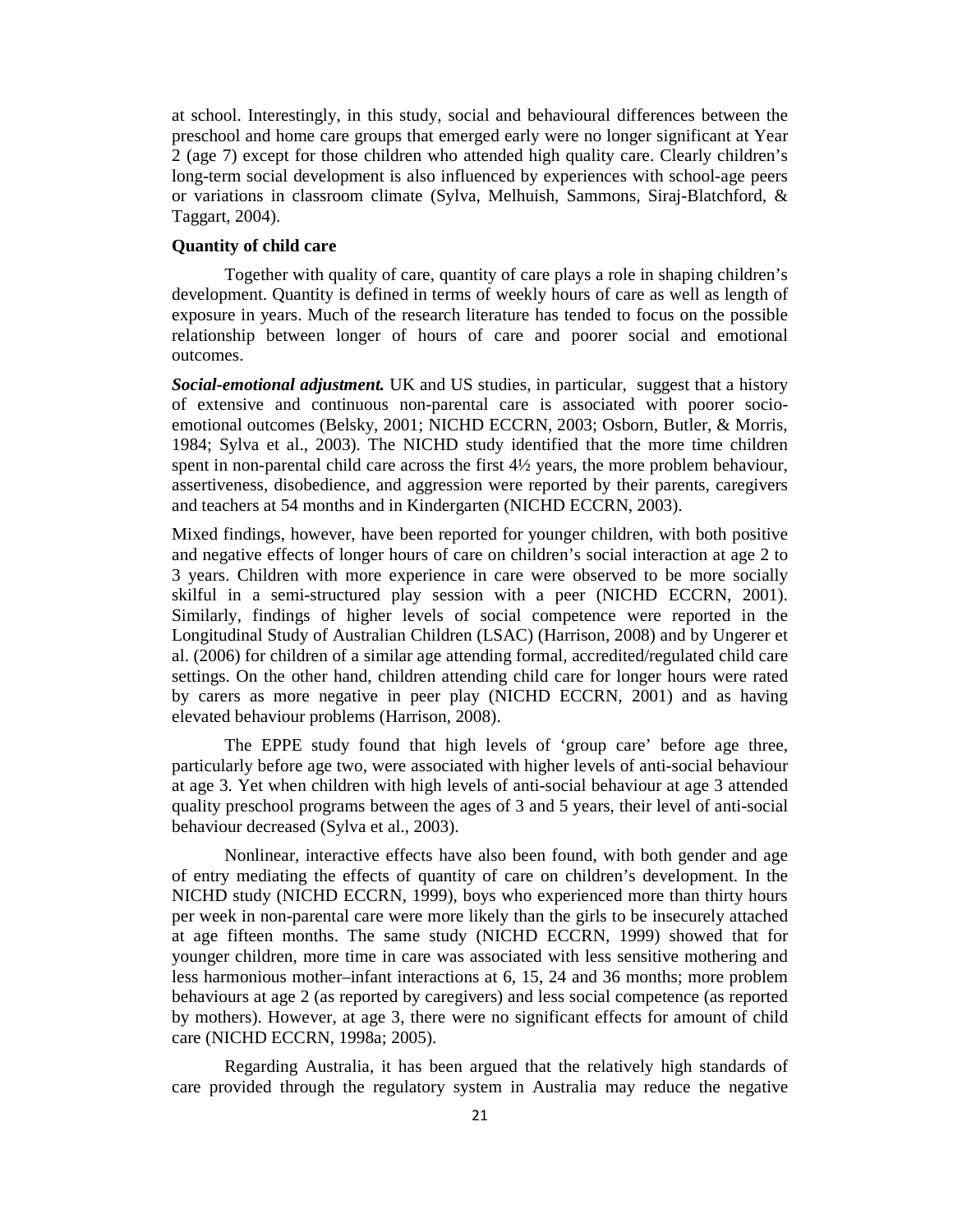at school. Interestingly, in this study, social and behavioural differences between the preschool and home care groups that emerged early were no longer significant at Year 2 (age 7) except for those children who attended high quality care. Clearly children's long-term social development is also influenced by experiences with school-age peers or variations in classroom climate (Sylva, Melhuish, Sammons, Siraj-Blatchford, & Taggart, 2004).

**Quantity of child care**

Together with quality of care, quantity of care plays a role in shaping children's development. Quantity is defined in terms of weekly hours of care as well as length of exposure in years. Much of the research literature has tended to focus on the possible relationship between longer of hours of care and poorer social and emotional outcomes.

***Social-emotional adjustment.*** UK and US studies, in particular, suggest that a history of extensive and continuous non-parental care is associated with poorer socio-emotional outcomes (Belsky, 2001; NICHD ECCRN, 2003; Osborn, Butler, & Morris, 1984; Sylva et al., 2003). The NICHD study identified that the more time children spent in non-parental child care across the first 4½ years, the more problem behaviour, assertiveness, disobedience, and aggression were reported by their parents, caregivers and teachers at 54 months and in Kindergarten (NICHD ECCRN, 2003).

Mixed findings, however, have been reported for younger children, with both positive and negative effects of longer hours of care on children's social interaction at age 2 to 3 years. Children with more experience in care were observed to be more socially skilful in a semi-structured play session with a peer (NICHD ECCRN, 2001). Similarly, findings of higher levels of social competence were reported in the Longitudinal Study of Australian Children (LSAC) (Harrison, 2008) and by Ungerer et al. (2006) for children of a similar age attending formal, accredited/regulated child care settings. On the other hand, children attending child care for longer hours were rated by carers as more negative in peer play (NICHD ECCRN, 2001) and as having elevated behaviour problems (Harrison, 2008).

The EPPE study found that high levels of 'group care' before age three, particularly before age two, were associated with higher levels of anti-social behaviour at age 3. Yet when children with high levels of anti-social behaviour at age 3 attended quality preschool programs between the ages of 3 and 5 years, their level of anti-social behaviour decreased (Sylva et al., 2003).

Nonlinear, interactive effects have also been found, with both gender and age of entry mediating the effects of quantity of care on children's development. In the NICHD study (NICHD ECCRN, 1999), boys who experienced more than thirty hours per week in non-parental care were more likely than the girls to be insecurely attached at age fifteen months. The same study (NICHD ECCRN, 1999) showed that for younger children, more time in care was associated with less sensitive mothering and less harmonious mother–infant interactions at 6, 15, 24 and 36 months; more problem behaviours at age 2 (as reported by caregivers) and less social competence (as reported by mothers). However, at age 3, there were no significant effects for amount of child care (NICHD ECCRN, 1998a; 2005).

Regarding Australia, it has been argued that the relatively high standards of care provided through the regulatory system in Australia may reduce the negative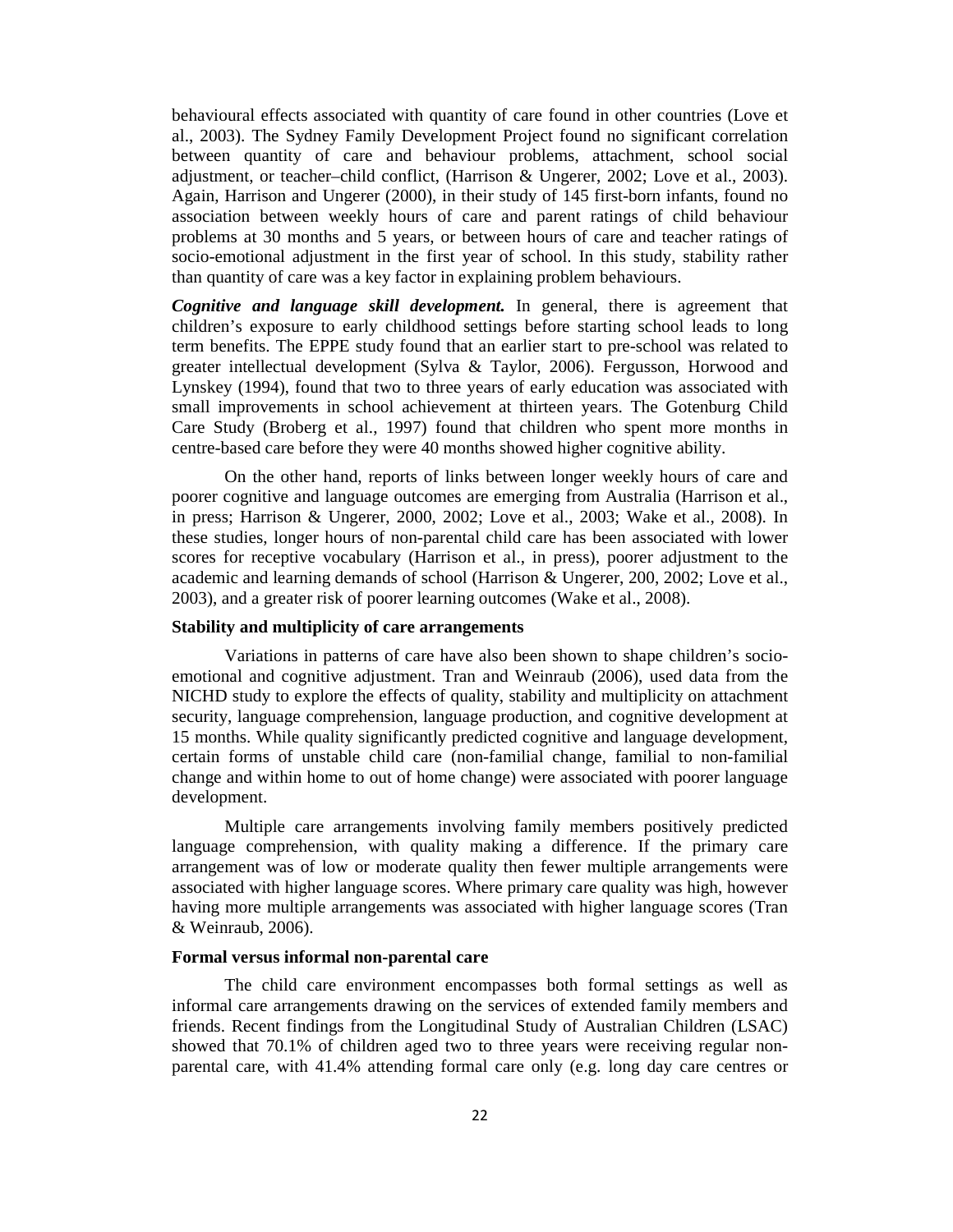behavioural effects associated with quantity of care found in other countries (Love et al., 2003). The Sydney Family Development Project found no significant correlation between quantity of care and behaviour problems, attachment, school social adjustment, or teacher–child conflict, (Harrison & Ungerer, 2002; Love et al., 2003). Again, Harrison and Ungerer (2000), in their study of 145 first-born infants, found no association between weekly hours of care and parent ratings of child behaviour problems at 30 months and 5 years, or between hours of care and teacher ratings of socio-emotional adjustment in the first year of school. In this study, stability rather than quantity of care was a key factor in explaining problem behaviours.

***Cognitive and language skill development.*** In general, there is agreement that children's exposure to early childhood settings before starting school leads to long term benefits. The EPPE study found that an earlier start to pre-school was related to greater intellectual development (Sylva & Taylor, 2006). Fergusson, Horwood and Lynskey (1994), found that two to three years of early education was associated with small improvements in school achievement at thirteen years. The Gotenburg Child Care Study (Broberg et al., 1997) found that children who spent more months in centre-based care before they were 40 months showed higher cognitive ability.

On the other hand, reports of links between longer weekly hours of care and poorer cognitive and language outcomes are emerging from Australia (Harrison et al., in press; Harrison & Ungerer, 2000, 2002; Love et al., 2003; Wake et al., 2008). In these studies, longer hours of non-parental child care has been associated with lower scores for receptive vocabulary (Harrison et al., in press), poorer adjustment to the academic and learning demands of school (Harrison & Ungerer, 200, 2002; Love et al., 2003), and a greater risk of poorer learning outcomes (Wake et al., 2008).

**Stability and multiplicity of care arrangements**

Variations in patterns of care have also been shown to shape children's socio-emotional and cognitive adjustment. Tran and Weinraub (2006), used data from the NICHD study to explore the effects of quality, stability and multiplicity on attachment security, language comprehension, language production, and cognitive development at 15 months. While quality significantly predicted cognitive and language development, certain forms of unstable child care (non-familial change, familial to non-familial change and within home to out of home change) were associated with poorer language development.

Multiple care arrangements involving family members positively predicted language comprehension, with quality making a difference. If the primary care arrangement was of low or moderate quality then fewer multiple arrangements were associated with higher language scores. Where primary care quality was high, however having more multiple arrangements was associated with higher language scores (Tran & Weinraub, 2006).

**Formal versus informal non-parental care**

The child care environment encompasses both formal settings as well as informal care arrangements drawing on the services of extended family members and friends. Recent findings from the Longitudinal Study of Australian Children (LSAC) showed that 70.1% of children aged two to three years were receiving regular non-parental care, with 41.4% attending formal care only (e.g. long day care centres or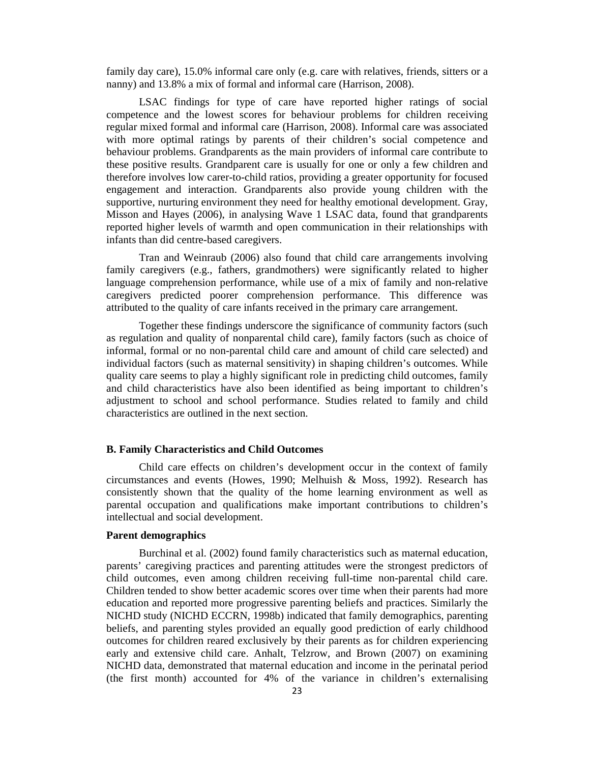family day care), 15.0% informal care only (e.g. care with relatives, friends, sitters or a nanny) and 13.8% a mix of formal and informal care (Harrison, 2008).

LSAC findings for type of care have reported higher ratings of social competence and the lowest scores for behaviour problems for children receiving regular mixed formal and informal care (Harrison, 2008). Informal care was associated with more optimal ratings by parents of their children's social competence and behaviour problems. Grandparents as the main providers of informal care contribute to these positive results. Grandparent care is usually for one or only a few children and therefore involves low carer-to-child ratios, providing a greater opportunity for focused engagement and interaction. Grandparents also provide young children with the supportive, nurturing environment they need for healthy emotional development. Gray, Misson and Hayes (2006), in analysing Wave 1 LSAC data, found that grandparents reported higher levels of warmth and open communication in their relationships with infants than did centre-based caregivers.

Tran and Weinraub (2006) also found that child care arrangements involving family caregivers (e.g., fathers, grandmothers) were significantly related to higher language comprehension performance, while use of a mix of family and non-relative caregivers predicted poorer comprehension performance. This difference was attributed to the quality of care infants received in the primary care arrangement.

Together these findings underscore the significance of community factors (such as regulation and quality of nonparental child care), family factors (such as choice of informal, formal or no non-parental child care and amount of child care selected) and individual factors (such as maternal sensitivity) in shaping children's outcomes. While quality care seems to play a highly significant role in predicting child outcomes, family and child characteristics have also been identified as being important to children's adjustment to school and school performance. Studies related to family and child characteristics are outlined in the next section.

### B. Family Characteristics and Child Outcomes

Child care effects on children's development occur in the context of family circumstances and events (Howes, 1990; Melhuish & Moss, 1992). Research has consistently shown that the quality of the home learning environment as well as parental occupation and qualifications make important contributions to children's intellectual and social development.

#### Parent demographics

Burchinal et al. (2002) found family characteristics such as maternal education, parents' caregiving practices and parenting attitudes were the strongest predictors of child outcomes, even among children receiving full-time non-parental child care. Children tended to show better academic scores over time when their parents had more education and reported more progressive parenting beliefs and practices. Similarly the NICHD study (NICHD ECCRN, 1998b) indicated that family demographics, parenting beliefs, and parenting styles provided an equally good prediction of early childhood outcomes for children reared exclusively by their parents as for children experiencing early and extensive child care. Anhalt, Telzrow, and Brown (2007) on examining NICHD data, demonstrated that maternal education and income in the perinatal period (the first month) accounted for 4% of the variance in children's externalising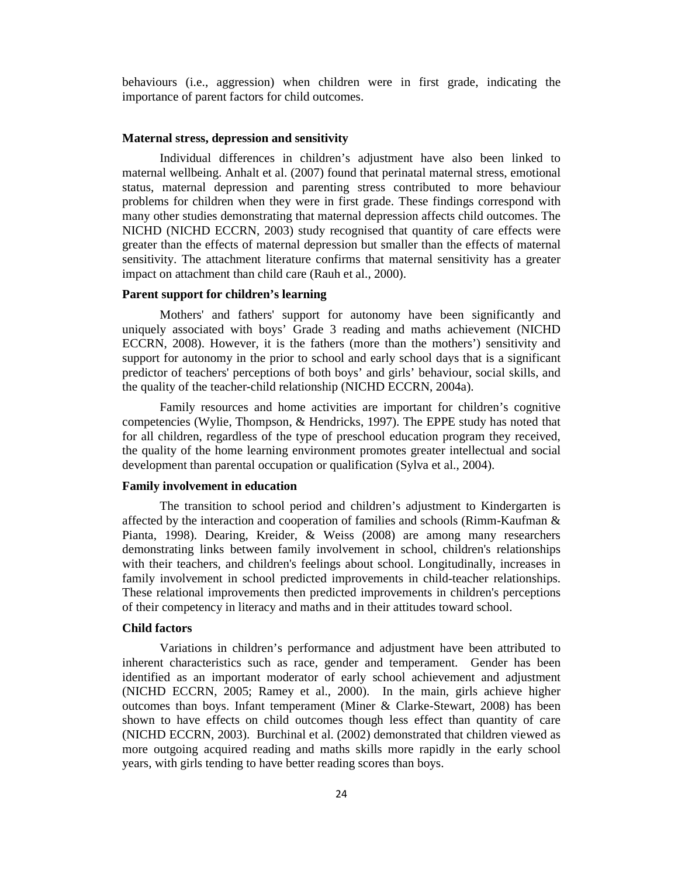behaviours (i.e., aggression) when children were in first grade, indicating the importance of parent factors for child outcomes.

### Maternal stress, depression and sensitivity

Individual differences in children's adjustment have also been linked to maternal wellbeing. Anhalt et al. (2007) found that perinatal maternal stress, emotional status, maternal depression and parenting stress contributed to more behaviour problems for children when they were in first grade. These findings correspond with many other studies demonstrating that maternal depression affects child outcomes. The NICHD (NICHD ECCRN, 2003) study recognised that quantity of care effects were greater than the effects of maternal depression but smaller than the effects of maternal sensitivity. The attachment literature confirms that maternal sensitivity has a greater impact on attachment than child care (Rauh et al., 2000).

### Parent support for children's learning

Mothers' and fathers' support for autonomy have been significantly and uniquely associated with boys' Grade 3 reading and maths achievement (NICHD ECCRN, 2008). However, it is the fathers (more than the mothers') sensitivity and support for autonomy in the prior to school and early school days that is a significant predictor of teachers' perceptions of both boys' and girls' behaviour, social skills, and the quality of the teacher-child relationship (NICHD ECCRN, 2004a).

Family resources and home activities are important for children's cognitive competencies (Wylie, Thompson, & Hendricks, 1997). The EPPE study has noted that for all children, regardless of the type of preschool education program they received, the quality of the home learning environment promotes greater intellectual and social development than parental occupation or qualification (Sylva et al., 2004).

### Family involvement in education

The transition to school period and children's adjustment to Kindergarten is affected by the interaction and cooperation of families and schools (Rimm-Kaufman & Pianta, 1998). Dearing, Kreider, & Weiss (2008) are among many researchers demonstrating links between family involvement in school, children's relationships with their teachers, and children's feelings about school. Longitudinally, increases in family involvement in school predicted improvements in child-teacher relationships. These relational improvements then predicted improvements in children's perceptions of their competency in literacy and maths and in their attitudes toward school.

### Child factors

Variations in children's performance and adjustment have been attributed to inherent characteristics such as race, gender and temperament. Gender has been identified as an important moderator of early school achievement and adjustment (NICHD ECCRN, 2005; Ramey et al., 2000). In the main, girls achieve higher outcomes than boys. Infant temperament (Miner & Clarke-Stewart, 2008) has been shown to have effects on child outcomes though less effect than quantity of care (NICHD ECCRN, 2003). Burchinal et al. (2002) demonstrated that children viewed as more outgoing acquired reading and maths skills more rapidly in the early school years, with girls tending to have better reading scores than boys.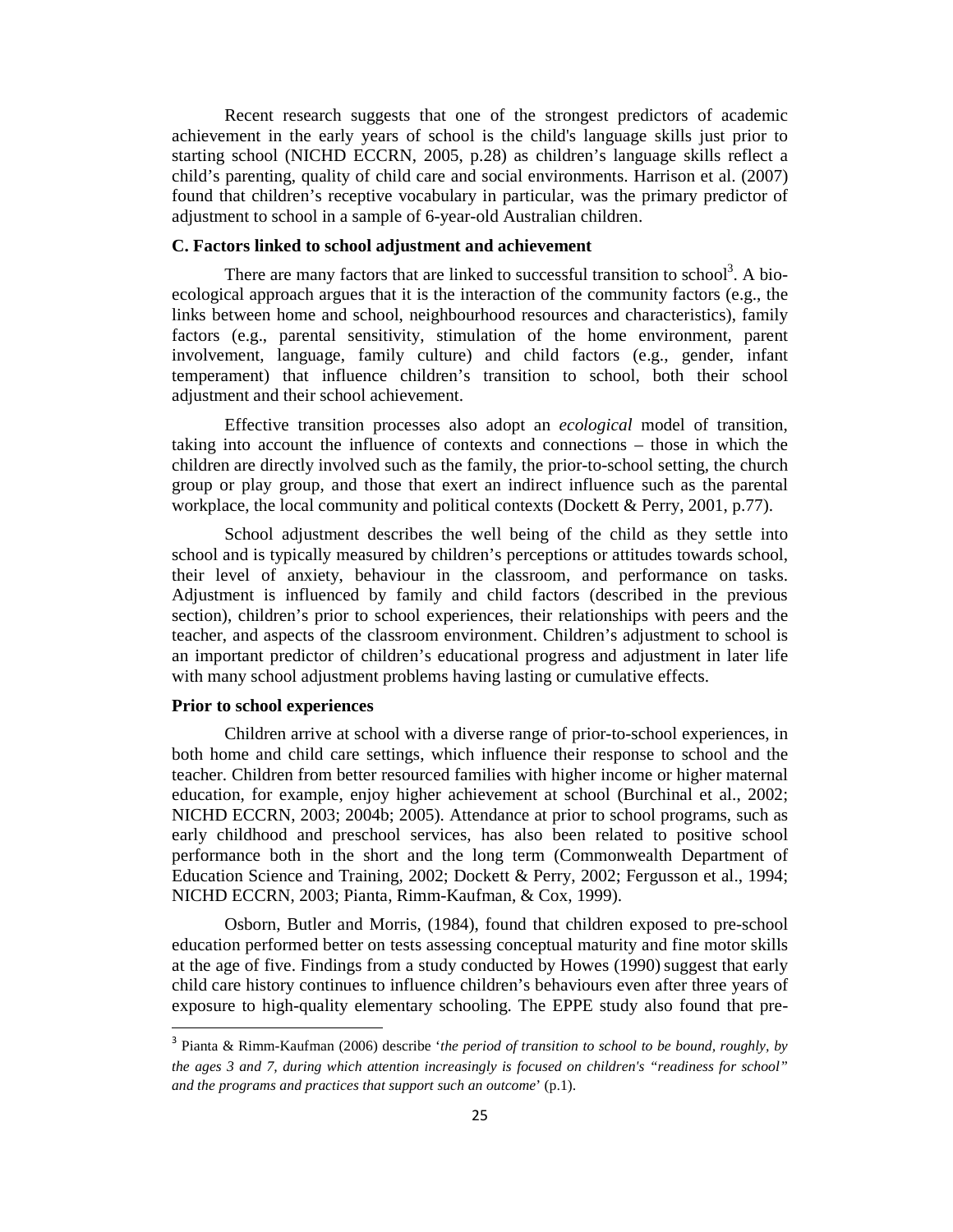Recent research suggests that one of the strongest predictors of academic achievement in the early years of school is the child's language skills just prior to starting school (NICHD ECCRN, 2005, p.28) as children's language skills reflect a child's parenting, quality of child care and social environments. Harrison et al. (2007) found that children's receptive vocabulary in particular, was the primary predictor of adjustment to school in a sample of 6-year-old Australian children.

### C. Factors linked to school adjustment and achievement

There are many factors that are linked to successful transition to school[3]. A bio-ecological approach argues that it is the interaction of the community factors (e.g., the links between home and school, neighbourhood resources and characteristics), family factors (e.g., parental sensitivity, stimulation of the home environment, parent involvement, language, family culture) and child factors (e.g., gender, infant temperament) that influence children's transition to school, both their school adjustment and their school achievement.

Effective transition processes also adopt an *ecological* model of transition, taking into account the influence of contexts and connections – those in which the children are directly involved such as the family, the prior-to-school setting, the church group or play group, and those that exert an indirect influence such as the parental workplace, the local community and political contexts (Dockett & Perry, 2001, p.77).

School adjustment describes the well being of the child as they settle into school and is typically measured by children's perceptions or attitudes towards school, their level of anxiety, behaviour in the classroom, and performance on tasks. Adjustment is influenced by family and child factors (described in the previous section), children's prior to school experiences, their relationships with peers and the teacher, and aspects of the classroom environment. Children's adjustment to school is an important predictor of children's educational progress and adjustment in later life with many school adjustment problems having lasting or cumulative effects.

### Prior to school experiences

Children arrive at school with a diverse range of prior-to-school experiences, in both home and child care settings, which influence their response to school and the teacher. Children from better resourced families with higher income or higher maternal education, for example, enjoy higher achievement at school (Burchinal et al., 2002; NICHD ECCRN, 2003; 2004b; 2005). Attendance at prior to school programs, such as early childhood and preschool services, has also been related to positive school performance both in the short and the long term (Commonwealth Department of Education Science and Training, 2002; Dockett & Perry, 2002; Fergusson et al., 1994; NICHD ECCRN, 2003; Pianta, Rimm-Kaufman, & Cox, 1999).

Osborn, Butler and Morris, (1984), found that children exposed to pre-school education performed better on tests assessing conceptual maturity and fine motor skills at the age of five. Findings from a study conducted by Howes (1990) suggest that early child care history continues to influence children's behaviours even after three years of exposure to high-quality elementary schooling. The EPPE study also found that pre-

---

[3] Pianta & Rimm-Kaufman (2006) describe '*the period of transition to school to be bound, roughly, by the ages 3 and 7, during which attention increasingly is focused on children's "readiness for school" and the programs and practices that support such an outcome*' (p.1).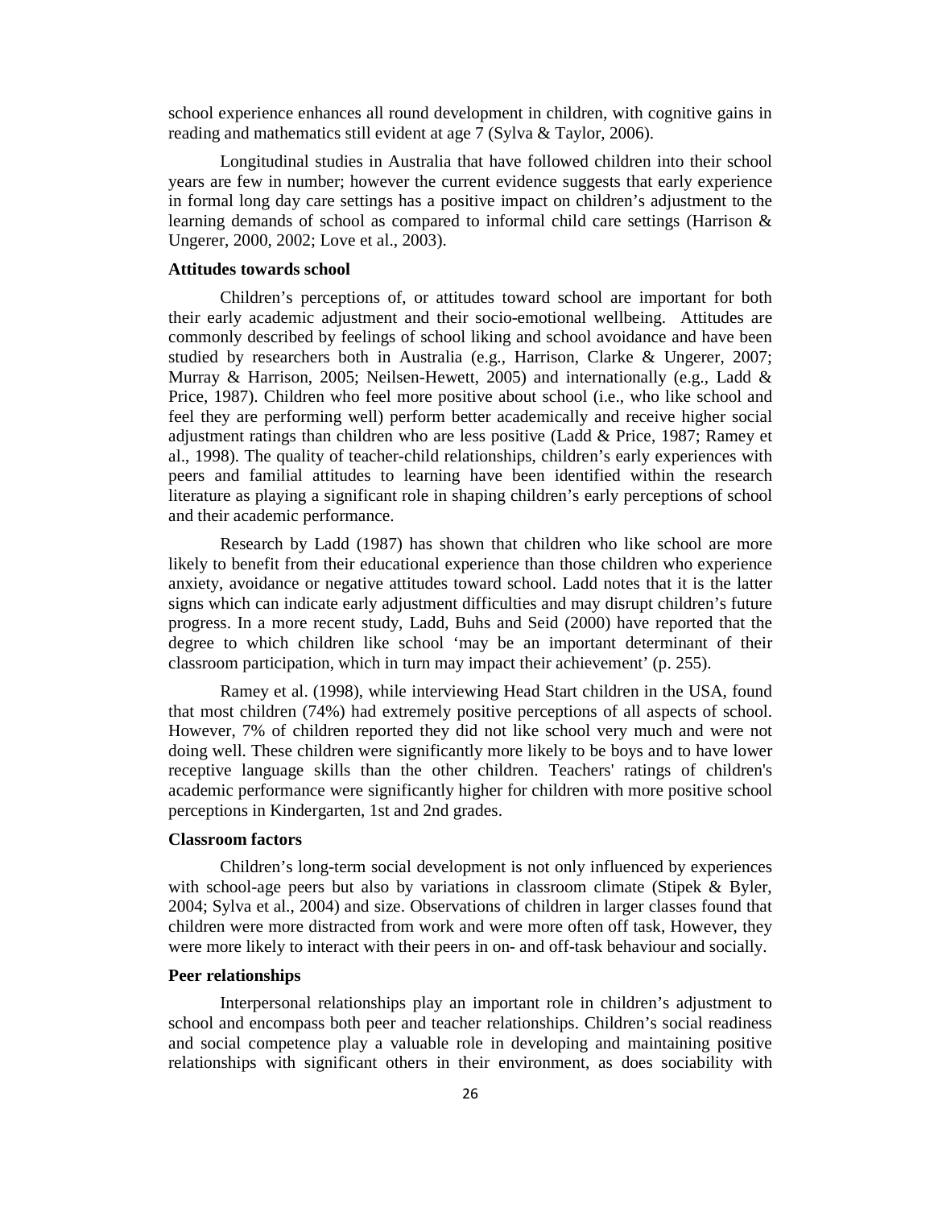school experience enhances all round development in children, with cognitive gains in reading and mathematics still evident at age 7 (Sylva & Taylor, 2006).

Longitudinal studies in Australia that have followed children into their school years are few in number; however the current evidence suggests that early experience in formal long day care settings has a positive impact on children's adjustment to the learning demands of school as compared to informal child care settings (Harrison & Ungerer, 2000, 2002; Love et al., 2003).

**Attitudes towards school**

Children's perceptions of, or attitudes toward school are important for both their early academic adjustment and their socio-emotional wellbeing. Attitudes are commonly described by feelings of school liking and school avoidance and have been studied by researchers both in Australia (e.g., Harrison, Clarke & Ungerer, 2007; Murray & Harrison, 2005; Neilsen-Hewett, 2005) and internationally (e.g., Ladd & Price, 1987). Children who feel more positive about school (i.e., who like school and feel they are performing well) perform better academically and receive higher social adjustment ratings than children who are less positive (Ladd & Price, 1987; Ramey et al., 1998). The quality of teacher-child relationships, children's early experiences with peers and familial attitudes to learning have been identified within the research literature as playing a significant role in shaping children's early perceptions of school and their academic performance.

Research by Ladd (1987) has shown that children who like school are more likely to benefit from their educational experience than those children who experience anxiety, avoidance or negative attitudes toward school. Ladd notes that it is the latter signs which can indicate early adjustment difficulties and may disrupt children's future progress. In a more recent study, Ladd, Buhs and Seid (2000) have reported that the degree to which children like school 'may be an important determinant of their classroom participation, which in turn may impact their achievement' (p. 255).

Ramey et al. (1998), while interviewing Head Start children in the USA, found that most children (74%) had extremely positive perceptions of all aspects of school. However, 7% of children reported they did not like school very much and were not doing well. These children were significantly more likely to be boys and to have lower receptive language skills than the other children. Teachers' ratings of children's academic performance were significantly higher for children with more positive school perceptions in Kindergarten, 1st and 2nd grades.

**Classroom factors**

Children's long-term social development is not only influenced by experiences with school-age peers but also by variations in classroom climate (Stipek & Byler, 2004; Sylva et al., 2004) and size. Observations of children in larger classes found that children were more distracted from work and were more often off task, However, they were more likely to interact with their peers in on- and off-task behaviour and socially.

**Peer relationships**

Interpersonal relationships play an important role in children's adjustment to school and encompass both peer and teacher relationships. Children's social readiness and social competence play a valuable role in developing and maintaining positive relationships with significant others in their environment, as does sociability with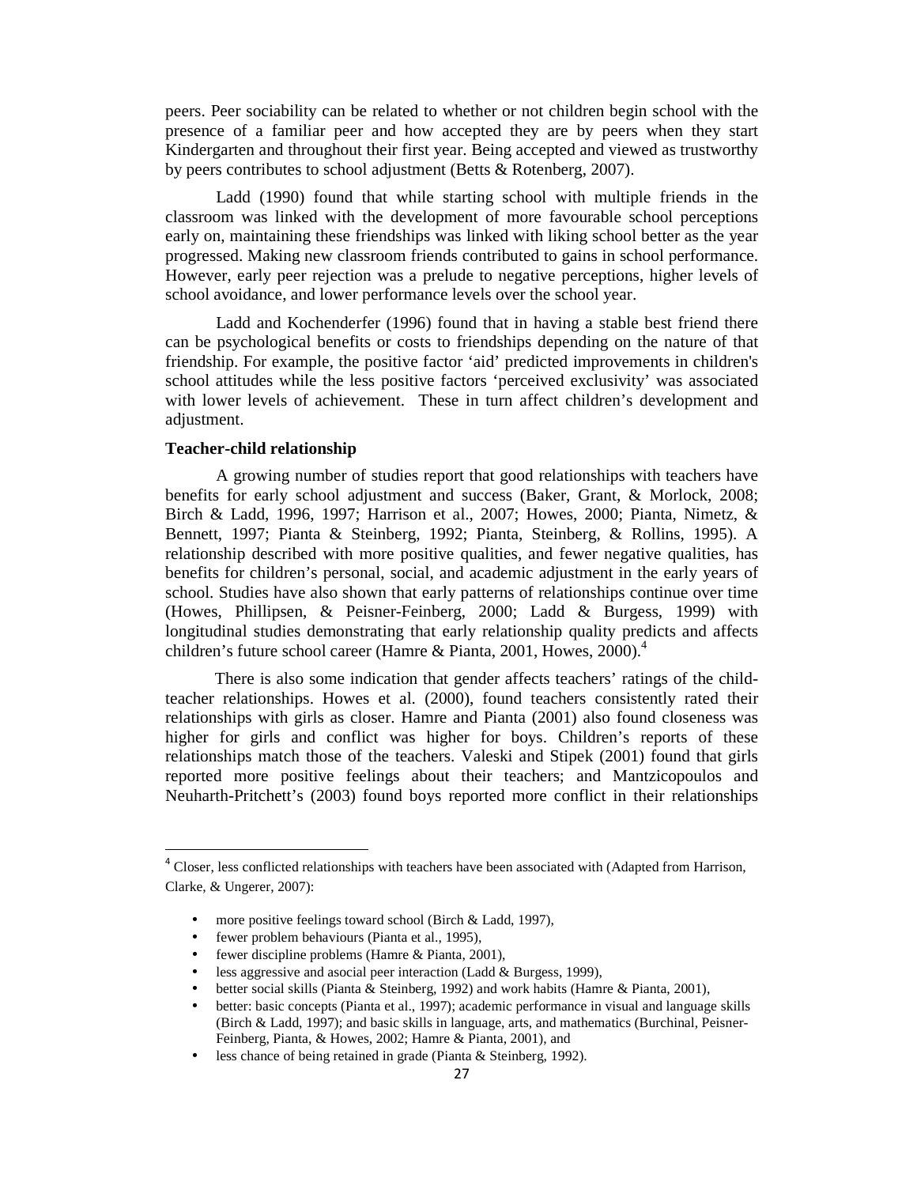peers. Peer sociability can be related to whether or not children begin school with the presence of a familiar peer and how accepted they are by peers when they start Kindergarten and throughout their first year. Being accepted and viewed as trustworthy by peers contributes to school adjustment (Betts & Rotenberg, 2007).

Ladd (1990) found that while starting school with multiple friends in the classroom was linked with the development of more favourable school perceptions early on, maintaining these friendships was linked with liking school better as the year progressed. Making new classroom friends contributed to gains in school performance. However, early peer rejection was a prelude to negative perceptions, higher levels of school avoidance, and lower performance levels over the school year.

Ladd and Kochenderfer (1996) found that in having a stable best friend there can be psychological benefits or costs to friendships depending on the nature of that friendship. For example, the positive factor 'aid' predicted improvements in children's school attitudes while the less positive factors 'perceived exclusivity' was associated with lower levels of achievement. These in turn affect children's development and adjustment.

**Teacher-child relationship**

A growing number of studies report that good relationships with teachers have benefits for early school adjustment and success (Baker, Grant, & Morlock, 2008; Birch & Ladd, 1996, 1997; Harrison et al., 2007; Howes, 2000; Pianta, Nimetz, & Bennett, 1997; Pianta & Steinberg, 1992; Pianta, Steinberg, & Rollins, 1995). A relationship described with more positive qualities, and fewer negative qualities, has benefits for children's personal, social, and academic adjustment in the early years of school. Studies have also shown that early patterns of relationships continue over time (Howes, Phillipsen, & Peisner-Feinberg, 2000; Ladd & Burgess, 1999) with longitudinal studies demonstrating that early relationship quality predicts and affects children's future school career (Hamre & Pianta, 2001, Howes, 2000).[4]

There is also some indication that gender affects teachers' ratings of the child-teacher relationships. Howes et al. (2000), found teachers consistently rated their relationships with girls as closer. Hamre and Pianta (2001) also found closeness was higher for girls and conflict was higher for boys. Children's reports of these relationships match those of the teachers. Valeski and Stipek (2001) found that girls reported more positive feelings about their teachers; and Mantzicopoulos and Neuharth-Pritchett's (2003) found boys reported more conflict in their relationships

---

[4] Closer, less conflicted relationships with teachers have been associated with (Adapted from Harrison, Clarke, & Ungerer, 2007):

- more positive feelings toward school (Birch & Ladd, 1997),
- fewer problem behaviours (Pianta et al., 1995),
- fewer discipline problems (Hamre & Pianta, 2001),
- less aggressive and asocial peer interaction (Ladd & Burgess, 1999),
- better social skills (Pianta & Steinberg, 1992) and work habits (Hamre & Pianta, 2001),
- better: basic concepts (Pianta et al., 1997); academic performance in visual and language skills (Birch & Ladd, 1997); and basic skills in language, arts, and mathematics (Burchinal, Peisner-Feinberg, Pianta, & Howes, 2002; Hamre & Pianta, 2001), and
- less chance of being retained in grade (Pianta & Steinberg, 1992).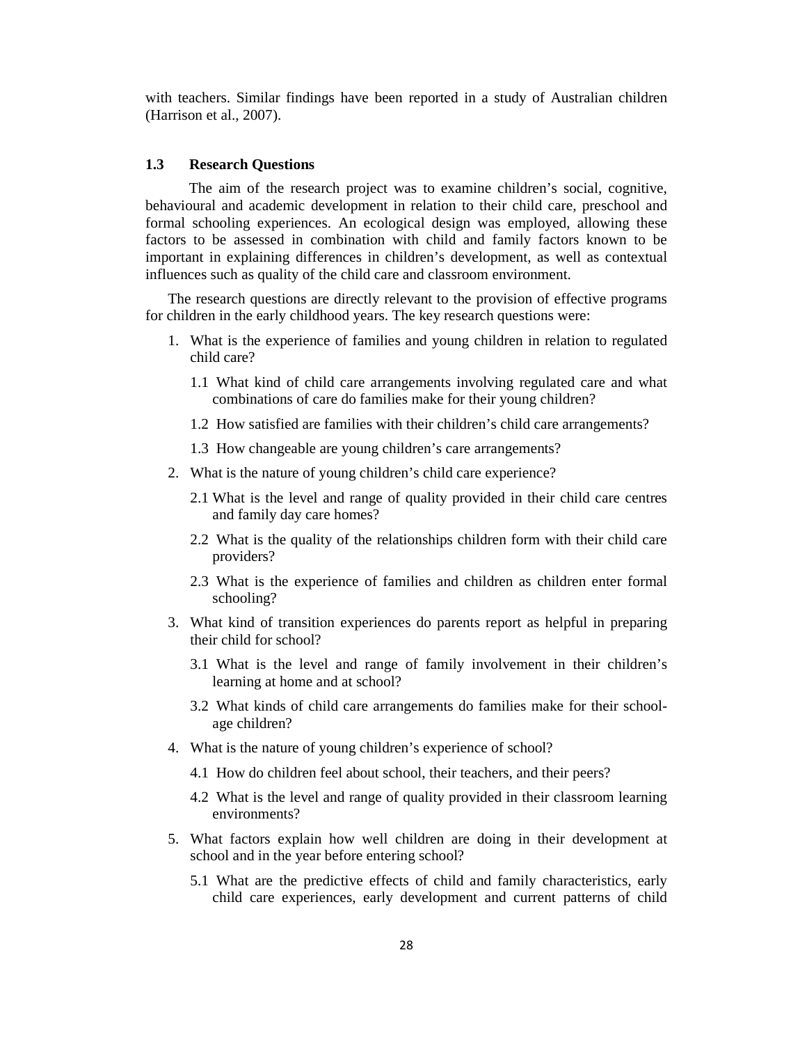with teachers. Similar findings have been reported in a study of Australian children (Harrison et al., 2007).

### 1.3 Research Questions

The aim of the research project was to examine children's social, cognitive, behavioural and academic development in relation to their child care, preschool and formal schooling experiences. An ecological design was employed, allowing these factors to be assessed in combination with child and family factors known to be important in explaining differences in children's development, as well as contextual influences such as quality of the child care and classroom environment.

The research questions are directly relevant to the provision of effective programs for children in the early childhood years. The key research questions were:

1. What is the experience of families and young children in relation to regulated child care?
   - 1.1 What kind of child care arrangements involving regulated care and what combinations of care do families make for their young children?
   - 1.2 How satisfied are families with their children's child care arrangements?
   - 1.3 How changeable are young children's care arrangements?
2. What is the nature of young children's child care experience?
   - 2.1 What is the level and range of quality provided in their child care centres and family day care homes?
   - 2.2 What is the quality of the relationships children form with their child care providers?
   - 2.3 What is the experience of families and children as children enter formal schooling?
3. What kind of transition experiences do parents report as helpful in preparing their child for school?
   - 3.1 What is the level and range of family involvement in their children's learning at home and at school?
   - 3.2 What kinds of child care arrangements do families make for their school-age children?
4. What is the nature of young children's experience of school?
   - 4.1 How do children feel about school, their teachers, and their peers?
   - 4.2 What is the level and range of quality provided in their classroom learning environments?
5. What factors explain how well children are doing in their development at school and in the year before entering school?
   - 5.1 What are the predictive effects of child and family characteristics, early child care experiences, early development and current patterns of child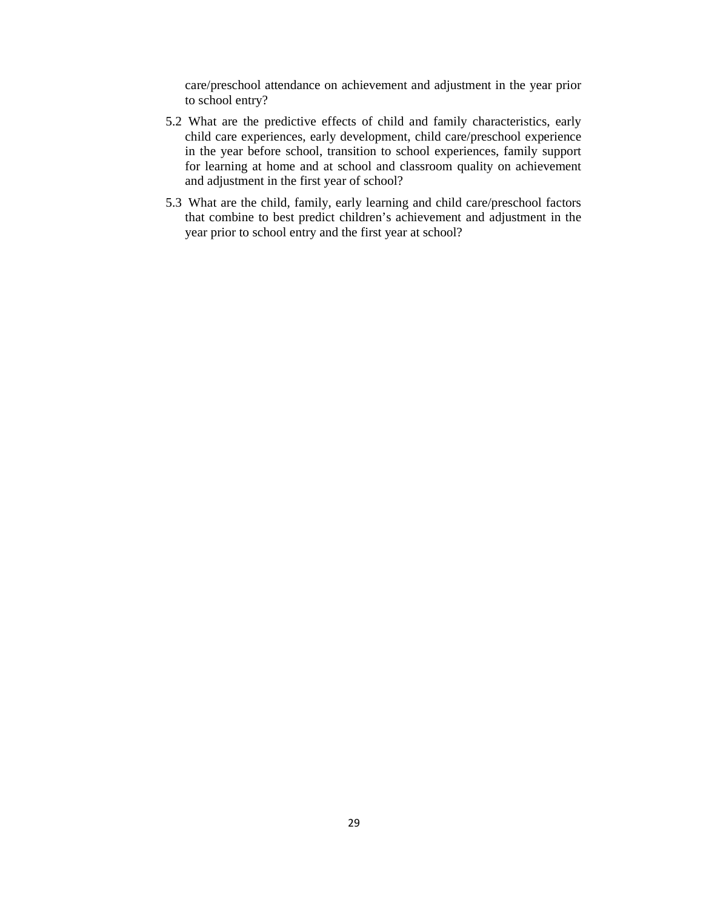care/preschool attendance on achievement and adjustment in the year prior to school entry?

5.2 What are the predictive effects of child and family characteristics, early child care experiences, early development, child care/preschool experience in the year before school, transition to school experiences, family support for learning at home and at school and classroom quality on achievement and adjustment in the first year of school?

5.3 What are the child, family, early learning and child care/preschool factors that combine to best predict children's achievement and adjustment in the year prior to school entry and the first year at school?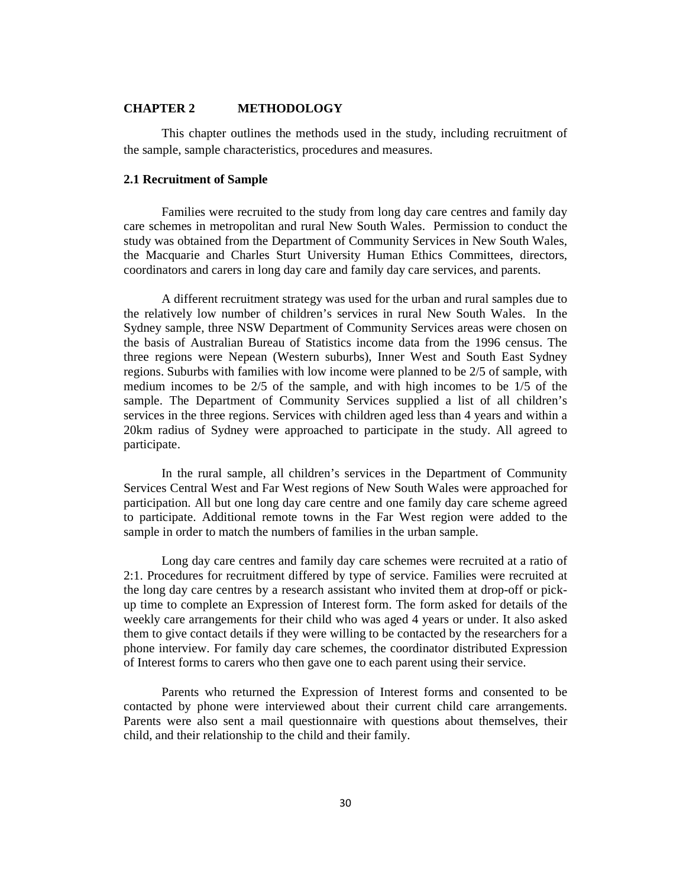# CHAPTER 2 METHODOLOGY

This chapter outlines the methods used in the study, including recruitment of the sample, sample characteristics, procedures and measures.

## 2.1 Recruitment of Sample

Families were recruited to the study from long day care centres and family day care schemes in metropolitan and rural New South Wales. Permission to conduct the study was obtained from the Department of Community Services in New South Wales, the Macquarie and Charles Sturt University Human Ethics Committees, directors, coordinators and carers in long day care and family day care services, and parents.

A different recruitment strategy was used for the urban and rural samples due to the relatively low number of children's services in rural New South Wales. In the Sydney sample, three NSW Department of Community Services areas were chosen on the basis of Australian Bureau of Statistics income data from the 1996 census. The three regions were Nepean (Western suburbs), Inner West and South East Sydney regions. Suburbs with families with low income were planned to be 2/5 of sample, with medium incomes to be 2/5 of the sample, and with high incomes to be 1/5 of the sample. The Department of Community Services supplied a list of all children's services in the three regions. Services with children aged less than 4 years and within a 20km radius of Sydney were approached to participate in the study. All agreed to participate.

In the rural sample, all children's services in the Department of Community Services Central West and Far West regions of New South Wales were approached for participation. All but one long day care centre and one family day care scheme agreed to participate. Additional remote towns in the Far West region were added to the sample in order to match the numbers of families in the urban sample.

Long day care centres and family day care schemes were recruited at a ratio of 2:1. Procedures for recruitment differed by type of service. Families were recruited at the long day care centres by a research assistant who invited them at drop-off or pick-up time to complete an Expression of Interest form. The form asked for details of the weekly care arrangements for their child who was aged 4 years or under. It also asked them to give contact details if they were willing to be contacted by the researchers for a phone interview. For family day care schemes, the coordinator distributed Expression of Interest forms to carers who then gave one to each parent using their service.

Parents who returned the Expression of Interest forms and consented to be contacted by phone were interviewed about their current child care arrangements. Parents were also sent a mail questionnaire with questions about themselves, their child, and their relationship to the child and their family.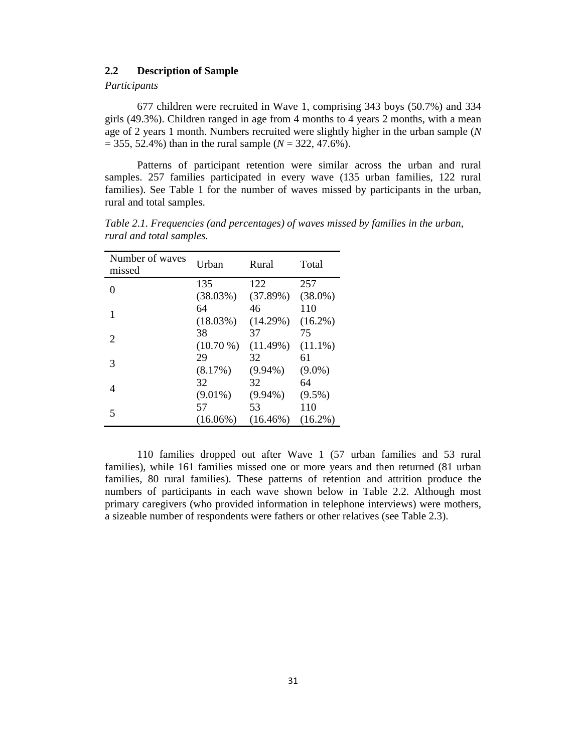## 2.2 Description of Sample

*Participants*

677 children were recruited in Wave 1, comprising 343 boys (50.7%) and 334 girls (49.3%). Children ranged in age from 4 months to 4 years 2 months, with a mean age of 2 years 1 month. Numbers recruited were slightly higher in the urban sample (*N* = 355, 52.4%) than in the rural sample (*N* = 322, 47.6%).

Patterns of participant retention were similar across the urban and rural samples. 257 families participated in every wave (135 urban families, 122 rural families). See Table 1 for the number of waves missed by participants in the urban, rural and total samples.

*Table 2.1. Frequencies (and percentages) of waves missed by families in the urban, rural and total samples.*

| Number of waves missed | Urban | Rural | Total |
|---|---|---|---|
| 0 | 135 (38.03%) | 122 (37.89%) | 257 (38.0%) |
| 1 | 64 (18.03%) | 46 (14.29%) | 110 (16.2%) |
| 2 | 38 (10.70 %) | 37 (11.49%) | 75 (11.1%) |
| 3 | 29 (8.17%) | 32 (9.94%) | 61 (9.0%) |
| 4 | 32 (9.01%) | 32 (9.94%) | 64 (9.5%) |
| 5 | 57 (16.06%) | 53 (16.46%) | 110 (16.2%) |

110 families dropped out after Wave 1 (57 urban families and 53 rural families), while 161 families missed one or more years and then returned (81 urban families, 80 rural families). These patterns of retention and attrition produce the numbers of participants in each wave shown below in Table 2.2. Although most primary caregivers (who provided information in telephone interviews) were mothers, a sizeable number of respondents were fathers or other relatives (see Table 2.3).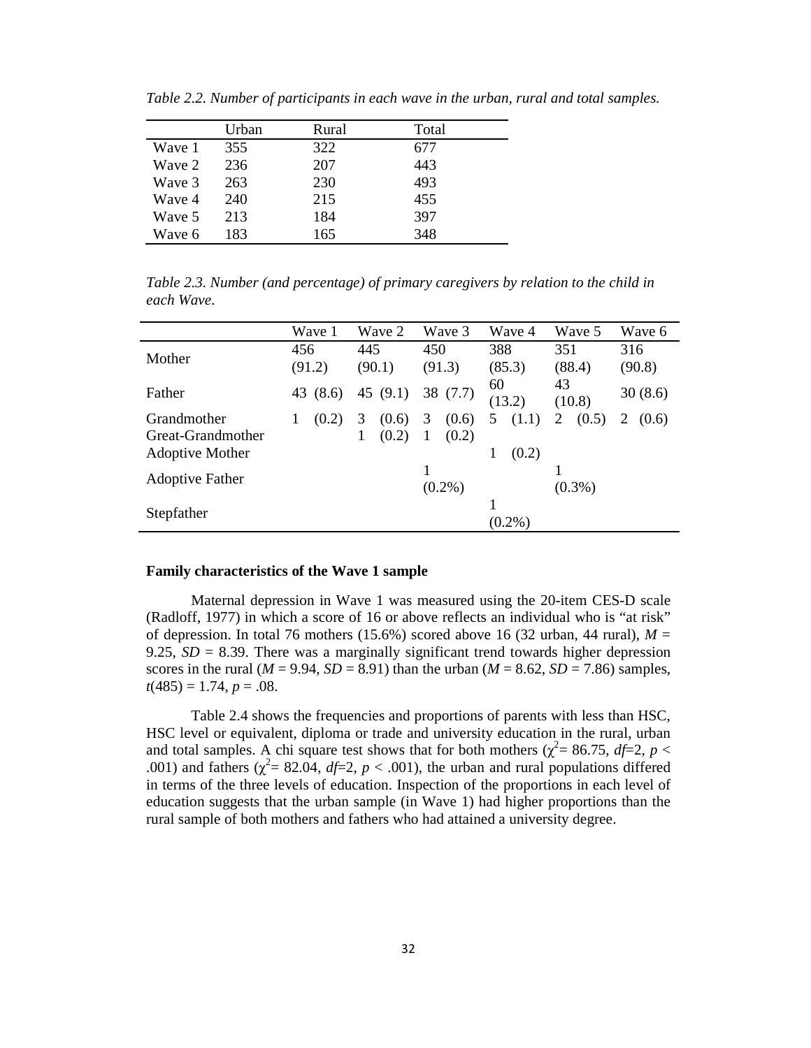*Table 2.2. Number of participants in each wave in the urban, rural and total samples.*

| | Urban | Rural | Total |
|---|---|---|---|
| Wave 1 | 355 | 322 | 677 |
| Wave 2 | 236 | 207 | 443 |
| Wave 3 | 263 | 230 | 493 |
| Wave 4 | 240 | 215 | 455 |
| Wave 5 | 213 | 184 | 397 |
| Wave 6 | 183 | 165 | 348 |

*Table 2.3. Number (and percentage) of primary caregivers by relation to the child in each Wave.*

| | Wave 1 | Wave 2 | Wave 3 | Wave 4 | Wave 5 | Wave 6 |
|---|---|---|---|---|---|---|
| Mother | 456 (91.2) | 445 (90.1) | 450 (91.3) | 388 (85.3) | 351 (88.4) | 316 (90.8) |
| Father | 43 (8.6) | 45 (9.1) | 38 (7.7) | 60 (13.2) | 43 (10.8) | 30 (8.6) |
| Grandmother | 1 (0.2) | 3 (0.6) | 3 (0.6) | 5 (1.1) | 2 (0.5) | 2 (0.6) |
| Great-Grandmother | | 1 (0.2) | 1 (0.2) | | | |
| Adoptive Mother | | | | 1 (0.2) | | |
| Adoptive Father | | | 1 (0.2%) | | 1 (0.3%) | |
| Stepfather | | | | 1 (0.2%) | | |

**Family characteristics of the Wave 1 sample**

Maternal depression in Wave 1 was measured using the 20-item CES-D scale (Radloff, 1977) in which a score of 16 or above reflects an individual who is "at risk" of depression. In total 76 mothers (15.6%) scored above 16 (32 urban, 44 rural), $M$ = 9.25, $SD$ = 8.39. There was a marginally significant trend towards higher depression scores in the rural ($M$ = 9.94, $SD$ = 8.91) than the urban ($M$ = 8.62, $SD$ = 7.86) samples, $t(485) = 1.74$, $p = .08$.

Table 2.4 shows the frequencies and proportions of parents with less than HSC, HSC level or equivalent, diploma or trade and university education in the rural, urban and total samples. A chi square test shows that for both mothers ($\chi^2$= 86.75, $df$=2, $p$ < .001) and fathers ($\chi^2$= 82.04, $df$=2, $p$ < .001), the urban and rural populations differed in terms of the three levels of education. Inspection of the proportions in each level of education suggests that the urban sample (in Wave 1) had higher proportions than the rural sample of both mothers and fathers who had attained a university degree.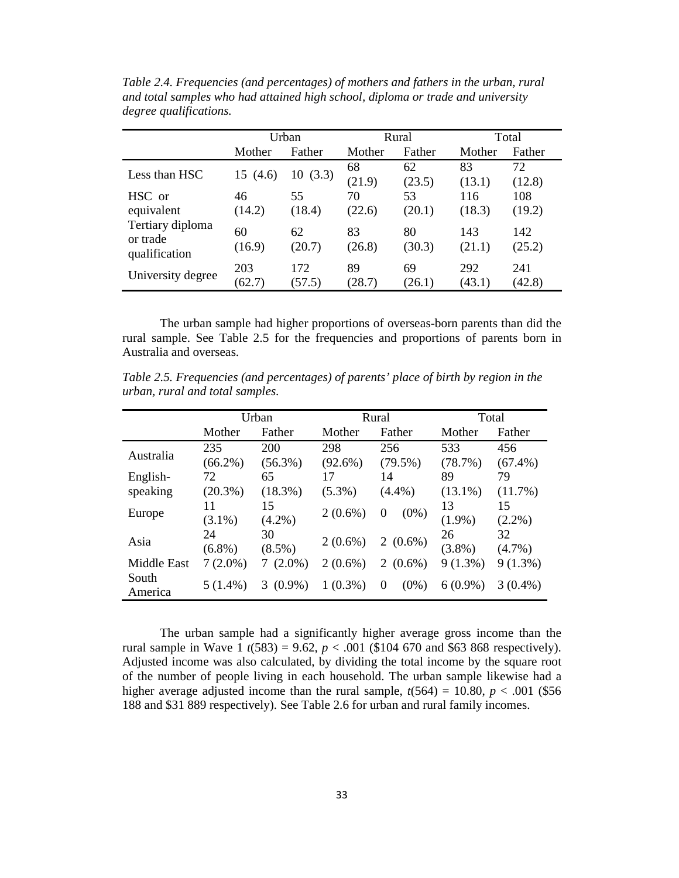*Table 2.4. Frequencies (and percentages) of mothers and fathers in the urban, rural and total samples who had attained high school, diploma or trade and university degree qualifications.*

| | Urban | | Rural | | Total | |
|---|---|---|---|---|---|---|
| | Mother | Father | Mother | Father | Mother | Father |
| Less than HSC | 15 (4.6) | 10 (3.3) | 68 (21.9) | 62 (23.5) | 83 (13.1) | 72 (12.8) |
| HSC or equivalent | 46 (14.2) | 55 (18.4) | 70 (22.6) | 53 (20.1) | 116 (18.3) | 108 (19.2) |
| Tertiary diploma or trade qualification | 60 (16.9) | 62 (20.7) | 83 (26.8) | 80 (30.3) | 143 (21.1) | 142 (25.2) |
| University degree | 203 (62.7) | 172 (57.5) | 89 (28.7) | 69 (26.1) | 292 (43.1) | 241 (42.8) |

The urban sample had higher proportions of overseas-born parents than did the rural sample. See Table 2.5 for the frequencies and proportions of parents born in Australia and overseas.

*Table 2.5. Frequencies (and percentages) of parents' place of birth by region in the urban, rural and total samples.*

| | Urban | | Rural | | Total | |
|---|---|---|---|---|---|---|
| | Mother | Father | Mother | Father | Mother | Father |
| Australia | 235 (66.2%) | 200 (56.3%) | 298 (92.6%) | 256 (79.5%) | 533 (78.7%) | 456 (67.4%) |
| English-speaking | 72 (20.3%) | 65 (18.3%) | 17 (5.3%) | 14 (4.4%) | 89 (13.1%) | 79 (11.7%) |
| Europe | 11 (3.1%) | 15 (4.2%) | 2 (0.6%) | 0 (0%) | 13 (1.9%) | 15 (2.2%) |
| Asia | 24 (6.8%) | 30 (8.5%) | 2 (0.6%) | 2 (0.6%) | 26 (3.8%) | 32 (4.7%) |
| Middle East | 7 (2.0%) | 7 (2.0%) | 2 (0.6%) | 2 (0.6%) | 9 (1.3%) | 9 (1.3%) |
| South America | 5 (1.4%) | 3 (0.9%) | 1 (0.3%) | 0 (0%) | 6 (0.9%) | 3 (0.4%) |

The urban sample had a significantly higher average gross income than the rural sample in Wave 1 $t(583) = 9.62$, $p < .001$ ($104 670 and $63 868 respectively). Adjusted income was also calculated, by dividing the total income by the square root of the number of people living in each household. The urban sample likewise had a higher average adjusted income than the rural sample, $t(564) = 10.80$, $p < .001$ ($56 188 and $31 889 respectively). See Table 2.6 for urban and rural family incomes.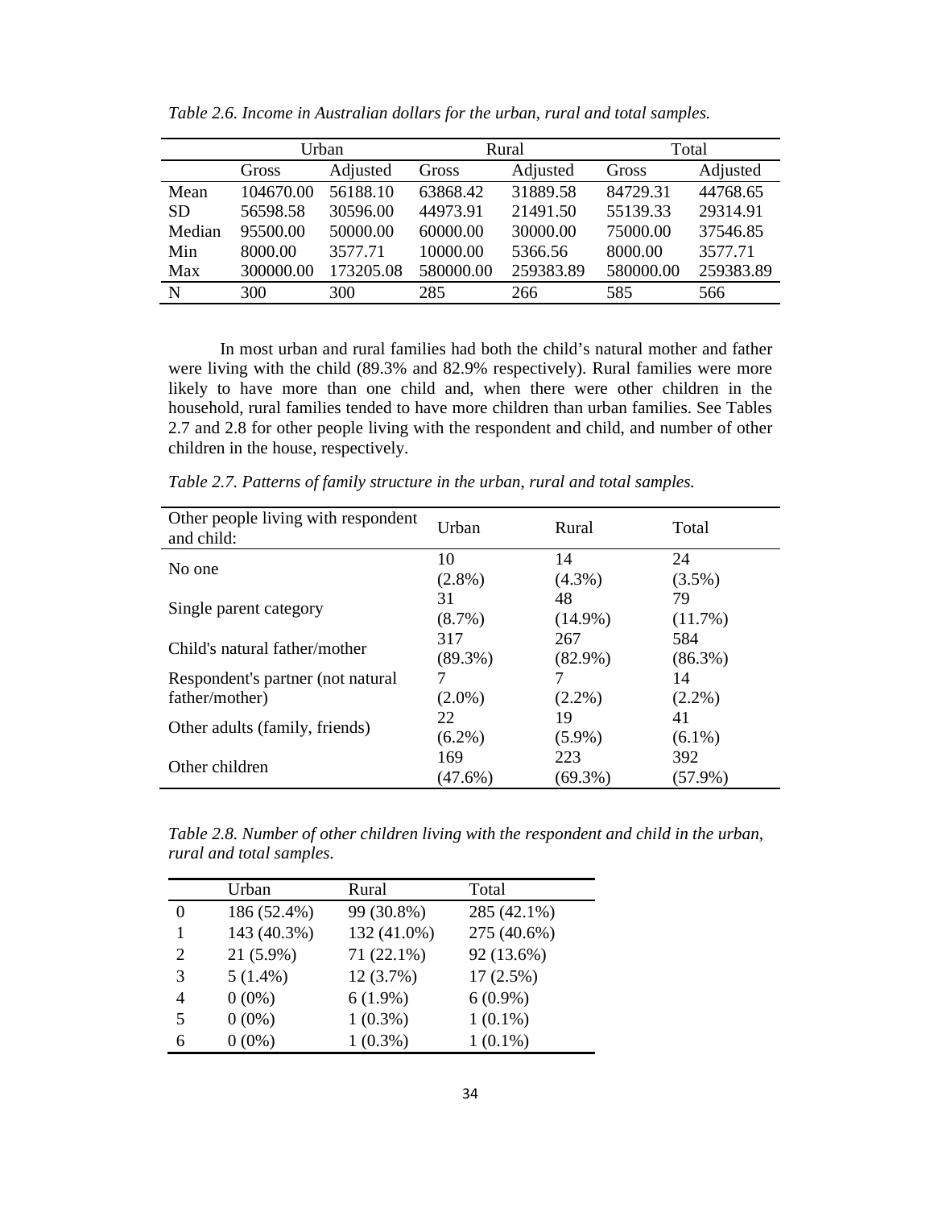*Table 2.6. Income in Australian dollars for the urban, rural and total samples.*

| | Urban | | Rural | | Total | |
|---|---|---|---|---|---|---|
| | Gross | Adjusted | Gross | Adjusted | Gross | Adjusted |
| Mean | 104670.00 | 56188.10 | 63868.42 | 31889.58 | 84729.31 | 44768.65 |
| SD | 56598.58 | 30596.00 | 44973.91 | 21491.50 | 55139.33 | 29314.91 |
| Median | 95500.00 | 50000.00 | 60000.00 | 30000.00 | 75000.00 | 37546.85 |
| Min | 8000.00 | 3577.71 | 10000.00 | 5366.56 | 8000.00 | 3577.71 |
| Max | 300000.00 | 173205.08 | 580000.00 | 259383.89 | 580000.00 | 259383.89 |
| N | 300 | 300 | 285 | 266 | 585 | 566 |

In most urban and rural families had both the child's natural mother and father were living with the child (89.3% and 82.9% respectively). Rural families were more likely to have more than one child and, when there were other children in the household, rural families tended to have more children than urban families. See Tables 2.7 and 2.8 for other people living with the respondent and child, and number of other children in the house, respectively.

*Table 2.7. Patterns of family structure in the urban, rural and total samples.*

| Other people living with respondent and child: | Urban | Rural | Total |
|---|---|---|---|
| No one | 10 (2.8%) | 14 (4.3%) | 24 (3.5%) |
| Single parent category | 31 (8.7%) | 48 (14.9%) | 79 (11.7%) |
| Child's natural father/mother | 317 (89.3%) | 267 (82.9%) | 584 (86.3%) |
| Respondent's partner (not natural father/mother) | 7 (2.0%) | 7 (2.2%) | 14 (2.2%) |
| Other adults (family, friends) | 22 (6.2%) | 19 (5.9%) | 41 (6.1%) |
| Other children | 169 (47.6%) | 223 (69.3%) | 392 (57.9%) |

*Table 2.8. Number of other children living with the respondent and child in the urban, rural and total samples.*

| | Urban | Rural | Total |
|---|---|---|---|
| 0 | 186 (52.4%) | 99 (30.8%) | 285 (42.1%) |
| 1 | 143 (40.3%) | 132 (41.0%) | 275 (40.6%) |
| 2 | 21 (5.9%) | 71 (22.1%) | 92 (13.6%) |
| 3 | 5 (1.4%) | 12 (3.7%) | 17 (2.5%) |
| 4 | 0 (0%) | 6 (1.9%) | 6 (0.9%) |
| 5 | 0 (0%) | 1 (0.3%) | 1 (0.1%) |
| 6 | 0 (0%) | 1 (0.3%) | 1 (0.1%) |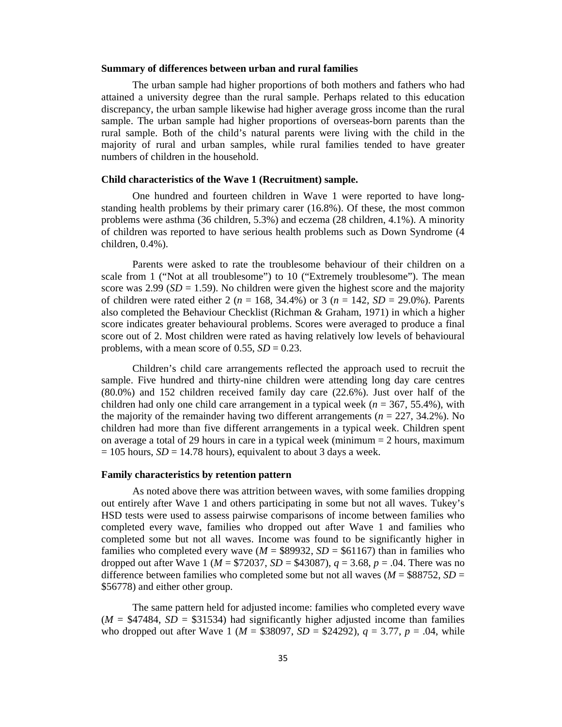**Summary of differences between urban and rural families**

The urban sample had higher proportions of both mothers and fathers who had attained a university degree than the rural sample. Perhaps related to this education discrepancy, the urban sample likewise had higher average gross income than the rural sample. The urban sample had higher proportions of overseas-born parents than the rural sample. Both of the child's natural parents were living with the child in the majority of rural and urban samples, while rural families tended to have greater numbers of children in the household.

**Child characteristics of the Wave 1 (Recruitment) sample.**

One hundred and fourteen children in Wave 1 were reported to have long-standing health problems by their primary carer (16.8%). Of these, the most common problems were asthma (36 children, 5.3%) and eczema (28 children, 4.1%). A minority of children was reported to have serious health problems such as Down Syndrome (4 children, 0.4%).

Parents were asked to rate the troublesome behaviour of their children on a scale from 1 ("Not at all troublesome") to 10 ("Extremely troublesome"). The mean score was 2.99 (*SD* = 1.59). No children were given the highest score and the majority of children were rated either 2 (*n* = 168, 34.4%) or 3 (*n* = 142, *SD* = 29.0%). Parents also completed the Behaviour Checklist (Richman & Graham, 1971) in which a higher score indicates greater behavioural problems. Scores were averaged to produce a final score out of 2. Most children were rated as having relatively low levels of behavioural problems, with a mean score of 0.55, *SD* = 0.23.

Children's child care arrangements reflected the approach used to recruit the sample. Five hundred and thirty-nine children were attending long day care centres (80.0%) and 152 children received family day care (22.6%). Just over half of the children had only one child care arrangement in a typical week (*n* = 367, 55.4%), with the majority of the remainder having two different arrangements (*n* = 227, 34.2%). No children had more than five different arrangements in a typical week. Children spent on average a total of 29 hours in care in a typical week (minimum = 2 hours, maximum = 105 hours, *SD* = 14.78 hours), equivalent to about 3 days a week.

**Family characteristics by retention pattern**

As noted above there was attrition between waves, with some families dropping out entirely after Wave 1 and others participating in some but not all waves. Tukey's HSD tests were used to assess pairwise comparisons of income between families who completed every wave, families who dropped out after Wave 1 and families who completed some but not all waves. Income was found to be significantly higher in families who completed every wave (*M* = \$89932, *SD* = \$61167) than in families who dropped out after Wave 1 (*M* = \$72037, *SD* = \$43087), *q* = 3.68, *p* = .04. There was no difference between families who completed some but not all waves (*M* = \$88752, *SD* = \$56778) and either other group.

The same pattern held for adjusted income: families who completed every wave (*M* = \$47484, *SD* = \$31534) had significantly higher adjusted income than families who dropped out after Wave 1 (*M* = \$38097, *SD* = \$24292), *q* = 3.77, *p* = .04, while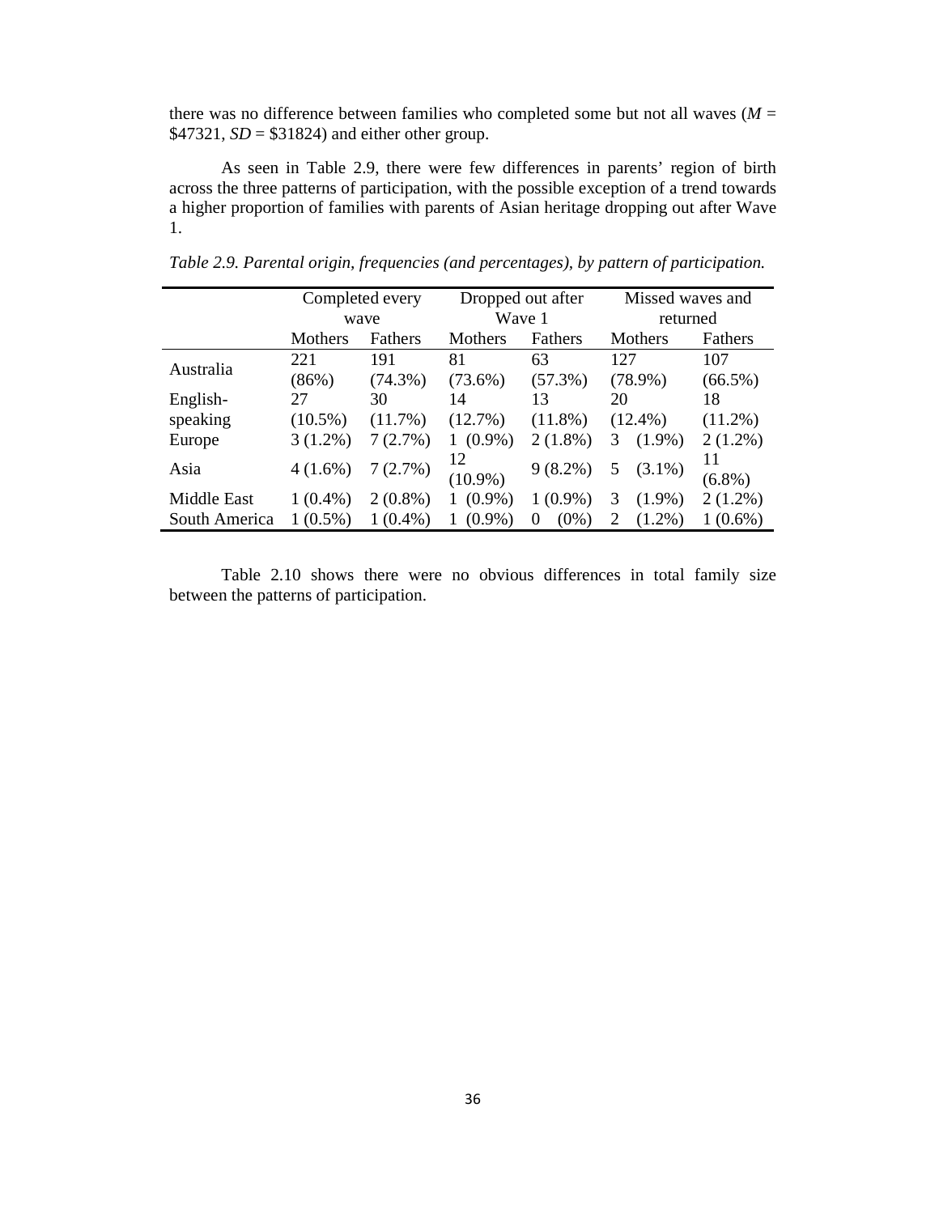there was no difference between families who completed some but not all waves (*M* = \$47321, *SD* = \$31824) and either other group.

As seen in Table 2.9, there were few differences in parents' region of birth across the three patterns of participation, with the possible exception of a trend towards a higher proportion of families with parents of Asian heritage dropping out after Wave 1.

*Table 2.9. Parental origin, frequencies (and percentages), by pattern of participation.*

| | Completed every wave | | Dropped out after Wave 1 | | Missed waves and returned | |
|---|---|---|---|---|---|---|
| | Mothers | Fathers | Mothers | Fathers | Mothers | Fathers |
| Australia | 221 (86%) | 191 (74.3%) | 81 (73.6%) | 63 (57.3%) | 127 (78.9%) | 107 (66.5%) |
| English-speaking | 27 (10.5%) | 30 (11.7%) | 14 (12.7%) | 13 (11.8%) | 20 (12.4%) | 18 (11.2%) |
| Europe | 3 (1.2%) | 7 (2.7%) | 1 (0.9%) | 2 (1.8%) | 3 (1.9%) | 2 (1.2%) |
| Asia | 4 (1.6%) | 7 (2.7%) | 12 (10.9%) | 9 (8.2%) | 5 (3.1%) | 11 (6.8%) |
| Middle East | 1 (0.4%) | 2 (0.8%) | 1 (0.9%) | 1 (0.9%) | 3 (1.9%) | 2 (1.2%) |
| South America | 1 (0.5%) | 1 (0.4%) | 1 (0.9%) | 0 (0%) | 2 (1.2%) | 1 (0.6%) |

Table 2.10 shows there were no obvious differences in total family size between the patterns of participation.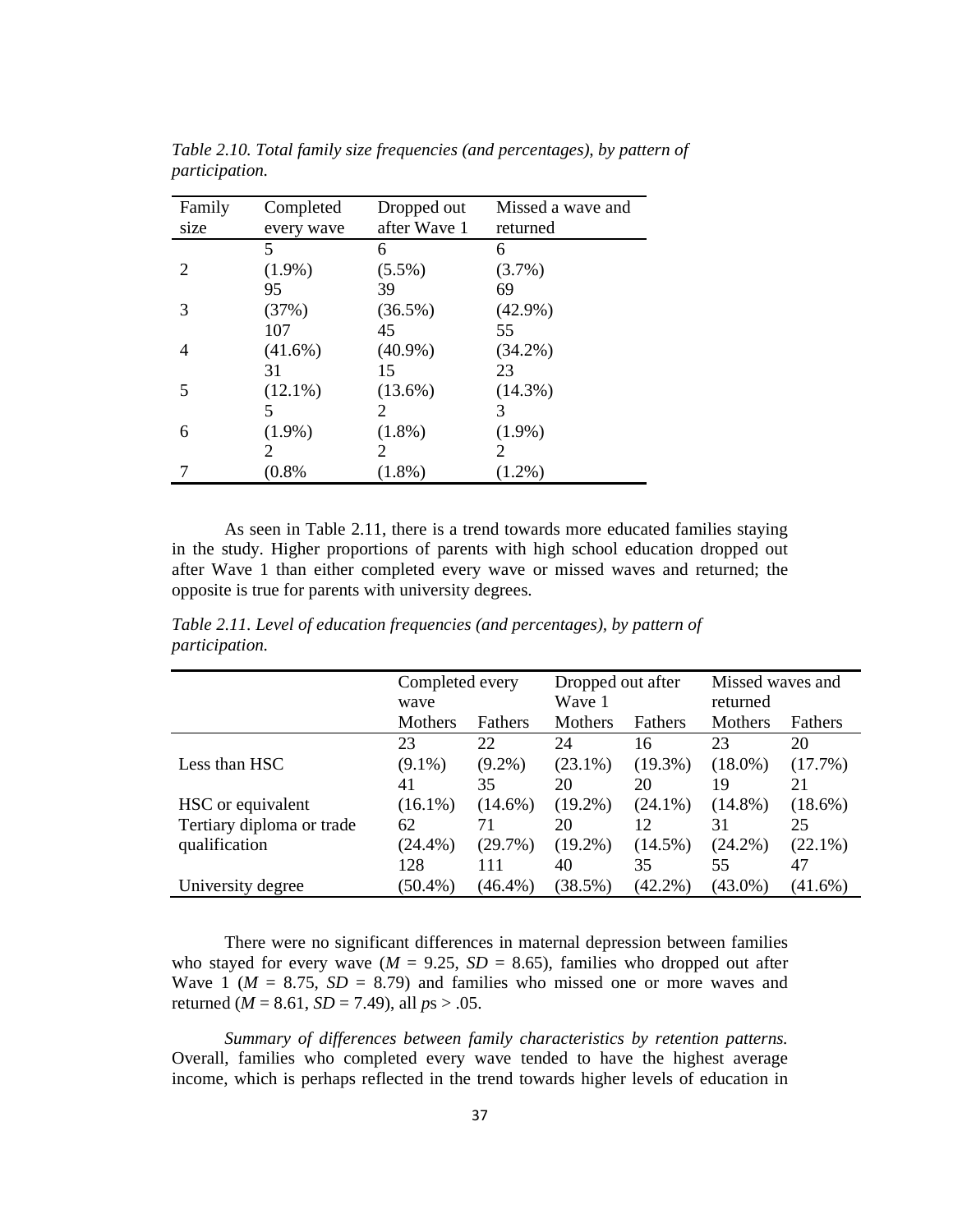*Table 2.10. Total family size frequencies (and percentages), by pattern of participation.*

| Family size | Completed every wave | Dropped out after Wave 1 | Missed a wave and returned |
|---|---|---|---|
| 2 | 5 (1.9%) | 6 (5.5%) | 6 (3.7%) |
| 3 | 95 (37%) | 39 (36.5%) | 69 (42.9%) |
| 4 | 107 (41.6%) | 45 (40.9%) | 55 (34.2%) |
| 5 | 31 (12.1%) | 15 (13.6%) | 23 (14.3%) |
| 6 | 5 (1.9%) | 2 (1.8%) | 3 (1.9%) |
| 7 | 2 (0.8% | 2 (1.8%) | 2 (1.2%) |

As seen in Table 2.11, there is a trend towards more educated families staying in the study. Higher proportions of parents with high school education dropped out after Wave 1 than either completed every wave or missed waves and returned; the opposite is true for parents with university degrees.

*Table 2.11. Level of education frequencies (and percentages), by pattern of participation.*

| | Completed every wave | | Dropped out after Wave 1 | | Missed waves and returned | |
|---|---|---|---|---|---|---|
| | Mothers | Fathers | Mothers | Fathers | Mothers | Fathers |
| Less than HSC | 23 (9.1%) | 22 (9.2%) | 24 (23.1%) | 16 (19.3%) | 23 (18.0%) | 20 (17.7%) |
| HSC or equivalent | 41 (16.1%) | 35 (14.6%) | 20 (19.2%) | 20 (24.1%) | 19 (14.8%) | 21 (18.6%) |
| Tertiary diploma or trade qualification | 62 (24.4%) | 71 (29.7%) | 20 (19.2%) | 12 (14.5%) | 31 (24.2%) | 25 (22.1%) |
| University degree | 128 (50.4%) | 111 (46.4%) | 40 (38.5%) | 35 (42.2%) | 55 (43.0%) | 47 (41.6%) |

There were no significant differences in maternal depression between families who stayed for every wave ($M$ = 9.25, $SD$ = 8.65), families who dropped out after Wave 1 ($M$ = 8.75, $SD$ = 8.79) and families who missed one or more waves and returned ($M$ = 8.61, $SD$ = 7.49), all $p$s > .05.

*Summary of differences between family characteristics by retention patterns.* Overall, families who completed every wave tended to have the highest average income, which is perhaps reflected in the trend towards higher levels of education in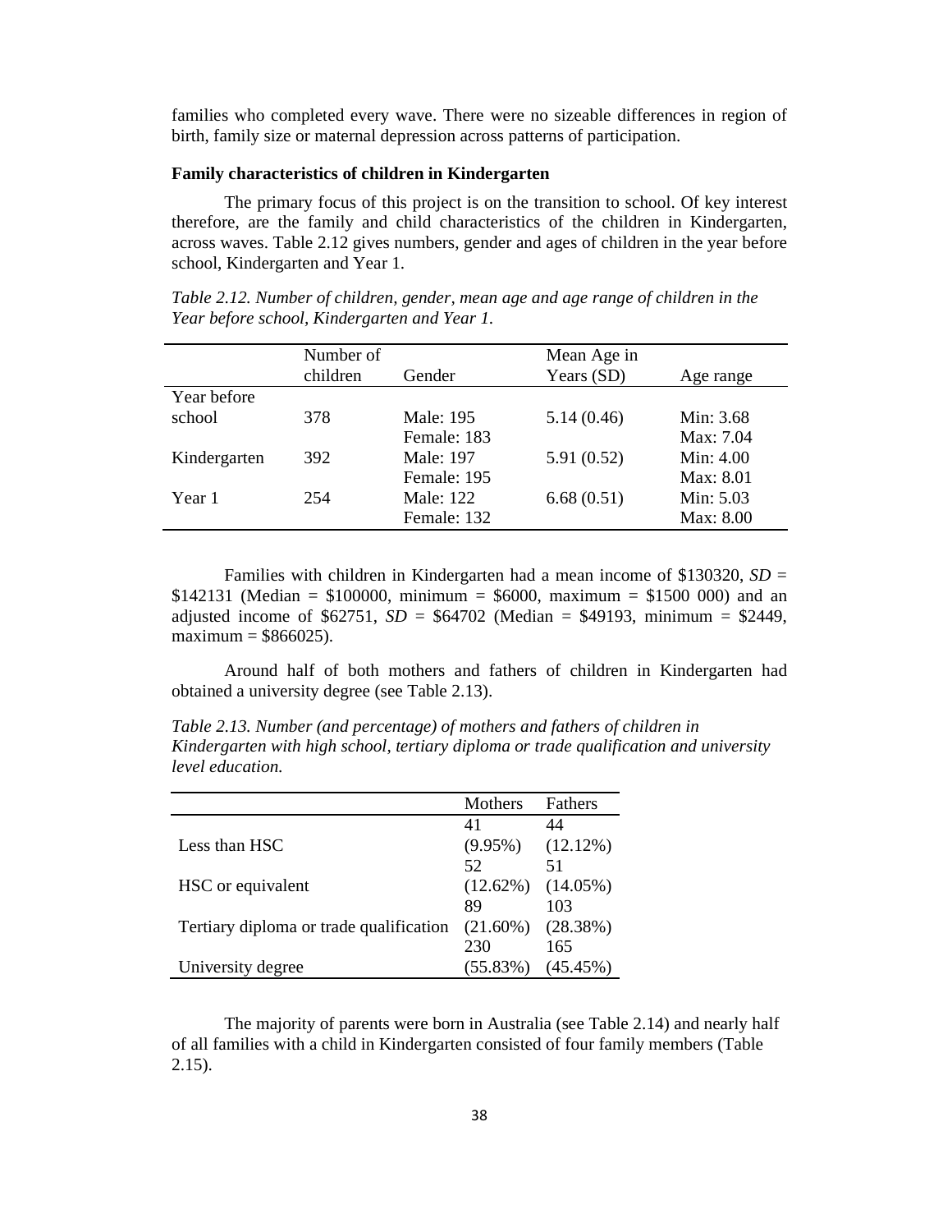families who completed every wave. There were no sizeable differences in region of birth, family size or maternal depression across patterns of participation.

### Family characteristics of children in Kindergarten

The primary focus of this project is on the transition to school. Of key interest therefore, are the family and child characteristics of the children in Kindergarten, across waves. Table 2.12 gives numbers, gender and ages of children in the year before school, Kindergarten and Year 1.

*Table 2.12. Number of children, gender, mean age and age range of children in the Year before school, Kindergarten and Year 1.*

| | Number of children | Gender | Mean Age in Years (SD) | Age range |
|---|---|---|---|---|
| Year before school | 378 | Male: 195<br>Female: 183 | 5.14 (0.46) | Min: 3.68<br>Max: 7.04 |
| Kindergarten | 392 | Male: 197<br>Female: 195 | 5.91 (0.52) | Min: 4.00<br>Max: 8.01 |
| Year 1 | 254 | Male: 122<br>Female: 132 | 6.68 (0.51) | Min: 5.03<br>Max: 8.00 |

Families with children in Kindergarten had a mean income of \$130320, *SD* = \$142131 (Median = \$100000, minimum = \$6000, maximum = \$1500 000) and an adjusted income of \$62751, *SD* = \$64702 (Median = \$49193, minimum = \$2449, maximum = \$866025).

Around half of both mothers and fathers of children in Kindergarten had obtained a university degree (see Table 2.13).

*Table 2.13. Number (and percentage) of mothers and fathers of children in Kindergarten with high school, tertiary diploma or trade qualification and university level education.*

| | Mothers | Fathers |
|---|---|---|
| Less than HSC | 41 (9.95%) | 44 (12.12%) |
| HSC or equivalent | 52 (12.62%) | 51 (14.05%) |
| Tertiary diploma or trade qualification | 89 (21.60%) | 103 (28.38%) |
| University degree | 230 (55.83%) | 165 (45.45%) |

The majority of parents were born in Australia (see Table 2.14) and nearly half of all families with a child in Kindergarten consisted of four family members (Table 2.15).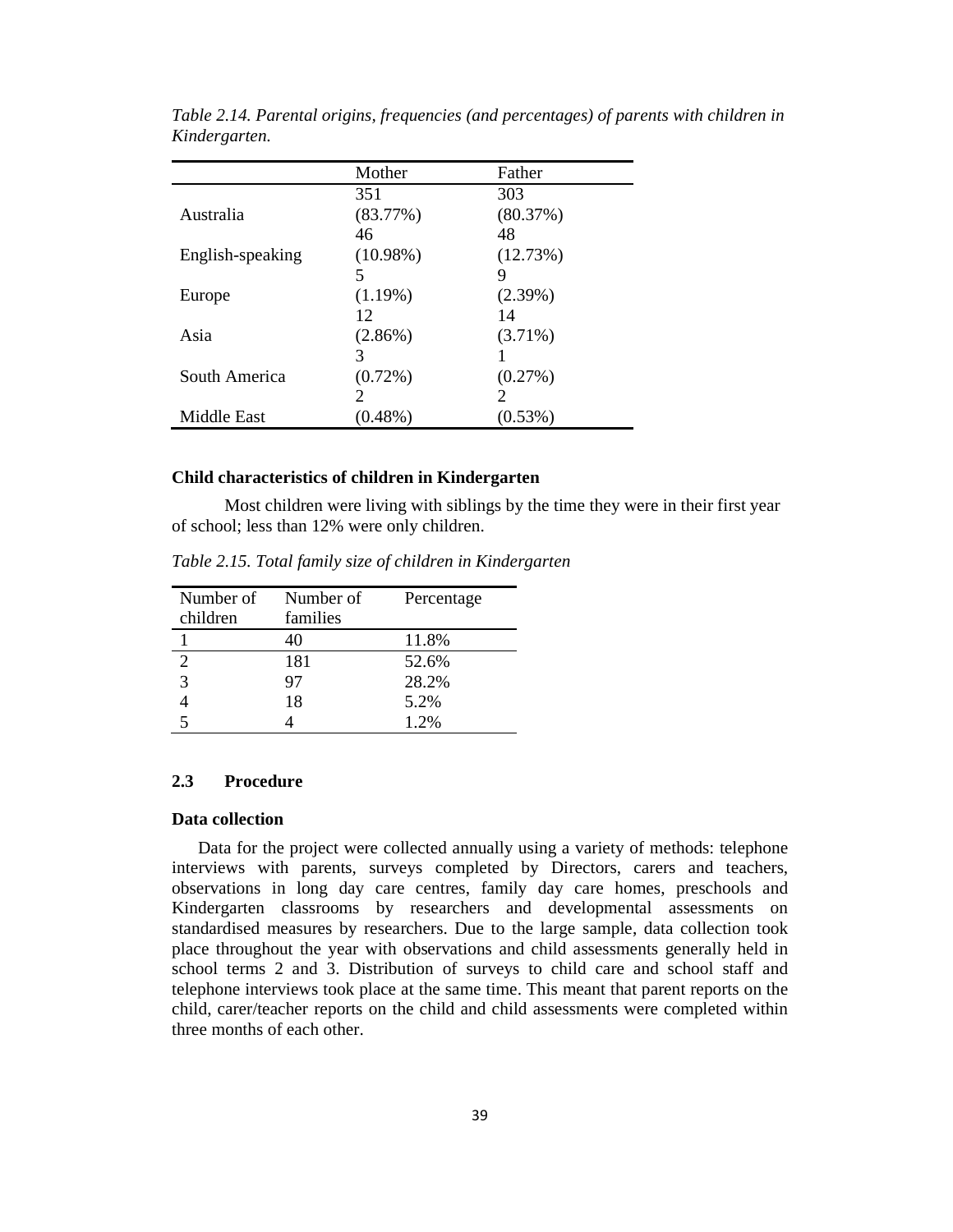*Table 2.14. Parental origins, frequencies (and percentages) of parents with children in Kindergarten.*

| | Mother | Father |
|---|---|---|
| Australia | 351 (83.77%) | 303 (80.37%) |
| English-speaking | 46 (10.98%) | 48 (12.73%) |
| Europe | 5 (1.19%) | 9 (2.39%) |
| Asia | 12 (2.86%) | 14 (3.71%) |
| South America | 3 (0.72%) | 1 (0.27%) |
| Middle East | 2 (0.48%) | 2 (0.53%) |

**Child characteristics of children in Kindergarten**

Most children were living with siblings by the time they were in their first year of school; less than 12% were only children.

*Table 2.15. Total family size of children in Kindergarten*

| Number of children | Number of families | Percentage |
|---|---|---|
| 1 | 40 | 11.8% |
| 2 | 181 | 52.6% |
| 3 | 97 | 28.2% |
| 4 | 18 | 5.2% |
| 5 | 4 | 1.2% |

## 2.3 Procedure

**Data collection**

Data for the project were collected annually using a variety of methods: telephone interviews with parents, surveys completed by Directors, carers and teachers, observations in long day care centres, family day care homes, preschools and Kindergarten classrooms by researchers and developmental assessments on standardised measures by researchers. Due to the large sample, data collection took place throughout the year with observations and child assessments generally held in school terms 2 and 3. Distribution of surveys to child care and school staff and telephone interviews took place at the same time. This meant that parent reports on the child, carer/teacher reports on the child and child assessments were completed within three months of each other.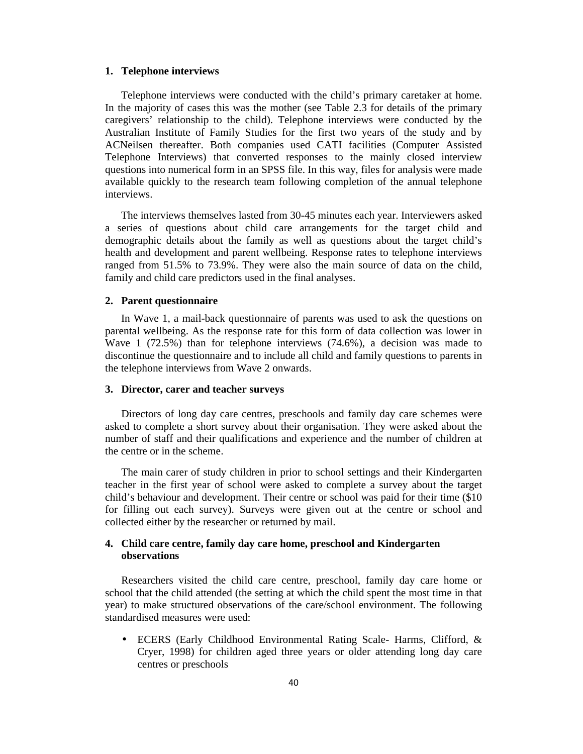**1. Telephone interviews**

Telephone interviews were conducted with the child's primary caretaker at home. In the majority of cases this was the mother (see Table 2.3 for details of the primary caregivers' relationship to the child). Telephone interviews were conducted by the Australian Institute of Family Studies for the first two years of the study and by ACNeilsen thereafter. Both companies used CATI facilities (Computer Assisted Telephone Interviews) that converted responses to the mainly closed interview questions into numerical form in an SPSS file. In this way, files for analysis were made available quickly to the research team following completion of the annual telephone interviews.

The interviews themselves lasted from 30-45 minutes each year. Interviewers asked a series of questions about child care arrangements for the target child and demographic details about the family as well as questions about the target child's health and development and parent wellbeing. Response rates to telephone interviews ranged from 51.5% to 73.9%. They were also the main source of data on the child, family and child care predictors used in the final analyses.

**2. Parent questionnaire**

In Wave 1, a mail-back questionnaire of parents was used to ask the questions on parental wellbeing. As the response rate for this form of data collection was lower in Wave 1 (72.5%) than for telephone interviews (74.6%), a decision was made to discontinue the questionnaire and to include all child and family questions to parents in the telephone interviews from Wave 2 onwards.

**3. Director, carer and teacher surveys**

Directors of long day care centres, preschools and family day care schemes were asked to complete a short survey about their organisation. They were asked about the number of staff and their qualifications and experience and the number of children at the centre or in the scheme.

The main carer of study children in prior to school settings and their Kindergarten teacher in the first year of school were asked to complete a survey about the target child's behaviour and development. Their centre or school was paid for their time ($10 for filling out each survey). Surveys were given out at the centre or school and collected either by the researcher or returned by mail.

**4. Child care centre, family day care home, preschool and Kindergarten observations**

Researchers visited the child care centre, preschool, family day care home or school that the child attended (the setting at which the child spent the most time in that year) to make structured observations of the care/school environment. The following standardised measures were used:

- ECERS (Early Childhood Environmental Rating Scale- Harms, Clifford, & Cryer, 1998) for children aged three years or older attending long day care centres or preschools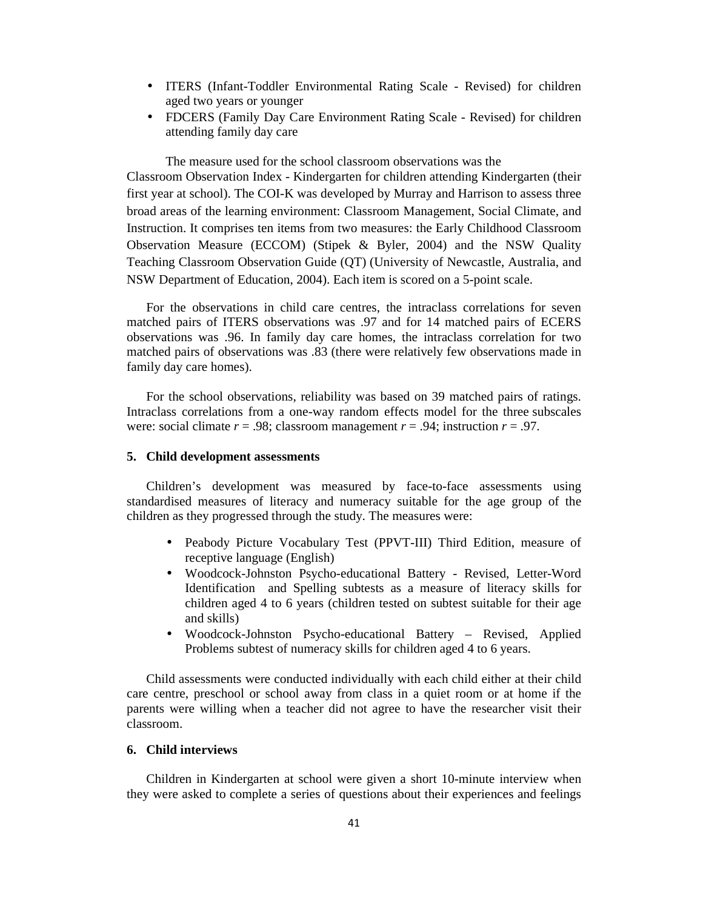- ITERS (Infant-Toddler Environmental Rating Scale - Revised) for children aged two years or younger
- FDCERS (Family Day Care Environment Rating Scale - Revised) for children attending family day care

The measure used for the school classroom observations was the Classroom Observation Index - Kindergarten for children attending Kindergarten (their first year at school). The COI-K was developed by Murray and Harrison to assess three broad areas of the learning environment: Classroom Management, Social Climate, and Instruction. It comprises ten items from two measures: the Early Childhood Classroom Observation Measure (ECCOM) (Stipek & Byler, 2004) and the NSW Quality Teaching Classroom Observation Guide (QT) (University of Newcastle, Australia, and NSW Department of Education, 2004). Each item is scored on a 5-point scale.

For the observations in child care centres, the intraclass correlations for seven matched pairs of ITERS observations was .97 and for 14 matched pairs of ECERS observations was .96. In family day care homes, the intraclass correlation for two matched pairs of observations was .83 (there were relatively few observations made in family day care homes).

For the school observations, reliability was based on 39 matched pairs of ratings. Intraclass correlations from a one-way random effects model for the three subscales were: social climate $r = .98$; classroom management $r = .94$; instruction $r = .97$.

## 5. Child development assessments

Children's development was measured by face-to-face assessments using standardised measures of literacy and numeracy suitable for the age group of the children as they progressed through the study. The measures were:

- Peabody Picture Vocabulary Test (PPVT-III) Third Edition, measure of receptive language (English)
- Woodcock-Johnston Psycho-educational Battery - Revised, Letter-Word Identification and Spelling subtests as a measure of literacy skills for children aged 4 to 6 years (children tested on subtest suitable for their age and skills)
- Woodcock-Johnston Psycho-educational Battery – Revised, Applied Problems subtest of numeracy skills for children aged 4 to 6 years.

Child assessments were conducted individually with each child either at their child care centre, preschool or school away from class in a quiet room or at home if the parents were willing when a teacher did not agree to have the researcher visit their classroom.

## 6. Child interviews

Children in Kindergarten at school were given a short 10-minute interview when they were asked to complete a series of questions about their experiences and feelings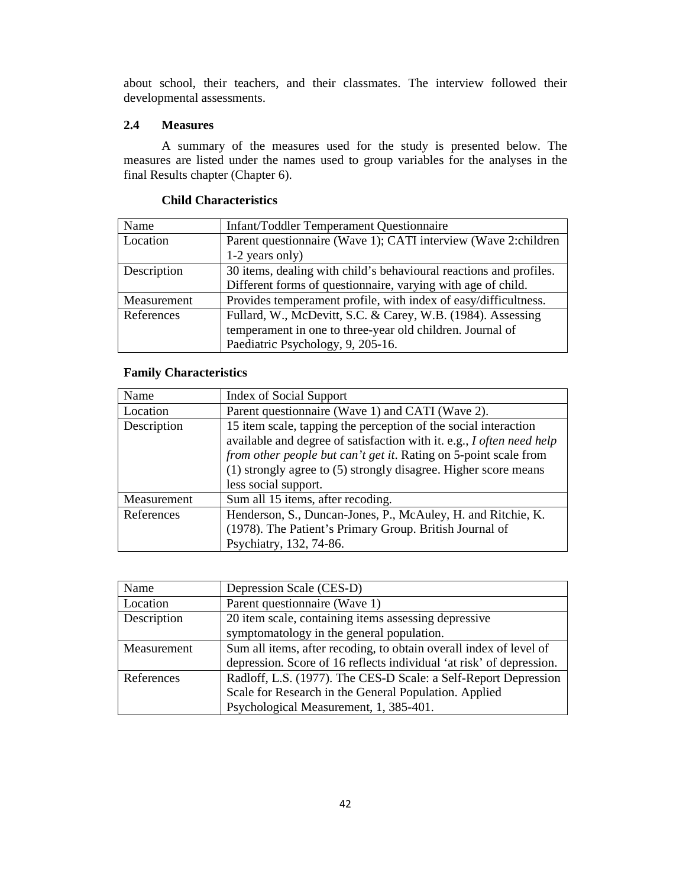about school, their teachers, and their classmates. The interview followed their developmental assessments.

## 2.4 Measures

A summary of the measures used for the study is presented below. The measures are listed under the names used to group variables for the analyses in the final Results chapter (Chapter 6).

**Child Characteristics**

| Name | Infant/Toddler Temperament Questionnaire |
|---|---|
| Location | Parent questionnaire (Wave 1); CATI interview (Wave 2:children 1-2 years only) |
| Description | 30 items, dealing with child's behavioural reactions and profiles. Different forms of questionnaire, varying with age of child. |
| Measurement | Provides temperament profile, with index of easy/difficultness. |
| References | Fullard, W., McDevitt, S.C. & Carey, W.B. (1984). Assessing temperament in one to three-year old children. Journal of Paediatric Psychology, 9, 205-16. |

**Family Characteristics**

| Name | Index of Social Support |
|---|---|
| Location | Parent questionnaire (Wave 1) and CATI (Wave 2). |
| Description | 15 item scale, tapping the perception of the social interaction available and degree of satisfaction with it. e.g., *I often need help from other people but can't get it*. Rating on 5-point scale from (1) strongly agree to (5) strongly disagree. Higher score means less social support. |
| Measurement | Sum all 15 items, after recoding. |
| References | Henderson, S., Duncan-Jones, P., McAuley, H. and Ritchie, K. (1978). The Patient's Primary Group. British Journal of Psychiatry, 132, 74-86. |

| Name | Depression Scale (CES-D) |
|---|---|
| Location | Parent questionnaire (Wave 1) |
| Description | 20 item scale, containing items assessing depressive symptomatology in the general population. |
| Measurement | Sum all items, after recoding, to obtain overall index of level of depression. Score of 16 reflects individual 'at risk' of depression. |
| References | Radloff, L.S. (1977). The CES-D Scale: a Self-Report Depression Scale for Research in the General Population. Applied Psychological Measurement, 1, 385-401. |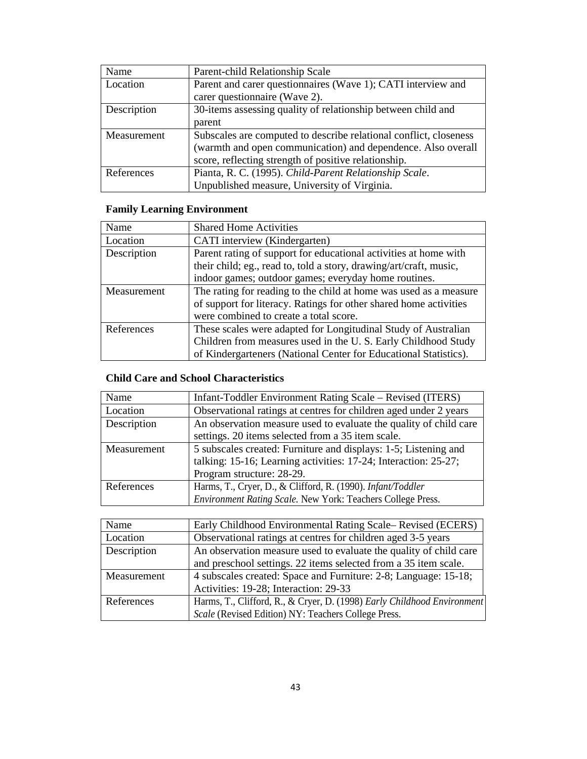| Name | Parent-child Relationship Scale |
|---|---|
| Location | Parent and carer questionnaires (Wave 1); CATI interview and carer questionnaire (Wave 2). |
| Description | 30-items assessing quality of relationship between child and parent |
| Measurement | Subscales are computed to describe relational conflict, closeness (warmth and open communication) and dependence. Also overall score, reflecting strength of positive relationship. |
| References | Pianta, R. C. (1995). *Child-Parent Relationship Scale*. Unpublished measure, University of Virginia. |

**Family Learning Environment**

| Name | Shared Home Activities |
|---|---|
| Location | CATI interview (Kindergarten) |
| Description | Parent rating of support for educational activities at home with their child; eg., read to, told a story, drawing/art/craft, music, indoor games; outdoor games; everyday home routines. |
| Measurement | The rating for reading to the child at home was used as a measure of support for literacy. Ratings for other shared home activities were combined to create a total score. |
| References | These scales were adapted for Longitudinal Study of Australian Children from measures used in the U. S. Early Childhood Study of Kindergarteners (National Center for Educational Statistics). |

**Child Care and School Characteristics**

| Name | Infant-Toddler Environment Rating Scale – Revised (ITERS) |
|---|---|
| Location | Observational ratings at centres for children aged under 2 years |
| Description | An observation measure used to evaluate the quality of child care settings. 20 items selected from a 35 item scale. |
| Measurement | 5 subscales created: Furniture and displays: 1-5; Listening and talking: 15-16; Learning activities: 17-24; Interaction: 25-27; Program structure: 28-29. |
| References | Harms, T., Cryer, D., & Clifford, R. (1990). *Infant/Toddler Environment Rating Scale.* New York: Teachers College Press. |

| Name | Early Childhood Environmental Rating Scale– Revised (ECERS) |
|---|---|
| Location | Observational ratings at centres for children aged 3-5 years |
| Description | An observation measure used to evaluate the quality of child care and preschool settings. 22 items selected from a 35 item scale. |
| Measurement | 4 subscales created: Space and Furniture: 2-8; Language: 15-18; Activities: 19-28; Interaction: 29-33 |
| References | Harms, T., Clifford, R., & Cryer, D. (1998) *Early Childhood Environment Scale* (Revised Edition) NY: Teachers College Press. |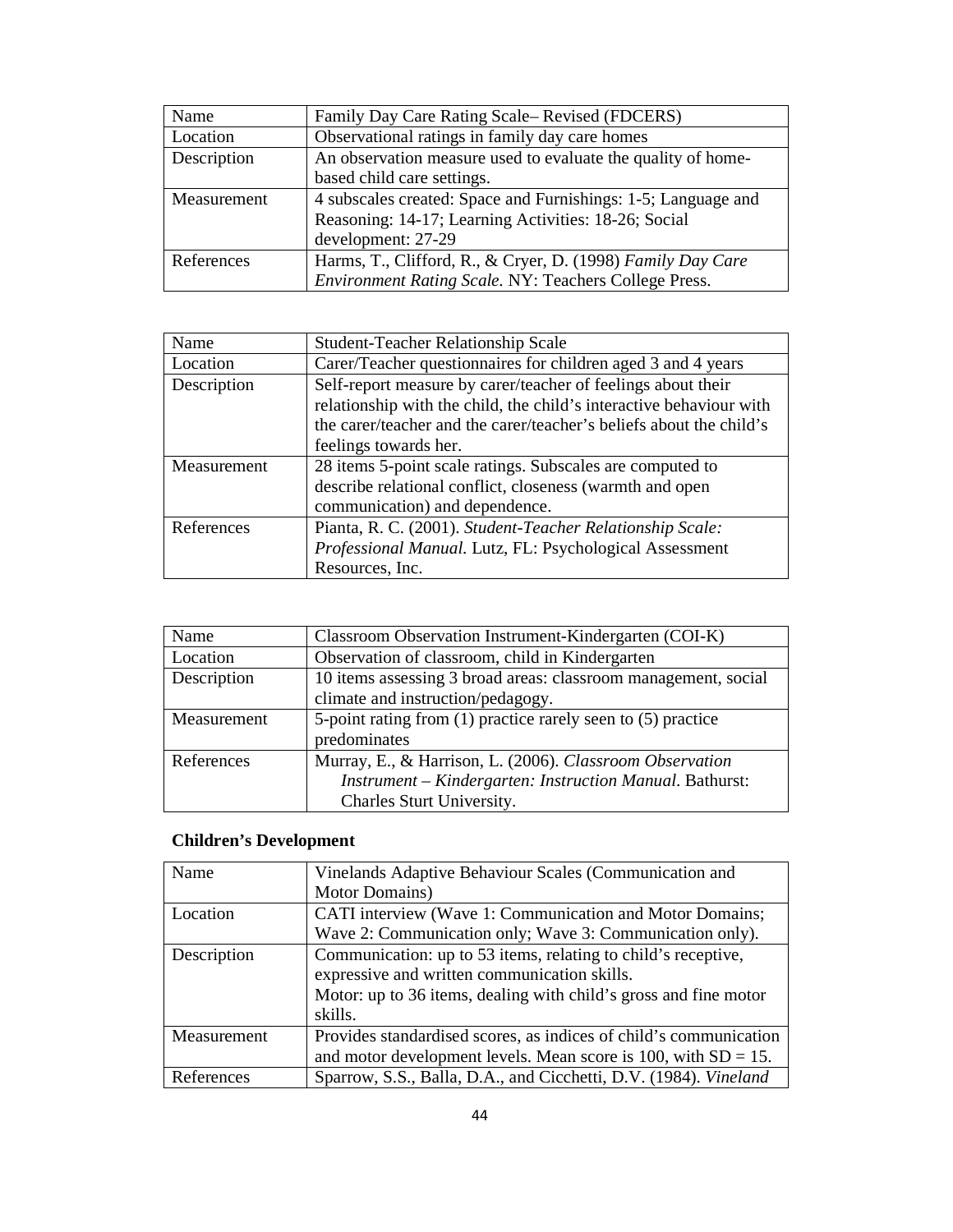| Name | Family Day Care Rating Scale– Revised (FDCERS) |
|---|---|
| Location | Observational ratings in family day care homes |
| Description | An observation measure used to evaluate the quality of home-based child care settings. |
| Measurement | 4 subscales created: Space and Furnishings: 1-5; Language and Reasoning: 14-17; Learning Activities: 18-26; Social development: 27-29 |
| References | Harms, T., Clifford, R., & Cryer, D. (1998) *Family Day Care Environment Rating Scale*. NY: Teachers College Press. |

| Name | Student-Teacher Relationship Scale |
|---|---|
| Location | Carer/Teacher questionnaires for children aged 3 and 4 years |
| Description | Self-report measure by carer/teacher of feelings about their relationship with the child, the child's interactive behaviour with the carer/teacher and the carer/teacher's beliefs about the child's feelings towards her. |
| Measurement | 28 items 5-point scale ratings. Subscales are computed to describe relational conflict, closeness (warmth and open communication) and dependence. |
| References | Pianta, R. C. (2001). *Student-Teacher Relationship Scale: Professional Manual*. Lutz, FL: Psychological Assessment Resources, Inc. |

| Name | Classroom Observation Instrument-Kindergarten (COI-K) |
|---|---|
| Location | Observation of classroom, child in Kindergarten |
| Description | 10 items assessing 3 broad areas: classroom management, social climate and instruction/pedagogy. |
| Measurement | 5-point rating from (1) practice rarely seen to (5) practice predominates |
| References | Murray, E., & Harrison, L. (2006). *Classroom Observation Instrument – Kindergarten: Instruction Manual*. Bathurst: Charles Sturt University. |

### Children's Development

| Name | Vinelands Adaptive Behaviour Scales (Communication and Motor Domains) |
|---|---|
| Location | CATI interview (Wave 1: Communication and Motor Domains; Wave 2: Communication only; Wave 3: Communication only). |
| Description | Communication: up to 53 items, relating to child's receptive, expressive and written communication skills.<br>Motor: up to 36 items, dealing with child's gross and fine motor skills. |
| Measurement | Provides standardised scores, as indices of child's communication and motor development levels. Mean score is 100, with SD = 15. |
| References | Sparrow, S.S., Balla, D.A., and Cicchetti, D.V. (1984). *Vineland* |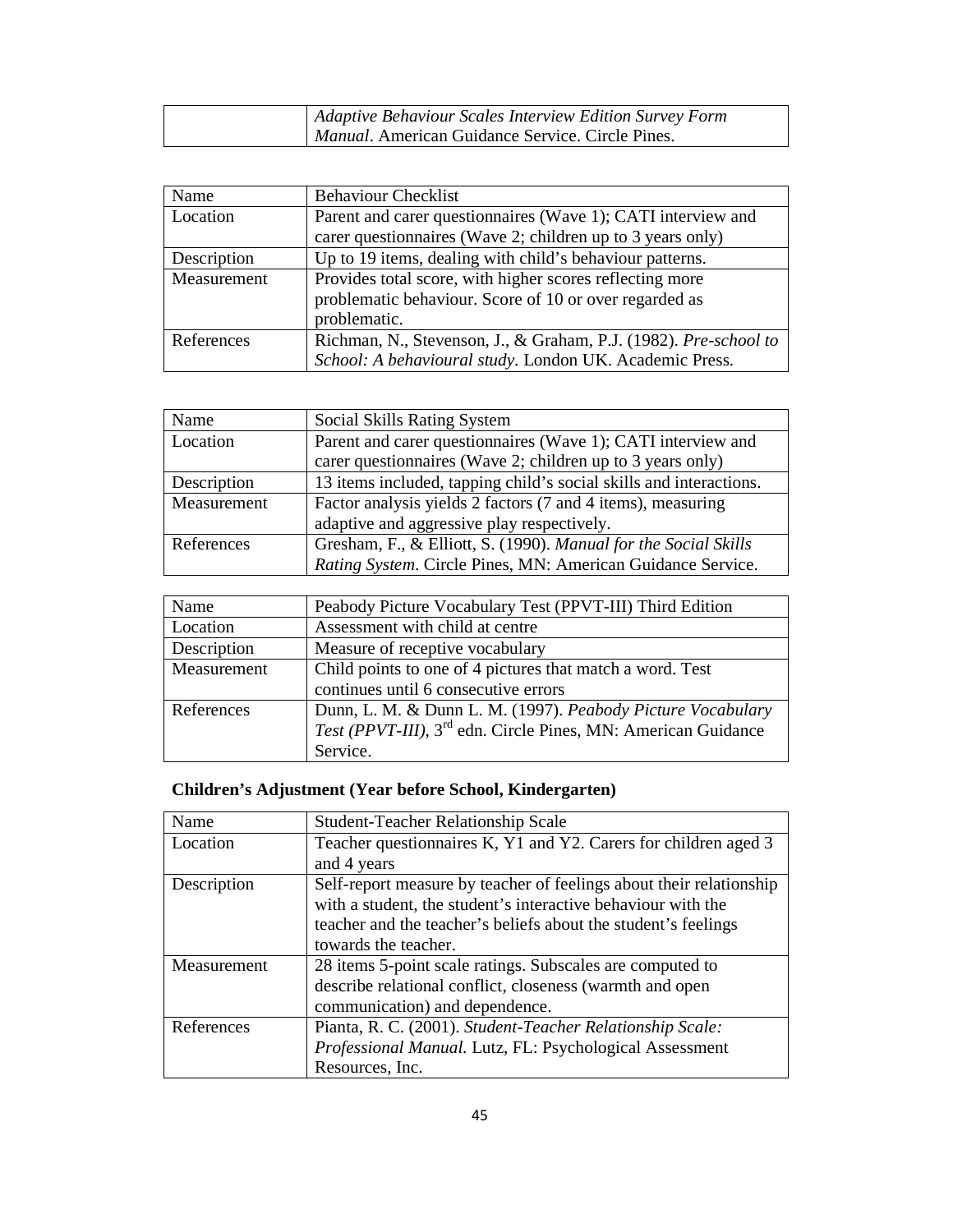| | *Adaptive Behaviour Scales Interview Edition Survey Form Manual*. American Guidance Service. Circle Pines. |
|---|---|

| Name | Behaviour Checklist |
|---|---|
| Location | Parent and carer questionnaires (Wave 1); CATI interview and carer questionnaires (Wave 2; children up to 3 years only) |
| Description | Up to 19 items, dealing with child's behaviour patterns. |
| Measurement | Provides total score, with higher scores reflecting more problematic behaviour. Score of 10 or over regarded as problematic. |
| References | Richman, N., Stevenson, J., & Graham, P.J. (1982). *Pre-school to School: A behavioural study*. London UK. Academic Press. |

| Name | Social Skills Rating System |
|---|---|
| Location | Parent and carer questionnaires (Wave 1); CATI interview and carer questionnaires (Wave 2; children up to 3 years only) |
| Description | 13 items included, tapping child's social skills and interactions. |
| Measurement | Factor analysis yields 2 factors (7 and 4 items), measuring adaptive and aggressive play respectively. |
| References | Gresham, F., & Elliott, S. (1990). *Manual for the Social Skills Rating System*. Circle Pines, MN: American Guidance Service. |

| Name | Peabody Picture Vocabulary Test (PPVT-III) Third Edition |
|---|---|
| Location | Assessment with child at centre |
| Description | Measure of receptive vocabulary |
| Measurement | Child points to one of 4 pictures that match a word. Test continues until 6 consecutive errors |
| References | Dunn, L. M. & Dunn L. M. (1997). *Peabody Picture Vocabulary Test (PPVT-III)*, 3rd edn. Circle Pines, MN: American Guidance Service. |

### Children's Adjustment (Year before School, Kindergarten)

| Name | Student-Teacher Relationship Scale |
|---|---|
| Location | Teacher questionnaires K, Y1 and Y2. Carers for children aged 3 and 4 years |
| Description | Self-report measure by teacher of feelings about their relationship with a student, the student's interactive behaviour with the teacher and the teacher's beliefs about the student's feelings towards the teacher. |
| Measurement | 28 items 5-point scale ratings. Subscales are computed to describe relational conflict, closeness (warmth and open communication) and dependence. |
| References | Pianta, R. C. (2001). *Student-Teacher Relationship Scale: Professional Manual.* Lutz, FL: Psychological Assessment Resources, Inc. |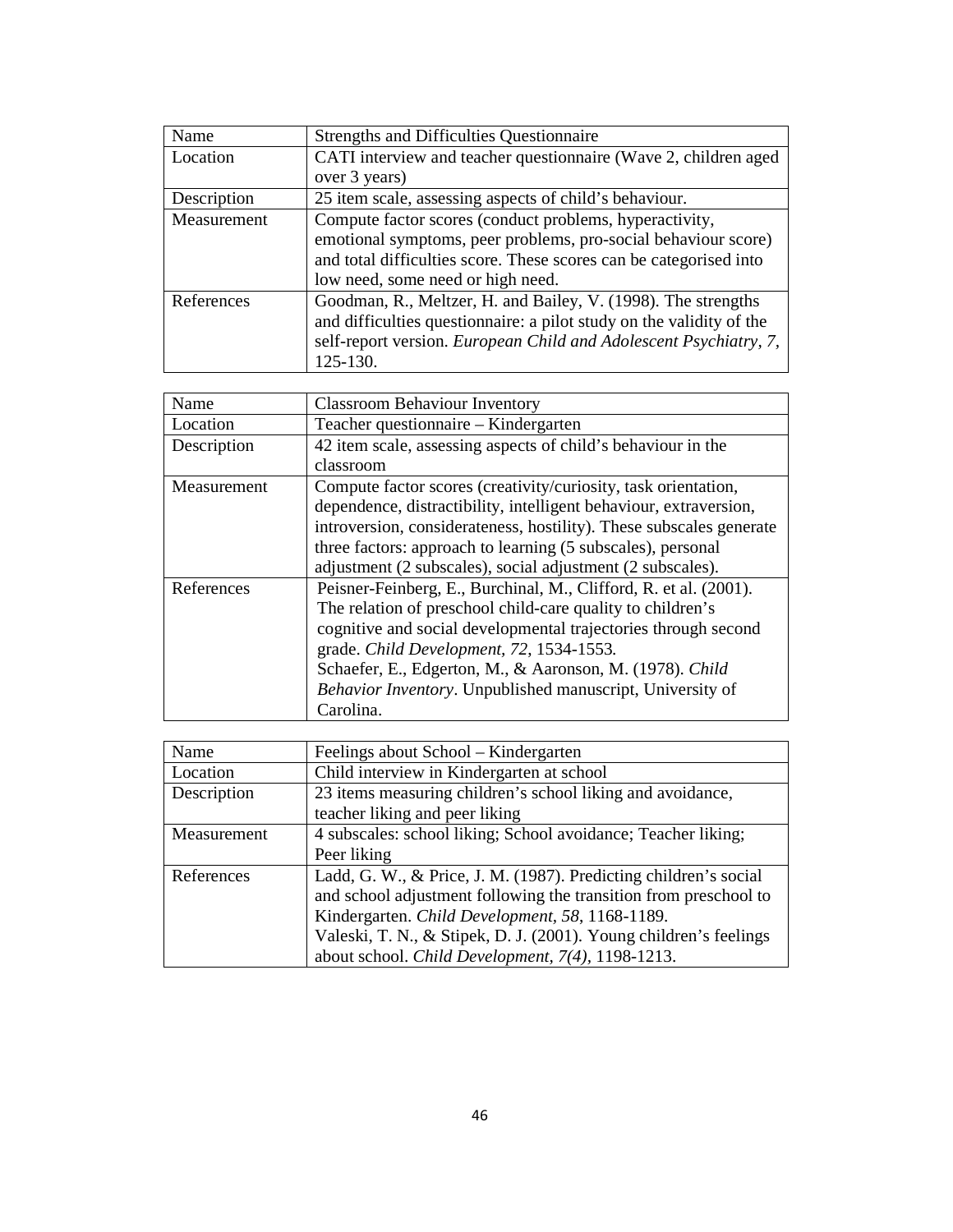| Name | Strengths and Difficulties Questionnaire |
|---|---|
| Location | CATI interview and teacher questionnaire (Wave 2, children aged over 3 years) |
| Description | 25 item scale, assessing aspects of child's behaviour. |
| Measurement | Compute factor scores (conduct problems, hyperactivity, emotional symptoms, peer problems, pro-social behaviour score) and total difficulties score. These scores can be categorised into low need, some need or high need. |
| References | Goodman, R., Meltzer, H. and Bailey, V. (1998). The strengths and difficulties questionnaire: a pilot study on the validity of the self-report version. *European Child and Adolescent Psychiatry, 7*, 125-130. |

| Name | Classroom Behaviour Inventory |
|---|---|
| Location | Teacher questionnaire – Kindergarten |
| Description | 42 item scale, assessing aspects of child's behaviour in the classroom |
| Measurement | Compute factor scores (creativity/curiosity, task orientation, dependence, distractibility, intelligent behaviour, extraversion, introversion, considerateness, hostility). These subscales generate three factors: approach to learning (5 subscales), personal adjustment (2 subscales), social adjustment (2 subscales). |
| References | Peisner-Feinberg, E., Burchinal, M., Clifford, R. et al. (2001). The relation of preschool child-care quality to children's cognitive and social developmental trajectories through second grade. *Child Development, 72*, 1534-1553. Schaefer, E., Edgerton, M., & Aaronson, M. (1978). *Child Behavior Inventory*. Unpublished manuscript, University of Carolina. |

| Name | Feelings about School – Kindergarten |
|---|---|
| Location | Child interview in Kindergarten at school |
| Description | 23 items measuring children's school liking and avoidance, teacher liking and peer liking |
| Measurement | 4 subscales: school liking; School avoidance; Teacher liking; Peer liking |
| References | Ladd, G. W., & Price, J. M. (1987). Predicting children's social and school adjustment following the transition from preschool to Kindergarten. *Child Development, 58*, 1168-1189. Valeski, T. N., & Stipek, D. J. (2001). Young children's feelings about school. *Child Development, 7(4)*, 1198-1213. |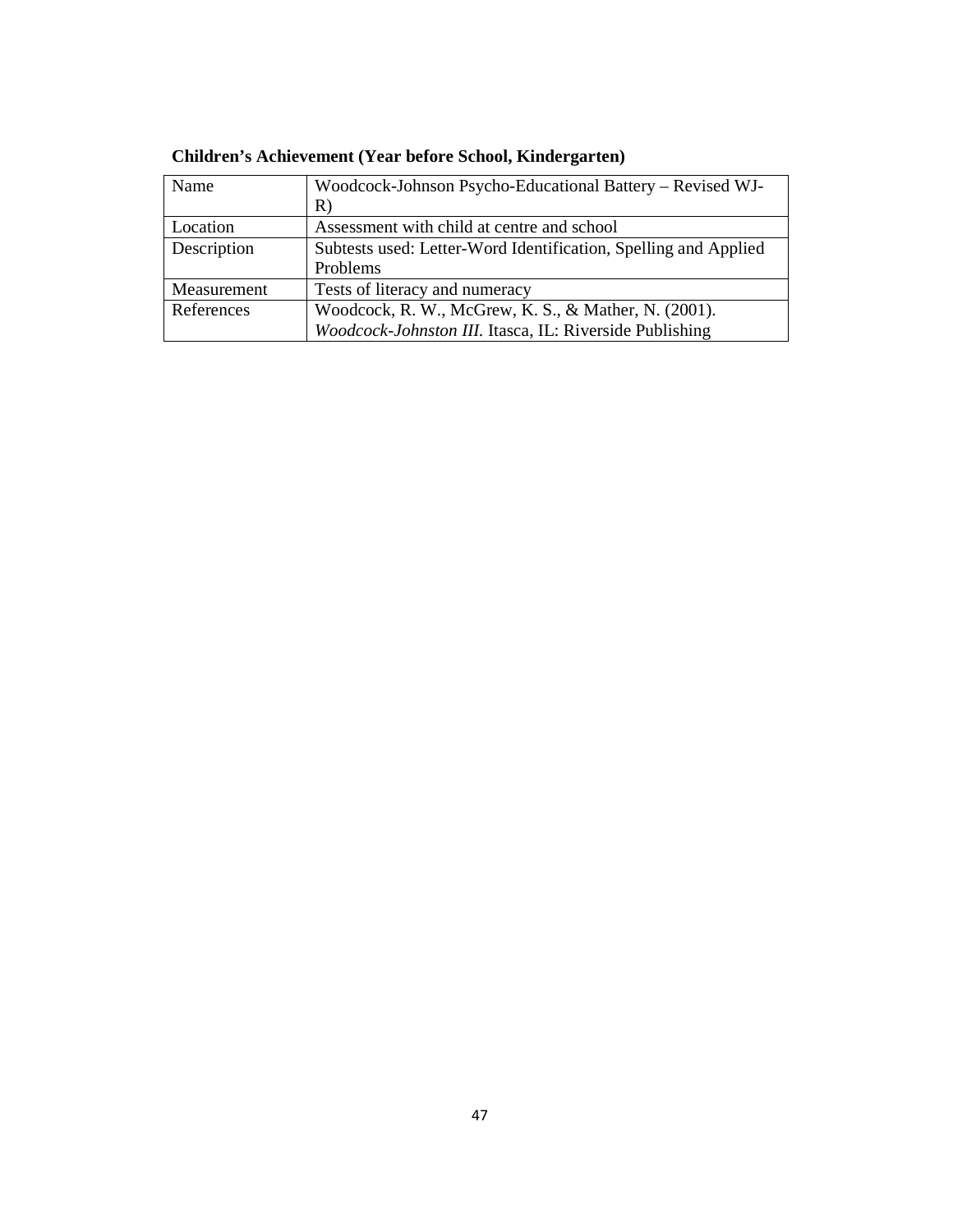**Children's Achievement (Year before School, Kindergarten)**

| Name | Woodcock-Johnson Psycho-Educational Battery – Revised WJ-R) |
|---|---|
| Location | Assessment with child at centre and school |
| Description | Subtests used: Letter-Word Identification, Spelling and Applied Problems |
| Measurement | Tests of literacy and numeracy |
| References | Woodcock, R. W., McGrew, K. S., & Mather, N. (2001). *Woodcock-Johnston III.* Itasca, IL: Riverside Publishing |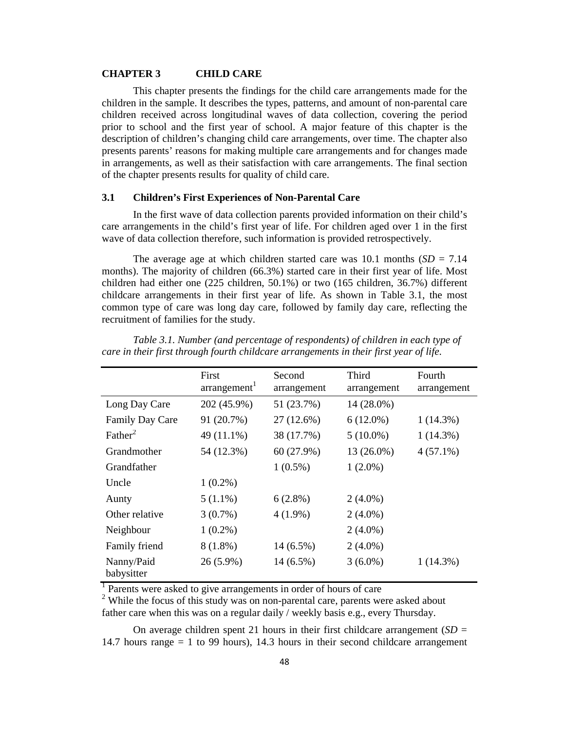# CHAPTER 3 CHILD CARE

This chapter presents the findings for the child care arrangements made for the children in the sample. It describes the types, patterns, and amount of non-parental care children received across longitudinal waves of data collection, covering the period prior to school and the first year of school. A major feature of this chapter is the description of children's changing child care arrangements, over time. The chapter also presents parents' reasons for making multiple care arrangements and for changes made in arrangements, as well as their satisfaction with care arrangements. The final section of the chapter presents results for quality of child care.

## 3.1 Children's First Experiences of Non-Parental Care

In the first wave of data collection parents provided information on their child's care arrangements in the child's first year of life. For children aged over 1 in the first wave of data collection therefore, such information is provided retrospectively.

The average age at which children started care was 10.1 months (*SD* = 7.14 months). The majority of children (66.3%) started care in their first year of life. Most children had either one (225 children, 50.1%) or two (165 children, 36.7%) different childcare arrangements in their first year of life. As shown in Table 3.1, the most common type of care was long day care, followed by family day care, reflecting the recruitment of families for the study.

*Table 3.1. Number (and percentage of respondents) of children in each type of care in their first through fourth childcare arrangements in their first year of life.*

| | First arrangement[1] | Second arrangement | Third arrangement | Fourth arrangement |
|---|---|---|---|---|
| Long Day Care | 202 (45.9%) | 51 (23.7%) | 14 (28.0%) | |
| Family Day Care | 91 (20.7%) | 27 (12.6%) | 6 (12.0%) | 1 (14.3%) |
| Father[2] | 49 (11.1%) | 38 (17.7%) | 5 (10.0%) | 1 (14.3%) |
| Grandmother | 54 (12.3%) | 60 (27.9%) | 13 (26.0%) | 4 (57.1%) |
| Grandfather | | 1 (0.5%) | 1 (2.0%) | |
| Uncle | 1 (0.2%) | | | |
| Aunty | 5 (1.1%) | 6 (2.8%) | 2 (4.0%) | |
| Other relative | 3 (0.7%) | 4 (1.9%) | 2 (4.0%) | |
| Neighbour | 1 (0.2%) | | 2 (4.0%) | |
| Family friend | 8 (1.8%) | 14 (6.5%) | 2 (4.0%) | |
| Nanny/Paid babysitter | 26 (5.9%) | 14 (6.5%) | 3 (6.0%) | 1 (14.3%) |

[1] Parents were asked to give arrangements in order of hours of care

[2] While the focus of this study was on non-parental care, parents were asked about father care when this was on a regular daily / weekly basis e.g., every Thursday.

On average children spent 21 hours in their first childcare arrangement (*SD* = 14.7 hours range = 1 to 99 hours), 14.3 hours in their second childcare arrangement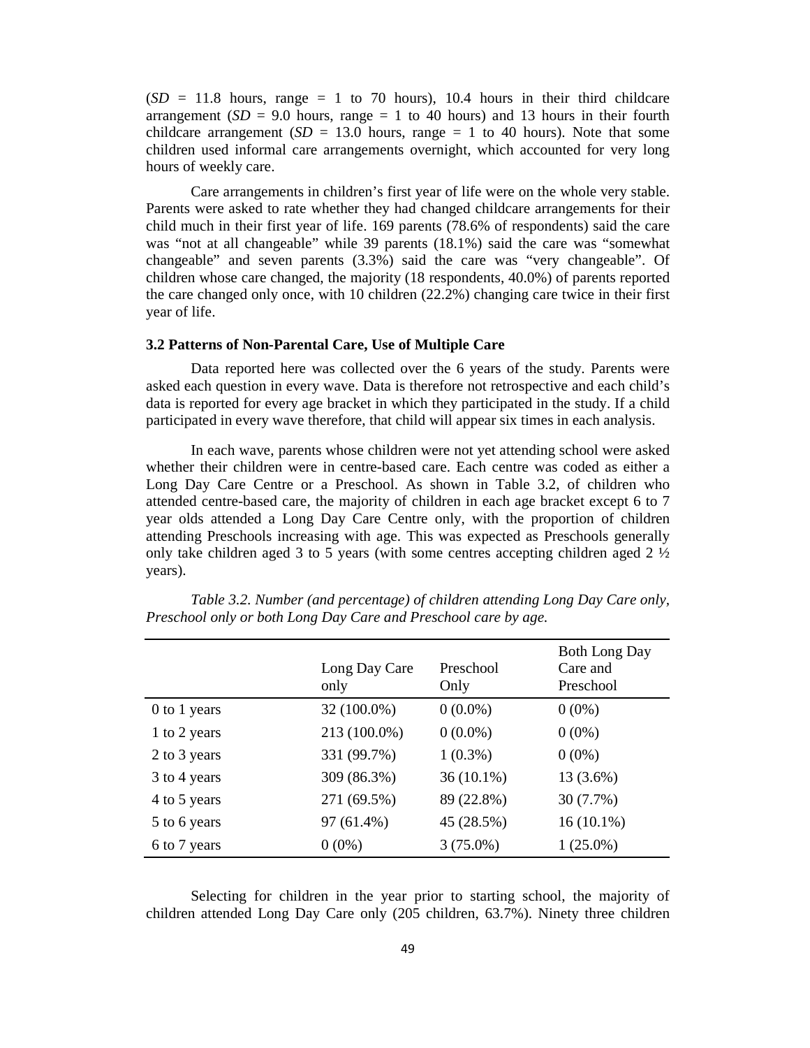($SD$ = 11.8 hours, range = 1 to 70 hours), 10.4 hours in their third childcare arrangement ($SD$ = 9.0 hours, range = 1 to 40 hours) and 13 hours in their fourth childcare arrangement ($SD$ = 13.0 hours, range = 1 to 40 hours). Note that some children used informal care arrangements overnight, which accounted for very long hours of weekly care.

Care arrangements in children's first year of life were on the whole very stable. Parents were asked to rate whether they had changed childcare arrangements for their child much in their first year of life. 169 parents (78.6% of respondents) said the care was "not at all changeable" while 39 parents (18.1%) said the care was "somewhat changeable" and seven parents (3.3%) said the care was "very changeable". Of children whose care changed, the majority (18 respondents, 40.0%) of parents reported the care changed only once, with 10 children (22.2%) changing care twice in their first year of life.

### 3.2 Patterns of Non-Parental Care, Use of Multiple Care

Data reported here was collected over the 6 years of the study. Parents were asked each question in every wave. Data is therefore not retrospective and each child's data is reported for every age bracket in which they participated in the study. If a child participated in every wave therefore, that child will appear six times in each analysis.

In each wave, parents whose children were not yet attending school were asked whether their children were in centre-based care. Each centre was coded as either a Long Day Care Centre or a Preschool. As shown in Table 3.2, of children who attended centre-based care, the majority of children in each age bracket except 6 to 7 year olds attended a Long Day Care Centre only, with the proportion of children attending Preschools increasing with age. This was expected as Preschools generally only take children aged 3 to 5 years (with some centres accepting children aged 2 ½ years).

*Table 3.2. Number (and percentage) of children attending Long Day Care only, Preschool only or both Long Day Care and Preschool care by age.*

| | Long Day Care only | Preschool Only | Both Long Day Care and Preschool |
|---|---|---|---|
| 0 to 1 years | 32 (100.0%) | 0 (0.0%) | 0 (0%) |
| 1 to 2 years | 213 (100.0%) | 0 (0.0%) | 0 (0%) |
| 2 to 3 years | 331 (99.7%) | 1 (0.3%) | 0 (0%) |
| 3 to 4 years | 309 (86.3%) | 36 (10.1%) | 13 (3.6%) |
| 4 to 5 years | 271 (69.5%) | 89 (22.8%) | 30 (7.7%) |
| 5 to 6 years | 97 (61.4%) | 45 (28.5%) | 16 (10.1%) |
| 6 to 7 years | 0 (0%) | 3 (75.0%) | 1 (25.0%) |

Selecting for children in the year prior to starting school, the majority of children attended Long Day Care only (205 children, 63.7%). Ninety three children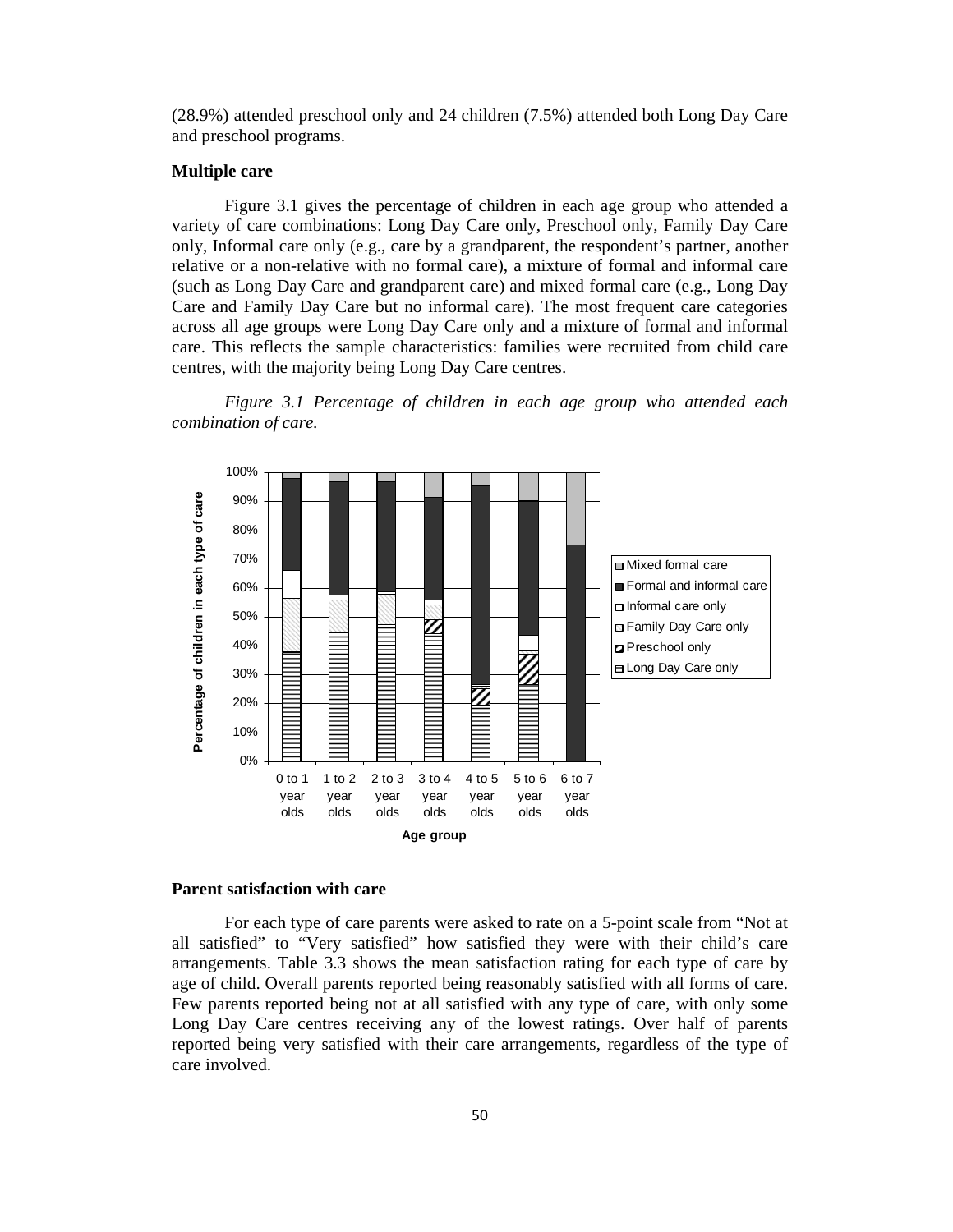(28.9%) attended preschool only and 24 children (7.5%) attended both Long Day Care and preschool programs.

**Multiple care**

Figure 3.1 gives the percentage of children in each age group who attended a variety of care combinations: Long Day Care only, Preschool only, Family Day Care only, Informal care only (e.g., care by a grandparent, the respondent's partner, another relative or a non-relative with no formal care), a mixture of formal and informal care (such as Long Day Care and grandparent care) and mixed formal care (e.g., Long Day Care and Family Day Care but no informal care). The most frequent care categories across all age groups were Long Day Care only and a mixture of formal and informal care. This reflects the sample characteristics: families were recruited from child care centres, with the majority being Long Day Care centres.

*Figure 3.1 Percentage of children in each age group who attended each combination of care.*

**Parent satisfaction with care**

For each type of care parents were asked to rate on a 5-point scale from "Not at all satisfied" to "Very satisfied" how satisfied they were with their child's care arrangements. Table 3.3 shows the mean satisfaction rating for each type of care by age of child. Overall parents reported being reasonably satisfied with all forms of care. Few parents reported being not at all satisfied with any type of care, with only some Long Day Care centres receiving any of the lowest ratings. Over half of parents reported being very satisfied with their care arrangements, regardless of the type of care involved.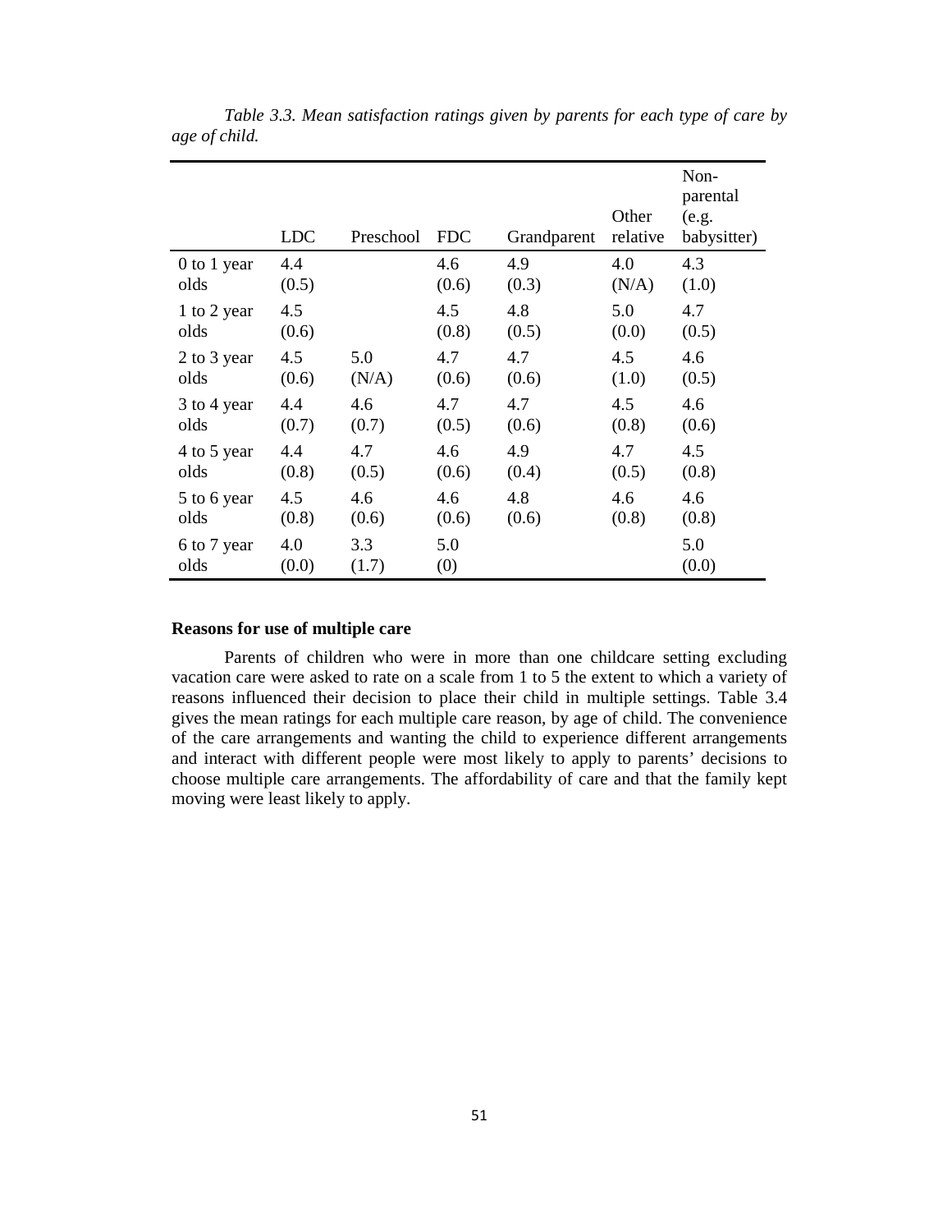*Table 3.3. Mean satisfaction ratings given by parents for each type of care by age of child.*

| | LDC | Preschool | FDC | Grandparent | Other relative | Non-parental (e.g. babysitter) |
|---|---|---|---|---|---|---|
| 0 to 1 year olds | 4.4 (0.5) | | 4.6 (0.6) | 4.9 (0.3) | 4.0 (N/A) | 4.3 (1.0) |
| 1 to 2 year olds | 4.5 (0.6) | | 4.5 (0.8) | 4.8 (0.5) | 5.0 (0.0) | 4.7 (0.5) |
| 2 to 3 year olds | 4.5 (0.6) | 5.0 (N/A) | 4.7 (0.6) | 4.7 (0.6) | 4.5 (1.0) | 4.6 (0.5) |
| 3 to 4 year olds | 4.4 (0.7) | 4.6 (0.7) | 4.7 (0.5) | 4.7 (0.6) | 4.5 (0.8) | 4.6 (0.6) |
| 4 to 5 year olds | 4.4 (0.8) | 4.7 (0.5) | 4.6 (0.6) | 4.9 (0.4) | 4.7 (0.5) | 4.5 (0.8) |
| 5 to 6 year olds | 4.5 (0.8) | 4.6 (0.6) | 4.6 (0.6) | 4.8 (0.6) | 4.6 (0.8) | 4.6 (0.8) |
| 6 to 7 year olds | 4.0 (0.0) | 3.3 (1.7) | 5.0 (0) | | | 5.0 (0.0) |

**Reasons for use of multiple care**

Parents of children who were in more than one childcare setting excluding vacation care were asked to rate on a scale from 1 to 5 the extent to which a variety of reasons influenced their decision to place their child in multiple settings. Table 3.4 gives the mean ratings for each multiple care reason, by age of child. The convenience of the care arrangements and wanting the child to experience different arrangements and interact with different people were most likely to apply to parents' decisions to choose multiple care arrangements. The affordability of care and that the family kept moving were least likely to apply.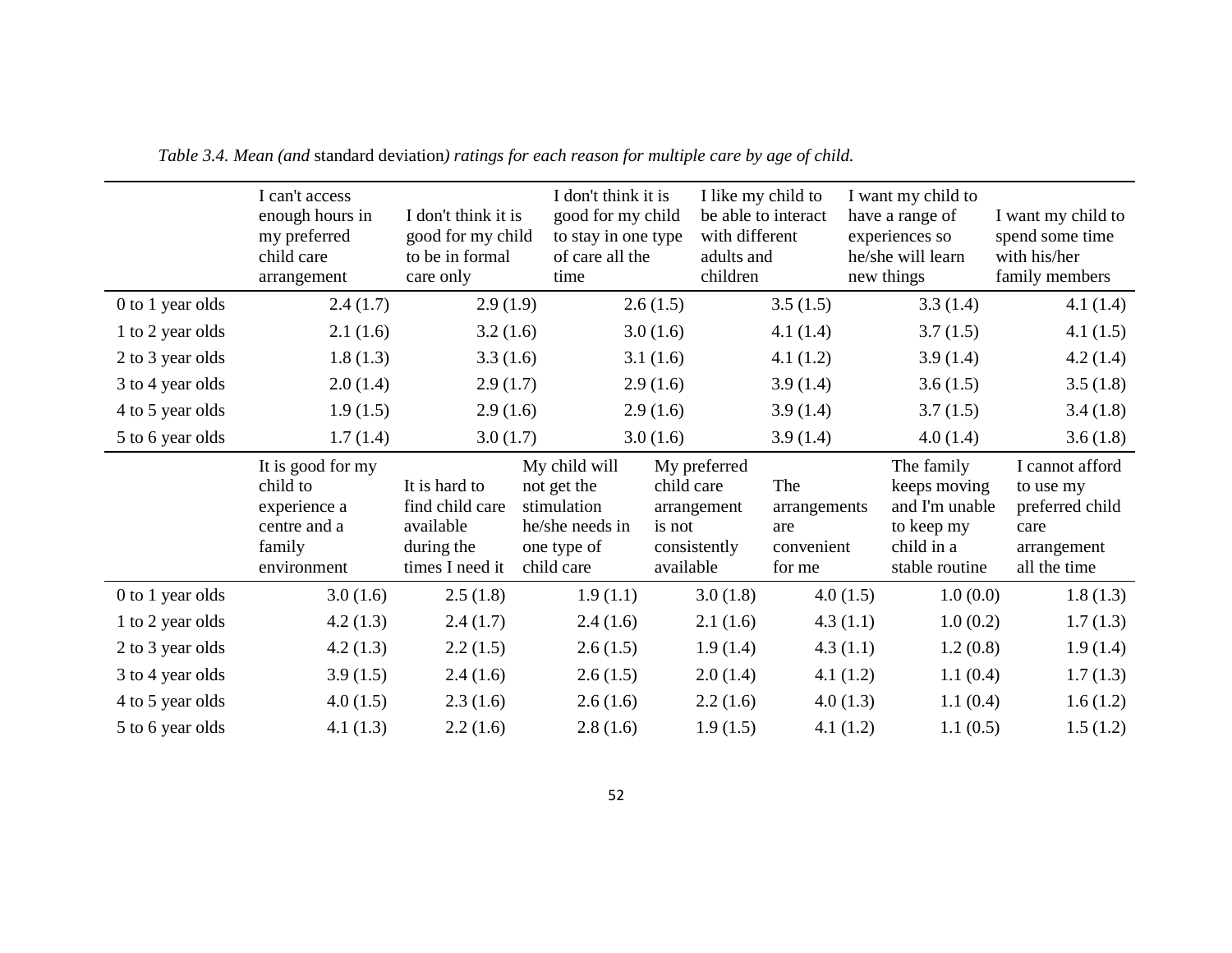*Table 3.4. Mean (and* standard deviation*) ratings for each reason for multiple care by age of child.*

| | I can't access enough hours in my preferred child care arrangement | I don't think it is good for my child to be in formal care only | I don't think it is good for my child to stay in one type of care all the time | I like my child to be able to interact with different adults and children | I want my child to have a range of experiences so he/she will learn new things | I want my child to spend some time with his/her family members |
|---|---|---|---|---|---|---|
| 0 to 1 year olds | 2.4 (1.7) | 2.9 (1.9) | 2.6 (1.5) | 3.5 (1.5) | 3.3 (1.4) | 4.1 (1.4) |
| 1 to 2 year olds | 2.1 (1.6) | 3.2 (1.6) | 3.0 (1.6) | 4.1 (1.4) | 3.7 (1.5) | 4.1 (1.5) |
| 2 to 3 year olds | 1.8 (1.3) | 3.3 (1.6) | 3.1 (1.6) | 4.1 (1.2) | 3.9 (1.4) | 4.2 (1.4) |
| 3 to 4 year olds | 2.0 (1.4) | 2.9 (1.7) | 2.9 (1.6) | 3.9 (1.4) | 3.6 (1.5) | 3.5 (1.8) |
| 4 to 5 year olds | 1.9 (1.5) | 2.9 (1.6) | 2.9 (1.6) | 3.9 (1.4) | 3.7 (1.5) | 3.4 (1.8) |
| 5 to 6 year olds | 1.7 (1.4) | 3.0 (1.7) | 3.0 (1.6) | 3.9 (1.4) | 4.0 (1.4) | 3.6 (1.8) |

| | It is good for my child to experience a centre and a family environment | It is hard to find child care available during the times I need it | My child will not get the stimulation he/she needs in one type of child care | My preferred child care arrangement is not consistently available | The arrangements are convenient for me | The family keeps moving and I'm unable to keep my child in a stable routine | I cannot afford to use my preferred child care arrangement all the time |
|---|---|---|---|---|---|---|---|
| 0 to 1 year olds | 3.0 (1.6) | 2.5 (1.8) | 1.9 (1.1) | 3.0 (1.8) | 4.0 (1.5) | 1.0 (0.0) | 1.8 (1.3) |
| 1 to 2 year olds | 4.2 (1.3) | 2.4 (1.7) | 2.4 (1.6) | 2.1 (1.6) | 4.3 (1.1) | 1.0 (0.2) | 1.7 (1.3) |
| 2 to 3 year olds | 4.2 (1.3) | 2.2 (1.5) | 2.6 (1.5) | 1.9 (1.4) | 4.3 (1.1) | 1.2 (0.8) | 1.9 (1.4) |
| 3 to 4 year olds | 3.9 (1.5) | 2.4 (1.6) | 2.6 (1.5) | 2.0 (1.4) | 4.1 (1.2) | 1.1 (0.4) | 1.7 (1.3) |
| 4 to 5 year olds | 4.0 (1.5) | 2.3 (1.6) | 2.6 (1.6) | 2.2 (1.6) | 4.0 (1.3) | 1.1 (0.4) | 1.6 (1.2) |
| 5 to 6 year olds | 4.1 (1.3) | 2.2 (1.6) | 2.8 (1.6) | 1.9 (1.5) | 4.1 (1.2) | 1.1 (0.5) | 1.5 (1.2) |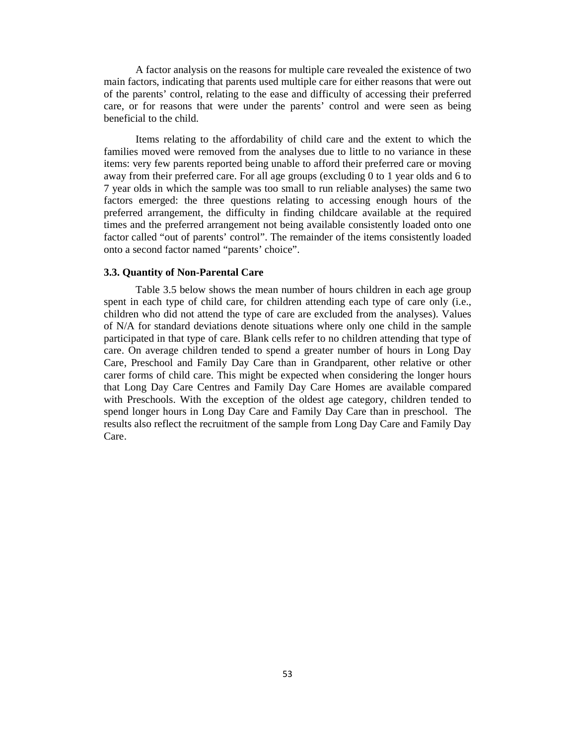A factor analysis on the reasons for multiple care revealed the existence of two main factors, indicating that parents used multiple care for either reasons that were out of the parents' control, relating to the ease and difficulty of accessing their preferred care, or for reasons that were under the parents' control and were seen as being beneficial to the child.

Items relating to the affordability of child care and the extent to which the families moved were removed from the analyses due to little to no variance in these items: very few parents reported being unable to afford their preferred care or moving away from their preferred care. For all age groups (excluding 0 to 1 year olds and 6 to 7 year olds in which the sample was too small to run reliable analyses) the same two factors emerged: the three questions relating to accessing enough hours of the preferred arrangement, the difficulty in finding childcare available at the required times and the preferred arrangement not being available consistently loaded onto one factor called "out of parents' control". The remainder of the items consistently loaded onto a second factor named "parents' choice".

### 3.3. Quantity of Non-Parental Care

Table 3.5 below shows the mean number of hours children in each age group spent in each type of child care, for children attending each type of care only (i.e., children who did not attend the type of care are excluded from the analyses). Values of N/A for standard deviations denote situations where only one child in the sample participated in that type of care. Blank cells refer to no children attending that type of care. On average children tended to spend a greater number of hours in Long Day Care, Preschool and Family Day Care than in Grandparent, other relative or other carer forms of child care. This might be expected when considering the longer hours that Long Day Care Centres and Family Day Care Homes are available compared with Preschools. With the exception of the oldest age category, children tended to spend longer hours in Long Day Care and Family Day Care than in preschool. The results also reflect the recruitment of the sample from Long Day Care and Family Day Care.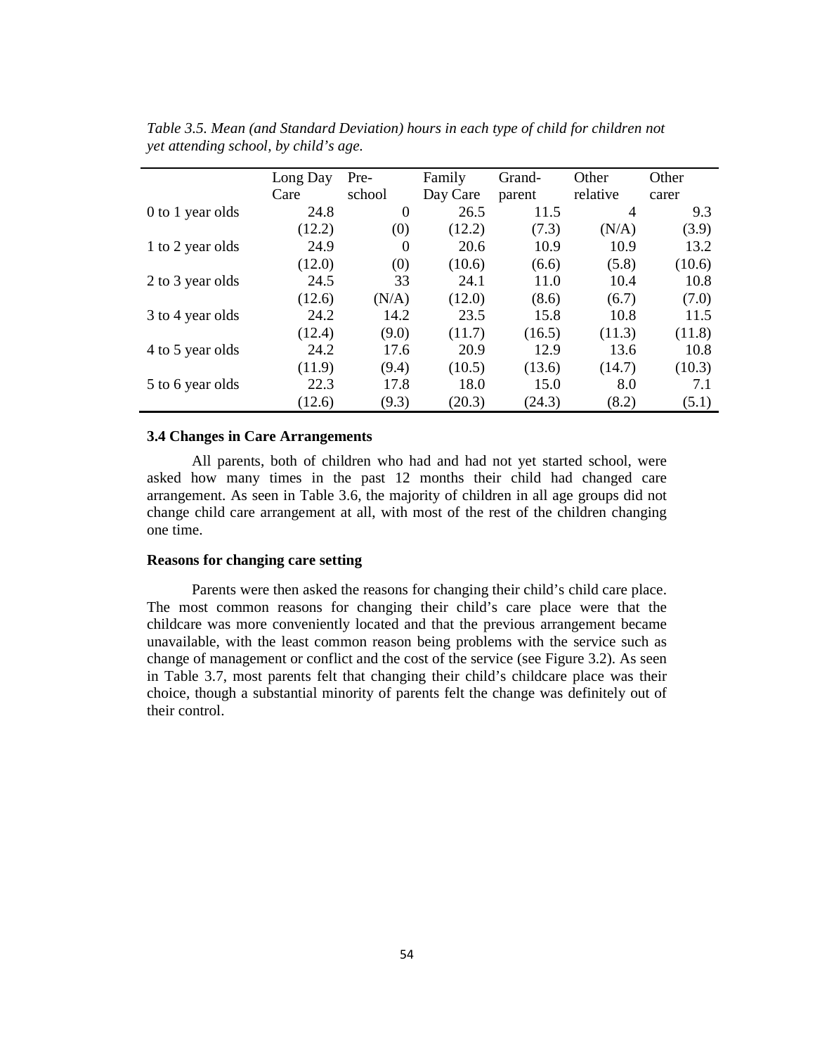*Table 3.5. Mean (and Standard Deviation) hours in each type of child for children not yet attending school, by child's age.*

| | Long Day Care | Pre-school | Family Day Care | Grand-parent | Other relative | Other carer |
|---|---|---|---|---|---|---|
| 0 to 1 year olds | 24.8 | 0 | 26.5 | 11.5 | 4 | 9.3 |
| | (12.2) | (0) | (12.2) | (7.3) | (N/A) | (3.9) |
| 1 to 2 year olds | 24.9 | 0 | 20.6 | 10.9 | 10.9 | 13.2 |
| | (12.0) | (0) | (10.6) | (6.6) | (5.8) | (10.6) |
| 2 to 3 year olds | 24.5 | 33 | 24.1 | 11.0 | 10.4 | 10.8 |
| | (12.6) | (N/A) | (12.0) | (8.6) | (6.7) | (7.0) |
| 3 to 4 year olds | 24.2 | 14.2 | 23.5 | 15.8 | 10.8 | 11.5 |
| | (12.4) | (9.0) | (11.7) | (16.5) | (11.3) | (11.8) |
| 4 to 5 year olds | 24.2 | 17.6 | 20.9 | 12.9 | 13.6 | 10.8 |
| | (11.9) | (9.4) | (10.5) | (13.6) | (14.7) | (10.3) |
| 5 to 6 year olds | 22.3 | 17.8 | 18.0 | 15.0 | 8.0 | 7.1 |
| | (12.6) | (9.3) | (20.3) | (24.3) | (8.2) | (5.1) |

### 3.4 Changes in Care Arrangements

All parents, both of children who had and had not yet started school, were asked how many times in the past 12 months their child had changed care arrangement. As seen in Table 3.6, the majority of children in all age groups did not change child care arrangement at all, with most of the rest of the children changing one time.

#### Reasons for changing care setting

Parents were then asked the reasons for changing their child's child care place. The most common reasons for changing their child's care place were that the childcare was more conveniently located and that the previous arrangement became unavailable, with the least common reason being problems with the service such as change of management or conflict and the cost of the service (see Figure 3.2). As seen in Table 3.7, most parents felt that changing their child's childcare place was their choice, though a substantial minority of parents felt the change was definitely out of their control.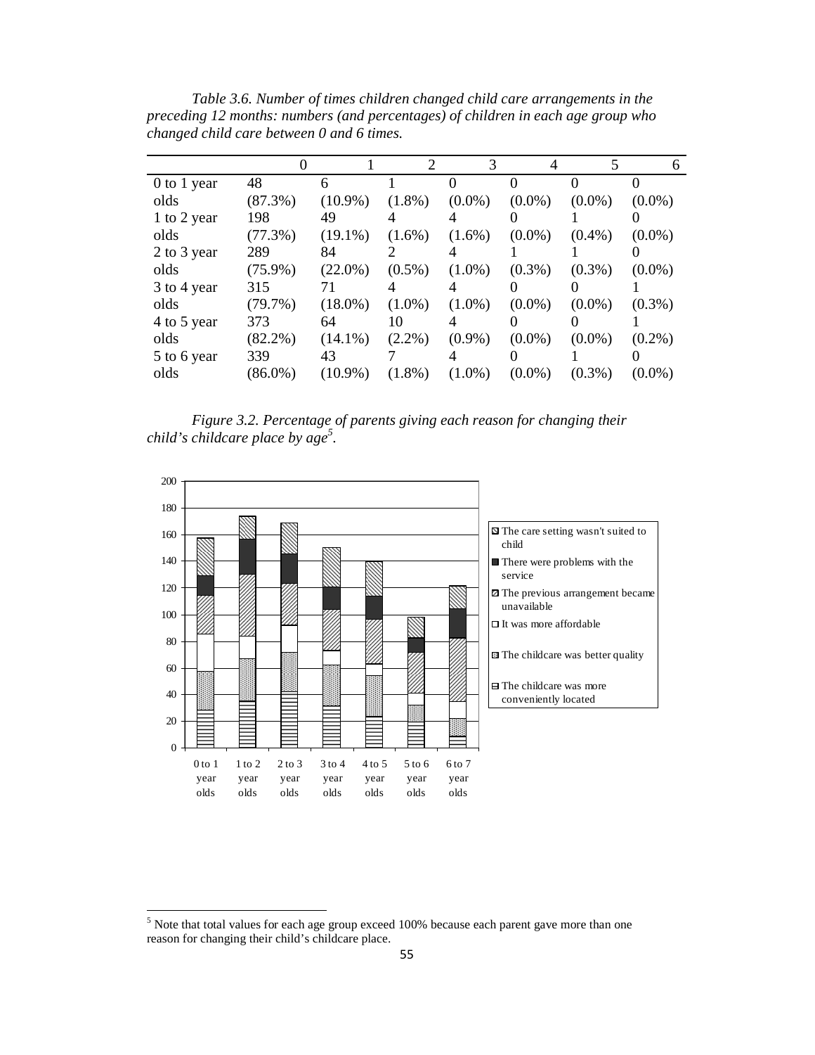*Table 3.6. Number of times children changed child care arrangements in the preceding 12 months: numbers (and percentages) of children in each age group who changed child care between 0 and 6 times.*

| | 0 | 1 | 2 | 3 | 4 | 5 | 6 |
|---|---|---|---|---|---|---|---|
| 0 to 1 year olds | 48 (87.3%) | 6 (10.9%) | 1 (1.8%) | 0 (0.0%) | 0 (0.0%) | 0 (0.0%) | 0 (0.0%) |
| 1 to 2 year olds | 198 (77.3%) | 49 (19.1%) | 4 (1.6%) | 4 (1.6%) | 0 (0.0%) | 1 (0.4%) | 0 (0.0%) |
| 2 to 3 year olds | 289 (75.9%) | 84 (22.0%) | 2 (0.5%) | 4 (1.0%) | 1 (0.3%) | 1 (0.3%) | 0 (0.0%) |
| 3 to 4 year olds | 315 (79.7%) | 71 (18.0%) | 4 (1.0%) | 4 (1.0%) | 0 (0.0%) | 0 (0.0%) | 1 (0.3%) |
| 4 to 5 year olds | 373 (82.2%) | 64 (14.1%) | 10 (2.2%) | 4 (0.9%) | 0 (0.0%) | 0 (0.0%) | 1 (0.2%) |
| 5 to 6 year olds | 339 (86.0%) | 43 (10.9%) | 7 (1.8%) | 4 (1.0%) | 0 (0.0%) | 1 (0.3%) | 0 (0.0%) |

*Figure 3.2. Percentage of parents giving each reason for changing their child's childcare place by age*[5].

[5] Note that total values for each age group exceed 100% because each parent gave more than one reason for changing their child's childcare place.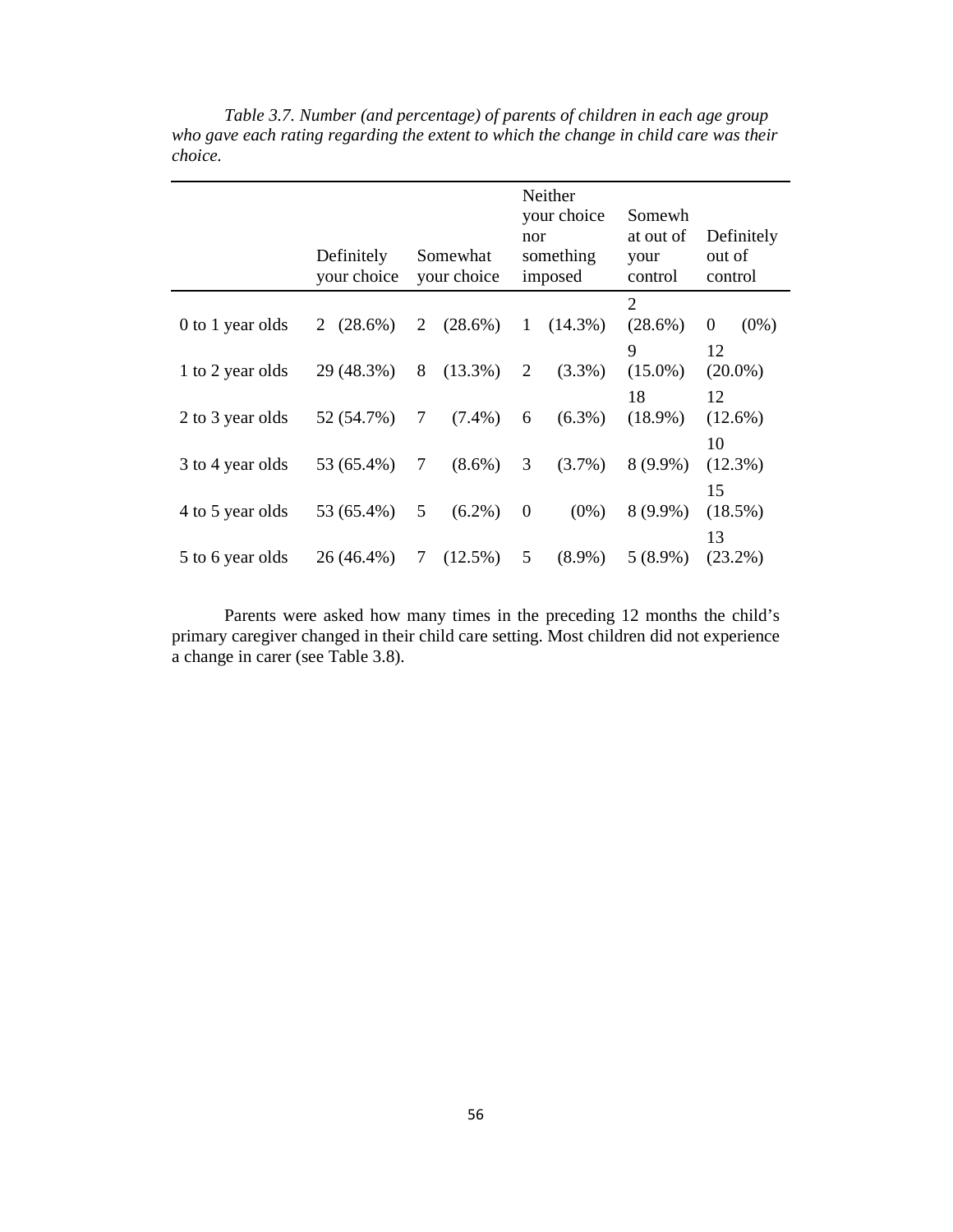*Table 3.7. Number (and percentage) of parents of children in each age group who gave each rating regarding the extent to which the change in child care was their choice.*

| | Definitely your choice | Somewhat your choice | Neither your choice nor something imposed | Somewhat out of your control | Definitely out of control |
|---|---|---|---|---|---|
| 0 to 1 year olds | 2 (28.6%) | 2 (28.6%) | 1 (14.3%) | 2 (28.6%) | 0 (0%) |
| 1 to 2 year olds | 29 (48.3%) | 8 (13.3%) | 2 (3.3%) | 9 (15.0%) | 12 (20.0%) |
| 2 to 3 year olds | 52 (54.7%) | 7 (7.4%) | 6 (6.3%) | 18 (18.9%) | 12 (12.6%) |
| 3 to 4 year olds | 53 (65.4%) | 7 (8.6%) | 3 (3.7%) | 8 (9.9%) | 10 (12.3%) |
| 4 to 5 year olds | 53 (65.4%) | 5 (6.2%) | 0 (0%) | 8 (9.9%) | 15 (18.5%) |
| 5 to 6 year olds | 26 (46.4%) | 7 (12.5%) | 5 (8.9%) | 5 (8.9%) | 13 (23.2%) |

Parents were asked how many times in the preceding 12 months the child's primary caregiver changed in their child care setting. Most children did not experience a change in carer (see Table 3.8).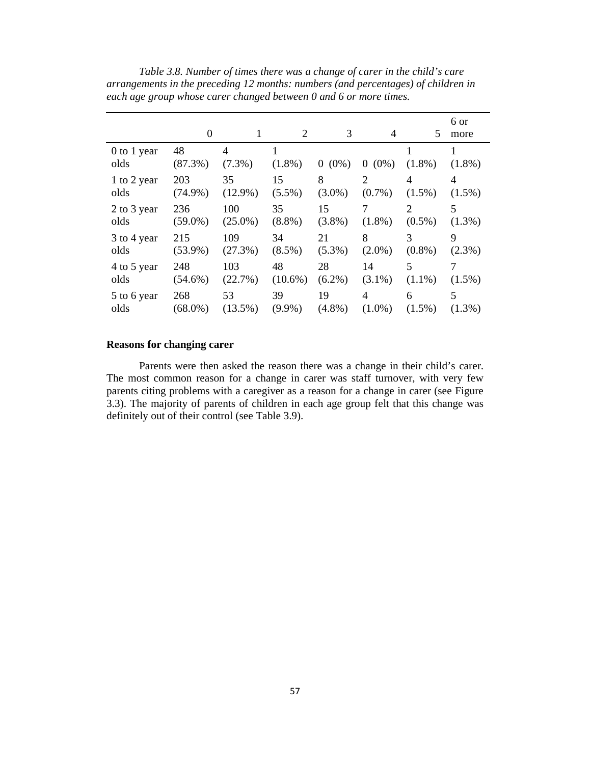*Table 3.8. Number of times there was a change of carer in the child's care arrangements in the preceding 12 months: numbers (and percentages) of children in each age group whose carer changed between 0 and 6 or more times.*

| | 0 | 1 | 2 | 3 | 4 | 5 | 6 or more |
|---|---|---|---|---|---|---|---|
| 0 to 1 year olds | 48 (87.3%) | 4 (7.3%) | 1 (1.8%) | 0 (0%) | 0 (0%) | 1 (1.8%) | 1 (1.8%) |
| 1 to 2 year olds | 203 (74.9%) | 35 (12.9%) | 15 (5.5%) | 8 (3.0%) | 2 (0.7%) | 4 (1.5%) | 4 (1.5%) |
| 2 to 3 year olds | 236 (59.0%) | 100 (25.0%) | 35 (8.8%) | 15 (3.8%) | 7 (1.8%) | 2 (0.5%) | 5 (1.3%) |
| 3 to 4 year olds | 215 (53.9%) | 109 (27.3%) | 34 (8.5%) | 21 (5.3%) | 8 (2.0%) | 3 (0.8%) | 9 (2.3%) |
| 4 to 5 year olds | 248 (54.6%) | 103 (22.7%) | 48 (10.6%) | 28 (6.2%) | 14 (3.1%) | 5 (1.1%) | 7 (1.5%) |
| 5 to 6 year olds | 268 (68.0%) | 53 (13.5%) | 39 (9.9%) | 19 (4.8%) | 4 (1.0%) | 6 (1.5%) | 5 (1.3%) |

**Reasons for changing carer**

Parents were then asked the reason there was a change in their child's carer. The most common reason for a change in carer was staff turnover, with very few parents citing problems with a caregiver as a reason for a change in carer (see Figure 3.3). The majority of parents of children in each age group felt that this change was definitely out of their control (see Table 3.9).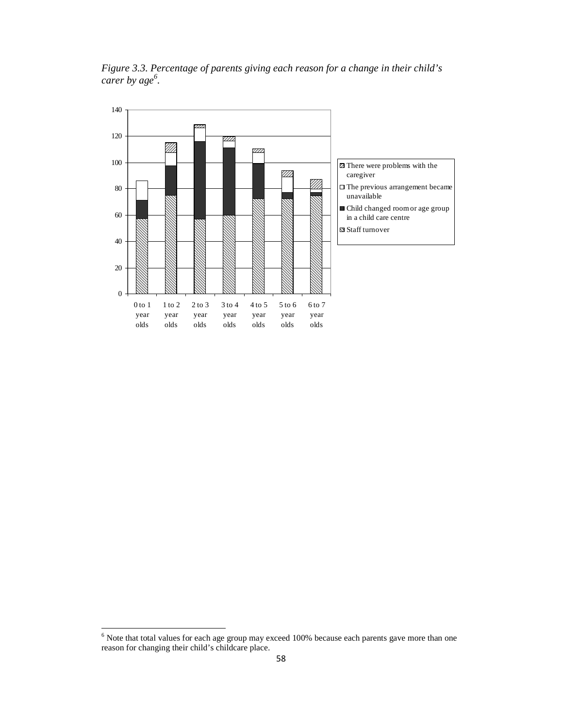*Figure 3.3. Percentage of parents giving each reason for a change in their child's carer by age[6].*

[6] Note that total values for each age group may exceed 100% because each parents gave more than one reason for changing their child's childcare place.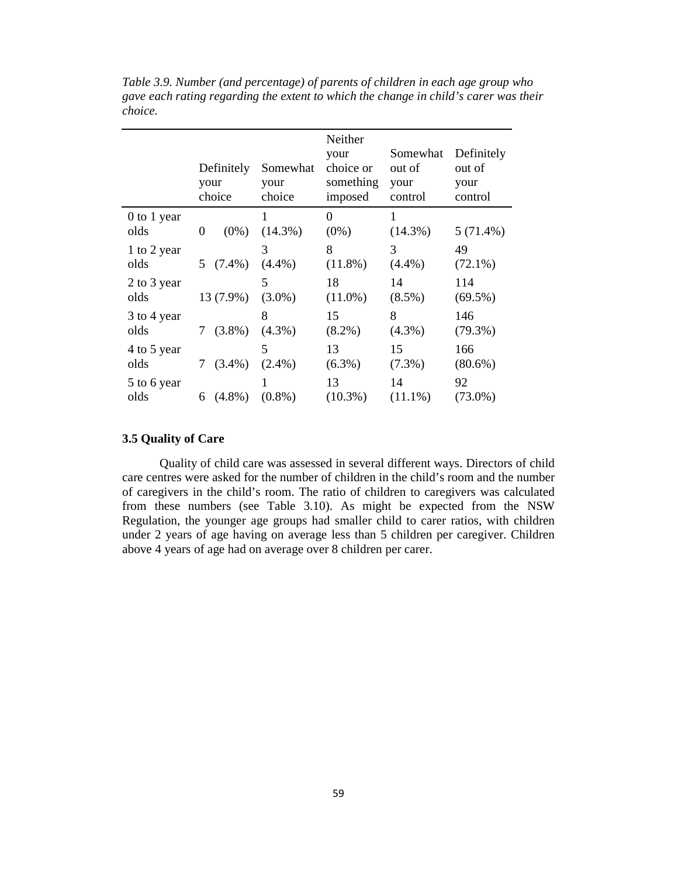*Table 3.9. Number (and percentage) of parents of children in each age group who gave each rating regarding the extent to which the change in child's carer was their choice.*

| | Definitely your choice | Somewhat your choice | Neither your choice or something imposed | Somewhat out of your control | Definitely out of your control |
|---|---|---|---|---|---|
| 0 to 1 year olds | 0 (0%) | 1 (14.3%) | 0 (0%) | 1 (14.3%) | 5 (71.4%) |
| 1 to 2 year olds | 5 (7.4%) | 3 (4.4%) | 8 (11.8%) | 3 (4.4%) | 49 (72.1%) |
| 2 to 3 year olds | 13 (7.9%) | 5 (3.0%) | 18 (11.0%) | 14 (8.5%) | 114 (69.5%) |
| 3 to 4 year olds | 7 (3.8%) | 8 (4.3%) | 15 (8.2%) | 8 (4.3%) | 146 (79.3%) |
| 4 to 5 year olds | 7 (3.4%) | 5 (2.4%) | 13 (6.3%) | 15 (7.3%) | 166 (80.6%) |
| 5 to 6 year olds | 6 (4.8%) | 1 (0.8%) | 13 (10.3%) | 14 (11.1%) | 92 (73.0%) |

### 3.5 Quality of Care

Quality of child care was assessed in several different ways. Directors of child care centres were asked for the number of children in the child's room and the number of caregivers in the child's room. The ratio of children to caregivers was calculated from these numbers (see Table 3.10). As might be expected from the NSW Regulation, the younger age groups had smaller child to carer ratios, with children under 2 years of age having on average less than 5 children per caregiver. Children above 4 years of age had on average over 8 children per carer.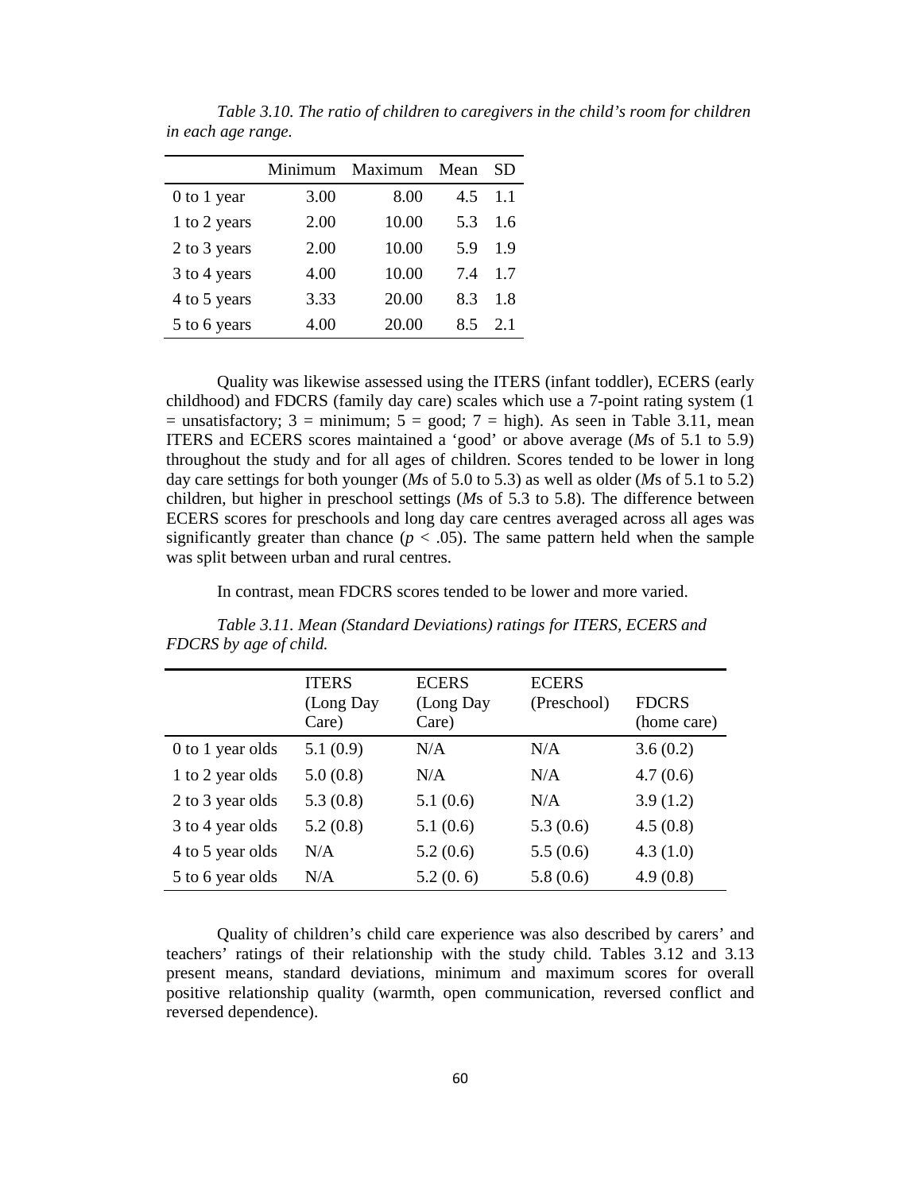*Table 3.10. The ratio of children to caregivers in the child's room for children in each age range.*

| | Minimum | Maximum | Mean | SD |
|---|---|---|---|---|
| 0 to 1 year | 3.00 | 8.00 | 4.5 | 1.1 |
| 1 to 2 years | 2.00 | 10.00 | 5.3 | 1.6 |
| 2 to 3 years | 2.00 | 10.00 | 5.9 | 1.9 |
| 3 to 4 years | 4.00 | 10.00 | 7.4 | 1.7 |
| 4 to 5 years | 3.33 | 20.00 | 8.3 | 1.8 |
| 5 to 6 years | 4.00 | 20.00 | 8.5 | 2.1 |

Quality was likewise assessed using the ITERS (infant toddler), ECERS (early childhood) and FDCRS (family day care) scales which use a 7-point rating system (1 = unsatisfactory; 3 = minimum; 5 = good; 7 = high). As seen in Table 3.11, mean ITERS and ECERS scores maintained a 'good' or above average (*M*s of 5.1 to 5.9) throughout the study and for all ages of children. Scores tended to be lower in long day care settings for both younger (*M*s of 5.0 to 5.3) as well as older (*M*s of 5.1 to 5.2) children, but higher in preschool settings (*M*s of 5.3 to 5.8). The difference between ECERS scores for preschools and long day care centres averaged across all ages was significantly greater than chance ($p < .05$). The same pattern held when the sample was split between urban and rural centres.

In contrast, mean FDCRS scores tended to be lower and more varied.

*Table 3.11. Mean (Standard Deviations) ratings for ITERS, ECERS and FDCRS by age of child.*

| | ITERS (Long Day Care) | ECERS (Long Day Care) | ECERS (Preschool) | FDCRS (home care) |
|---|---|---|---|---|
| 0 to 1 year olds | 5.1 (0.9) | N/A | N/A | 3.6 (0.2) |
| 1 to 2 year olds | 5.0 (0.8) | N/A | N/A | 4.7 (0.6) |
| 2 to 3 year olds | 5.3 (0.8) | 5.1 (0.6) | N/A | 3.9 (1.2) |
| 3 to 4 year olds | 5.2 (0.8) | 5.1 (0.6) | 5.3 (0.6) | 4.5 (0.8) |
| 4 to 5 year olds | N/A | 5.2 (0.6) | 5.5 (0.6) | 4.3 (1.0) |
| 5 to 6 year olds | N/A | 5.2 (0. 6) | 5.8 (0.6) | 4.9 (0.8) |

Quality of children's child care experience was also described by carers' and teachers' ratings of their relationship with the study child. Tables 3.12 and 3.13 present means, standard deviations, minimum and maximum scores for overall positive relationship quality (warmth, open communication, reversed conflict and reversed dependence).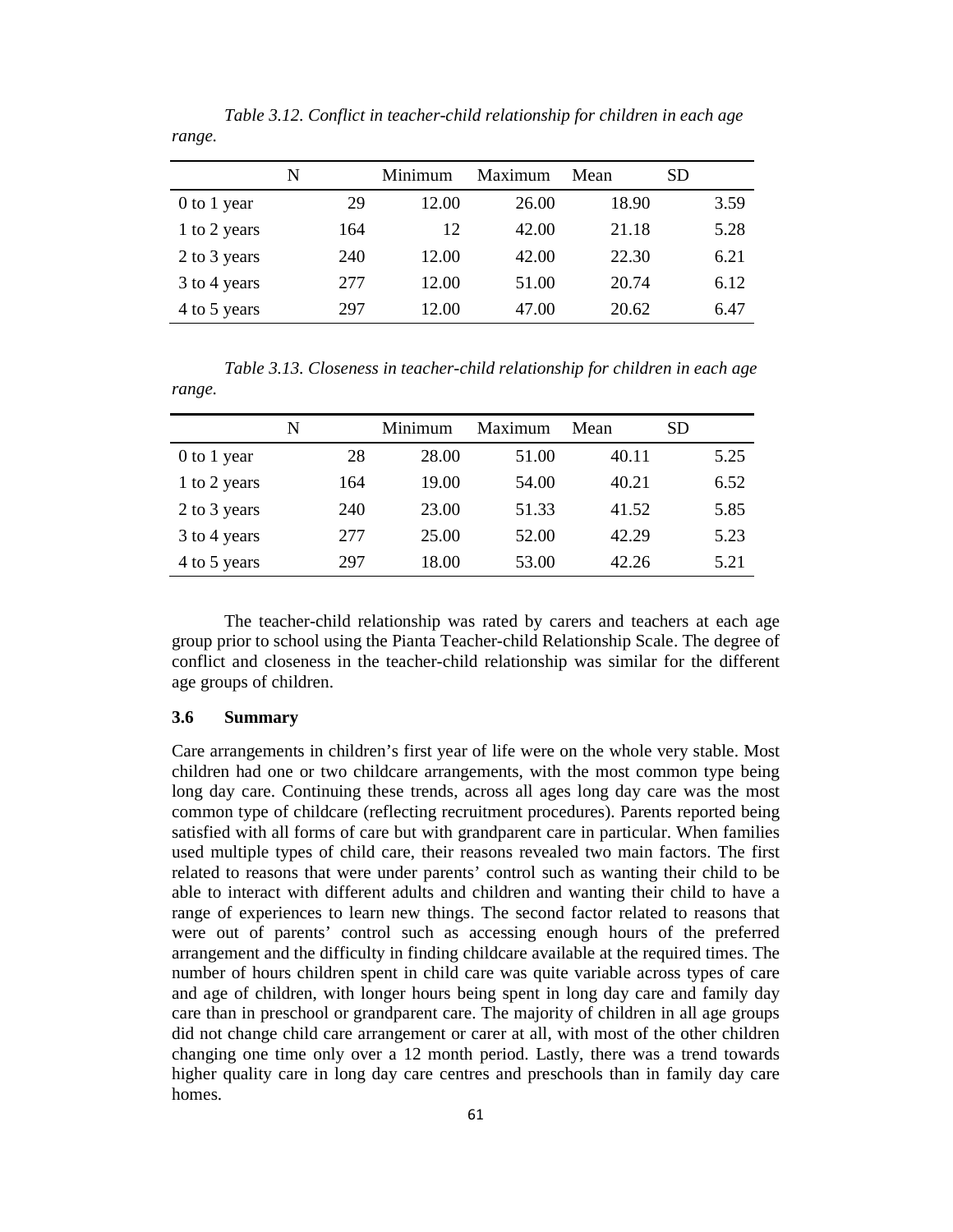*Table 3.12. Conflict in teacher-child relationship for children in each age range.*

| | N | Minimum | Maximum | Mean | SD |
|---|---|---|---|---|---|
| 0 to 1 year | 29 | 12.00 | 26.00 | 18.90 | 3.59 |
| 1 to 2 years | 164 | 12 | 42.00 | 21.18 | 5.28 |
| 2 to 3 years | 240 | 12.00 | 42.00 | 22.30 | 6.21 |
| 3 to 4 years | 277 | 12.00 | 51.00 | 20.74 | 6.12 |
| 4 to 5 years | 297 | 12.00 | 47.00 | 20.62 | 6.47 |

*Table 3.13. Closeness in teacher-child relationship for children in each age range.*

| | N | Minimum | Maximum | Mean | SD |
|---|---|---|---|---|---|
| 0 to 1 year | 28 | 28.00 | 51.00 | 40.11 | 5.25 |
| 1 to 2 years | 164 | 19.00 | 54.00 | 40.21 | 6.52 |
| 2 to 3 years | 240 | 23.00 | 51.33 | 41.52 | 5.85 |
| 3 to 4 years | 277 | 25.00 | 52.00 | 42.29 | 5.23 |
| 4 to 5 years | 297 | 18.00 | 53.00 | 42.26 | 5.21 |

The teacher-child relationship was rated by carers and teachers at each age group prior to school using the Pianta Teacher-child Relationship Scale. The degree of conflict and closeness in the teacher-child relationship was similar for the different age groups of children.

### 3.6 Summary

Care arrangements in children's first year of life were on the whole very stable. Most children had one or two childcare arrangements, with the most common type being long day care. Continuing these trends, across all ages long day care was the most common type of childcare (reflecting recruitment procedures). Parents reported being satisfied with all forms of care but with grandparent care in particular. When families used multiple types of child care, their reasons revealed two main factors. The first related to reasons that were under parents' control such as wanting their child to be able to interact with different adults and children and wanting their child to have a range of experiences to learn new things. The second factor related to reasons that were out of parents' control such as accessing enough hours of the preferred arrangement and the difficulty in finding childcare available at the required times. The number of hours children spent in child care was quite variable across types of care and age of children, with longer hours being spent in long day care and family day care than in preschool or grandparent care. The majority of children in all age groups did not change child care arrangement or carer at all, with most of the other children changing one time only over a 12 month period. Lastly, there was a trend towards higher quality care in long day care centres and preschools than in family day care homes.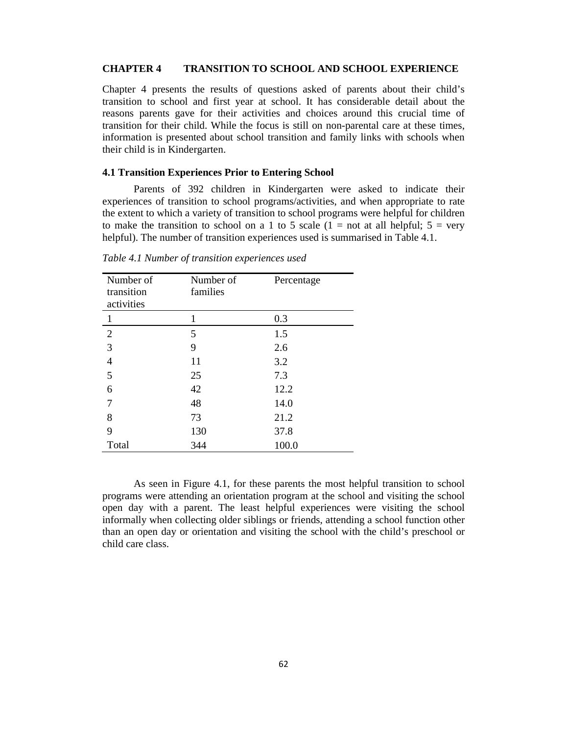# CHAPTER 4 TRANSITION TO SCHOOL AND SCHOOL EXPERIENCE

Chapter 4 presents the results of questions asked of parents about their child's transition to school and first year at school. It has considerable detail about the reasons parents gave for their activities and choices around this crucial time of transition for their child. While the focus is still on non-parental care at these times, information is presented about school transition and family links with schools when their child is in Kindergarten.

## 4.1 Transition Experiences Prior to Entering School

Parents of 392 children in Kindergarten were asked to indicate their experiences of transition to school programs/activities, and when appropriate to rate the extent to which a variety of transition to school programs were helpful for children to make the transition to school on a 1 to 5 scale (1 = not at all helpful; 5 = very helpful). The number of transition experiences used is summarised in Table 4.1.

*Table 4.1 Number of transition experiences used*

| Number of transition activities | Number of families | Percentage |
|---|---|---|
| 1 | 1 | 0.3 |
| 2 | 5 | 1.5 |
| 3 | 9 | 2.6 |
| 4 | 11 | 3.2 |
| 5 | 25 | 7.3 |
| 6 | 42 | 12.2 |
| 7 | 48 | 14.0 |
| 8 | 73 | 21.2 |
| 9 | 130 | 37.8 |
| Total | 344 | 100.0 |

As seen in Figure 4.1, for these parents the most helpful transition to school programs were attending an orientation program at the school and visiting the school open day with a parent. The least helpful experiences were visiting the school informally when collecting older siblings or friends, attending a school function other than an open day or orientation and visiting the school with the child's preschool or child care class.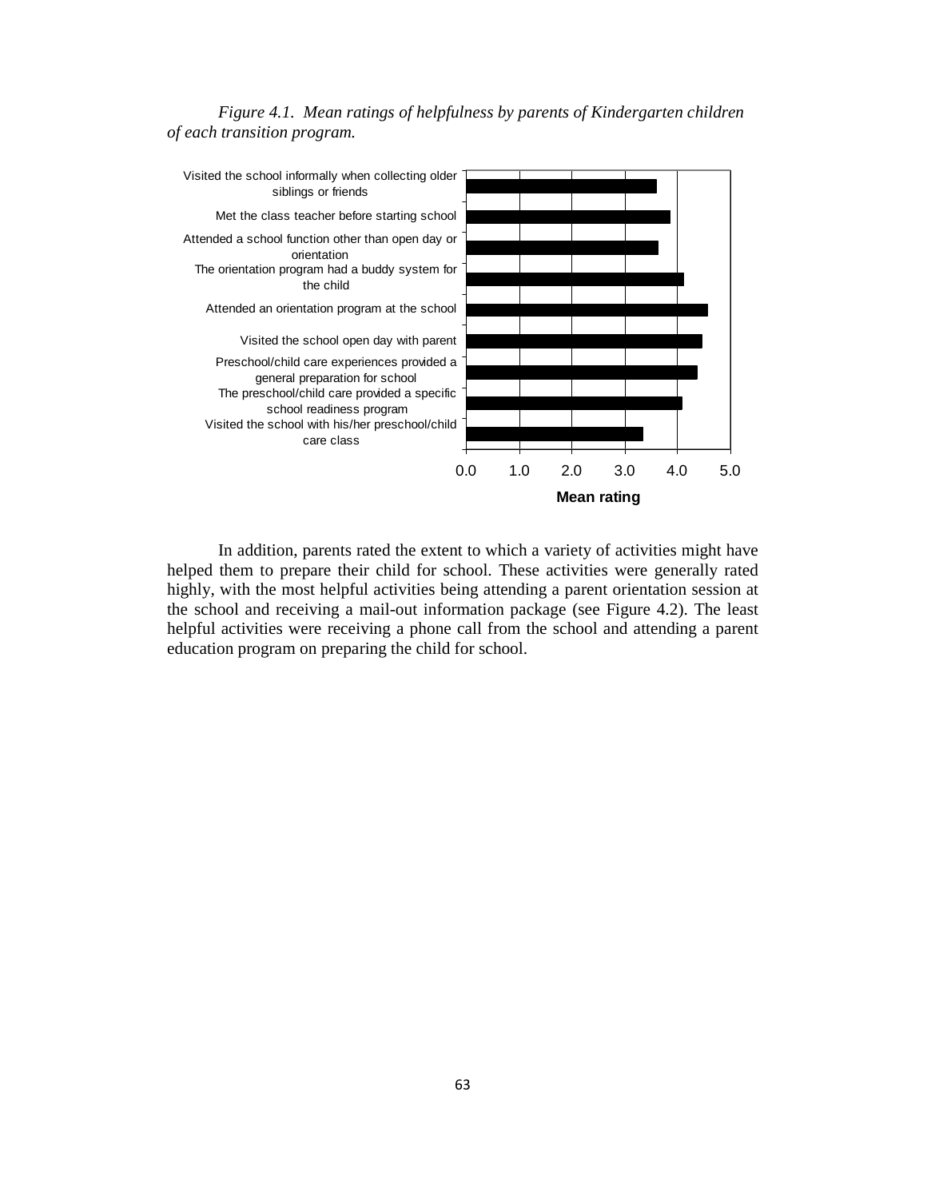*Figure 4.1. Mean ratings of helpfulness by parents of Kindergarten children of each transition program.*

In addition, parents rated the extent to which a variety of activities might have helped them to prepare their child for school. These activities were generally rated highly, with the most helpful activities being attending a parent orientation session at the school and receiving a mail-out information package (see Figure 4.2). The least helpful activities were receiving a phone call from the school and attending a parent education program on preparing the child for school.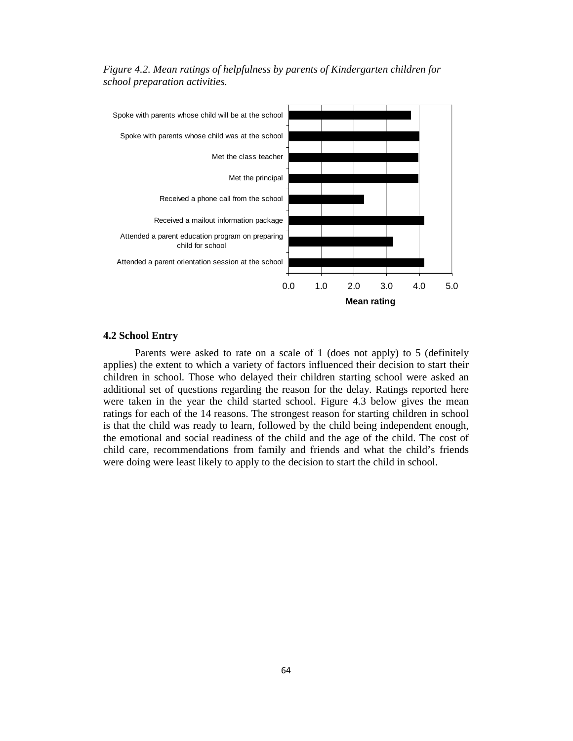*Figure 4.2. Mean ratings of helpfulness by parents of Kindergarten children for school preparation activities.*

### 4.2 School Entry

Parents were asked to rate on a scale of 1 (does not apply) to 5 (definitely applies) the extent to which a variety of factors influenced their decision to start their children in school. Those who delayed their children starting school were asked an additional set of questions regarding the reason for the delay. Ratings reported here were taken in the year the child started school. Figure 4.3 below gives the mean ratings for each of the 14 reasons. The strongest reason for starting children in school is that the child was ready to learn, followed by the child being independent enough, the emotional and social readiness of the child and the age of the child. The cost of child care, recommendations from family and friends and what the child's friends were doing were least likely to apply to the decision to start the child in school.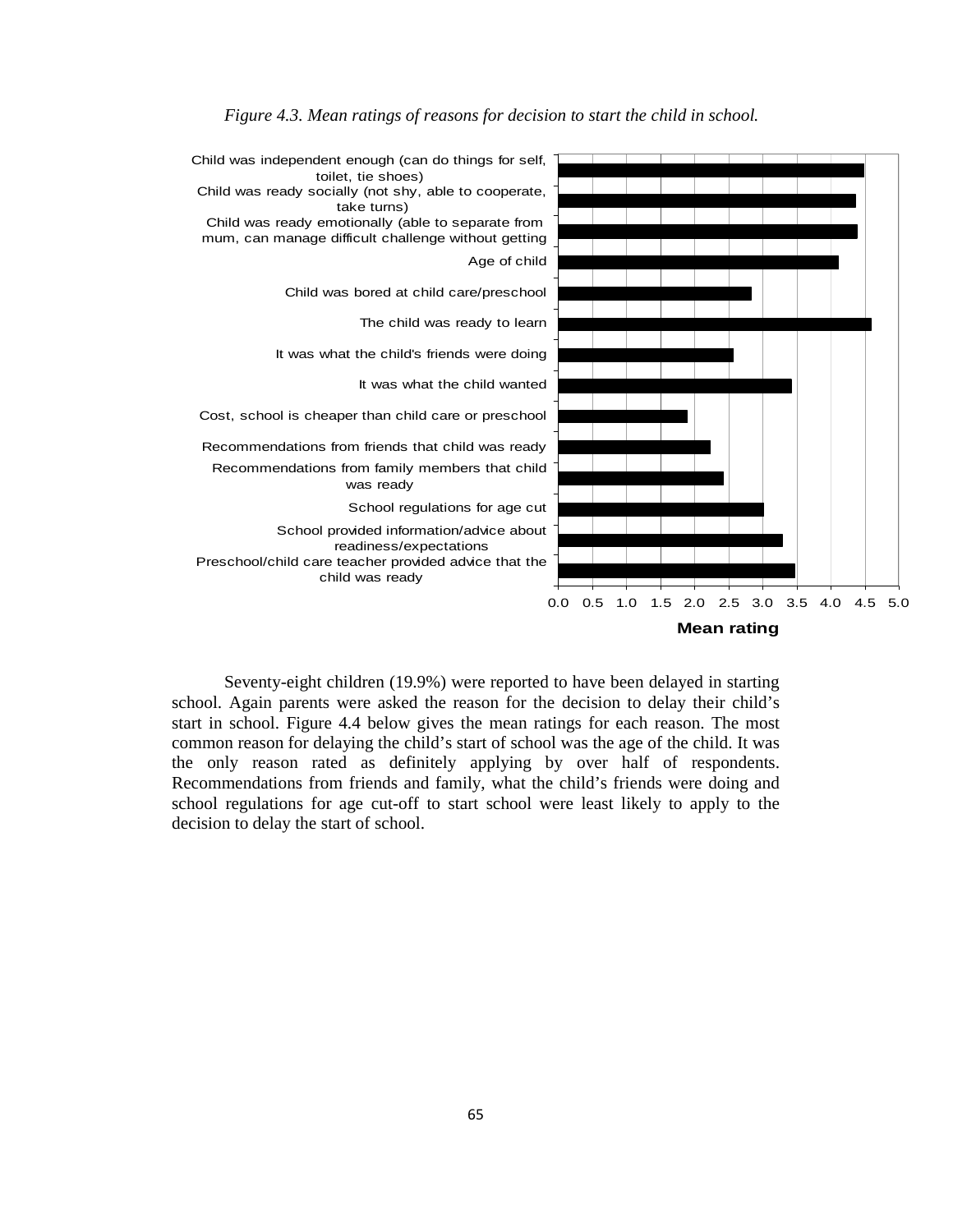*Figure 4.3. Mean ratings of reasons for decision to start the child in school.*

Seventy-eight children (19.9%) were reported to have been delayed in starting school. Again parents were asked the reason for the decision to delay their child's start in school. Figure 4.4 below gives the mean ratings for each reason. The most common reason for delaying the child's start of school was the age of the child. It was the only reason rated as definitely applying by over half of respondents. Recommendations from friends and family, what the child's friends were doing and school regulations for age cut-off to start school were least likely to apply to the decision to delay the start of school.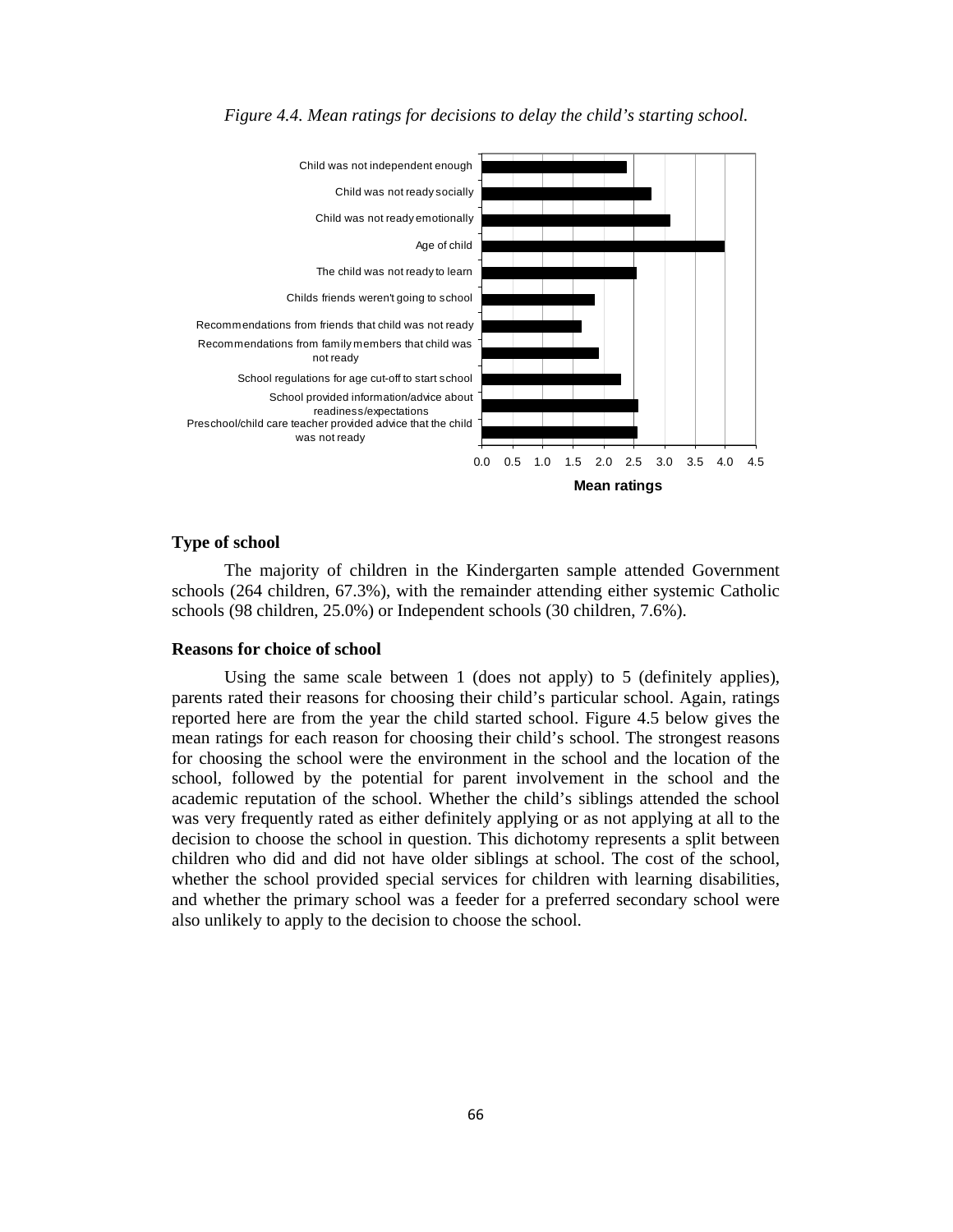*Figure 4.4. Mean ratings for decisions to delay the child's starting school.*

| Reason | Mean rating (approx.) |
|---|---|
| Child was not independent enough | 2.4 |
| Child was not ready socially | 2.8 |
| Child was not ready emotionally | 3.1 |
| Age of child | 4.0 |
| The child was not ready to learn | 2.55 |
| Childs friends weren't going to school | 1.85 |
| Recommendations from friends that child was not ready | 1.65 |
| Recommendations from family members that child was not ready | 1.9 |
| School regulations for age cut-off to start school | 2.3 |
| School provided information/advice about readiness/expectations | 2.6 |
| Preschool/child care teacher provided advice that the child was not ready | 2.55 |

### Type of school

The majority of children in the Kindergarten sample attended Government schools (264 children, 67.3%), with the remainder attending either systemic Catholic schools (98 children, 25.0%) or Independent schools (30 children, 7.6%).

### Reasons for choice of school

Using the same scale between 1 (does not apply) to 5 (definitely applies), parents rated their reasons for choosing their child's particular school. Again, ratings reported here are from the year the child started school. Figure 4.5 below gives the mean ratings for each reason for choosing their child's school. The strongest reasons for choosing the school were the environment in the school and the location of the school, followed by the potential for parent involvement in the school and the academic reputation of the school. Whether the child's siblings attended the school was very frequently rated as either definitely applying or as not applying at all to the decision to choose the school in question. This dichotomy represents a split between children who did and did not have older siblings at school. The cost of the school, whether the school provided special services for children with learning disabilities, and whether the primary school was a feeder for a preferred secondary school were also unlikely to apply to the decision to choose the school.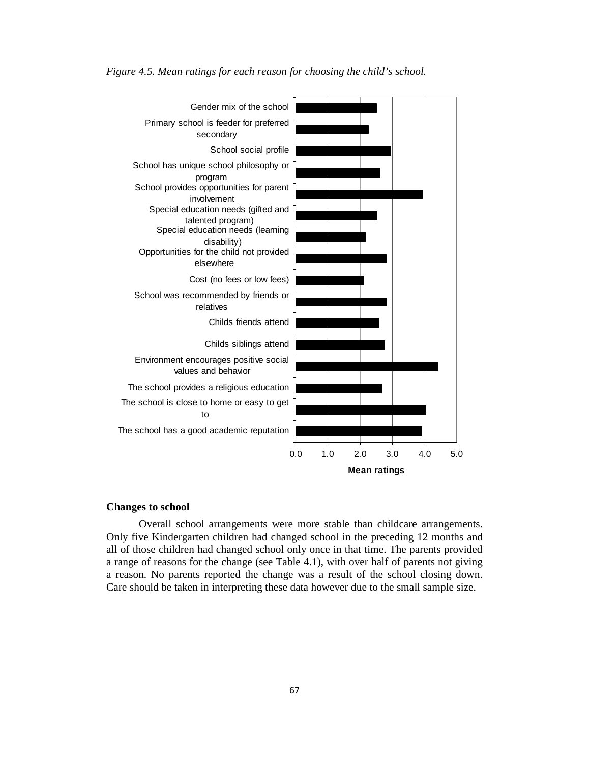*Figure 4.5. Mean ratings for each reason for choosing the child's school.*

### Changes to school

Overall school arrangements were more stable than childcare arrangements. Only five Kindergarten children had changed school in the preceding 12 months and all of those children had changed school only once in that time. The parents provided a range of reasons for the change (see Table 4.1), with over half of parents not giving a reason. No parents reported the change was a result of the school closing down. Care should be taken in interpreting these data however due to the small sample size.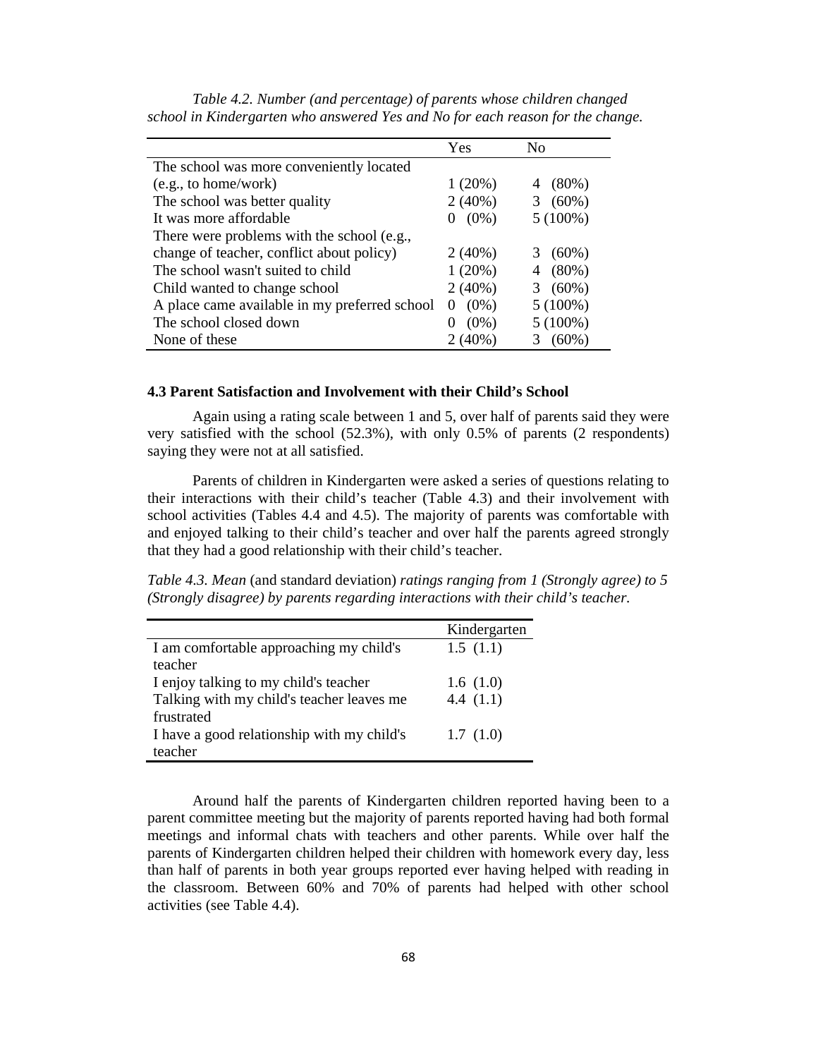*Table 4.2. Number (and percentage) of parents whose children changed school in Kindergarten who answered Yes and No for each reason for the change.*

| | Yes | No |
|---|---|---|
| The school was more conveniently located (e.g., to home/work) | 1 (20%) | 4 (80%) |
| The school was better quality | 2 (40%) | 3 (60%) |
| It was more affordable | 0 (0%) | 5 (100%) |
| There were problems with the school (e.g., change of teacher, conflict about policy) | 2 (40%) | 3 (60%) |
| The school wasn't suited to child | 1 (20%) | 4 (80%) |
| Child wanted to change school | 2 (40%) | 3 (60%) |
| A place came available in my preferred school | 0 (0%) | 5 (100%) |
| The school closed down | 0 (0%) | 5 (100%) |
| None of these | 2 (40%) | 3 (60%) |

### 4.3 Parent Satisfaction and Involvement with their Child's School

Again using a rating scale between 1 and 5, over half of parents said they were very satisfied with the school (52.3%), with only 0.5% of parents (2 respondents) saying they were not at all satisfied.

Parents of children in Kindergarten were asked a series of questions relating to their interactions with their child's teacher (Table 4.3) and their involvement with school activities (Tables 4.4 and 4.5). The majority of parents was comfortable with and enjoyed talking to their child's teacher and over half the parents agreed strongly that they had a good relationship with their child's teacher.

*Table 4.3. Mean* (and standard deviation) *ratings ranging from 1 (Strongly agree) to 5 (Strongly disagree) by parents regarding interactions with their child's teacher.*

| | Kindergarten |
|---|---|
| I am comfortable approaching my child's teacher | 1.5 (1.1) |
| I enjoy talking to my child's teacher | 1.6 (1.0) |
| Talking with my child's teacher leaves me frustrated | 4.4 (1.1) |
| I have a good relationship with my child's teacher | 1.7 (1.0) |

Around half the parents of Kindergarten children reported having been to a parent committee meeting but the majority of parents reported having had both formal meetings and informal chats with teachers and other parents. While over half the parents of Kindergarten children helped their children with homework every day, less than half of parents in both year groups reported ever having helped with reading in the classroom. Between 60% and 70% of parents had helped with other school activities (see Table 4.4).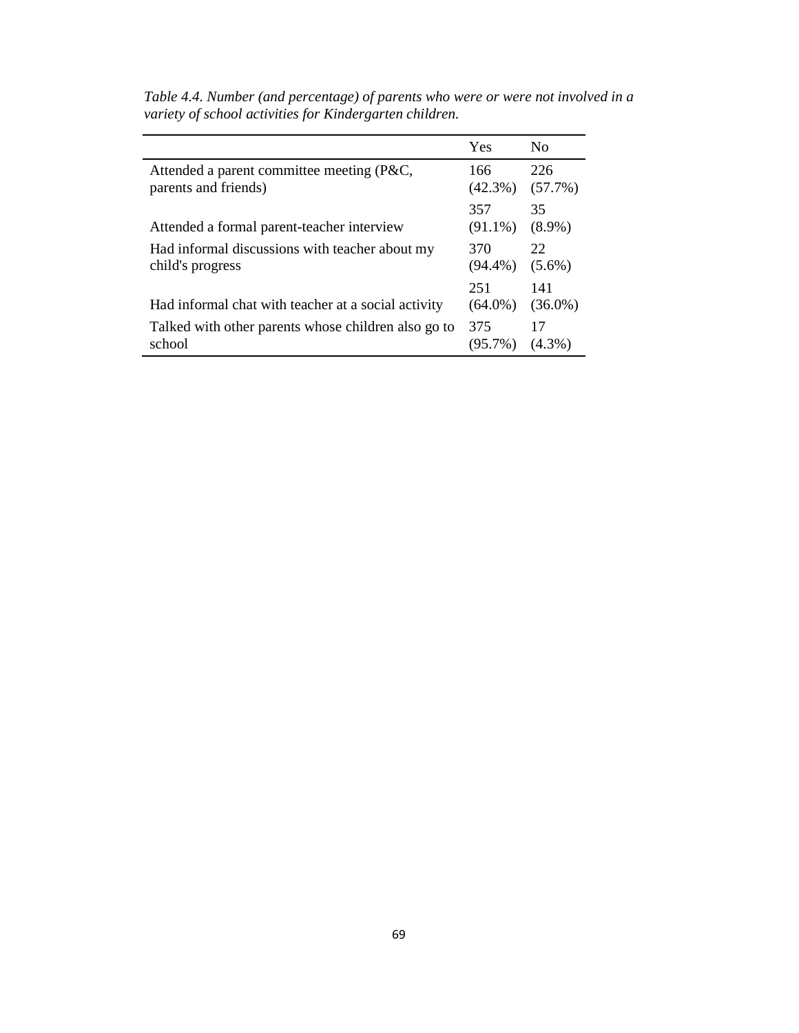*Table 4.4. Number (and percentage) of parents who were or were not involved in a variety of school activities for Kindergarten children.*

| | Yes | No |
|---|---|---|
| Attended a parent committee meeting (P&C, parents and friends) | 166 (42.3%) | 226 (57.7%) |
| Attended a formal parent-teacher interview | 357 (91.1%) | 35 (8.9%) |
| Had informal discussions with teacher about my child's progress | 370 (94.4%) | 22 (5.6%) |
| Had informal chat with teacher at a social activity | 251 (64.0%) | 141 (36.0%) |
| Talked with other parents whose children also go to school | 375 (95.7%) | 17 (4.3%) |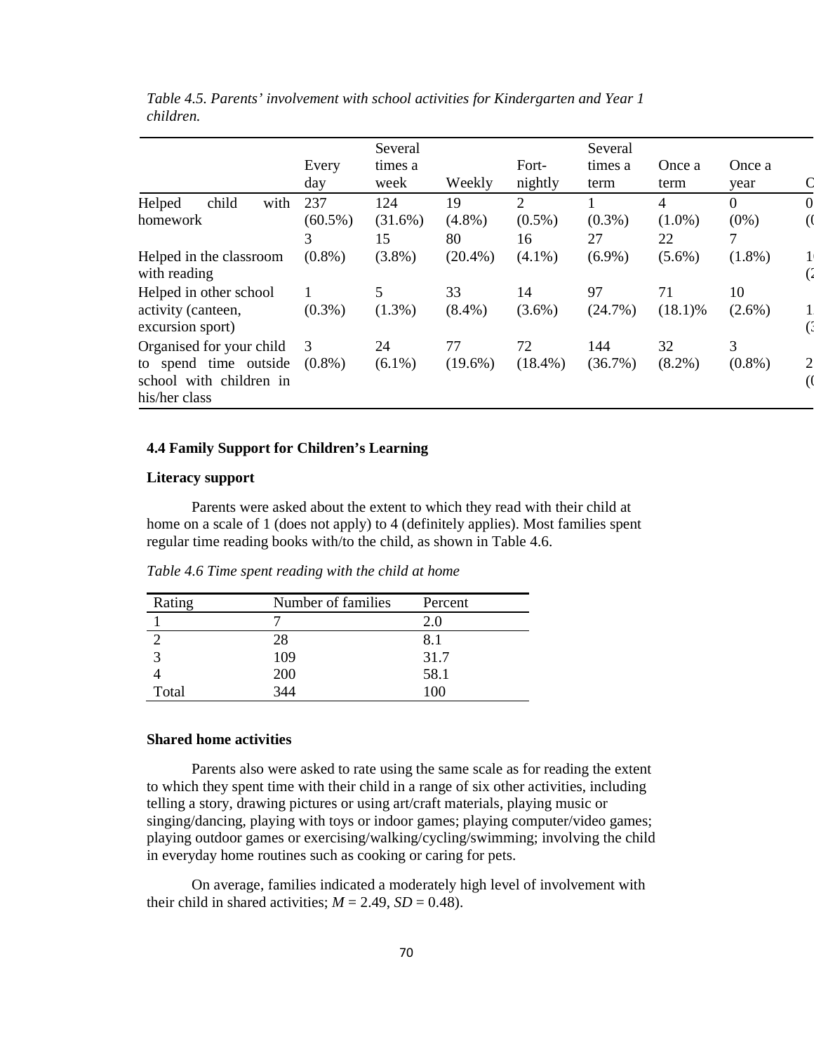*Table 4.5. Parents' involvement with school activities for Kindergarten and Year 1 children.*

| | Every day | Several times a week | Weekly | Fort-nightly | Several times a term | Once a term | Once a year | C |
|---|---|---|---|---|---|---|---|---|
| Helped child with homework | 237 (60.5%) | 124 (31.6%) | 19 (4.8%) | 2 (0.5%) | 1 (0.3%) | 4 (1.0%) | 0 (0%) | 0 (( |
| Helped in the classroom with reading | 3 (0.8%) | 15 (3.8%) | 80 (20.4%) | 16 (4.1%) | 27 (6.9%) | 22 (5.6%) | 7 (1.8%) | 1 (2 |
| Helped in other school activity (canteen, excursion sport) | 1 (0.3%) | 5 (1.3%) | 33 (8.4%) | 14 (3.6%) | 97 (24.7%) | 71 (18.1)% | 10 (2.6%) | 1 (3 |
| Organised for your child to spend time outside school with children in his/her class | 3 (0.8%) | 24 (6.1%) | 77 (19.6%) | 72 (18.4%) | 144 (36.7%) | 32 (8.2%) | 3 (0.8%) | 2 (( |

### 4.4 Family Support for Children's Learning

**Literacy support**

Parents were asked about the extent to which they read with their child at home on a scale of 1 (does not apply) to 4 (definitely applies). Most families spent regular time reading books with/to the child, as shown in Table 4.6.

*Table 4.6 Time spent reading with the child at home*

| Rating | Number of families | Percent |
|---|---|---|
| 1 | 7 | 2.0 |
| 2 | 28 | 8.1 |
| 3 | 109 | 31.7 |
| 4 | 200 | 58.1 |
| Total | 344 | 100 |

**Shared home activities**

Parents also were asked to rate using the same scale as for reading the extent to which they spent time with their child in a range of six other activities, including telling a story, drawing pictures or using art/craft materials, playing music or singing/dancing, playing with toys or indoor games; playing computer/video games; playing outdoor games or exercising/walking/cycling/swimming; involving the child in everyday home routines such as cooking or caring for pets.

On average, families indicated a moderately high level of involvement with their child in shared activities; $M = 2.49$, $SD = 0.48$).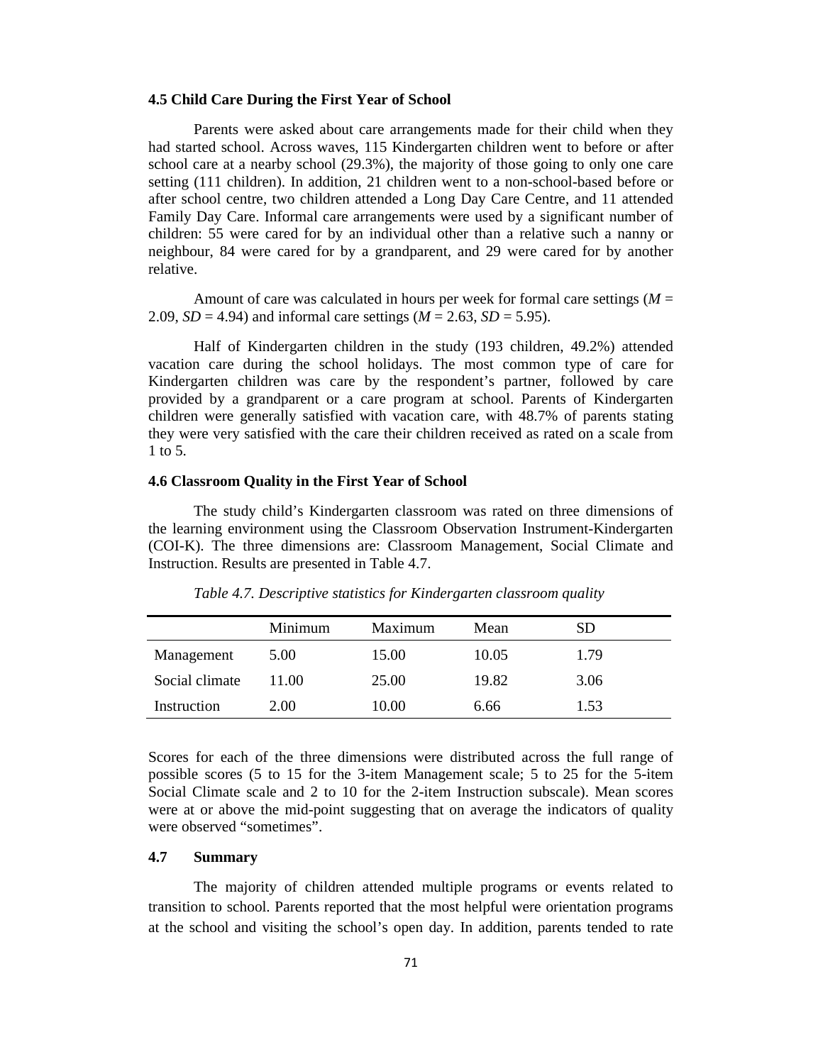### 4.5 Child Care During the First Year of School

Parents were asked about care arrangements made for their child when they had started school. Across waves, 115 Kindergarten children went to before or after school care at a nearby school (29.3%), the majority of those going to only one care setting (111 children). In addition, 21 children went to a non-school-based before or after school centre, two children attended a Long Day Care Centre, and 11 attended Family Day Care. Informal care arrangements were used by a significant number of children: 55 were cared for by an individual other than a relative such a nanny or neighbour, 84 were cared for by a grandparent, and 29 were cared for by another relative.

Amount of care was calculated in hours per week for formal care settings ($M$ = 2.09, $SD$ = 4.94) and informal care settings ($M$ = 2.63, $SD$ = 5.95).

Half of Kindergarten children in the study (193 children, 49.2%) attended vacation care during the school holidays. The most common type of care for Kindergarten children was care by the respondent's partner, followed by care provided by a grandparent or a care program at school. Parents of Kindergarten children were generally satisfied with vacation care, with 48.7% of parents stating they were very satisfied with the care their children received as rated on a scale from 1 to 5.

### 4.6 Classroom Quality in the First Year of School

The study child's Kindergarten classroom was rated on three dimensions of the learning environment using the Classroom Observation Instrument-Kindergarten (COI-K). The three dimensions are: Classroom Management, Social Climate and Instruction. Results are presented in Table 4.7.

*Table 4.7. Descriptive statistics for Kindergarten classroom quality*

| | Minimum | Maximum | Mean | SD |
|---|---|---|---|---|
| Management | 5.00 | 15.00 | 10.05 | 1.79 |
| Social climate | 11.00 | 25.00 | 19.82 | 3.06 |
| Instruction | 2.00 | 10.00 | 6.66 | 1.53 |

Scores for each of the three dimensions were distributed across the full range of possible scores (5 to 15 for the 3-item Management scale; 5 to 25 for the 5-item Social Climate scale and 2 to 10 for the 2-item Instruction subscale). Mean scores were at or above the mid-point suggesting that on average the indicators of quality were observed "sometimes".

### 4.7 Summary

The majority of children attended multiple programs or events related to transition to school. Parents reported that the most helpful were orientation programs at the school and visiting the school's open day. In addition, parents tended to rate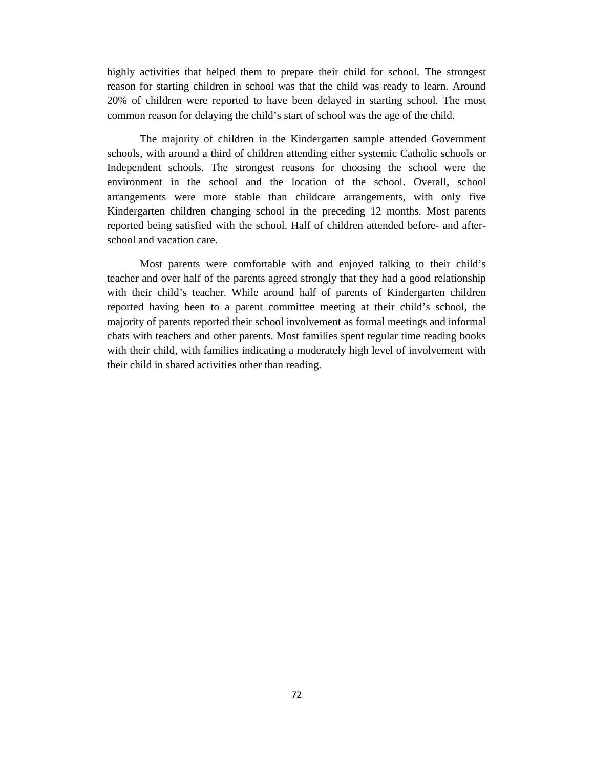highly activities that helped them to prepare their child for school. The strongest reason for starting children in school was that the child was ready to learn. Around 20% of children were reported to have been delayed in starting school. The most common reason for delaying the child's start of school was the age of the child.

The majority of children in the Kindergarten sample attended Government schools, with around a third of children attending either systemic Catholic schools or Independent schools. The strongest reasons for choosing the school were the environment in the school and the location of the school. Overall, school arrangements were more stable than childcare arrangements, with only five Kindergarten children changing school in the preceding 12 months. Most parents reported being satisfied with the school. Half of children attended before- and after-school and vacation care.

Most parents were comfortable with and enjoyed talking to their child's teacher and over half of the parents agreed strongly that they had a good relationship with their child's teacher. While around half of parents of Kindergarten children reported having been to a parent committee meeting at their child's school, the majority of parents reported their school involvement as formal meetings and informal chats with teachers and other parents. Most families spent regular time reading books with their child, with families indicating a moderately high level of involvement with their child in shared activities other than reading.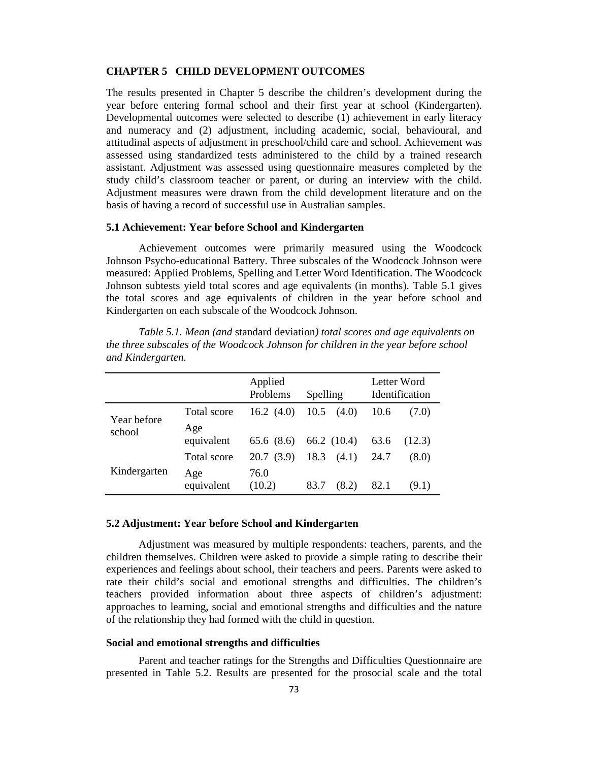# CHAPTER 5 CHILD DEVELOPMENT OUTCOMES

The results presented in Chapter 5 describe the children's development during the year before entering formal school and their first year at school (Kindergarten). Developmental outcomes were selected to describe (1) achievement in early literacy and numeracy and (2) adjustment, including academic, social, behavioural, and attitudinal aspects of adjustment in preschool/child care and school. Achievement was assessed using standardized tests administered to the child by a trained research assistant. Adjustment was assessed using questionnaire measures completed by the study child's classroom teacher or parent, or during an interview with the child. Adjustment measures were drawn from the child development literature and on the basis of having a record of successful use in Australian samples.

## 5.1 Achievement: Year before School and Kindergarten

Achievement outcomes were primarily measured using the Woodcock Johnson Psycho-educational Battery. Three subscales of the Woodcock Johnson were measured: Applied Problems, Spelling and Letter Word Identification. The Woodcock Johnson subtests yield total scores and age equivalents (in months). Table 5.1 gives the total scores and age equivalents of children in the year before school and Kindergarten on each subscale of the Woodcock Johnson.

*Table 5.1. Mean (and* standard deviation*) total scores and age equivalents on the three subscales of the Woodcock Johnson for children in the year before school and Kindergarten.*

| | | Applied Problems | Spelling | Letter Word Identification |
|---|---|---|---|---|
| Year before school | Total score | 16.2 (4.0) | 10.5 (4.0) | 10.6 (7.0) |
| | Age equivalent | 65.6 (8.6) | 66.2 (10.4) | 63.6 (12.3) |
| Kindergarten | Total score | 20.7 (3.9) | 18.3 (4.1) | 24.7 (8.0) |
| | Age equivalent | 76.0 (10.2) | 83.7 (8.2) | 82.1 (9.1) |

## 5.2 Adjustment: Year before School and Kindergarten

Adjustment was measured by multiple respondents: teachers, parents, and the children themselves. Children were asked to provide a simple rating to describe their experiences and feelings about school, their teachers and peers. Parents were asked to rate their child's social and emotional strengths and difficulties. The children's teachers provided information about three aspects of children's adjustment: approaches to learning, social and emotional strengths and difficulties and the nature of the relationship they had formed with the child in question.

### Social and emotional strengths and difficulties

Parent and teacher ratings for the Strengths and Difficulties Questionnaire are presented in Table 5.2. Results are presented for the prosocial scale and the total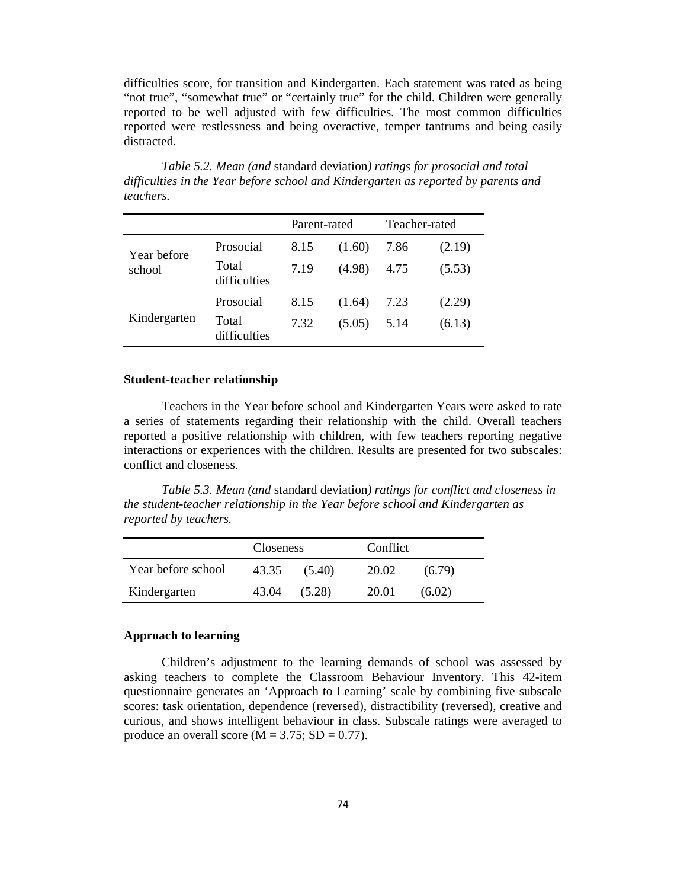difficulties score, for transition and Kindergarten. Each statement was rated as being "not true", "somewhat true" or "certainly true" for the child. Children were generally reported to be well adjusted with few difficulties. The most common difficulties reported were restlessness and being overactive, temper tantrums and being easily distracted.

*Table 5.2. Mean (and* standard deviation*) ratings for prosocial and total difficulties in the Year before school and Kindergarten as reported by parents and teachers.*

| | | Parent-rated | | Teacher-rated | |
|---|---|---|---|---|---|
| Year before school | Prosocial | 8.15 | (1.60) | 7.86 | (2.19) |
| | Total difficulties | 7.19 | (4.98) | 4.75 | (5.53) |
| Kindergarten | Prosocial | 8.15 | (1.64) | 7.23 | (2.29) |
| | Total difficulties | 7.32 | (5.05) | 5.14 | (6.13) |

**Student-teacher relationship**

Teachers in the Year before school and Kindergarten Years were asked to rate a series of statements regarding their relationship with the child. Overall teachers reported a positive relationship with children, with few teachers reporting negative interactions or experiences with the children. Results are presented for two subscales: conflict and closeness.

*Table 5.3. Mean (and* standard deviation*) ratings for conflict and closeness in the student-teacher relationship in the Year before school and Kindergarten as reported by teachers.*

| | Closeness | | Conflict | |
|---|---|---|---|---|
| Year before school | 43.35 | (5.40) | 20.02 | (6.79) |
| Kindergarten | 43.04 | (5.28) | 20.01 | (6.02) |

**Approach to learning**

Children's adjustment to the learning demands of school was assessed by asking teachers to complete the Classroom Behaviour Inventory. This 42-item questionnaire generates an 'Approach to Learning' scale by combining five subscale scores: task orientation, dependence (reversed), distractibility (reversed), creative and curious, and shows intelligent behaviour in class. Subscale ratings were averaged to produce an overall score ($M = 3.75$; $SD = 0.77$).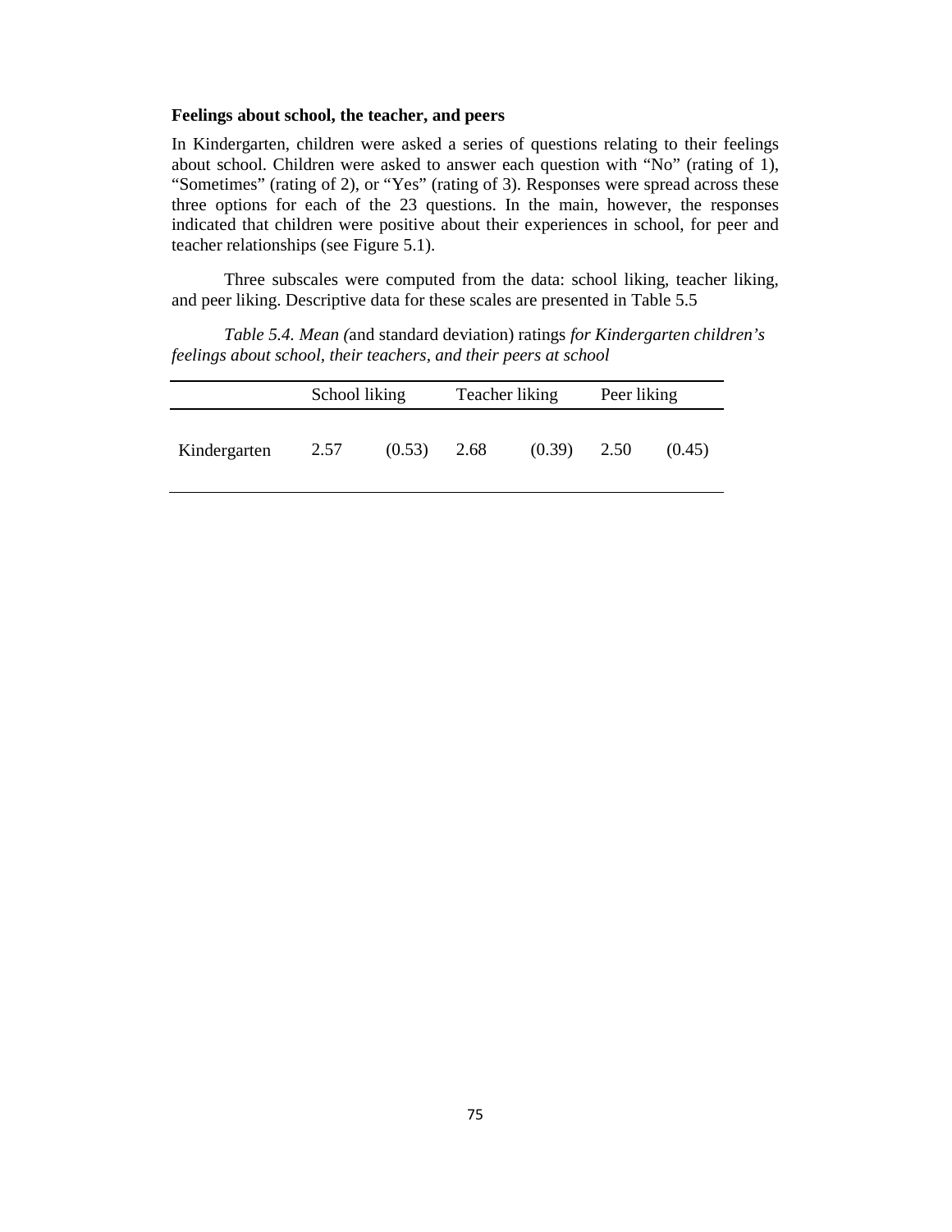### Feelings about school, the teacher, and peers

In Kindergarten, children were asked a series of questions relating to their feelings about school. Children were asked to answer each question with "No" (rating of 1), "Sometimes" (rating of 2), or "Yes" (rating of 3). Responses were spread across these three options for each of the 23 questions. In the main, however, the responses indicated that children were positive about their experiences in school, for peer and teacher relationships (see Figure 5.1).

Three subscales were computed from the data: school liking, teacher liking, and peer liking. Descriptive data for these scales are presented in Table 5.5

*Table 5.4. Mean (*and standard deviation) ratings *for Kindergarten children's feelings about school, their teachers, and their peers at school*

| | School liking | | Teacher liking | | Peer liking | |
|---|---|---|---|---|---|---|
| Kindergarten | 2.57 | (0.53) | 2.68 | (0.39) | 2.50 | (0.45) |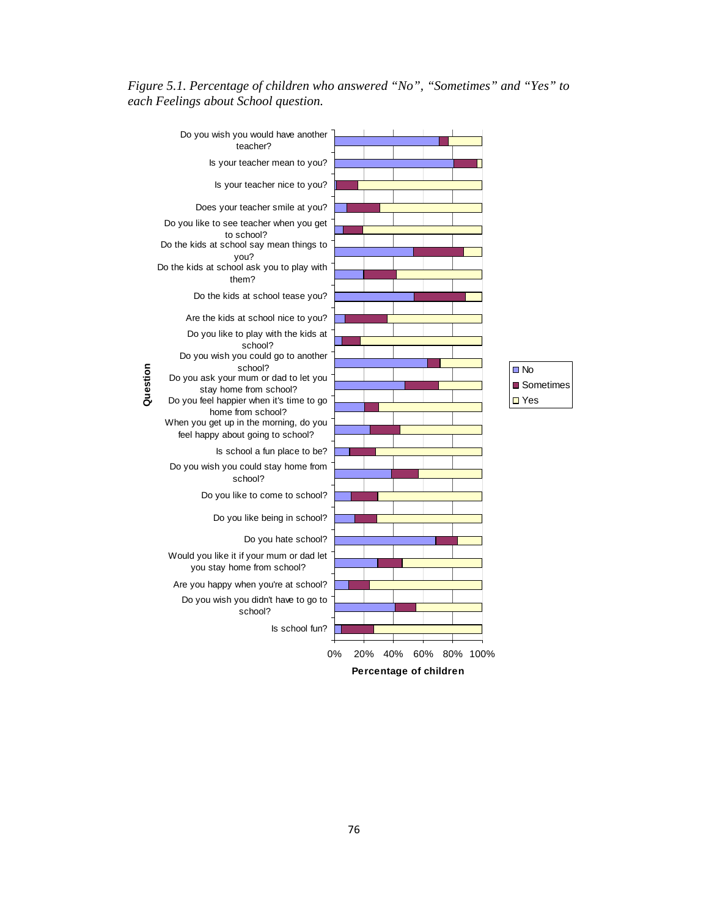*Figure 5.1. Percentage of children who answered "No", "Sometimes" and "Yes" to each Feelings about School question.*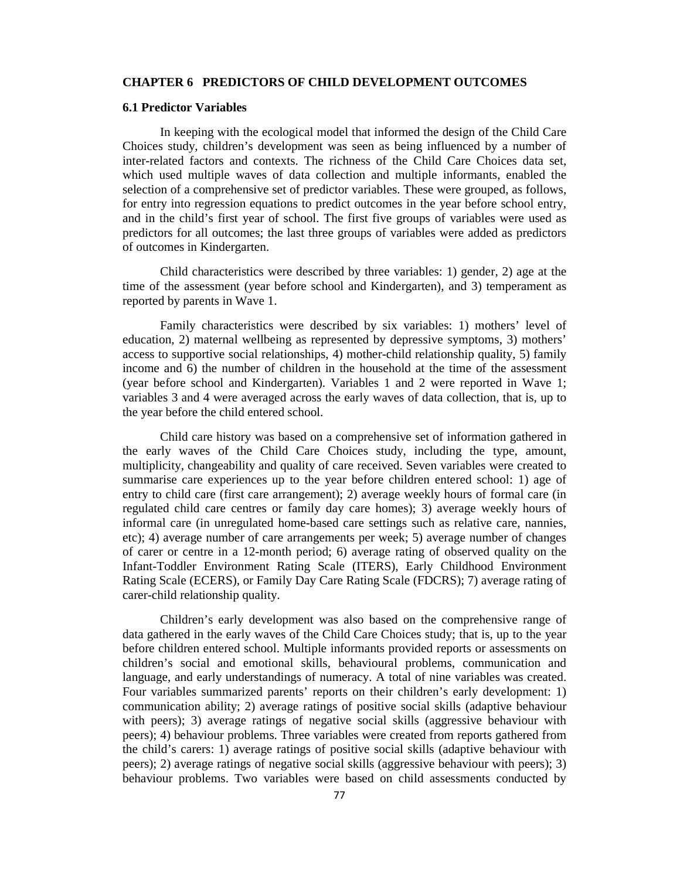## CHAPTER 6 PREDICTORS OF CHILD DEVELOPMENT OUTCOMES

### 6.1 Predictor Variables

In keeping with the ecological model that informed the design of the Child Care Choices study, children's development was seen as being influenced by a number of inter-related factors and contexts. The richness of the Child Care Choices data set, which used multiple waves of data collection and multiple informants, enabled the selection of a comprehensive set of predictor variables. These were grouped, as follows, for entry into regression equations to predict outcomes in the year before school entry, and in the child's first year of school. The first five groups of variables were used as predictors for all outcomes; the last three groups of variables were added as predictors of outcomes in Kindergarten.

Child characteristics were described by three variables: 1) gender, 2) age at the time of the assessment (year before school and Kindergarten), and 3) temperament as reported by parents in Wave 1.

Family characteristics were described by six variables: 1) mothers' level of education, 2) maternal wellbeing as represented by depressive symptoms, 3) mothers' access to supportive social relationships, 4) mother-child relationship quality, 5) family income and 6) the number of children in the household at the time of the assessment (year before school and Kindergarten). Variables 1 and 2 were reported in Wave 1; variables 3 and 4 were averaged across the early waves of data collection, that is, up to the year before the child entered school.

Child care history was based on a comprehensive set of information gathered in the early waves of the Child Care Choices study, including the type, amount, multiplicity, changeability and quality of care received. Seven variables were created to summarise care experiences up to the year before children entered school: 1) age of entry to child care (first care arrangement); 2) average weekly hours of formal care (in regulated child care centres or family day care homes); 3) average weekly hours of informal care (in unregulated home-based care settings such as relative care, nannies, etc); 4) average number of care arrangements per week; 5) average number of changes of carer or centre in a 12-month period; 6) average rating of observed quality on the Infant-Toddler Environment Rating Scale (ITERS), Early Childhood Environment Rating Scale (ECERS), or Family Day Care Rating Scale (FDCRS); 7) average rating of carer-child relationship quality.

Children's early development was also based on the comprehensive range of data gathered in the early waves of the Child Care Choices study; that is, up to the year before children entered school. Multiple informants provided reports or assessments on children's social and emotional skills, behavioural problems, communication and language, and early understandings of numeracy. A total of nine variables was created. Four variables summarized parents' reports on their children's early development: 1) communication ability; 2) average ratings of positive social skills (adaptive behaviour with peers); 3) average ratings of negative social skills (aggressive behaviour with peers); 4) behaviour problems. Three variables were created from reports gathered from the child's carers: 1) average ratings of positive social skills (adaptive behaviour with peers); 2) average ratings of negative social skills (aggressive behaviour with peers); 3) behaviour problems. Two variables were based on child assessments conducted by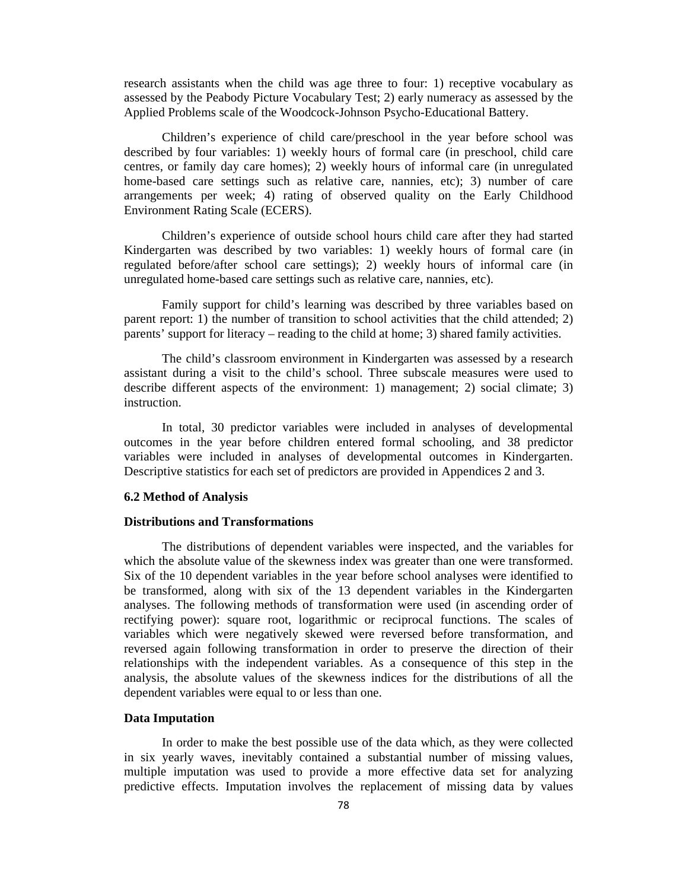research assistants when the child was age three to four: 1) receptive vocabulary as assessed by the Peabody Picture Vocabulary Test; 2) early numeracy as assessed by the Applied Problems scale of the Woodcock-Johnson Psycho-Educational Battery.

Children's experience of child care/preschool in the year before school was described by four variables: 1) weekly hours of formal care (in preschool, child care centres, or family day care homes); 2) weekly hours of informal care (in unregulated home-based care settings such as relative care, nannies, etc); 3) number of care arrangements per week; 4) rating of observed quality on the Early Childhood Environment Rating Scale (ECERS).

Children's experience of outside school hours child care after they had started Kindergarten was described by two variables: 1) weekly hours of formal care (in regulated before/after school care settings); 2) weekly hours of informal care (in unregulated home-based care settings such as relative care, nannies, etc).

Family support for child's learning was described by three variables based on parent report: 1) the number of transition to school activities that the child attended; 2) parents' support for literacy – reading to the child at home; 3) shared family activities.

The child's classroom environment in Kindergarten was assessed by a research assistant during a visit to the child's school. Three subscale measures were used to describe different aspects of the environment: 1) management; 2) social climate; 3) instruction.

In total, 30 predictor variables were included in analyses of developmental outcomes in the year before children entered formal schooling, and 38 predictor variables were included in analyses of developmental outcomes in Kindergarten. Descriptive statistics for each set of predictors are provided in Appendices 2 and 3.

### 6.2 Method of Analysis

#### Distributions and Transformations

The distributions of dependent variables were inspected, and the variables for which the absolute value of the skewness index was greater than one were transformed. Six of the 10 dependent variables in the year before school analyses were identified to be transformed, along with six of the 13 dependent variables in the Kindergarten analyses. The following methods of transformation were used (in ascending order of rectifying power): square root, logarithmic or reciprocal functions. The scales of variables which were negatively skewed were reversed before transformation, and reversed again following transformation in order to preserve the direction of their relationships with the independent variables. As a consequence of this step in the analysis, the absolute values of the skewness indices for the distributions of all the dependent variables were equal to or less than one.

#### Data Imputation

In order to make the best possible use of the data which, as they were collected in six yearly waves, inevitably contained a substantial number of missing values, multiple imputation was used to provide a more effective data set for analyzing predictive effects. Imputation involves the replacement of missing data by values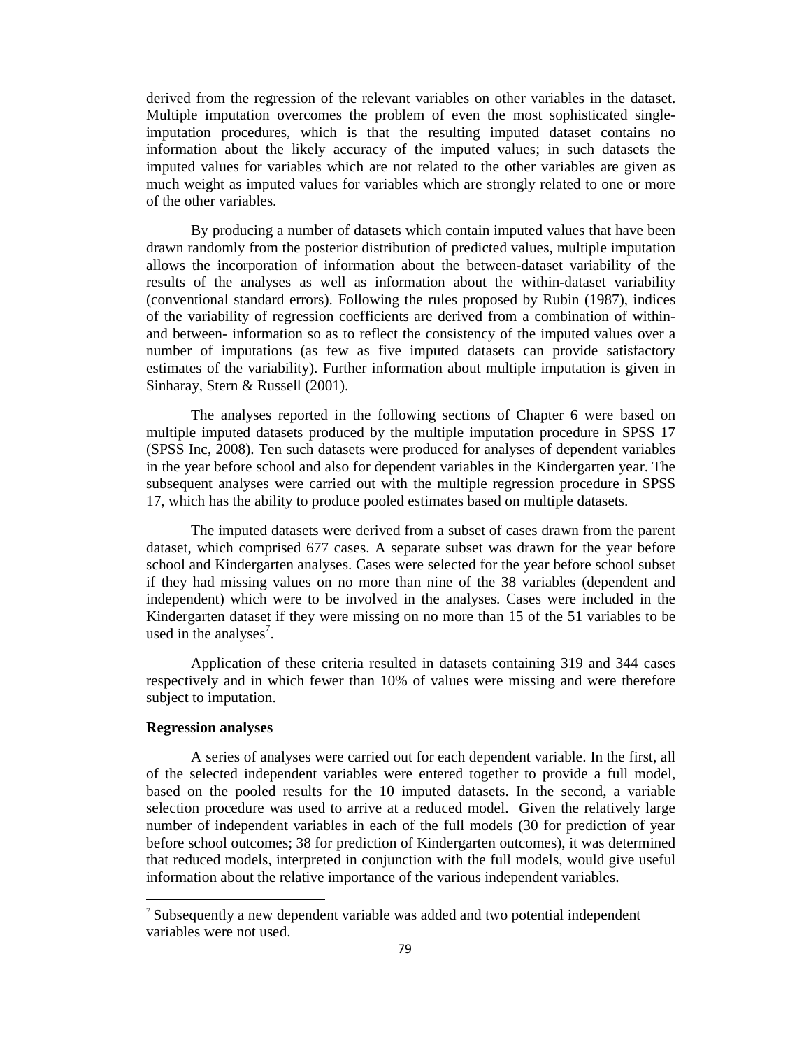derived from the regression of the relevant variables on other variables in the dataset. Multiple imputation overcomes the problem of even the most sophisticated single-imputation procedures, which is that the resulting imputed dataset contains no information about the likely accuracy of the imputed values; in such datasets the imputed values for variables which are not related to the other variables are given as much weight as imputed values for variables which are strongly related to one or more of the other variables.

By producing a number of datasets which contain imputed values that have been drawn randomly from the posterior distribution of predicted values, multiple imputation allows the incorporation of information about the between-dataset variability of the results of the analyses as well as information about the within-dataset variability (conventional standard errors). Following the rules proposed by Rubin (1987), indices of the variability of regression coefficients are derived from a combination of within- and between- information so as to reflect the consistency of the imputed values over a number of imputations (as few as five imputed datasets can provide satisfactory estimates of the variability). Further information about multiple imputation is given in Sinharay, Stern & Russell (2001).

The analyses reported in the following sections of Chapter 6 were based on multiple imputed datasets produced by the multiple imputation procedure in SPSS 17 (SPSS Inc, 2008). Ten such datasets were produced for analyses of dependent variables in the year before school and also for dependent variables in the Kindergarten year. The subsequent analyses were carried out with the multiple regression procedure in SPSS 17, which has the ability to produce pooled estimates based on multiple datasets.

The imputed datasets were derived from a subset of cases drawn from the parent dataset, which comprised 677 cases. A separate subset was drawn for the year before school and Kindergarten analyses. Cases were selected for the year before school subset if they had missing values on no more than nine of the 38 variables (dependent and independent) which were to be involved in the analyses. Cases were included in the Kindergarten dataset if they were missing on no more than 15 of the 51 variables to be used in the analyses[7].

Application of these criteria resulted in datasets containing 319 and 344 cases respectively and in which fewer than 10% of values were missing and were therefore subject to imputation.

**Regression analyses**

A series of analyses were carried out for each dependent variable. In the first, all of the selected independent variables were entered together to provide a full model, based on the pooled results for the 10 imputed datasets. In the second, a variable selection procedure was used to arrive at a reduced model. Given the relatively large number of independent variables in each of the full models (30 for prediction of year before school outcomes; 38 for prediction of Kindergarten outcomes), it was determined that reduced models, interpreted in conjunction with the full models, would give useful information about the relative importance of the various independent variables.

[7] Subsequently a new dependent variable was added and two potential independent variables were not used.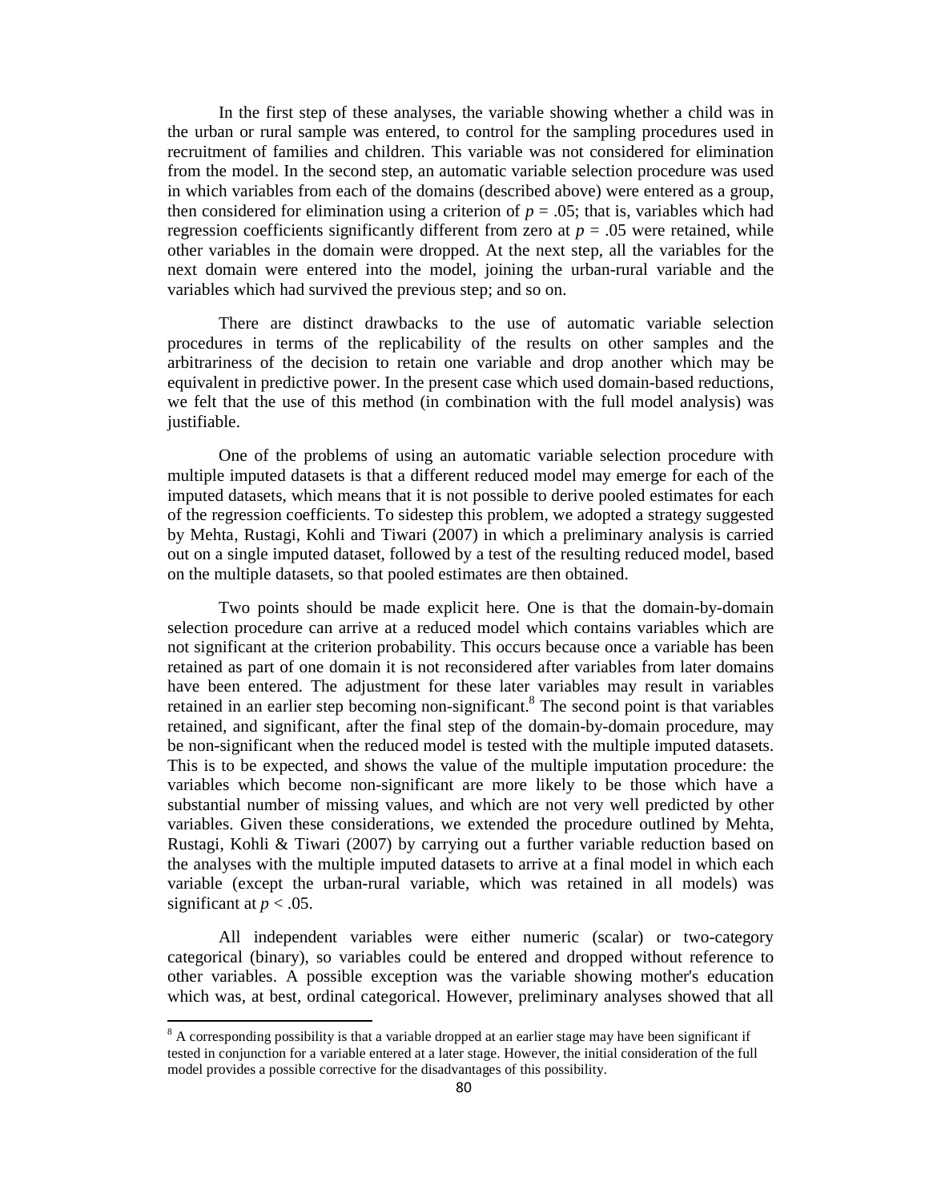In the first step of these analyses, the variable showing whether a child was in the urban or rural sample was entered, to control for the sampling procedures used in recruitment of families and children. This variable was not considered for elimination from the model. In the second step, an automatic variable selection procedure was used in which variables from each of the domains (described above) were entered as a group, then considered for elimination using a criterion of $p = .05$; that is, variables which had regression coefficients significantly different from zero at $p = .05$ were retained, while other variables in the domain were dropped. At the next step, all the variables for the next domain were entered into the model, joining the urban-rural variable and the variables which had survived the previous step; and so on.

There are distinct drawbacks to the use of automatic variable selection procedures in terms of the replicability of the results on other samples and the arbitrariness of the decision to retain one variable and drop another which may be equivalent in predictive power. In the present case which used domain-based reductions, we felt that the use of this method (in combination with the full model analysis) was justifiable.

One of the problems of using an automatic variable selection procedure with multiple imputed datasets is that a different reduced model may emerge for each of the imputed datasets, which means that it is not possible to derive pooled estimates for each of the regression coefficients. To sidestep this problem, we adopted a strategy suggested by Mehta, Rustagi, Kohli and Tiwari (2007) in which a preliminary analysis is carried out on a single imputed dataset, followed by a test of the resulting reduced model, based on the multiple datasets, so that pooled estimates are then obtained.

Two points should be made explicit here. One is that the domain-by-domain selection procedure can arrive at a reduced model which contains variables which are not significant at the criterion probability. This occurs because once a variable has been retained as part of one domain it is not reconsidered after variables from later domains have been entered. The adjustment for these later variables may result in variables retained in an earlier step becoming non-significant.[8] The second point is that variables retained, and significant, after the final step of the domain-by-domain procedure, may be non-significant when the reduced model is tested with the multiple imputed datasets. This is to be expected, and shows the value of the multiple imputation procedure: the variables which become non-significant are more likely to be those which have a substantial number of missing values, and which are not very well predicted by other variables. Given these considerations, we extended the procedure outlined by Mehta, Rustagi, Kohli & Tiwari (2007) by carrying out a further variable reduction based on the analyses with the multiple imputed datasets to arrive at a final model in which each variable (except the urban-rural variable, which was retained in all models) was significant at $p < .05$.

All independent variables were either numeric (scalar) or two-category categorical (binary), so variables could be entered and dropped without reference to other variables. A possible exception was the variable showing mother's education which was, at best, ordinal categorical. However, preliminary analyses showed that all

[8] A corresponding possibility is that a variable dropped at an earlier stage may have been significant if tested in conjunction for a variable entered at a later stage. However, the initial consideration of the full model provides a possible corrective for the disadvantages of this possibility.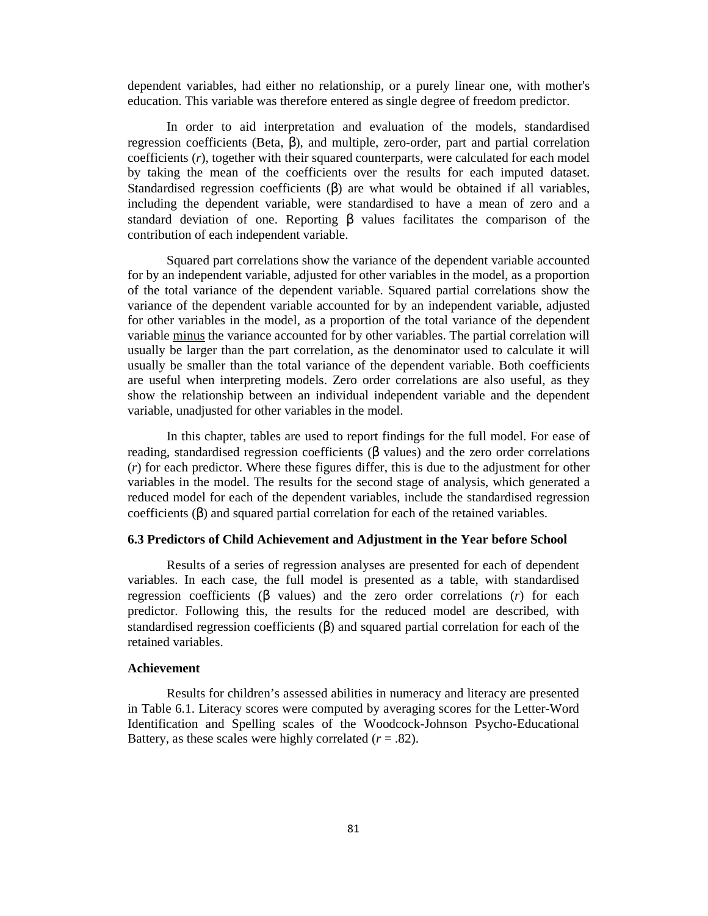dependent variables, had either no relationship, or a purely linear one, with mother's education. This variable was therefore entered as single degree of freedom predictor.

In order to aid interpretation and evaluation of the models, standardised regression coefficients (Beta, β), and multiple, zero-order, part and partial correlation coefficients (*r*), together with their squared counterparts, were calculated for each model by taking the mean of the coefficients over the results for each imputed dataset. Standardised regression coefficients (β) are what would be obtained if all variables, including the dependent variable, were standardised to have a mean of zero and a standard deviation of one. Reporting β values facilitates the comparison of the contribution of each independent variable.

Squared part correlations show the variance of the dependent variable accounted for by an independent variable, adjusted for other variables in the model, as a proportion of the total variance of the dependent variable. Squared partial correlations show the variance of the dependent variable accounted for by an independent variable, adjusted for other variables in the model, as a proportion of the total variance of the dependent variable <u>minus</u> the variance accounted for by other variables. The partial correlation will usually be larger than the part correlation, as the denominator used to calculate it will usually be smaller than the total variance of the dependent variable. Both coefficients are useful when interpreting models. Zero order correlations are also useful, as they show the relationship between an individual independent variable and the dependent variable, unadjusted for other variables in the model.

In this chapter, tables are used to report findings for the full model. For ease of reading, standardised regression coefficients (β values) and the zero order correlations (*r*) for each predictor. Where these figures differ, this is due to the adjustment for other variables in the model. The results for the second stage of analysis, which generated a reduced model for each of the dependent variables, include the standardised regression coefficients (β) and squared partial correlation for each of the retained variables.

### 6.3 Predictors of Child Achievement and Adjustment in the Year before School

Results of a series of regression analyses are presented for each of dependent variables. In each case, the full model is presented as a table, with standardised regression coefficients (β values) and the zero order correlations (*r*) for each predictor. Following this, the results for the reduced model are described, with standardised regression coefficients (β) and squared partial correlation for each of the retained variables.

#### Achievement

Results for children's assessed abilities in numeracy and literacy are presented in Table 6.1. Literacy scores were computed by averaging scores for the Letter-Word Identification and Spelling scales of the Woodcock-Johnson Psycho-Educational Battery, as these scales were highly correlated ($r = .82$).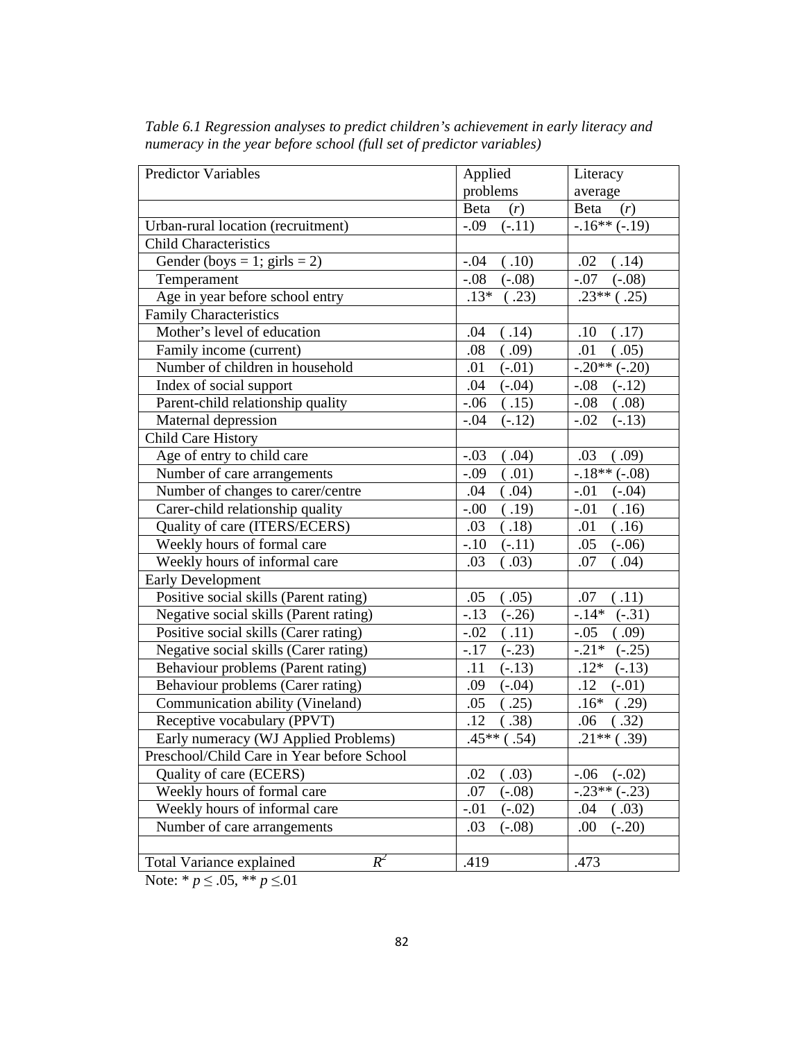*Table 6.1 Regression analyses to predict children's achievement in early literacy and numeracy in the year before school (full set of predictor variables)*

| Predictor Variables | Applied problems | Literacy average |
|---|---|---|
| | Beta (*r*) | Beta (*r*) |
| Urban-rural location (recruitment) | -.09 (-.11) | -.16** (-.19) |
| Child Characteristics | | |
| Gender (boys = 1; girls = 2) | -.04 ( .10) | .02 ( .14) |
| Temperament | -.08 (-.08) | -.07 (-.08) |
| Age in year before school entry | .13* ( .23) | .23** ( .25) |
| Family Characteristics | | |
| Mother's level of education | .04 ( .14) | .10 ( .17) |
| Family income (current) | .08 ( .09) | .01 ( .05) |
| Number of children in household | .01 (-.01) | -.20** (-.20) |
| Index of social support | .04 (-.04) | -.08 (-.12) |
| Parent-child relationship quality | -.06 ( .15) | -.08 ( .08) |
| Maternal depression | -.04 (-.12) | -.02 (-.13) |
| Child Care History | | |
| Age of entry to child care | -.03 ( .04) | .03 ( .09) |
| Number of care arrangements | -.09 ( .01) | -.18** (-.08) |
| Number of changes to carer/centre | .04 ( .04) | -.01 (-.04) |
| Carer-child relationship quality | -.00 ( .19) | -.01 ( .16) |
| Quality of care (ITERS/ECERS) | .03 ( .18) | .01 ( .16) |
| Weekly hours of formal care | -.10 (-.11) | .05 (-.06) |
| Weekly hours of informal care | .03 ( .03) | .07 ( .04) |
| Early Development | | |
| Positive social skills (Parent rating) | .05 ( .05) | .07 ( .11) |
| Negative social skills (Parent rating) | -.13 (-.26) | -.14* (-.31) |
| Positive social skills (Carer rating) | -.02 ( .11) | -.05 ( .09) |
| Negative social skills (Carer rating) | -.17 (-.23) | -.21* (-.25) |
| Behaviour problems (Parent rating) | .11 (-.13) | .12* (-.13) |
| Behaviour problems (Carer rating) | .09 (-.04) | .12 (-.01) |
| Communication ability (Vineland) | .05 ( .25) | .16* ( .29) |
| Receptive vocabulary (PPVT) | .12 ( .38) | .06 ( .32) |
| Early numeracy (WJ Applied Problems) | .45** ( .54) | .21** ( .39) |
| Preschool/Child Care in Year before School | | |
| Quality of care (ECERS) | .02 ( .03) | -.06 (-.02) |
| Weekly hours of formal care | .07 (-.08) | -.23** (-.23) |
| Weekly hours of informal care | -.01 (-.02) | .04 ( .03) |
| Number of care arrangements | .03 (-.08) | .00 (-.20) |
| | | |
| Total Variance explained $R^2$ | .419 | .473 |

Note: * $p \leq .05$, ** $p \leq .01$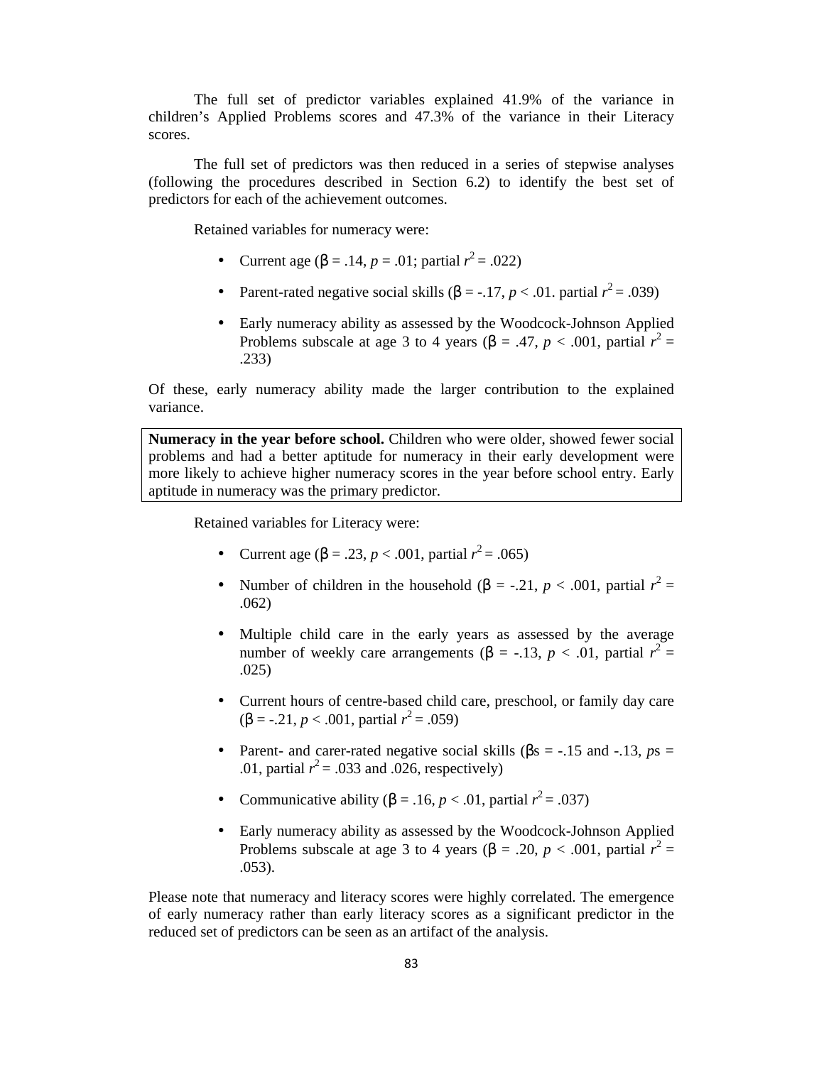The full set of predictor variables explained 41.9% of the variance in children's Applied Problems scores and 47.3% of the variance in their Literacy scores.

The full set of predictors was then reduced in a series of stepwise analyses (following the procedures described in Section 6.2) to identify the best set of predictors for each of the achievement outcomes.

Retained variables for numeracy were:

- Current age ($\beta$ = .14, $p$ = .01; partial $r^2$ = .022)
- Parent-rated negative social skills ($\beta$ = -.17, $p$ < .01. partial $r^2$ = .039)
- Early numeracy ability as assessed by the Woodcock-Johnson Applied Problems subscale at age 3 to 4 years ($\beta$ = .47, $p$ < .001, partial $r^2$ = .233)

Of these, early numeracy ability made the larger contribution to the explained variance.

> **Numeracy in the year before school.** Children who were older, showed fewer social problems and had a better aptitude for numeracy in their early development were more likely to achieve higher numeracy scores in the year before school entry. Early aptitude in numeracy was the primary predictor.

Retained variables for Literacy were:

- Current age ($\beta$ = .23, $p$ < .001, partial $r^2$ = .065)
- Number of children in the household ($\beta$ = -.21, $p$ < .001, partial $r^2$ = .062)
- Multiple child care in the early years as assessed by the average number of weekly care arrangements ($\beta$ = -.13, $p$ < .01, partial $r^2$ = .025)
- Current hours of centre-based child care, preschool, or family day care ($\beta$ = -.21, $p$ < .001, partial $r^2$ = .059)
- Parent- and carer-rated negative social skills ($\beta$s = -.15 and -.13, $p$s = .01, partial $r^2$ = .033 and .026, respectively)
- Communicative ability ($\beta$ = .16, $p$ < .01, partial $r^2$ = .037)
- Early numeracy ability as assessed by the Woodcock-Johnson Applied Problems subscale at age 3 to 4 years ($\beta$ = .20, $p$ < .001, partial $r^2$ = .053).

Please note that numeracy and literacy scores were highly correlated. The emergence of early numeracy rather than early literacy scores as a significant predictor in the reduced set of predictors can be seen as an artifact of the analysis.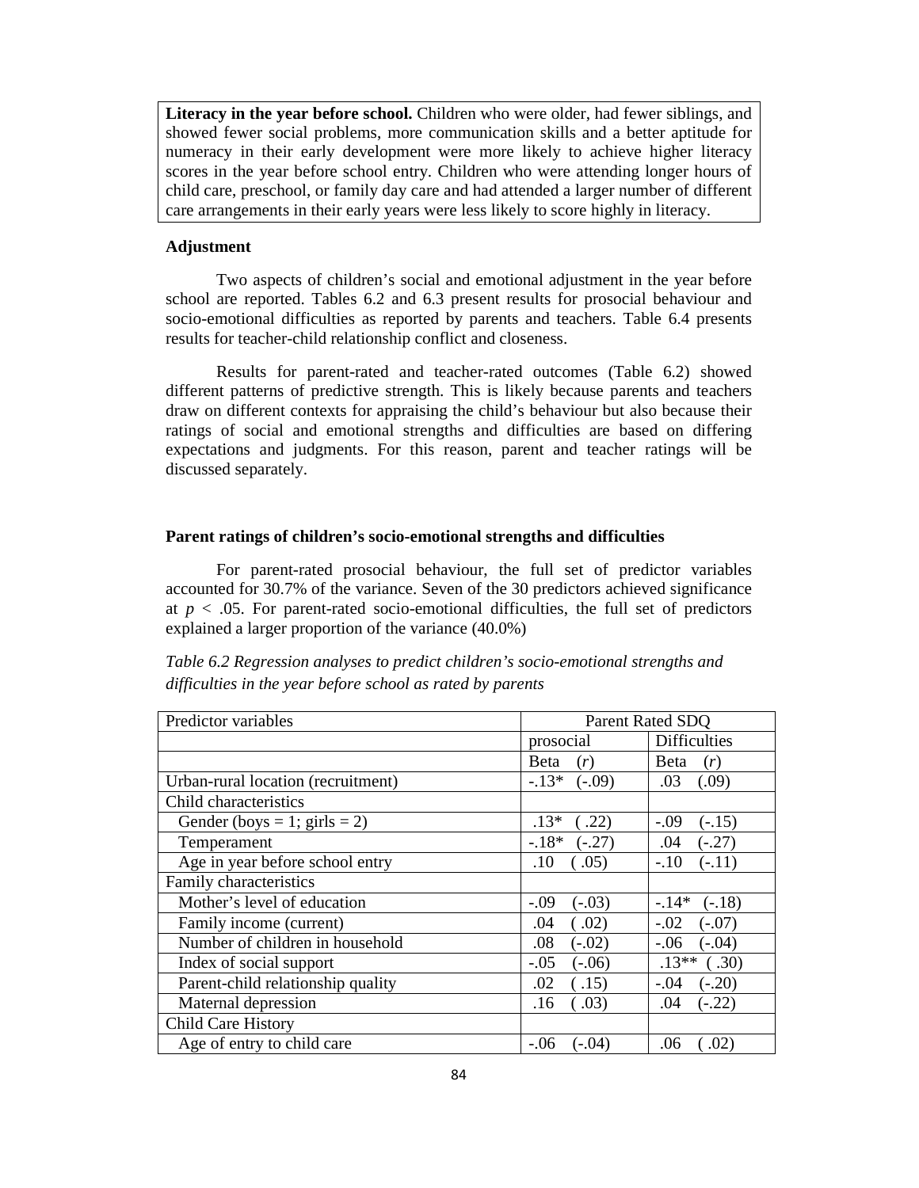**Literacy in the year before school.** Children who were older, had fewer siblings, and showed fewer social problems, more communication skills and a better aptitude for numeracy in their early development were more likely to achieve higher literacy scores in the year before school entry. Children who were attending longer hours of child care, preschool, or family day care and had attended a larger number of different care arrangements in their early years were less likely to score highly in literacy.

### Adjustment

Two aspects of children's social and emotional adjustment in the year before school are reported. Tables 6.2 and 6.3 present results for prosocial behaviour and socio-emotional difficulties as reported by parents and teachers. Table 6.4 presents results for teacher-child relationship conflict and closeness.

Results for parent-rated and teacher-rated outcomes (Table 6.2) showed different patterns of predictive strength. This is likely because parents and teachers draw on different contexts for appraising the child's behaviour but also because their ratings of social and emotional strengths and difficulties are based on differing expectations and judgments. For this reason, parent and teacher ratings will be discussed separately.

### Parent ratings of children's socio-emotional strengths and difficulties

For parent-rated prosocial behaviour, the full set of predictor variables accounted for 30.7% of the variance. Seven of the 30 predictors achieved significance at $p < .05$. For parent-rated socio-emotional difficulties, the full set of predictors explained a larger proportion of the variance (40.0%)

*Table 6.2 Regression analyses to predict children's socio-emotional strengths and difficulties in the year before school as rated by parents*

| Predictor variables | Parent Rated SDQ | |
|---|---|---|
| | prosocial | Difficulties |
| | Beta (*r*) | Beta (*r*) |
| Urban-rural location (recruitment) | -.13* (-.09) | .03 (.09) |
| Child characteristics | | |
| Gender (boys = 1; girls = 2) | .13* ( .22) | -.09 (-.15) |
| Temperament | -.18* (-.27) | .04 (-.27) |
| Age in year before school entry | .10 ( .05) | -.10 (-.11) |
| Family characteristics | | |
| Mother's level of education | -.09 (-.03) | -.14* (-.18) |
| Family income (current) | .04 ( .02) | -.02 (-.07) |
| Number of children in household | .08 (-.02) | -.06 (-.04) |
| Index of social support | -.05 (-.06) | .13** ( .30) |
| Parent-child relationship quality | .02 ( .15) | -.04 (-.20) |
| Maternal depression | .16 ( .03) | .04 (-.22) |
| Child Care History | | |
| Age of entry to child care | -.06 (-.04) | .06 ( .02) |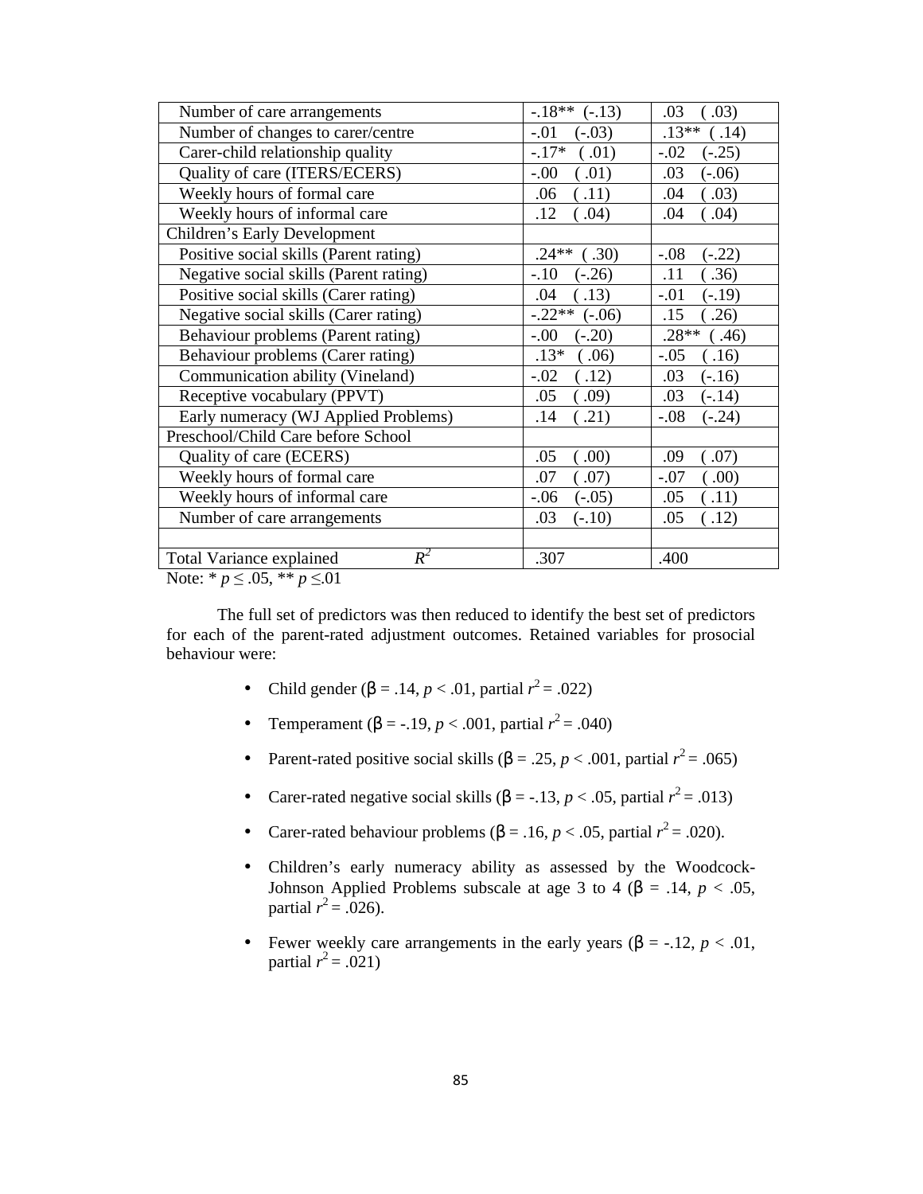|  |  |  |
|---|---|---|
| Number of care arrangements | -.18** (-.13) | .03 ( .03) |
| Number of changes to carer/centre | -.01 (-.03) | .13** ( .14) |
| Carer-child relationship quality | -.17* ( .01) | -.02 (-.25) |
| Quality of care (ITERS/ECERS) | -.00 ( .01) | .03 (-.06) |
| Weekly hours of formal care | .06 ( .11) | .04 ( .03) |
| Weekly hours of informal care | .12 ( .04) | .04 ( .04) |
| Children's Early Development |  |  |
| Positive social skills (Parent rating) | .24** ( .30) | -.08 (-.22) |
| Negative social skills (Parent rating) | -.10 (-.26) | .11 ( .36) |
| Positive social skills (Carer rating) | .04 ( .13) | -.01 (-.19) |
| Negative social skills (Carer rating) | -.22** (-.06) | .15 ( .26) |
| Behaviour problems (Parent rating) | -.00 (-.20) | .28** ( .46) |
| Behaviour problems (Carer rating) | .13* ( .06) | -.05 ( .16) |
| Communication ability (Vineland) | -.02 ( .12) | .03 (-.16) |
| Receptive vocabulary (PPVT) | .05 ( .09) | .03 (-.14) |
| Early numeracy (WJ Applied Problems) | .14 ( .21) | -.08 (-.24) |
| Preschool/Child Care before School |  |  |
| Quality of care (ECERS) | .05 ( .00) | .09 ( .07) |
| Weekly hours of formal care | .07 ( .07) | -.07 ( .00) |
| Weekly hours of informal care | -.06 (-.05) | .05 ( .11) |
| Number of care arrangements | .03 (-.10) | .05 ( .12) |
|  |  |  |
| Total Variance explained $R^2$ | .307 | .400 |

Note: * $p \leq .05$, ** $p \leq .01$

The full set of predictors was then reduced to identify the best set of predictors for each of the parent-rated adjustment outcomes. Retained variables for prosocial behaviour were:

- Child gender ($\beta$ = .14, $p < .01$, partial $r^2 = .022$)
- Temperament ($\beta$ = -.19, $p < .001$, partial $r^2 = .040$)
- Parent-rated positive social skills ($\beta$ = .25, $p < .001$, partial $r^2 = .065$)
- Carer-rated negative social skills ($\beta$ = -.13, $p < .05$, partial $r^2 = .013$)
- Carer-rated behaviour problems ($\beta$ = .16, $p < .05$, partial $r^2 = .020$).
- Children's early numeracy ability as assessed by the Woodcock-Johnson Applied Problems subscale at age 3 to 4 ($\beta$ = .14, $p < .05$, partial $r^2 = .026$).
- Fewer weekly care arrangements in the early years ($\beta$ = -.12, $p < .01$, partial $r^2 = .021$)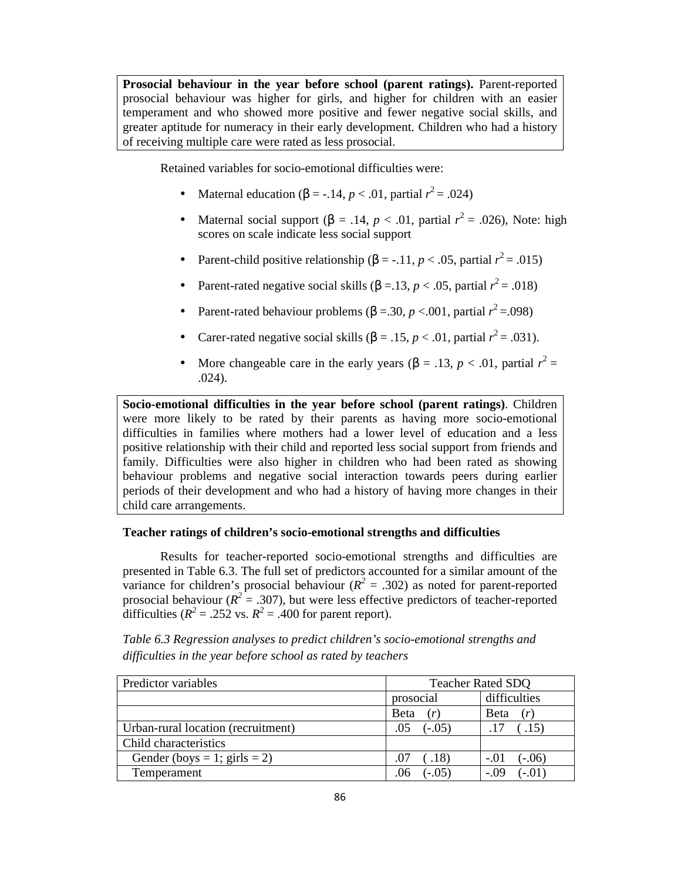**Prosocial behaviour in the year before school (parent ratings).** Parent-reported prosocial behaviour was higher for girls, and higher for children with an easier temperament and who showed more positive and fewer negative social skills, and greater aptitude for numeracy in their early development. Children who had a history of receiving multiple care were rated as less prosocial.

Retained variables for socio-emotional difficulties were:

- Maternal education (β = -.14, $p < .01$, partial $r^2 = .024$)
- Maternal social support (β = .14, $p < .01$, partial $r^2 = .026$), Note: high scores on scale indicate less social support
- Parent-child positive relationship (β = -.11, $p < .05$, partial $r^2 = .015$)
- Parent-rated negative social skills (β =.13, $p < .05$, partial $r^2 = .018$)
- Parent-rated behaviour problems (β =.30, $p < .001$, partial $r^2 = .098$)
- Carer-rated negative social skills (β = .15, $p < .01$, partial $r^2 = .031$).
- More changeable care in the early years (β = .13, $p < .01$, partial $r^2 = .024$).

**Socio-emotional difficulties in the year before school (parent ratings)**. Children were more likely to be rated by their parents as having more socio-emotional difficulties in families where mothers had a lower level of education and a less positive relationship with their child and reported less social support from friends and family. Difficulties were also higher in children who had been rated as showing behaviour problems and negative social interaction towards peers during earlier periods of their development and who had a history of having more changes in their child care arrangements.

### Teacher ratings of children's socio-emotional strengths and difficulties

Results for teacher-reported socio-emotional strengths and difficulties are presented in Table 6.3. The full set of predictors accounted for a similar amount of the variance for children's prosocial behaviour ($R^2$ = .302) as noted for parent-reported prosocial behaviour ($R^2$ = .307), but were less effective predictors of teacher-reported difficulties ($R^2$ = .252 vs. $R^2$ = .400 for parent report).

*Table 6.3 Regression analyses to predict children's socio-emotional strengths and difficulties in the year before school as rated by teachers*

| Predictor variables | Teacher Rated SDQ | |
|---|---|---|
| | prosocial | difficulties |
| | Beta (*r*) | Beta (*r*) |
| Urban-rural location (recruitment) | .05 (-.05) | .17 ( .15) |
| Child characteristics | | |
| Gender (boys = 1; girls = 2) | .07 ( .18) | -.01 (-.06) |
| Temperament | .06 (-.05) | -.09 (-.01) |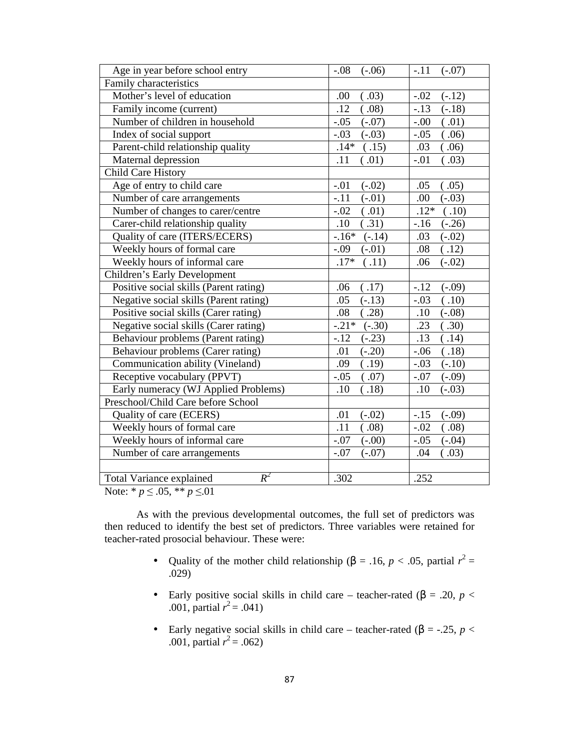| | | |
|---|---|---|
| Age in year before school entry | -.08 (-.06) | -.11 (-.07) |
| Family characteristics | | |
| Mother's level of education | .00 ( .03) | -.02 (-.12) |
| Family income (current) | .12 ( .08) | -.13 (-.18) |
| Number of children in household | -.05 (-.07) | -.00 ( .01) |
| Index of social support | -.03 (-.03) | -.05 ( .06) |
| Parent-child relationship quality | .14* ( .15) | .03 ( .06) |
| Maternal depression | .11 ( .01) | -.01 ( .03) |
| Child Care History | | |
| Age of entry to child care | -.01 (-.02) | .05 ( .05) |
| Number of care arrangements | -.11 (-.01) | .00 (-.03) |
| Number of changes to carer/centre | -.02 ( .01) | .12* ( .10) |
| Carer-child relationship quality | .10 ( .31) | -.16 (-.26) |
| Quality of care (ITERS/ECERS) | -.16* (-.14) | .03 (-.02) |
| Weekly hours of formal care | -.09 (-.01) | .08 ( .12) |
| Weekly hours of informal care | .17* ( .11) | .06 (-.02) |
| Children's Early Development | | |
| Positive social skills (Parent rating) | .06 ( .17) | -.12 (-.09) |
| Negative social skills (Parent rating) | .05 (-.13) | -.03 ( .10) |
| Positive social skills (Carer rating) | .08 ( .28) | .10 (-.08) |
| Negative social skills (Carer rating) | -.21* (-.30) | .23 ( .30) |
| Behaviour problems (Parent rating) | -.12 (-.23) | .13 ( .14) |
| Behaviour problems (Carer rating) | .01 (-.20) | -.06 ( .18) |
| Communication ability (Vineland) | .09 ( .19) | -.03 (-.10) |
| Receptive vocabulary (PPVT) | -.05 ( .07) | -.07 (-.09) |
| Early numeracy (WJ Applied Problems) | .10 ( .18) | .10 (-.03) |
| Preschool/Child Care before School | | |
| Quality of care (ECERS) | .01 (-.02) | -.15 (-.09) |
| Weekly hours of formal care | .11 ( .08) | -.02 ( .08) |
| Weekly hours of informal care | -.07 (-.00) | -.05 (-.04) |
| Number of care arrangements | -.07 (-.07) | .04 ( .03) |
| | | |
| Total Variance explained $R^2$ | .302 | .252 |

Note: * $p \leq .05$, ** $p \leq .01$

As with the previous developmental outcomes, the full set of predictors was then reduced to identify the best set of predictors. Three variables were retained for teacher-rated prosocial behaviour. These were:

- Quality of the mother child relationship ($\beta = .16$, $p < .05$, partial $r^2 = .029$)
- Early positive social skills in child care – teacher-rated ($\beta = .20$, $p < .001$, partial $r^2 = .041$)
- Early negative social skills in child care – teacher-rated ($\beta = -.25$, $p < .001$, partial $r^2 = .062$)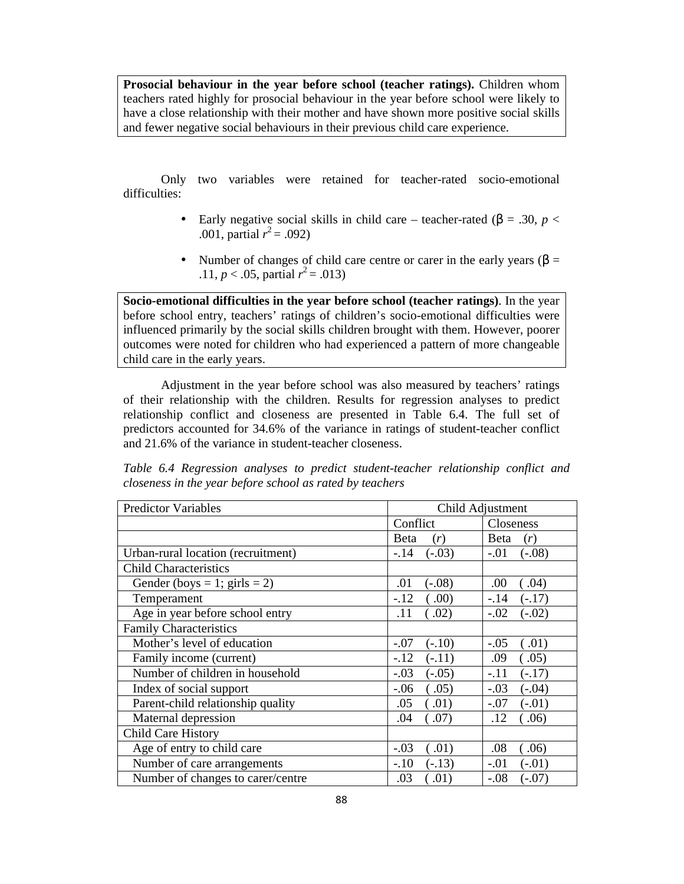**Prosocial behaviour in the year before school (teacher ratings).** Children whom teachers rated highly for prosocial behaviour in the year before school were likely to have a close relationship with their mother and have shown more positive social skills and fewer negative social behaviours in their previous child care experience.

Only two variables were retained for teacher-rated socio-emotional difficulties:

- Early negative social skills in child care – teacher-rated ($\beta$ = .30, $p$ < .001, partial $r^2$ = .092)
- Number of changes of child care centre or carer in the early years ($\beta$ = .11, $p$ < .05, partial $r^2$ = .013)

**Socio-emotional difficulties in the year before school (teacher ratings)**. In the year before school entry, teachers' ratings of children's socio-emotional difficulties were influenced primarily by the social skills children brought with them. However, poorer outcomes were noted for children who had experienced a pattern of more changeable child care in the early years.

Adjustment in the year before school was also measured by teachers' ratings of their relationship with the children. Results for regression analyses to predict relationship conflict and closeness are presented in Table 6.4. The full set of predictors accounted for 34.6% of the variance in ratings of student-teacher conflict and 21.6% of the variance in student-teacher closeness.

*Table 6.4 Regression analyses to predict student-teacher relationship conflict and closeness in the year before school as rated by teachers*

| Predictor Variables | Child Adjustment | |
|---|---|---|
| | Conflict | Closeness |
| | Beta (*r*) | Beta (*r*) |
| Urban-rural location (recruitment) | -.14 (-.03) | -.01 (-.08) |
| Child Characteristics | | |
| Gender (boys = 1; girls = 2) | .01 (-.08) | .00 ( .04) |
| Temperament | -.12 ( .00) | -.14 (-.17) |
| Age in year before school entry | .11 ( .02) | -.02 (-.02) |
| Family Characteristics | | |
| Mother's level of education | -.07 (-.10) | -.05 ( .01) |
| Family income (current) | -.12 (-.11) | .09 ( .05) |
| Number of children in household | -.03 (-.05) | -.11 (-.17) |
| Index of social support | -.06 ( .05) | -.03 (-.04) |
| Parent-child relationship quality | .05 ( .01) | -.07 (-.01) |
| Maternal depression | .04 ( .07) | .12 ( .06) |
| Child Care History | | |
| Age of entry to child care | -.03 ( .01) | .08 ( .06) |
| Number of care arrangements | -.10 (-.13) | -.01 (-.01) |
| Number of changes to carer/centre | .03 ( .01) | -.08 (-.07) |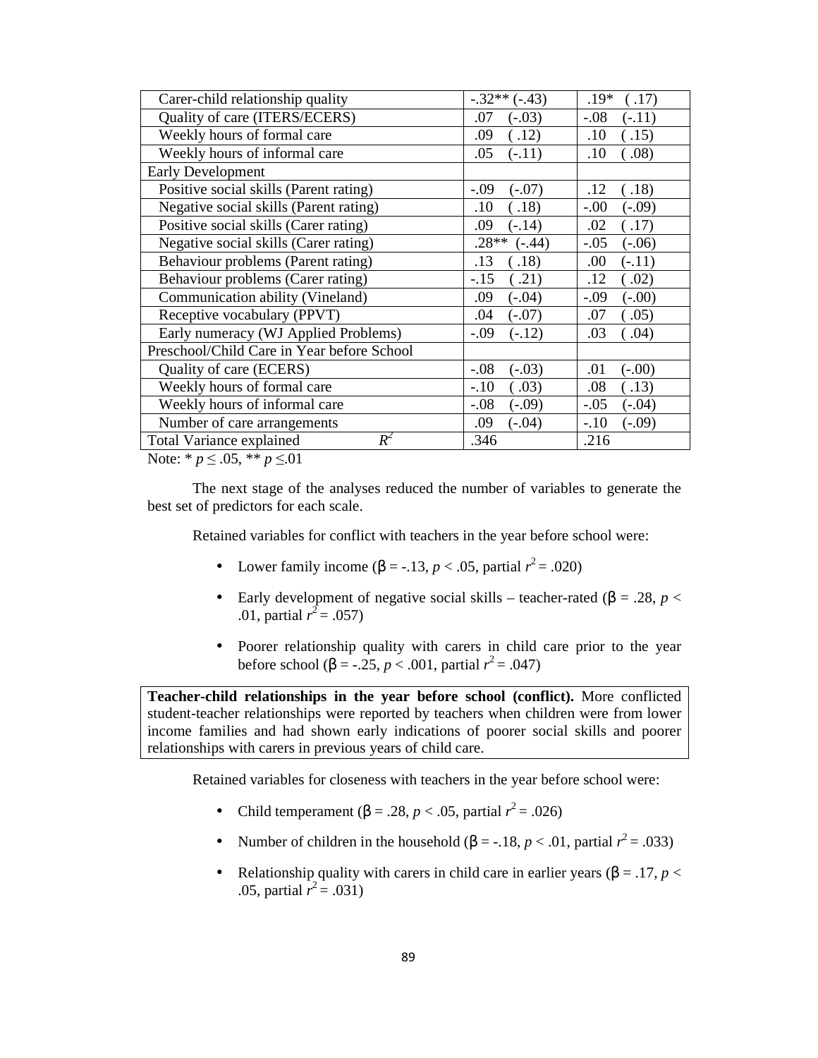| | | |
|---|---|---|
| Carer-child relationship quality | -.32** (-.43) | .19* ( .17) |
| Quality of care (ITERS/ECERS) | .07 (-.03) | -.08 (-.11) |
| Weekly hours of formal care | .09 ( .12) | .10 ( .15) |
| Weekly hours of informal care | .05 (-.11) | .10 ( .08) |
| Early Development | | |
| Positive social skills (Parent rating) | -.09 (-.07) | .12 ( .18) |
| Negative social skills (Parent rating) | .10 ( .18) | -.00 (-.09) |
| Positive social skills (Carer rating) | .09 (-.14) | .02 ( .17) |
| Negative social skills (Carer rating) | .28** (-.44) | -.05 (-.06) |
| Behaviour problems (Parent rating) | .13 ( .18) | .00 (-.11) |
| Behaviour problems (Carer rating) | -.15 ( .21) | .12 ( .02) |
| Communication ability (Vineland) | .09 (-.04) | -.09 (-.00) |
| Receptive vocabulary (PPVT) | .04 (-.07) | .07 ( .05) |
| Early numeracy (WJ Applied Problems) | -.09 (-.12) | .03 ( .04) |
| Preschool/Child Care in Year before School | | |
| Quality of care (ECERS) | -.08 (-.03) | .01 (-.00) |
| Weekly hours of formal care | -.10 ( .03) | .08 ( .13) |
| Weekly hours of informal care | -.08 (-.09) | -.05 (-.04) |
| Number of care arrangements | .09 (-.04) | -.10 (-.09) |
| Total Variance explained $R^2$ | .346 | .216 |

Note: * $p \leq .05$, ** $p \leq .01$

The next stage of the analyses reduced the number of variables to generate the best set of predictors for each scale.

Retained variables for conflict with teachers in the year before school were:

- Lower family income ($\beta = -.13$, $p < .05$, partial $r^2 = .020$)
- Early development of negative social skills – teacher-rated ($\beta = .28$, $p < .01$, partial $r^2 = .057$)
- Poorer relationship quality with carers in child care prior to the year before school ($\beta = -.25$, $p < .001$, partial $r^2 = .047$)

**Teacher-child relationships in the year before school (conflict).** More conflicted student-teacher relationships were reported by teachers when children were from lower income families and had shown early indications of poorer social skills and poorer relationships with carers in previous years of child care.

Retained variables for closeness with teachers in the year before school were:

- Child temperament ($\beta = .28$, $p < .05$, partial $r^2 = .026$)
- Number of children in the household ($\beta = -.18$, $p < .01$, partial $r^2 = .033$)
- Relationship quality with carers in child care in earlier years ($\beta = .17$, $p < .05$, partial $r^2 = .031$)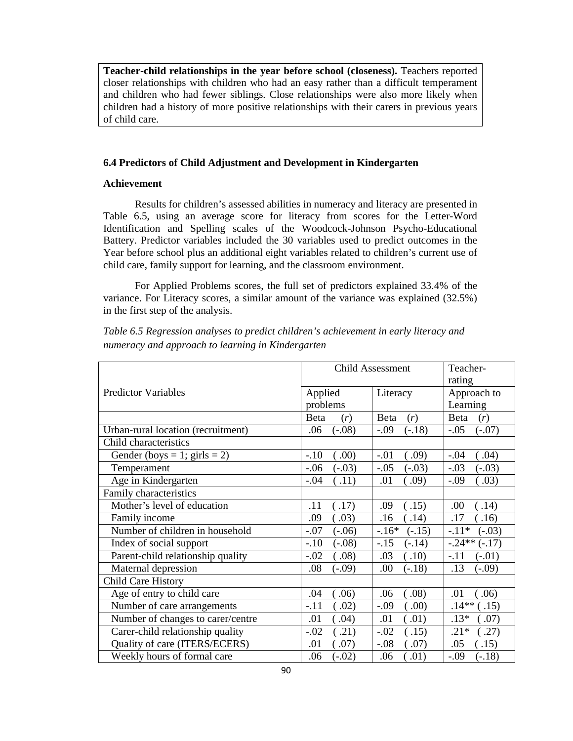**Teacher-child relationships in the year before school (closeness).** Teachers reported closer relationships with children who had an easy rather than a difficult temperament and children who had fewer siblings. Close relationships were also more likely when children had a history of more positive relationships with their carers in previous years of child care.

### 6.4 Predictors of Child Adjustment and Development in Kindergarten

#### Achievement

Results for children's assessed abilities in numeracy and literacy are presented in Table 6.5, using an average score for literacy from scores for the Letter-Word Identification and Spelling scales of the Woodcock-Johnson Psycho-Educational Battery. Predictor variables included the 30 variables used to predict outcomes in the Year before school plus an additional eight variables related to children's current use of child care, family support for learning, and the classroom environment.

For Applied Problems scores, the full set of predictors explained 33.4% of the variance. For Literacy scores, a similar amount of the variance was explained (32.5%) in the first step of the analysis.

*Table 6.5 Regression analyses to predict children's achievement in early literacy and numeracy and approach to learning in Kindergarten*

| Predictor Variables | Child Assessment | | Teacher-rating |
|---|---|---|---|
| | Applied problems | Literacy | Approach to Learning |
| | Beta (*r*) | Beta (*r*) | Beta (*r*) |
| Urban-rural location (recruitment) | .06 (-.08) | -.09 (-.18) | -.05 (-.07) |
| Child characteristics | | | |
| Gender (boys = 1; girls = 2) | -.10 ( .00) | -.01 ( .09) | -.04 ( .04) |
| Temperament | -.06 (-.03) | -.05 (-.03) | -.03 (-.03) |
| Age in Kindergarten | -.04 ( .11) | .01 ( .09) | -.09 ( .03) |
| Family characteristics | | | |
| Mother's level of education | .11 ( .17) | .09 ( .15) | .00 ( .14) |
| Family income | .09 ( .03) | .16 ( .14) | .17 ( .16) |
| Number of children in household | -.07 (-.06) | -.16* (-.15) | -.11* (-.03) |
| Index of social support | -.10 (-.08) | -.15 (-.14) | -.24** (-.17) |
| Parent-child relationship quality | -.02 ( .08) | .03 ( .10) | -.11 (-.01) |
| Maternal depression | .08 (-.09) | .00 (-.18) | .13 (-.09) |
| Child Care History | | | |
| Age of entry to child care | .04 ( .06) | .06 ( .08) | .01 ( .06) |
| Number of care arrangements | -.11 ( .02) | -.09 ( .00) | .14** ( .15) |
| Number of changes to carer/centre | .01 ( .04) | .01 ( .01) | .13* ( .07) |
| Carer-child relationship quality | -.02 ( .21) | -.02 ( .15) | .21* ( .27) |
| Quality of care (ITERS/ECERS) | .01 ( .07) | -.08 ( .07) | .05 ( .15) |
| Weekly hours of formal care | .06 (-.02) | .06 ( .01) | -.09 (-.18) |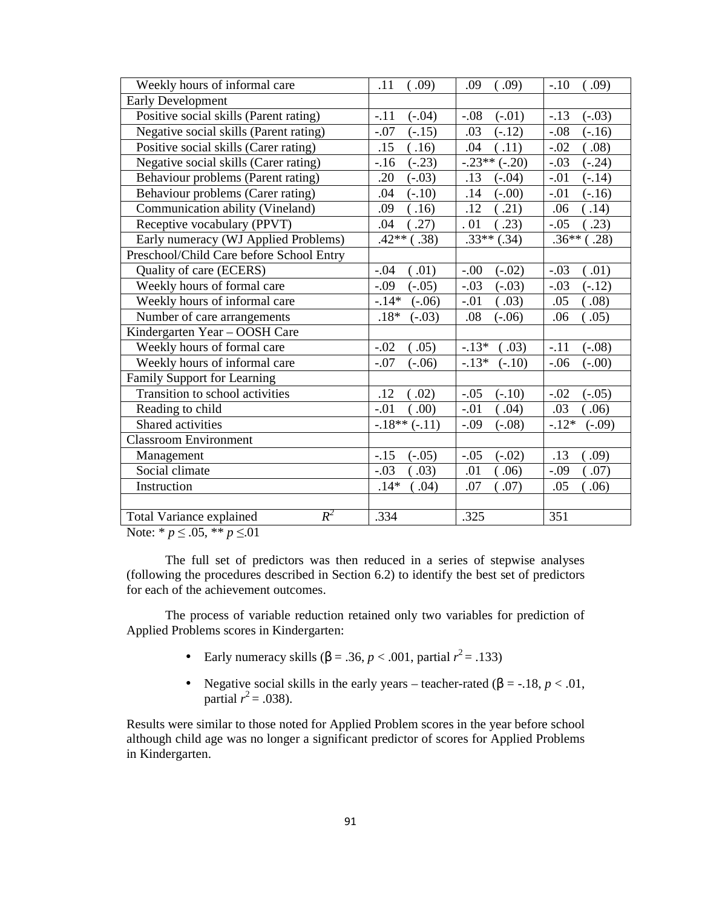| | | | |
|---|---|---|---|
| Weekly hours of informal care | .11 ( .09) | .09 ( .09) | -.10 ( .09) |
| Early Development | | | |
| Positive social skills (Parent rating) | -.11 (-.04) | -.08 (-.01) | -.13 (-.03) |
| Negative social skills (Parent rating) | -.07 (-.15) | .03 (-.12) | -.08 (-.16) |
| Positive social skills (Carer rating) | .15 ( .16) | .04 ( .11) | -.02 ( .08) |
| Negative social skills (Carer rating) | -.16 (-.23) | -.23** (-.20) | -.03 (-.24) |
| Behaviour problems (Parent rating) | .20 (-.03) | .13 (-.04) | -.01 (-.14) |
| Behaviour problems (Carer rating) | .04 (-.10) | .14 (-.00) | -.01 (-.16) |
| Communication ability (Vineland) | .09 ( .16) | .12 ( .21) | .06 ( .14) |
| Receptive vocabulary (PPVT) | .04 ( .27) | . 01 ( .23) | -.05 ( .23) |
| Early numeracy (WJ Applied Problems) | .42** ( .38) | .33** (.34) | .36** ( .28) |
| Preschool/Child Care before School Entry | | | |
| Quality of care (ECERS) | -.04 ( .01) | -.00 (-.02) | -.03 ( .01) |
| Weekly hours of formal care | -.09 (-.05) | -.03 (-.03) | -.03 (-.12) |
| Weekly hours of informal care | -.14* (-.06) | -.01 ( .03) | .05 ( .08) |
| Number of care arrangements | .18* (-.03) | .08 (-.06) | .06 ( .05) |
| Kindergarten Year – OOSH Care | | | |
| Weekly hours of formal care | -.02 ( .05) | -.13* ( .03) | -.11 (-.08) |
| Weekly hours of informal care | -.07 (-.06) | -.13* (-.10) | -.06 (-.00) |
| Family Support for Learning | | | |
| Transition to school activities | .12 ( .02) | -.05 (-.10) | -.02 (-.05) |
| Reading to child | -.01 ( .00) | -.01 ( .04) | .03 ( .06) |
| Shared activities | -.18** (-.11) | -.09 (-.08) | -.12* (-.09) |
| Classroom Environment | | | |
| Management | -.15 (-.05) | -.05 (-.02) | .13 ( .09) |
| Social climate | -.03 ( .03) | .01 ( .06) | -.09 ( .07) |
| Instruction | .14* ( .04) | .07 ( .07) | .05 ( .06) |
| | | | |
| Total Variance explained $R^2$ | .334 | .325 | 351 |

Note: * $p \leq .05$, ** $p \leq .01$

The full set of predictors was then reduced in a series of stepwise analyses (following the procedures described in Section 6.2) to identify the best set of predictors for each of the achievement outcomes.

The process of variable reduction retained only two variables for prediction of Applied Problems scores in Kindergarten:

- Early numeracy skills ($\beta = .36$, $p < .001$, partial $r^2 = .133$)
- Negative social skills in the early years – teacher-rated ($\beta = -.18$, $p < .01$, partial $r^2 = .038$).

Results were similar to those noted for Applied Problem scores in the year before school although child age was no longer a significant predictor of scores for Applied Problems in Kindergarten.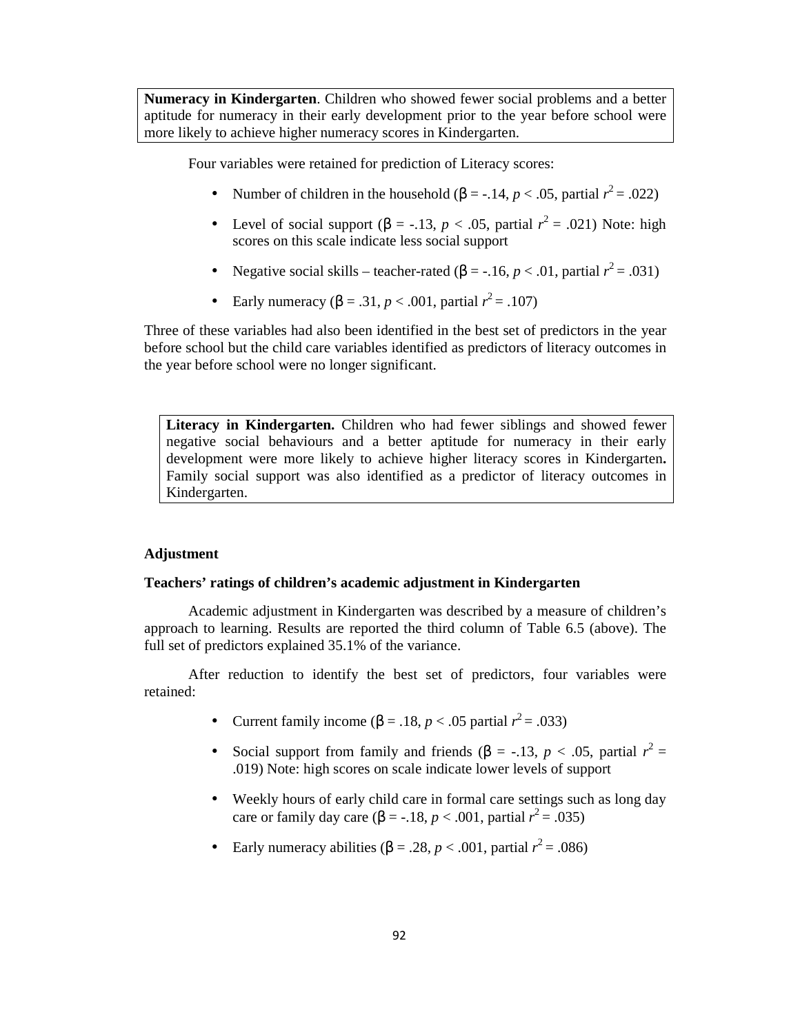**Numeracy in Kindergarten**. Children who showed fewer social problems and a better aptitude for numeracy in their early development prior to the year before school were more likely to achieve higher numeracy scores in Kindergarten.

Four variables were retained for prediction of Literacy scores:

- Number of children in the household (β = -.14, $p < .05$, partial $r^2 = .022$)
- Level of social support (β = -.13, $p < .05$, partial $r^2 = .021$) Note: high scores on this scale indicate less social support
- Negative social skills – teacher-rated (β = -.16, $p < .01$, partial $r^2 = .031$)
- Early numeracy (β = .31, $p < .001$, partial $r^2 = .107$)

Three of these variables had also been identified in the best set of predictors in the year before school but the child care variables identified as predictors of literacy outcomes in the year before school were no longer significant.

**Literacy in Kindergarten.** Children who had fewer siblings and showed fewer negative social behaviours and a better aptitude for numeracy in their early development were more likely to achieve higher literacy scores in Kindergarten**.** Family social support was also identified as a predictor of literacy outcomes in Kindergarten.

## Adjustment

### Teachers' ratings of children's academic adjustment in Kindergarten

Academic adjustment in Kindergarten was described by a measure of children's approach to learning. Results are reported the third column of Table 6.5 (above). The full set of predictors explained 35.1% of the variance.

After reduction to identify the best set of predictors, four variables were retained:

- Current family income (β = .18, $p < .05$ partial $r^2 = .033$)
- Social support from family and friends (β = -.13, $p < .05$, partial $r^2 = .019$) Note: high scores on scale indicate lower levels of support
- Weekly hours of early child care in formal care settings such as long day care or family day care (β = -.18, $p < .001$, partial $r^2 = .035$)
- Early numeracy abilities (β = .28, $p < .001$, partial $r^2 = .086$)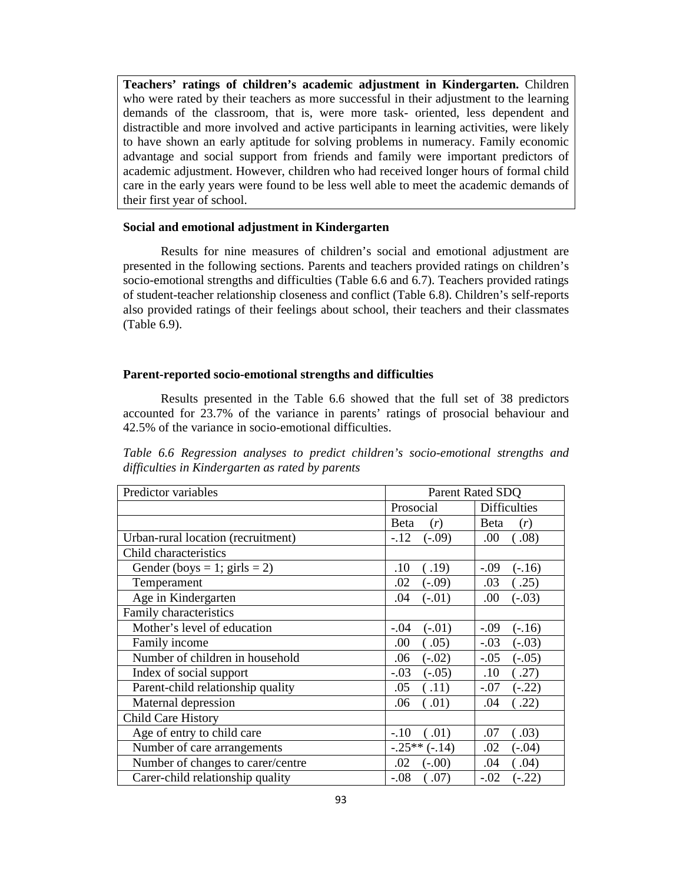**Teachers' ratings of children's academic adjustment in Kindergarten.** Children who were rated by their teachers as more successful in their adjustment to the learning demands of the classroom, that is, were more task- oriented, less dependent and distractible and more involved and active participants in learning activities, were likely to have shown an early aptitude for solving problems in numeracy. Family economic advantage and social support from friends and family were important predictors of academic adjustment. However, children who had received longer hours of formal child care in the early years were found to be less well able to meet the academic demands of their first year of school.

### Social and emotional adjustment in Kindergarten

Results for nine measures of children's social and emotional adjustment are presented in the following sections. Parents and teachers provided ratings on children's socio-emotional strengths and difficulties (Table 6.6 and 6.7). Teachers provided ratings of student-teacher relationship closeness and conflict (Table 6.8). Children's self-reports also provided ratings of their feelings about school, their teachers and their classmates (Table 6.9).

### Parent-reported socio-emotional strengths and difficulties

Results presented in the Table 6.6 showed that the full set of 38 predictors accounted for 23.7% of the variance in parents' ratings of prosocial behaviour and 42.5% of the variance in socio-emotional difficulties.

*Table 6.6 Regression analyses to predict children's socio-emotional strengths and difficulties in Kindergarten as rated by parents*

| Predictor variables | Parent Rated SDQ | |
|---|---|---|
| | Prosocial | Difficulties |
| | Beta (*r*) | Beta (*r*) |
| Urban-rural location (recruitment) | -.12 (-.09) | .00 ( .08) |
| Child characteristics | | |
| Gender (boys = 1; girls = 2) | .10 ( .19) | -.09 (-.16) |
| Temperament | .02 (-.09) | .03 ( .25) |
| Age in Kindergarten | .04 (-.01) | .00 (-.03) |
| Family characteristics | | |
| Mother's level of education | -.04 (-.01) | -.09 (-.16) |
| Family income | .00 ( .05) | -.03 (-.03) |
| Number of children in household | .06 (-.02) | -.05 (-.05) |
| Index of social support | -.03 (-.05) | .10 ( .27) |
| Parent-child relationship quality | .05 ( .11) | -.07 (-.22) |
| Maternal depression | .06 ( .01) | .04 ( .22) |
| Child Care History | | |
| Age of entry to child care | -.10 ( .01) | .07 ( .03) |
| Number of care arrangements | -.25** (-.14) | .02 (-.04) |
| Number of changes to carer/centre | .02 (-.00) | .04 ( .04) |
| Carer-child relationship quality | -.08 ( .07) | -.02 (-.22) |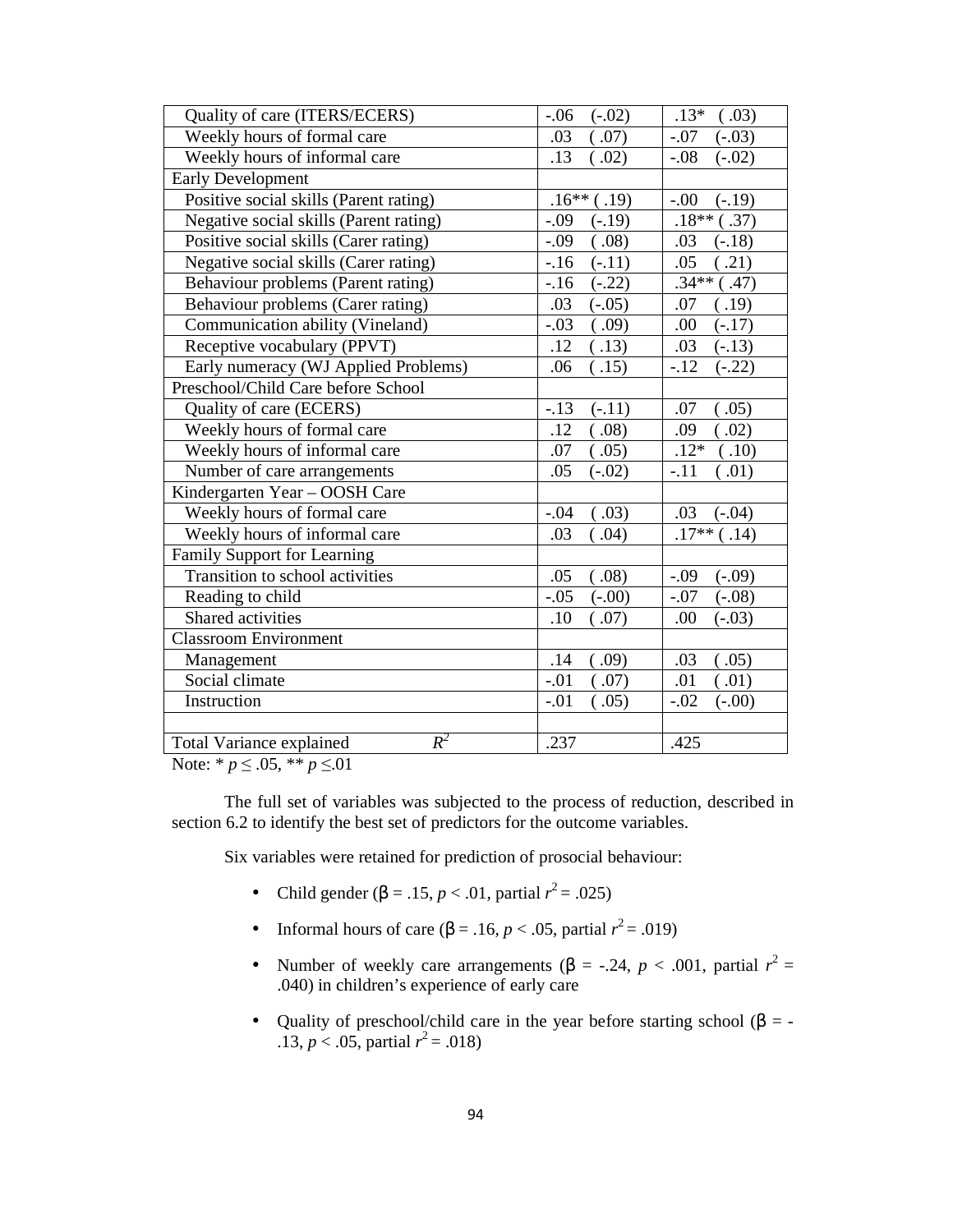| | | |
|---|---|---|
| Quality of care (ITERS/ECERS) | -.06 (-.02) | .13* ( .03) |
| Weekly hours of formal care | .03 ( .07) | -.07 (-.03) |
| Weekly hours of informal care | .13 ( .02) | -.08 (-.02) |
| Early Development | | |
| Positive social skills (Parent rating) | .16** ( .19) | -.00 (-.19) |
| Negative social skills (Parent rating) | -.09 (-.19) | .18** ( .37) |
| Positive social skills (Carer rating) | -.09 ( .08) | .03 (-.18) |
| Negative social skills (Carer rating) | -.16 (-.11) | .05 ( .21) |
| Behaviour problems (Parent rating) | -.16 (-.22) | .34** ( .47) |
| Behaviour problems (Carer rating) | .03 (-.05) | .07 ( .19) |
| Communication ability (Vineland) | -.03 ( .09) | .00 (-.17) |
| Receptive vocabulary (PPVT) | .12 ( .13) | .03 (-.13) |
| Early numeracy (WJ Applied Problems) | .06 ( .15) | -.12 (-.22) |
| Preschool/Child Care before School | | |
| Quality of care (ECERS) | -.13 (-.11) | .07 ( .05) |
| Weekly hours of formal care | .12 ( .08) | .09 ( .02) |
| Weekly hours of informal care | .07 ( .05) | .12* ( .10) |
| Number of care arrangements | .05 (-.02) | -.11 ( .01) |
| Kindergarten Year – OOSH Care | | |
| Weekly hours of formal care | -.04 ( .03) | .03 (-.04) |
| Weekly hours of informal care | .03 ( .04) | .17** ( .14) |
| Family Support for Learning | | |
| Transition to school activities | .05 ( .08) | -.09 (-.09) |
| Reading to child | -.05 (-.00) | -.07 (-.08) |
| Shared activities | .10 ( .07) | .00 (-.03) |
| Classroom Environment | | |
| Management | .14 ( .09) | .03 ( .05) |
| Social climate | -.01 ( .07) | .01 ( .01) |
| Instruction | -.01 ( .05) | -.02 (-.00) |
| | | |
| Total Variance explained $R^2$ | .237 | .425 |

Note: * $p \leq .05$, ** $p \leq .01$

The full set of variables was subjected to the process of reduction, described in section 6.2 to identify the best set of predictors for the outcome variables.

Six variables were retained for prediction of prosocial behaviour:

- Child gender ($\beta = .15$, $p < .01$, partial $r^2 = .025$)
- Informal hours of care ($\beta = .16$, $p < .05$, partial $r^2 = .019$)
- Number of weekly care arrangements ($\beta = -.24$, $p < .001$, partial $r^2 = .040$) in children's experience of early care
- Quality of preschool/child care in the year before starting school ($\beta = -.13$, $p < .05$, partial $r^2 = .018$)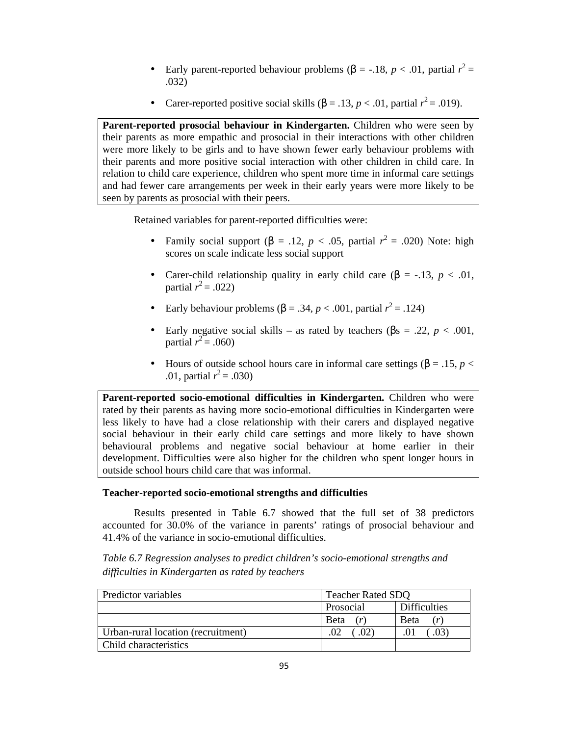- Early parent-reported behaviour problems (β = -.18, $p < .01$, partial $r^2 = .032$)
- Carer-reported positive social skills (β = .13, $p < .01$, partial $r^2 = .019$).

| **Parent-reported prosocial behaviour in Kindergarten.** Children who were seen by their parents as more empathic and prosocial in their interactions with other children were more likely to be girls and to have shown fewer early behaviour problems with their parents and more positive social interaction with other children in child care. In relation to child care experience, children who spent more time in informal care settings and had fewer care arrangements per week in their early years were more likely to be seen by parents as prosocial with their peers. |
|---|

Retained variables for parent-reported difficulties were:

- Family social support (β = .12, $p < .05$, partial $r^2 = .020$) Note: high scores on scale indicate less social support
- Carer-child relationship quality in early child care (β = -.13, $p < .01$, partial $r^2 = .022$)
- Early behaviour problems (β = .34, $p < .001$, partial $r^2 = .124$)
- Early negative social skills – as rated by teachers (βs = .22, $p < .001$, partial $r^2 = .060$)
- Hours of outside school hours care in informal care settings (β = .15, $p < .01$, partial $r^2 = .030$)

| **Parent-reported socio-emotional difficulties in Kindergarten.** Children who were rated by their parents as having more socio-emotional difficulties in Kindergarten were less likely to have had a close relationship with their carers and displayed negative social behaviour in their early child care settings and more likely to have shown behavioural problems and negative social behaviour at home earlier in their development. Difficulties were also higher for the children who spent longer hours in outside school hours child care that was informal. |
|---|

**Teacher-reported socio-emotional strengths and difficulties**

Results presented in Table 6.7 showed that the full set of 38 predictors accounted for 30.0% of the variance in parents' ratings of prosocial behaviour and 41.4% of the variance in socio-emotional difficulties.

*Table 6.7 Regression analyses to predict children's socio-emotional strengths and difficulties in Kindergarten as rated by teachers*

| Predictor variables | Teacher Rated SDQ | |
|---|---|---|
| | Prosocial | Difficulties |
| | Beta (*r*) | Beta (*r*) |
| Urban-rural location (recruitment) | .02 ( .02) | .01 ( .03) |
| Child characteristics | | |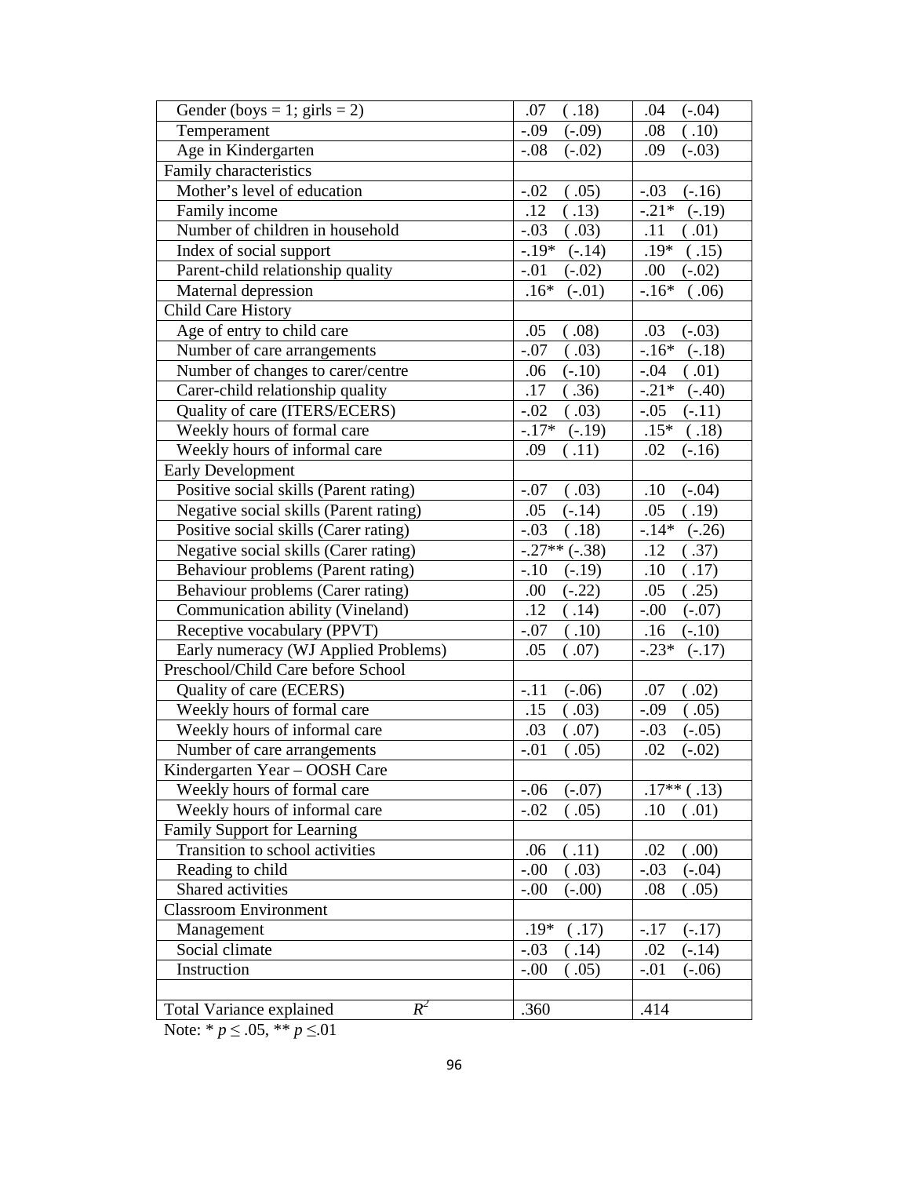| | | |
|---|---|---|
| Gender (boys = 1; girls = 2) | .07 ( .18) | .04 (-.04) |
| Temperament | -.09 (-.09) | .08 ( .10) |
| Age in Kindergarten | -.08 (-.02) | .09 (-.03) |
| Family characteristics | | |
| Mother's level of education | -.02 ( .05) | -.03 (-.16) |
| Family income | .12 ( .13) | -.21* (-.19) |
| Number of children in household | -.03 ( .03) | .11 ( .01) |
| Index of social support | -.19* (-.14) | .19* ( .15) |
| Parent-child relationship quality | -.01 (-.02) | .00 (-.02) |
| Maternal depression | .16* (-.01) | -.16* ( .06) |
| Child Care History | | |
| Age of entry to child care | .05 ( .08) | .03 (-.03) |
| Number of care arrangements | -.07 ( .03) | -.16* (-.18) |
| Number of changes to carer/centre | .06 (-.10) | -.04 ( .01) |
| Carer-child relationship quality | .17 ( .36) | -.21* (-.40) |
| Quality of care (ITERS/ECERS) | -.02 ( .03) | -.05 (-.11) |
| Weekly hours of formal care | -.17* (-.19) | .15* ( .18) |
| Weekly hours of informal care | .09 ( .11) | .02 (-.16) |
| Early Development | | |
| Positive social skills (Parent rating) | -.07 ( .03) | .10 (-.04) |
| Negative social skills (Parent rating) | .05 (-.14) | .05 ( .19) |
| Positive social skills (Carer rating) | -.03 ( .18) | -.14* (-.26) |
| Negative social skills (Carer rating) | -.27** (-.38) | .12 ( .37) |
| Behaviour problems (Parent rating) | -.10 (-.19) | .10 ( .17) |
| Behaviour problems (Carer rating) | .00 (-.22) | .05 ( .25) |
| Communication ability (Vineland) | .12 ( .14) | -.00 (-.07) |
| Receptive vocabulary (PPVT) | -.07 ( .10) | .16 (-.10) |
| Early numeracy (WJ Applied Problems) | .05 ( .07) | -.23* (-.17) |
| Preschool/Child Care before School | | |
| Quality of care (ECERS) | -.11 (-.06) | .07 ( .02) |
| Weekly hours of formal care | .15 ( .03) | -.09 ( .05) |
| Weekly hours of informal care | .03 ( .07) | -.03 (-.05) |
| Number of care arrangements | -.01 ( .05) | .02 (-.02) |
| Kindergarten Year – OOSH Care | | |
| Weekly hours of formal care | -.06 (-.07) | .17** ( .13) |
| Weekly hours of informal care | -.02 ( .05) | .10 ( .01) |
| Family Support for Learning | | |
| Transition to school activities | .06 ( .11) | .02 ( .00) |
| Reading to child | -.00 ( .03) | -.03 (-.04) |
| Shared activities | -.00 (-.00) | .08 ( .05) |
| Classroom Environment | | |
| Management | .19* ( .17) | -.17 (-.17) |
| Social climate | -.03 ( .14) | .02 (-.14) |
| Instruction | -.00 ( .05) | -.01 (-.06) |
| | | |
| Total Variance explained $R^2$ | .360 | .414 |

Note: * $p \leq .05$, ** $p \leq .01$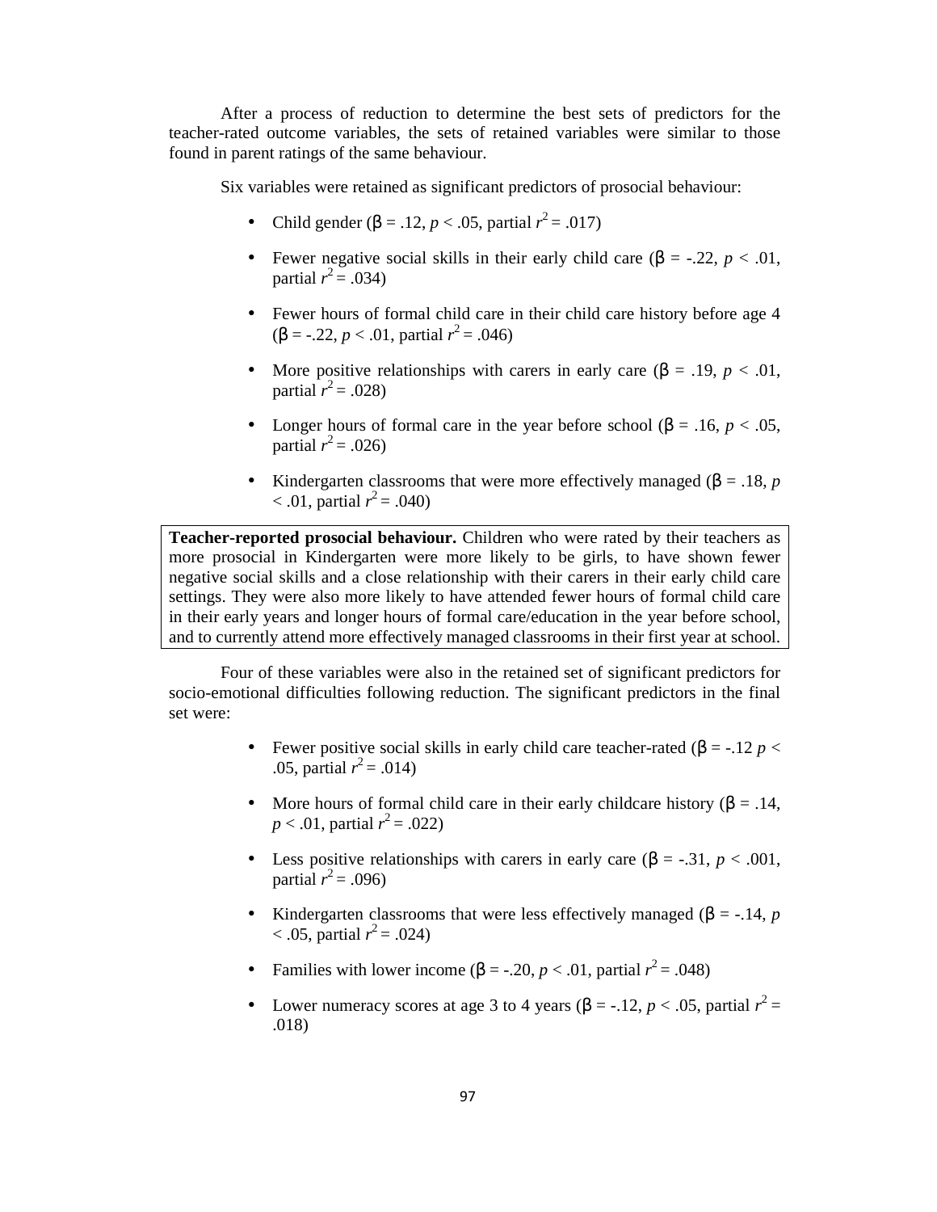After a process of reduction to determine the best sets of predictors for the teacher-rated outcome variables, the sets of retained variables were similar to those found in parent ratings of the same behaviour.

Six variables were retained as significant predictors of prosocial behaviour:

- Child gender (β = .12, $p < .05$, partial $r^2 = .017$)
- Fewer negative social skills in their early child care (β = -.22, $p < .01$, partial $r^2 = .034$)
- Fewer hours of formal child care in their child care history before age 4 (β = -.22, $p < .01$, partial $r^2 = .046$)
- More positive relationships with carers in early care (β = .19, $p < .01$, partial $r^2 = .028$)
- Longer hours of formal care in the year before school (β = .16, $p < .05$, partial $r^2 = .026$)
- Kindergarten classrooms that were more effectively managed (β = .18, $p < .01$, partial $r^2 = .040$)

**Teacher-reported prosocial behaviour.** Children who were rated by their teachers as more prosocial in Kindergarten were more likely to be girls, to have shown fewer negative social skills and a close relationship with their carers in their early child care settings. They were also more likely to have attended fewer hours of formal child care in their early years and longer hours of formal care/education in the year before school, and to currently attend more effectively managed classrooms in their first year at school.

Four of these variables were also in the retained set of significant predictors for socio-emotional difficulties following reduction. The significant predictors in the final set were:

- Fewer positive social skills in early child care teacher-rated (β = -.12 $p < .05$, partial $r^2 = .014$)
- More hours of formal child care in their early childcare history (β = .14, $p < .01$, partial $r^2 = .022$)
- Less positive relationships with carers in early care (β = -.31, $p < .001$, partial $r^2 = .096$)
- Kindergarten classrooms that were less effectively managed (β = -.14, $p < .05$, partial $r^2 = .024$)
- Families with lower income (β = -.20, $p < .01$, partial $r^2 = .048$)
- Lower numeracy scores at age 3 to 4 years (β = -.12, $p < .05$, partial $r^2 = .018$)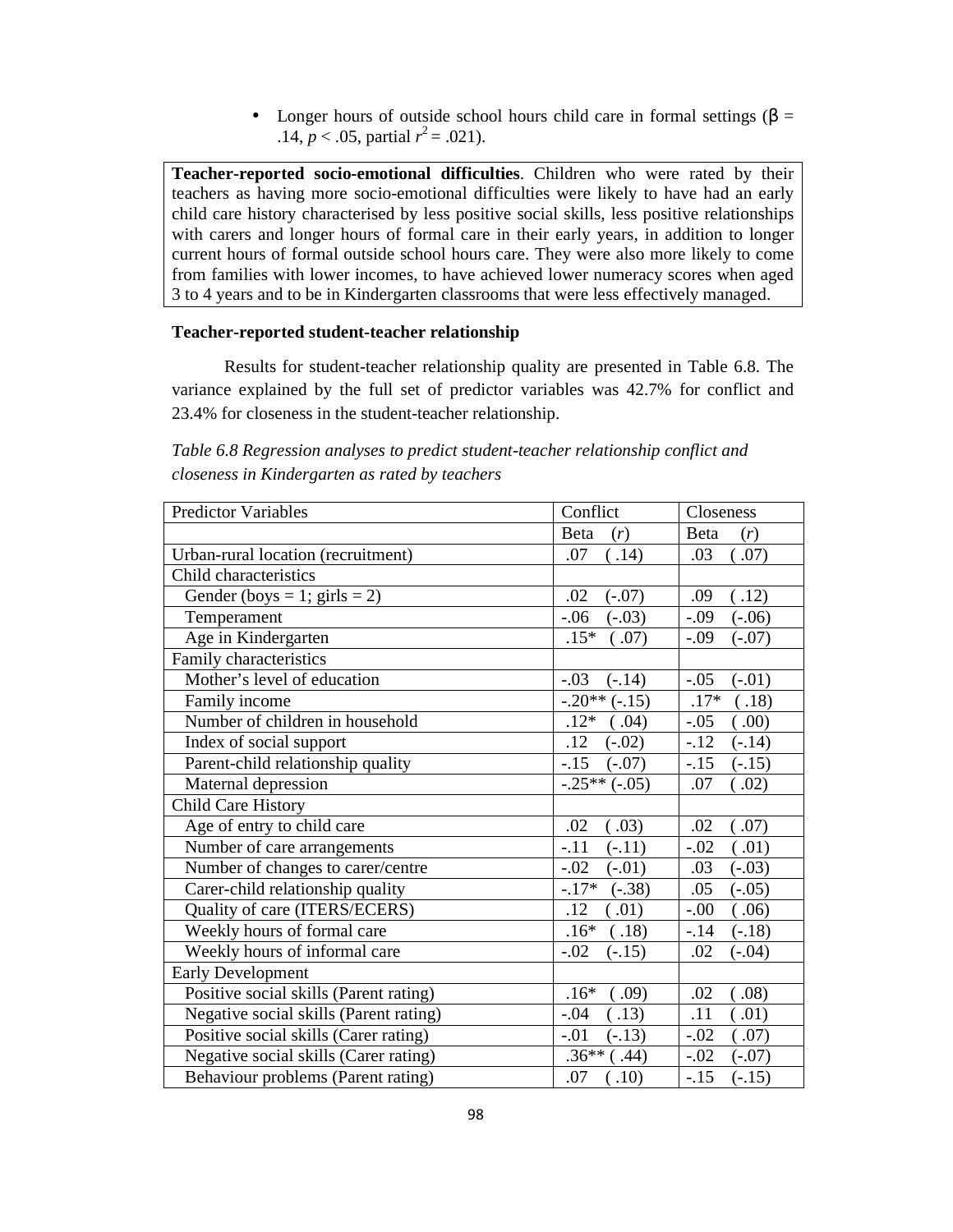- Longer hours of outside school hours child care in formal settings (β = .14, $p < .05$, partial $r^2 = .021$).

**Teacher-reported socio-emotional difficulties**. Children who were rated by their teachers as having more socio-emotional difficulties were likely to have had an early child care history characterised by less positive social skills, less positive relationships with carers and longer hours of formal care in their early years, in addition to longer current hours of formal outside school hours care. They were also more likely to come from families with lower incomes, to have achieved lower numeracy scores when aged 3 to 4 years and to be in Kindergarten classrooms that were less effectively managed.

**Teacher-reported student-teacher relationship**

Results for student-teacher relationship quality are presented in Table 6.8. The variance explained by the full set of predictor variables was 42.7% for conflict and 23.4% for closeness in the student-teacher relationship.

*Table 6.8 Regression analyses to predict student-teacher relationship conflict and closeness in Kindergarten as rated by teachers*

| Predictor Variables | Conflict | Closeness |
|---|---|---|
| | Beta (*r*) | Beta (*r*) |
| Urban-rural location (recruitment) | .07 ( .14) | .03 ( .07) |
| Child characteristics | | |
| Gender (boys = 1; girls = 2) | .02 (-.07) | .09 ( .12) |
| Temperament | -.06 (-.03) | -.09 (-.06) |
| Age in Kindergarten | .15* ( .07) | -.09 (-.07) |
| Family characteristics | | |
| Mother's level of education | -.03 (-.14) | -.05 (-.01) |
| Family income | -.20** (-.15) | .17* ( .18) |
| Number of children in household | .12* ( .04) | -.05 ( .00) |
| Index of social support | .12 (-.02) | -.12 (-.14) |
| Parent-child relationship quality | -.15 (-.07) | -.15 (-.15) |
| Maternal depression | -.25** (-.05) | .07 ( .02) |
| Child Care History | | |
| Age of entry to child care | .02 ( .03) | .02 ( .07) |
| Number of care arrangements | -.11 (-.11) | -.02 ( .01) |
| Number of changes to carer/centre | -.02 (-.01) | .03 (-.03) |
| Carer-child relationship quality | -.17* (-.38) | .05 (-.05) |
| Quality of care (ITERS/ECERS) | .12 ( .01) | -.00 ( .06) |
| Weekly hours of formal care | .16* ( .18) | -.14 (-.18) |
| Weekly hours of informal care | -.02 (-.15) | .02 (-.04) |
| Early Development | | |
| Positive social skills (Parent rating) | .16* ( .09) | .02 ( .08) |
| Negative social skills (Parent rating) | -.04 ( .13) | .11 ( .01) |
| Positive social skills (Carer rating) | -.01 (-.13) | -.02 ( .07) |
| Negative social skills (Carer rating) | .36** ( .44) | -.02 (-.07) |
| Behaviour problems (Parent rating) | .07 ( .10) | -.15 (-.15) |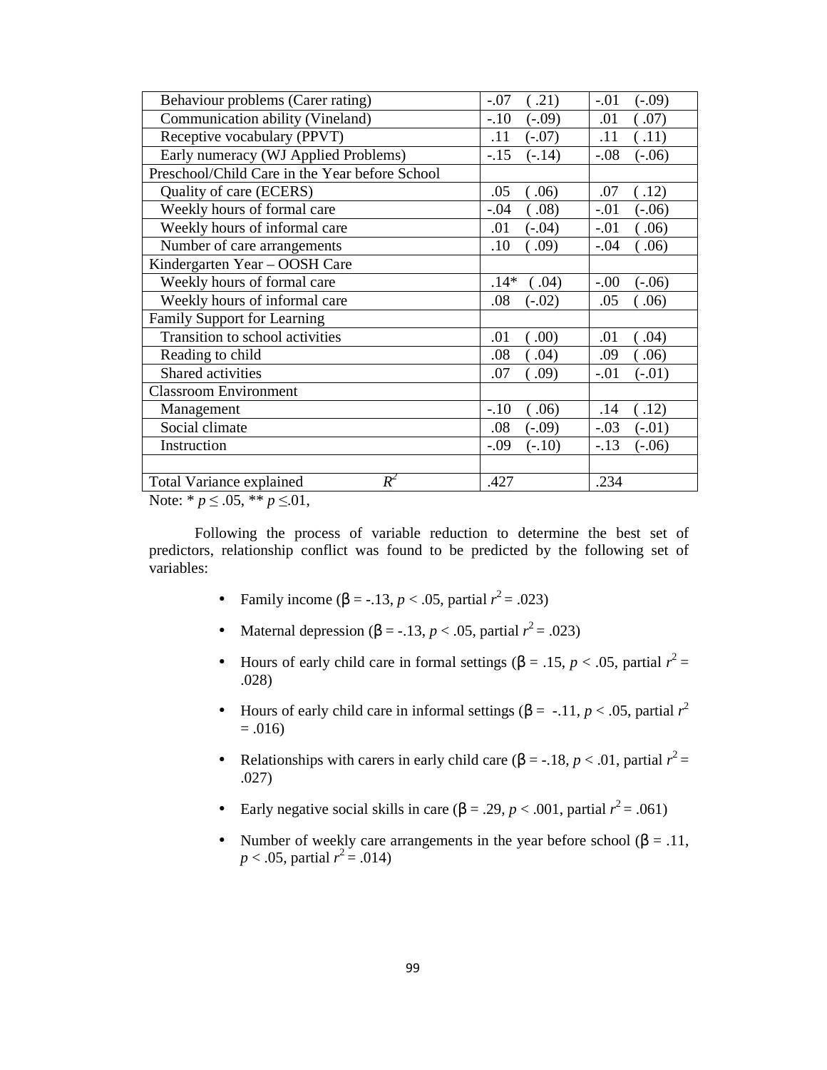| | | |
|---|---|---|
| Behaviour problems (Carer rating) | -.07 ( .21) | -.01 (-.09) |
| Communication ability (Vineland) | -.10 (-.09) | .01 ( .07) |
| Receptive vocabulary (PPVT) | .11 (-.07) | .11 ( .11) |
| Early numeracy (WJ Applied Problems) | -.15 (-.14) | -.08 (-.06) |
| Preschool/Child Care in the Year before School | | |
| Quality of care (ECERS) | .05 ( .06) | .07 ( .12) |
| Weekly hours of formal care | -.04 ( .08) | -.01 (-.06) |
| Weekly hours of informal care | .01 (-.04) | -.01 ( .06) |
| Number of care arrangements | .10 ( .09) | -.04 ( .06) |
| Kindergarten Year – OOSH Care | | |
| Weekly hours of formal care | .14* ( .04) | -.00 (-.06) |
| Weekly hours of informal care | .08 (-.02) | .05 ( .06) |
| Family Support for Learning | | |
| Transition to school activities | .01 ( .00) | .01 ( .04) |
| Reading to child | .08 ( .04) | .09 ( .06) |
| Shared activities | .07 ( .09) | -.01 (-.01) |
| Classroom Environment | | |
| Management | -.10 ( .06) | .14 ( .12) |
| Social climate | .08 (-.09) | -.03 (-.01) |
| Instruction | -.09 (-.10) | -.13 (-.06) |
| | | |
| Total Variance explained $R^2$ | .427 | .234 |

Note: * $p \leq .05$, ** $p \leq .01$,

Following the process of variable reduction to determine the best set of predictors, relationship conflict was found to be predicted by the following set of variables:

- Family income ($\beta = -.13$, $p < .05$, partial $r^2 = .023$)
- Maternal depression ($\beta = -.13$, $p < .05$, partial $r^2 = .023$)
- Hours of early child care in formal settings ($\beta = .15$, $p < .05$, partial $r^2 = .028$)
- Hours of early child care in informal settings ($\beta = -.11$, $p < .05$, partial $r^2 = .016$)
- Relationships with carers in early child care ($\beta = -.18$, $p < .01$, partial $r^2 = .027$)
- Early negative social skills in care ($\beta = .29$, $p < .001$, partial $r^2 = .061$)
- Number of weekly care arrangements in the year before school ($\beta = .11$, $p < .05$, partial $r^2 = .014$)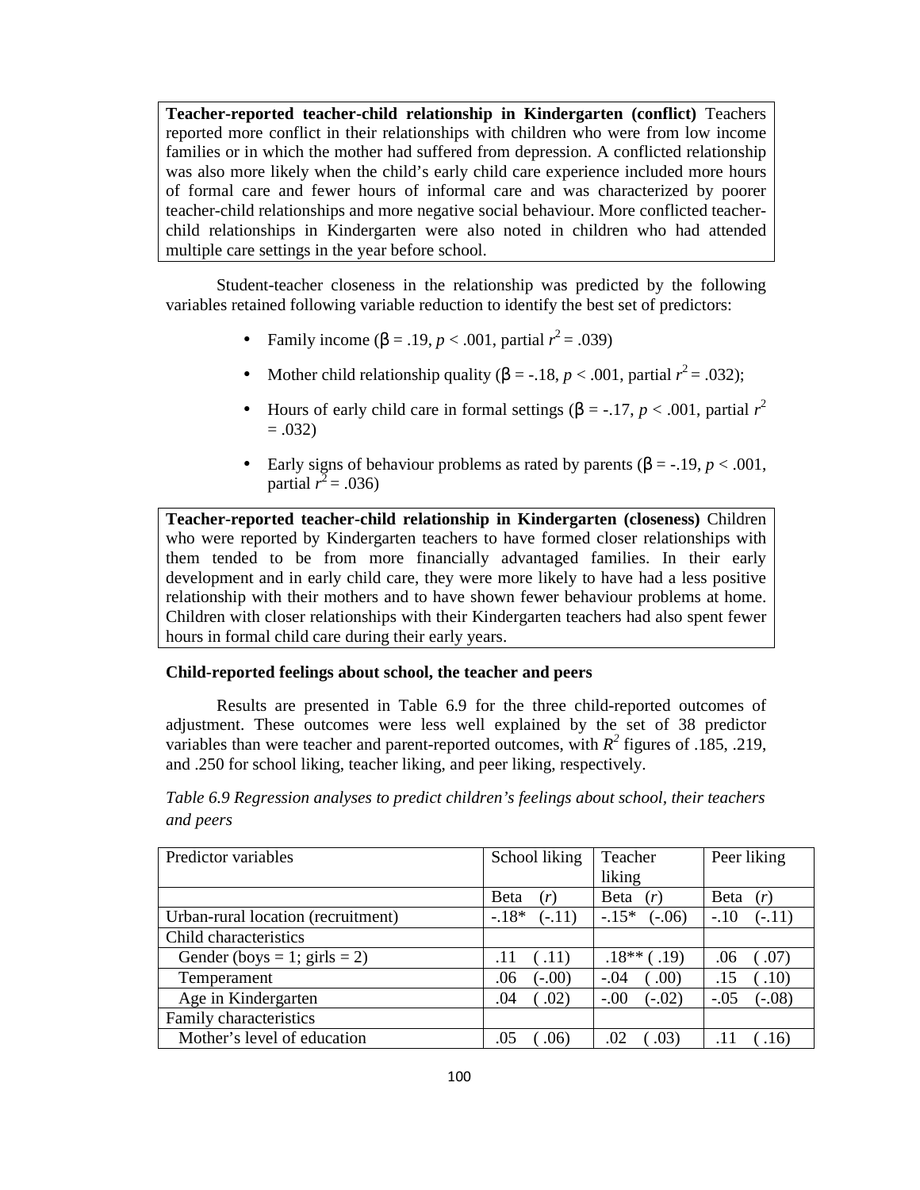**Teacher-reported teacher-child relationship in Kindergarten (conflict)** Teachers reported more conflict in their relationships with children who were from low income families or in which the mother had suffered from depression. A conflicted relationship was also more likely when the child's early child care experience included more hours of formal care and fewer hours of informal care and was characterized by poorer teacher-child relationships and more negative social behaviour. More conflicted teacher-child relationships in Kindergarten were also noted in children who had attended multiple care settings in the year before school.

Student-teacher closeness in the relationship was predicted by the following variables retained following variable reduction to identify the best set of predictors:

- Family income (β = .19, $p$ < .001, partial $r^2$ = .039)
- Mother child relationship quality (β = -.18, $p$ < .001, partial $r^2$ = .032);
- Hours of early child care in formal settings (β = -.17, $p$ < .001, partial $r^2$ = .032)
- Early signs of behaviour problems as rated by parents (β = -.19, $p$ < .001, partial $r^2$ = .036)

**Teacher-reported teacher-child relationship in Kindergarten (closeness)** Children who were reported by Kindergarten teachers to have formed closer relationships with them tended to be from more financially advantaged families. In their early development and in early child care, they were more likely to have had a less positive relationship with their mothers and to have shown fewer behaviour problems at home. Children with closer relationships with their Kindergarten teachers had also spent fewer hours in formal child care during their early years.

**Child-reported feelings about school, the teacher and peers**

Results are presented in Table 6.9 for the three child-reported outcomes of adjustment. These outcomes were less well explained by the set of 38 predictor variables than were teacher and parent-reported outcomes, with $R^2$ figures of .185, .219, and .250 for school liking, teacher liking, and peer liking, respectively.

*Table 6.9 Regression analyses to predict children's feelings about school, their teachers and peers*

| Predictor variables | School liking | Teacher liking | Peer liking |
|---|---|---|---|
| | Beta (*r*) | Beta (*r*) | Beta (*r*) |
| Urban-rural location (recruitment) | -.18* (-.11) | -.15* (-.06) | -.10 (-.11) |
| Child characteristics | | | |
| Gender (boys = 1; girls = 2) | .11 ( .11) | .18** ( .19) | .06 ( .07) |
| Temperament | .06 (-.00) | -.04 ( .00) | .15 ( .10) |
| Age in Kindergarten | .04 ( .02) | -.00 (-.02) | -.05 (-.08) |
| Family characteristics | | | |
| Mother's level of education | .05 ( .06) | .02 ( .03) | .11 ( .16) |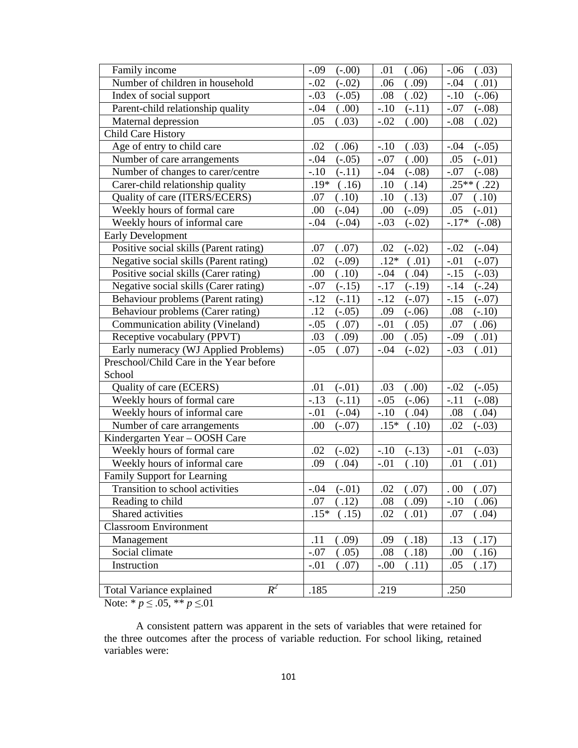| | | | |
|---|---|---|---|
| Family income | -.09 (-.00) | .01 ( .06) | -.06 ( .03) |
| Number of children in household | -.02 (-.02) | .06 ( .09) | -.04 ( .01) |
| Index of social support | -.03 (-.05) | .08 ( .02) | -.10 (-.06) |
| Parent-child relationship quality | -.04 ( .00) | -.10 (-.11) | -.07 (-.08) |
| Maternal depression | .05 ( .03) | -.02 ( .00) | -.08 ( .02) |
| Child Care History | | | |
| Age of entry to child care | .02 ( .06) | -.10 ( .03) | -.04 (-.05) |
| Number of care arrangements | -.04 (-.05) | -.07 ( .00) | .05 (-.01) |
| Number of changes to carer/centre | -.10 (-.11) | -.04 (-.08) | -.07 (-.08) |
| Carer-child relationship quality | .19* ( .16) | .10 ( .14) | .25** ( .22) |
| Quality of care (ITERS/ECERS) | .07 ( .10) | .10 ( .13) | .07 ( .10) |
| Weekly hours of formal care | .00 (-.04) | .00 (-.09) | .05 (-.01) |
| Weekly hours of informal care | -.04 (-.04) | -.03 (-.02) | -.17* (-.08) |
| Early Development | | | |
| Positive social skills (Parent rating) | .07 ( .07) | .02 (-.02) | -.02 (-.04) |
| Negative social skills (Parent rating) | .02 (-.09) | .12* ( .01) | -.01 (-.07) |
| Positive social skills (Carer rating) | .00 ( .10) | -.04 ( .04) | -.15 (-.03) |
| Negative social skills (Carer rating) | -.07 (-.15) | -.17 (-.19) | -.14 (-.24) |
| Behaviour problems (Parent rating) | -.12 (-.11) | -.12 (-.07) | -.15 (-.07) |
| Behaviour problems (Carer rating) | .12 (-.05) | .09 (-.06) | .08 (-.10) |
| Communication ability (Vineland) | -.05 ( .07) | -.01 ( .05) | .07 ( .06) |
| Receptive vocabulary (PPVT) | .03 ( .09) | .00 ( .05) | -.09 ( .01) |
| Early numeracy (WJ Applied Problems) | -.05 ( .07) | -.04 (-.02) | -.03 ( .01) |
| Preschool/Child Care in the Year before School | | | |
| Quality of care (ECERS) | .01 (-.01) | .03 ( .00) | -.02 (-.05) |
| Weekly hours of formal care | -.13 (-.11) | -.05 (-.06) | -.11 (-.08) |
| Weekly hours of informal care | -.01 (-.04) | -.10 ( .04) | .08 ( .04) |
| Number of care arrangements | .00 (-.07) | .15* ( .10) | .02 (-.03) |
| Kindergarten Year – OOSH Care | | | |
| Weekly hours of formal care | .02 (-.02) | -.10 (-.13) | -.01 (-.03) |
| Weekly hours of informal care | .09 ( .04) | -.01 ( .10) | .01 ( .01) |
| Family Support for Learning | | | |
| Transition to school activities | -.04 (-.01) | .02 ( .07) | . 00 ( .07) |
| Reading to child | .07 ( .12) | .08 ( .09) | -.10 ( .06) |
| Shared activities | .15* ( .15) | .02 ( .01) | .07 ( .04) |
| Classroom Environment | | | |
| Management | .11 ( .09) | .09 ( .18) | .13 ( .17) |
| Social climate | -.07 ( .05) | .08 ( .18) | .00 ( .16) |
| Instruction | -.01 ( .07) | -.00 ( .11) | .05 ( .17) |
| | | | |
| Total Variance explained $R^2$ | .185 | .219 | .250 |

Note: * $p \leq .05$, ** $p \leq .01$

A consistent pattern was apparent in the sets of variables that were retained for the three outcomes after the process of variable reduction. For school liking, retained variables were: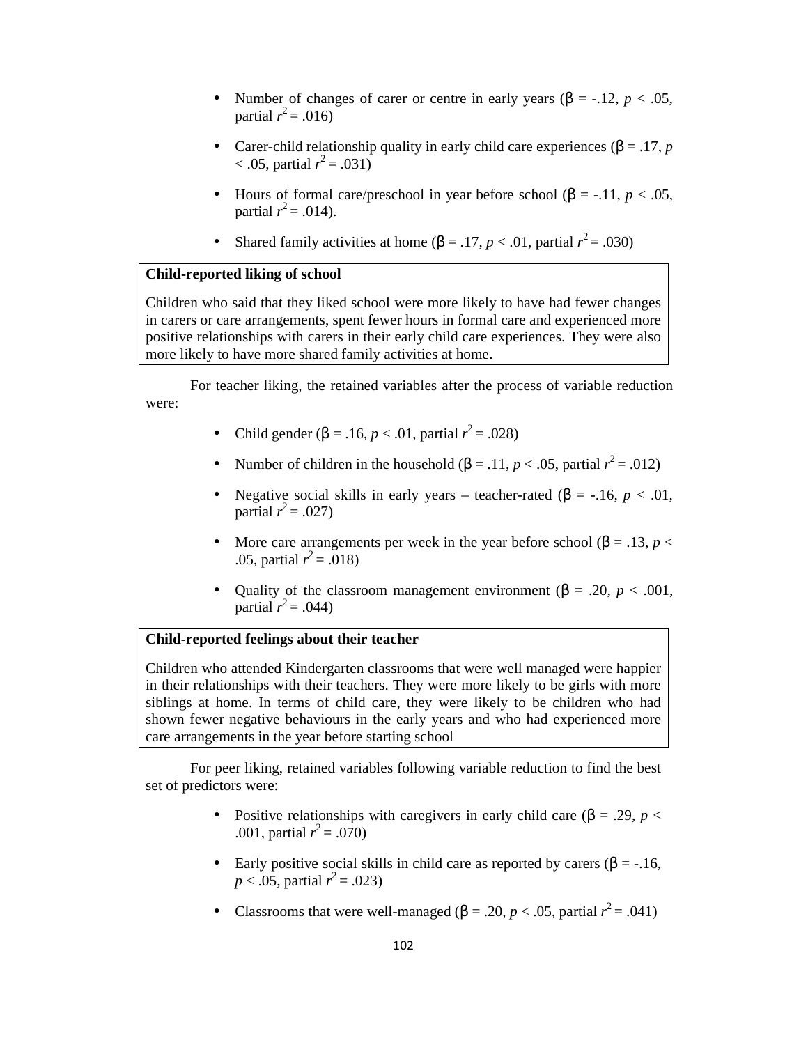- Number of changes of carer or centre in early years ($\beta$ = -.12, $p < .05$, partial $r^2 = .016$)
- Carer-child relationship quality in early child care experiences ($\beta$ = .17, $p < .05$, partial $r^2 = .031$)
- Hours of formal care/preschool in year before school ($\beta$ = -.11, $p < .05$, partial $r^2 = .014$).
- Shared family activities at home ($\beta$ = .17, $p < .01$, partial $r^2 = .030$)

> **Child-reported liking of school**
>
> Children who said that they liked school were more likely to have had fewer changes in carers or care arrangements, spent fewer hours in formal care and experienced more positive relationships with carers in their early child care experiences. They were also more likely to have more shared family activities at home.

For teacher liking, the retained variables after the process of variable reduction were:

- Child gender ($\beta$ = .16, $p < .01$, partial $r^2 = .028$)
- Number of children in the household ($\beta$ = .11, $p < .05$, partial $r^2 = .012$)
- Negative social skills in early years – teacher-rated ($\beta$ = -.16, $p < .01$, partial $r^2 = .027$)
- More care arrangements per week in the year before school ($\beta$ = .13, $p < .05$, partial $r^2 = .018$)
- Quality of the classroom management environment ($\beta$ = .20, $p < .001$, partial $r^2 = .044$)

> **Child-reported feelings about their teacher**
>
> Children who attended Kindergarten classrooms that were well managed were happier in their relationships with their teachers. They were more likely to be girls with more siblings at home. In terms of child care, they were likely to be children who had shown fewer negative behaviours in the early years and who had experienced more care arrangements in the year before starting school

For peer liking, retained variables following variable reduction to find the best set of predictors were:

- Positive relationships with caregivers in early child care ($\beta$ = .29, $p < .001$, partial $r^2 = .070$)
- Early positive social skills in child care as reported by carers ($\beta$ = -.16, $p < .05$, partial $r^2 = .023$)
- Classrooms that were well-managed ($\beta$ = .20, $p < .05$, partial $r^2 = .041$)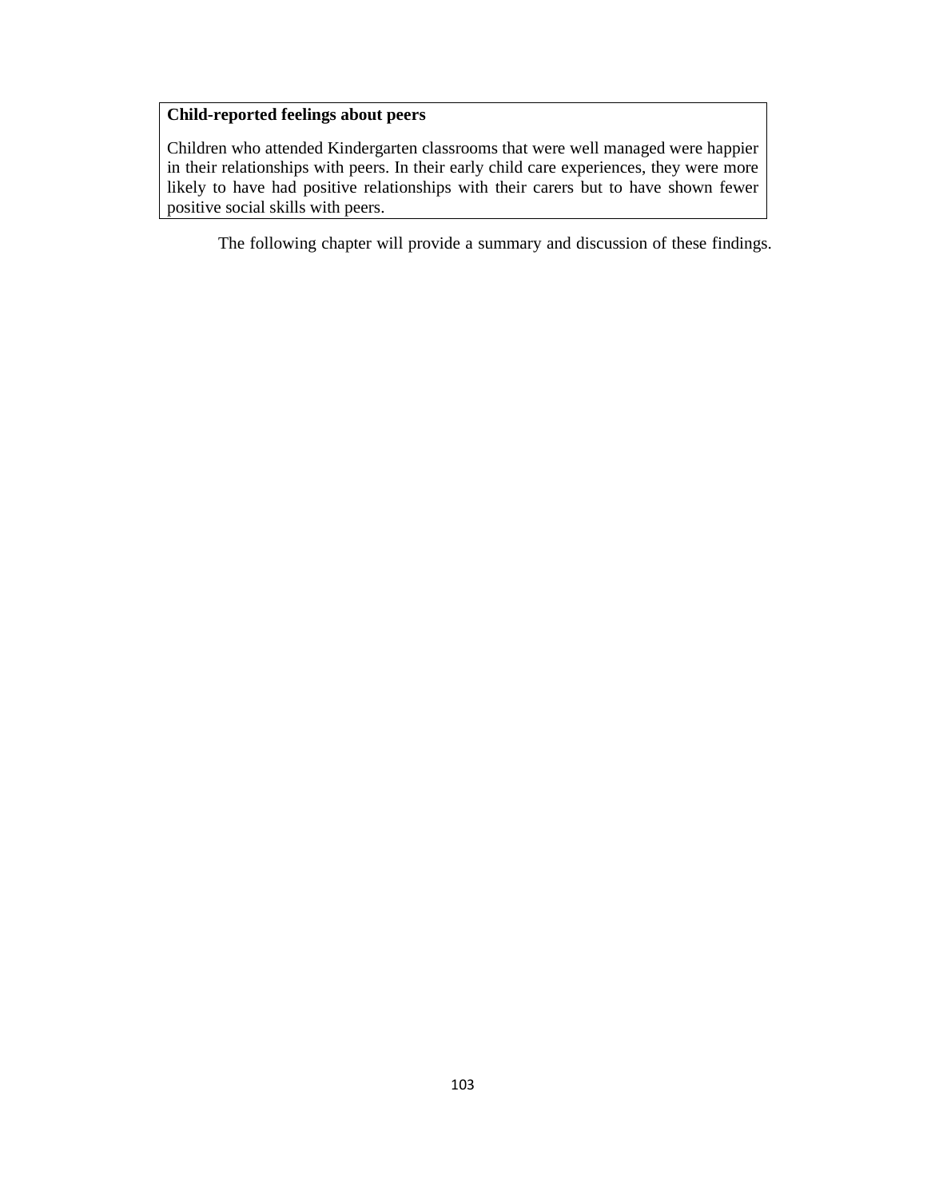**Child-reported feelings about peers**

Children who attended Kindergarten classrooms that were well managed were happier in their relationships with peers. In their early child care experiences, they were more likely to have had positive relationships with their carers but to have shown fewer positive social skills with peers.

The following chapter will provide a summary and discussion of these findings.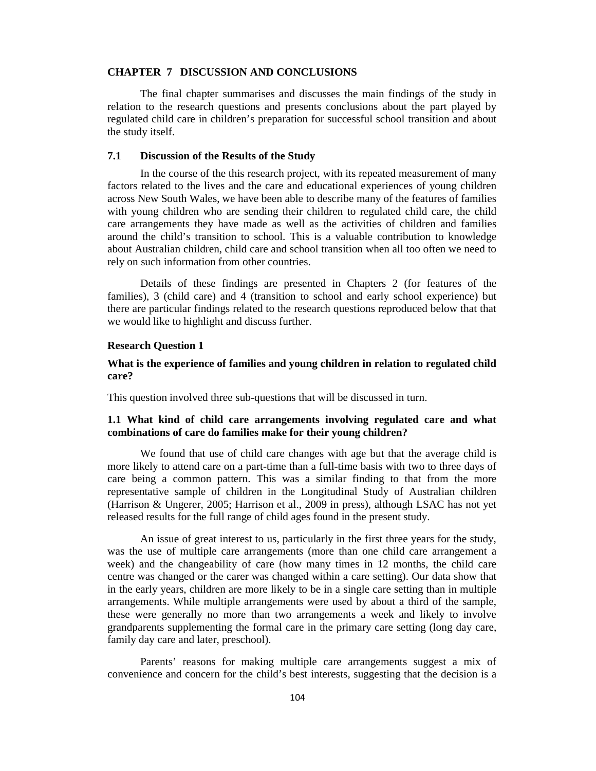# CHAPTER 7 DISCUSSION AND CONCLUSIONS

The final chapter summarises and discusses the main findings of the study in relation to the research questions and presents conclusions about the part played by regulated child care in children's preparation for successful school transition and about the study itself.

## 7.1 Discussion of the Results of the Study

In the course of the this research project, with its repeated measurement of many factors related to the lives and the care and educational experiences of young children across New South Wales, we have been able to describe many of the features of families with young children who are sending their children to regulated child care, the child care arrangements they have made as well as the activities of children and families around the child's transition to school. This is a valuable contribution to knowledge about Australian children, child care and school transition when all too often we need to rely on such information from other countries.

Details of these findings are presented in Chapters 2 (for features of the families), 3 (child care) and 4 (transition to school and early school experience) but there are particular findings related to the research questions reproduced below that that we would like to highlight and discuss further.

### Research Question 1

**What is the experience of families and young children in relation to regulated child care?**

This question involved three sub-questions that will be discussed in turn.

**1.1 What kind of child care arrangements involving regulated care and what combinations of care do families make for their young children?**

We found that use of child care changes with age but that the average child is more likely to attend care on a part-time than a full-time basis with two to three days of care being a common pattern. This was a similar finding to that from the more representative sample of children in the Longitudinal Study of Australian children (Harrison & Ungerer, 2005; Harrison et al., 2009 in press), although LSAC has not yet released results for the full range of child ages found in the present study.

An issue of great interest to us, particularly in the first three years for the study, was the use of multiple care arrangements (more than one child care arrangement a week) and the changeability of care (how many times in 12 months, the child care centre was changed or the carer was changed within a care setting). Our data show that in the early years, children are more likely to be in a single care setting than in multiple arrangements. While multiple arrangements were used by about a third of the sample, these were generally no more than two arrangements a week and likely to involve grandparents supplementing the formal care in the primary care setting (long day care, family day care and later, preschool).

Parents' reasons for making multiple care arrangements suggest a mix of convenience and concern for the child's best interests, suggesting that the decision is a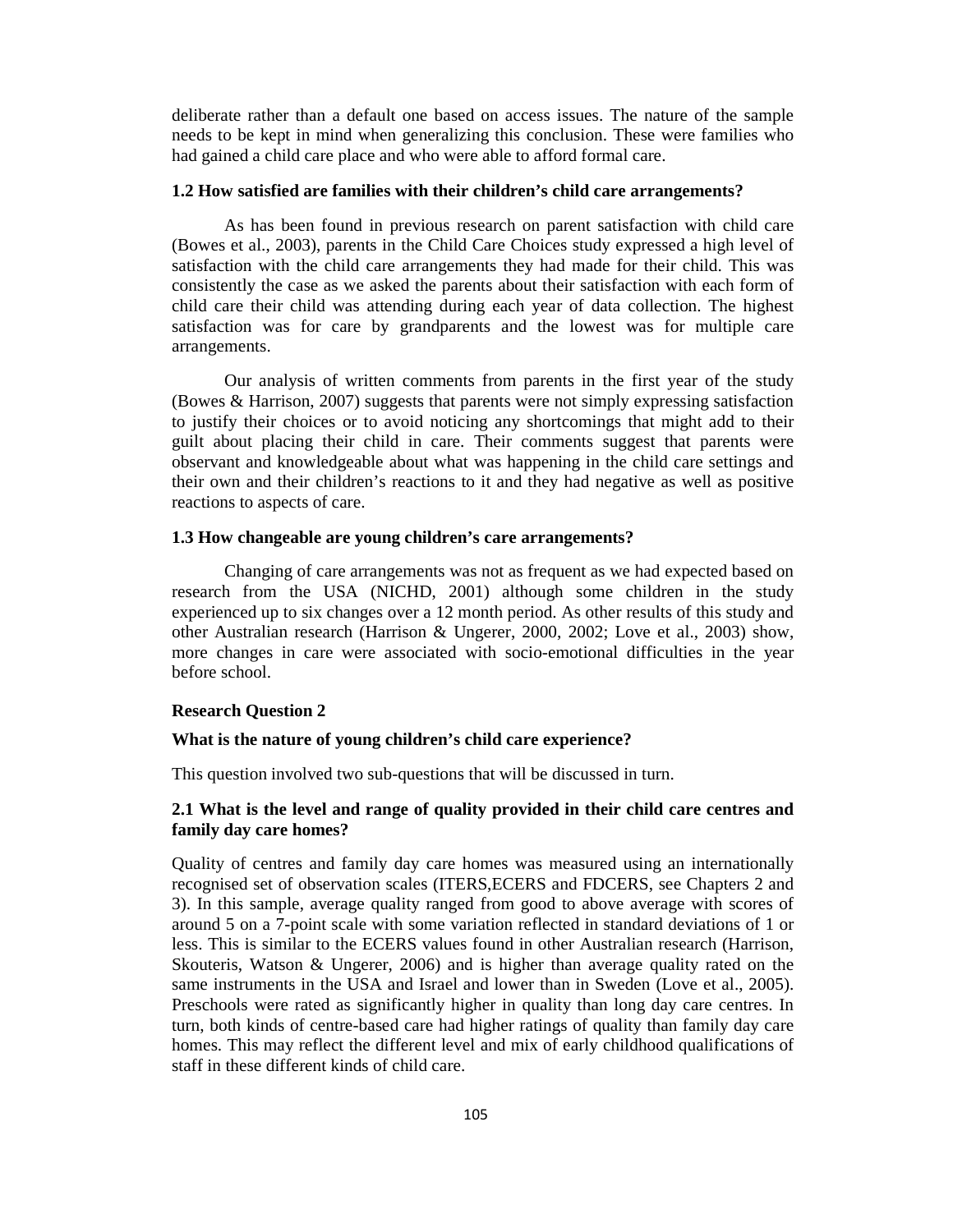deliberate rather than a default one based on access issues. The nature of the sample needs to be kept in mind when generalizing this conclusion. These were families who had gained a child care place and who were able to afford formal care.

### 1.2 How satisfied are families with their children's child care arrangements?

As has been found in previous research on parent satisfaction with child care (Bowes et al., 2003), parents in the Child Care Choices study expressed a high level of satisfaction with the child care arrangements they had made for their child. This was consistently the case as we asked the parents about their satisfaction with each form of child care their child was attending during each year of data collection. The highest satisfaction was for care by grandparents and the lowest was for multiple care arrangements.

Our analysis of written comments from parents in the first year of the study (Bowes & Harrison, 2007) suggests that parents were not simply expressing satisfaction to justify their choices or to avoid noticing any shortcomings that might add to their guilt about placing their child in care. Their comments suggest that parents were observant and knowledgeable about what was happening in the child care settings and their own and their children's reactions to it and they had negative as well as positive reactions to aspects of care.

### 1.3 How changeable are young children's care arrangements?

Changing of care arrangements was not as frequent as we had expected based on research from the USA (NICHD, 2001) although some children in the study experienced up to six changes over a 12 month period. As other results of this study and other Australian research (Harrison & Ungerer, 2000, 2002; Love et al., 2003) show, more changes in care were associated with socio-emotional difficulties in the year before school.

## Research Question 2

### What is the nature of young children's child care experience?

This question involved two sub-questions that will be discussed in turn.

### 2.1 What is the level and range of quality provided in their child care centres and family day care homes?

Quality of centres and family day care homes was measured using an internationally recognised set of observation scales (ITERS,ECERS and FDCERS, see Chapters 2 and 3). In this sample, average quality ranged from good to above average with scores of around 5 on a 7-point scale with some variation reflected in standard deviations of 1 or less. This is similar to the ECERS values found in other Australian research (Harrison, Skouteris, Watson & Ungerer, 2006) and is higher than average quality rated on the same instruments in the USA and Israel and lower than in Sweden (Love et al., 2005). Preschools were rated as significantly higher in quality than long day care centres. In turn, both kinds of centre-based care had higher ratings of quality than family day care homes. This may reflect the different level and mix of early childhood qualifications of staff in these different kinds of child care.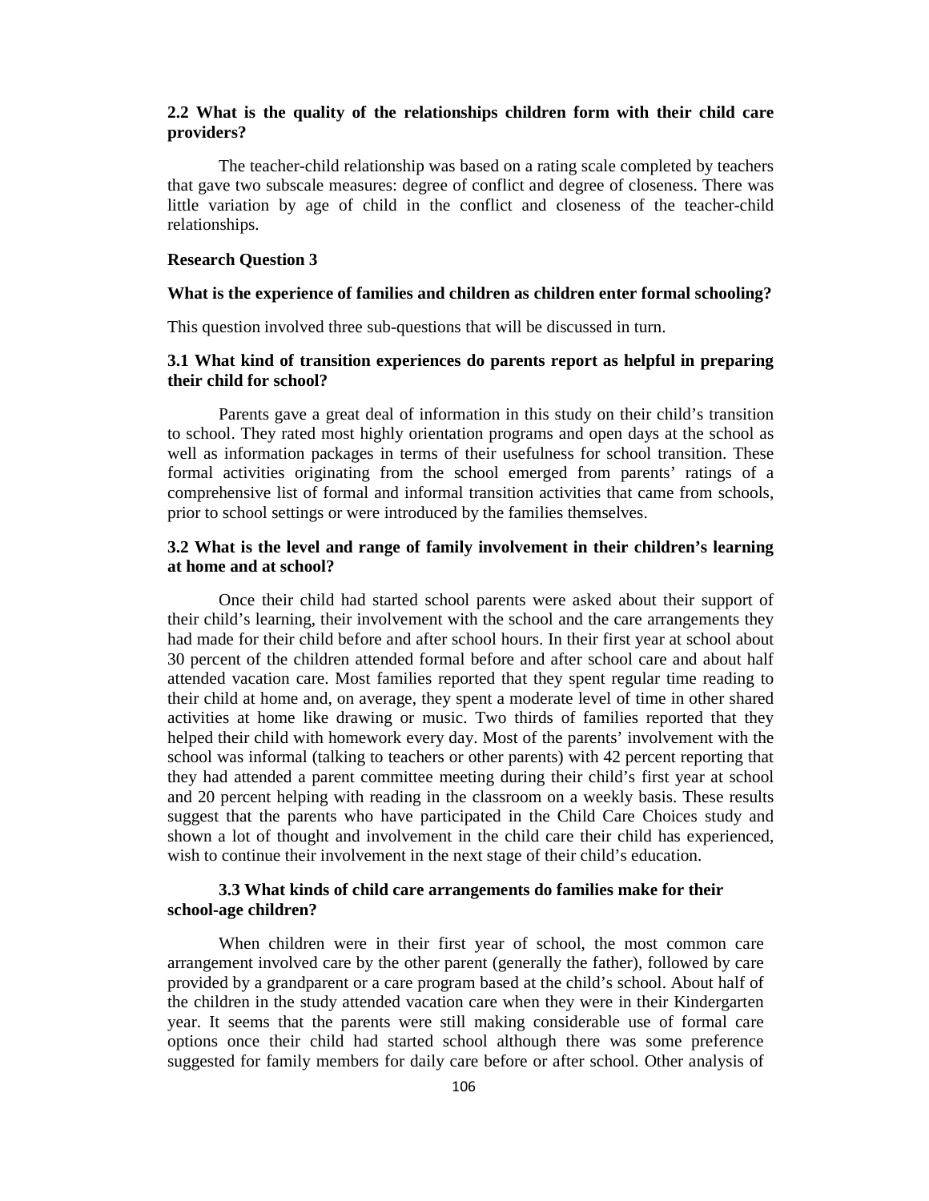**2.2 What is the quality of the relationships children form with their child care providers?**

The teacher-child relationship was based on a rating scale completed by teachers that gave two subscale measures: degree of conflict and degree of closeness. There was little variation by age of child in the conflict and closeness of the teacher-child relationships.

**Research Question 3**

**What is the experience of families and children as children enter formal schooling?**

This question involved three sub-questions that will be discussed in turn.

**3.1 What kind of transition experiences do parents report as helpful in preparing their child for school?**

Parents gave a great deal of information in this study on their child's transition to school. They rated most highly orientation programs and open days at the school as well as information packages in terms of their usefulness for school transition. These formal activities originating from the school emerged from parents' ratings of a comprehensive list of formal and informal transition activities that came from schools, prior to school settings or were introduced by the families themselves.

**3.2 What is the level and range of family involvement in their children's learning at home and at school?**

Once their child had started school parents were asked about their support of their child's learning, their involvement with the school and the care arrangements they had made for their child before and after school hours. In their first year at school about 30 percent of the children attended formal before and after school care and about half attended vacation care. Most families reported that they spent regular time reading to their child at home and, on average, they spent a moderate level of time in other shared activities at home like drawing or music. Two thirds of families reported that they helped their child with homework every day. Most of the parents' involvement with the school was informal (talking to teachers or other parents) with 42 percent reporting that they had attended a parent committee meeting during their child's first year at school and 20 percent helping with reading in the classroom on a weekly basis. These results suggest that the parents who have participated in the Child Care Choices study and shown a lot of thought and involvement in the child care their child has experienced, wish to continue their involvement in the next stage of their child's education.

**3.3 What kinds of child care arrangements do families make for their school-age children?**

When children were in their first year of school, the most common care arrangement involved care by the other parent (generally the father), followed by care provided by a grandparent or a care program based at the child's school. About half of the children in the study attended vacation care when they were in their Kindergarten year. It seems that the parents were still making considerable use of formal care options once their child had started school although there was some preference suggested for family members for daily care before or after school. Other analysis of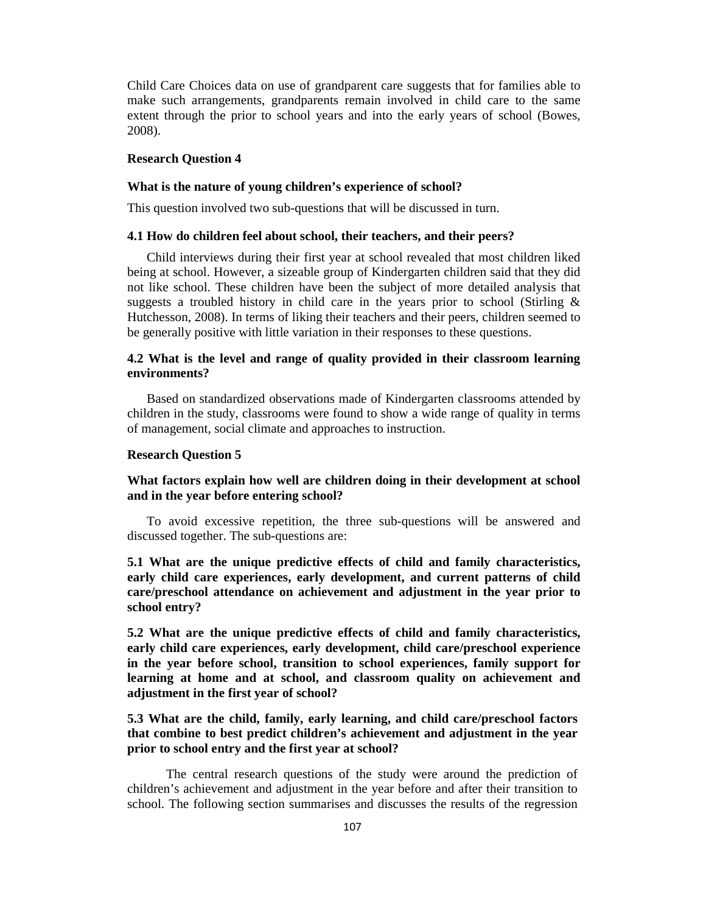Child Care Choices data on use of grandparent care suggests that for families able to make such arrangements, grandparents remain involved in child care to the same extent through the prior to school years and into the early years of school (Bowes, 2008).

**Research Question 4**

**What is the nature of young children's experience of school?**

This question involved two sub-questions that will be discussed in turn.

**4.1 How do children feel about school, their teachers, and their peers?**

Child interviews during their first year at school revealed that most children liked being at school. However, a sizeable group of Kindergarten children said that they did not like school. These children have been the subject of more detailed analysis that suggests a troubled history in child care in the years prior to school (Stirling & Hutchesson, 2008). In terms of liking their teachers and their peers, children seemed to be generally positive with little variation in their responses to these questions.

**4.2 What is the level and range of quality provided in their classroom learning environments?**

Based on standardized observations made of Kindergarten classrooms attended by children in the study, classrooms were found to show a wide range of quality in terms of management, social climate and approaches to instruction.

**Research Question 5**

**What factors explain how well are children doing in their development at school and in the year before entering school?**

To avoid excessive repetition, the three sub-questions will be answered and discussed together. The sub-questions are:

**5.1 What are the unique predictive effects of child and family characteristics, early child care experiences, early development, and current patterns of child care/preschool attendance on achievement and adjustment in the year prior to school entry?**

**5.2 What are the unique predictive effects of child and family characteristics, early child care experiences, early development, child care/preschool experience in the year before school, transition to school experiences, family support for learning at home and at school, and classroom quality on achievement and adjustment in the first year of school?**

**5.3 What are the child, family, early learning, and child care/preschool factors that combine to best predict children's achievement and adjustment in the year prior to school entry and the first year at school?**

The central research questions of the study were around the prediction of children's achievement and adjustment in the year before and after their transition to school. The following section summarises and discusses the results of the regression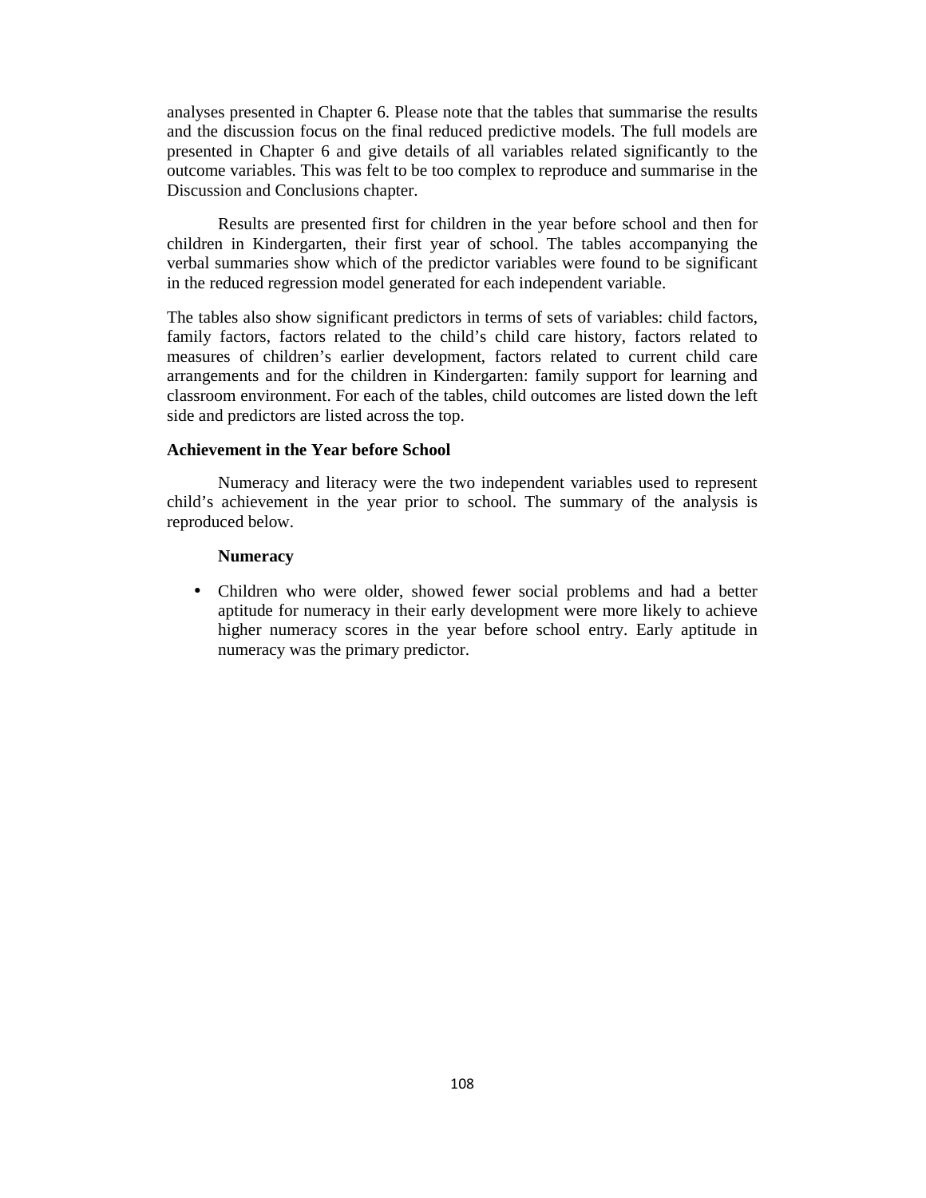analyses presented in Chapter 6. Please note that the tables that summarise the results and the discussion focus on the final reduced predictive models. The full models are presented in Chapter 6 and give details of all variables related significantly to the outcome variables. This was felt to be too complex to reproduce and summarise in the Discussion and Conclusions chapter.

Results are presented first for children in the year before school and then for children in Kindergarten, their first year of school. The tables accompanying the verbal summaries show which of the predictor variables were found to be significant in the reduced regression model generated for each independent variable.

The tables also show significant predictors in terms of sets of variables: child factors, family factors, factors related to the child's child care history, factors related to measures of children's earlier development, factors related to current child care arrangements and for the children in Kindergarten: family support for learning and classroom environment. For each of the tables, child outcomes are listed down the left side and predictors are listed across the top.

**Achievement in the Year before School**

Numeracy and literacy were the two independent variables used to represent child's achievement in the year prior to school. The summary of the analysis is reproduced below.

**Numeracy**

- Children who were older, showed fewer social problems and had a better aptitude for numeracy in their early development were more likely to achieve higher numeracy scores in the year before school entry. Early aptitude in numeracy was the primary predictor.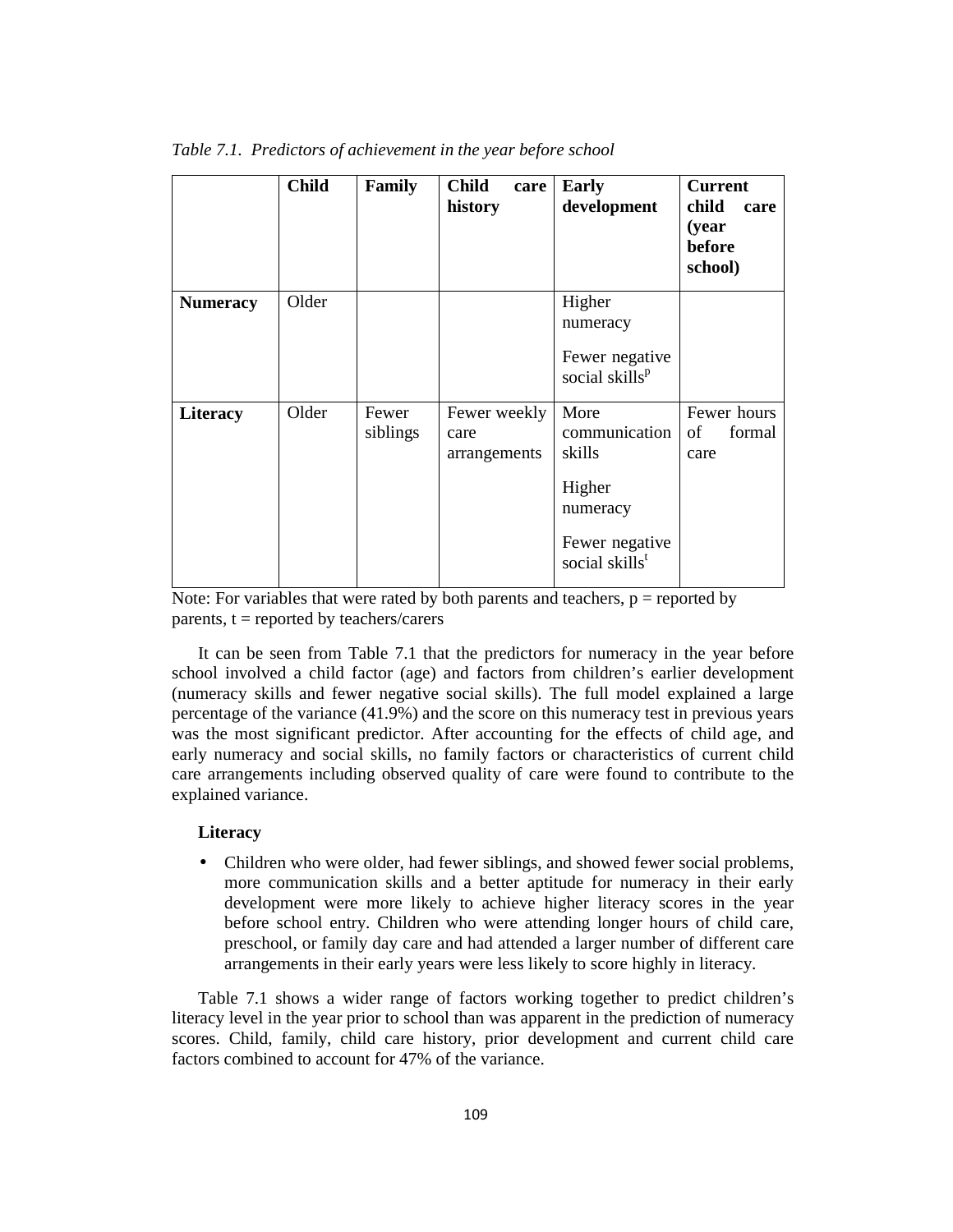*Table 7.1. Predictors of achievement in the year before school*

| | **Child** | **Family** | **Child care history** | **Early development** | **Current child care (year before school)** |
|---|---|---|---|---|---|
| **Numeracy** | Older | | | Higher numeracy<br><br>Fewer negative social skills[p] | |
| **Literacy** | Older | Fewer siblings | Fewer weekly care arrangements | More communication skills<br><br>Higher numeracy<br><br>Fewer negative social skills[t] | Fewer hours of formal care |

Note: For variables that were rated by both parents and teachers, p = reported by parents, t = reported by teachers/carers

It can be seen from Table 7.1 that the predictors for numeracy in the year before school involved a child factor (age) and factors from children's earlier development (numeracy skills and fewer negative social skills). The full model explained a large percentage of the variance (41.9%) and the score on this numeracy test in previous years was the most significant predictor. After accounting for the effects of child age, and early numeracy and social skills, no family factors or characteristics of current child care arrangements including observed quality of care were found to contribute to the explained variance.

**Literacy**

- Children who were older, had fewer siblings, and showed fewer social problems, more communication skills and a better aptitude for numeracy in their early development were more likely to achieve higher literacy scores in the year before school entry. Children who were attending longer hours of child care, preschool, or family day care and had attended a larger number of different care arrangements in their early years were less likely to score highly in literacy.

Table 7.1 shows a wider range of factors working together to predict children's literacy level in the year prior to school than was apparent in the prediction of numeracy scores. Child, family, child care history, prior development and current child care factors combined to account for 47% of the variance.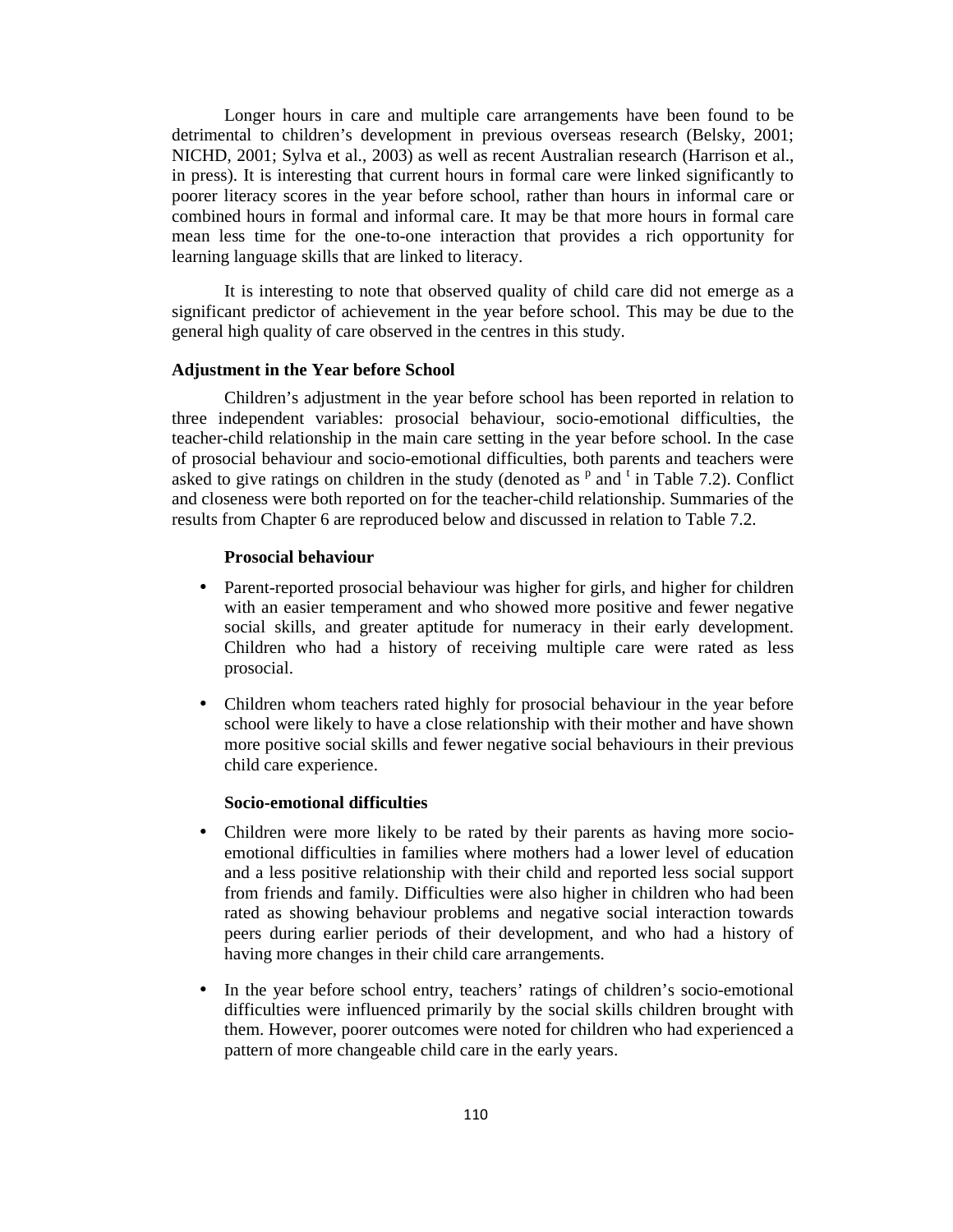Longer hours in care and multiple care arrangements have been found to be detrimental to children's development in previous overseas research (Belsky, 2001; NICHD, 2001; Sylva et al., 2003) as well as recent Australian research (Harrison et al., in press). It is interesting that current hours in formal care were linked significantly to poorer literacy scores in the year before school, rather than hours in informal care or combined hours in formal and informal care. It may be that more hours in formal care mean less time for the one-to-one interaction that provides a rich opportunity for learning language skills that are linked to literacy.

It is interesting to note that observed quality of child care did not emerge as a significant predictor of achievement in the year before school. This may be due to the general high quality of care observed in the centres in this study.

### Adjustment in the Year before School

Children's adjustment in the year before school has been reported in relation to three independent variables: prosocial behaviour, socio-emotional difficulties, the teacher-child relationship in the main care setting in the year before school. In the case of prosocial behaviour and socio-emotional difficulties, both parents and teachers were asked to give ratings on children in the study (denoted as $^{p}$ and $^{t}$ in Table 7.2). Conflict and closeness were both reported on for the teacher-child relationship. Summaries of the results from Chapter 6 are reproduced below and discussed in relation to Table 7.2.

#### Prosocial behaviour

- Parent-reported prosocial behaviour was higher for girls, and higher for children with an easier temperament and who showed more positive and fewer negative social skills, and greater aptitude for numeracy in their early development. Children who had a history of receiving multiple care were rated as less prosocial.
- Children whom teachers rated highly for prosocial behaviour in the year before school were likely to have a close relationship with their mother and have shown more positive social skills and fewer negative social behaviours in their previous child care experience.

#### Socio-emotional difficulties

- Children were more likely to be rated by their parents as having more socio-emotional difficulties in families where mothers had a lower level of education and a less positive relationship with their child and reported less social support from friends and family. Difficulties were also higher in children who had been rated as showing behaviour problems and negative social interaction towards peers during earlier periods of their development, and who had a history of having more changes in their child care arrangements.
- In the year before school entry, teachers' ratings of children's socio-emotional difficulties were influenced primarily by the social skills children brought with them. However, poorer outcomes were noted for children who had experienced a pattern of more changeable child care in the early years.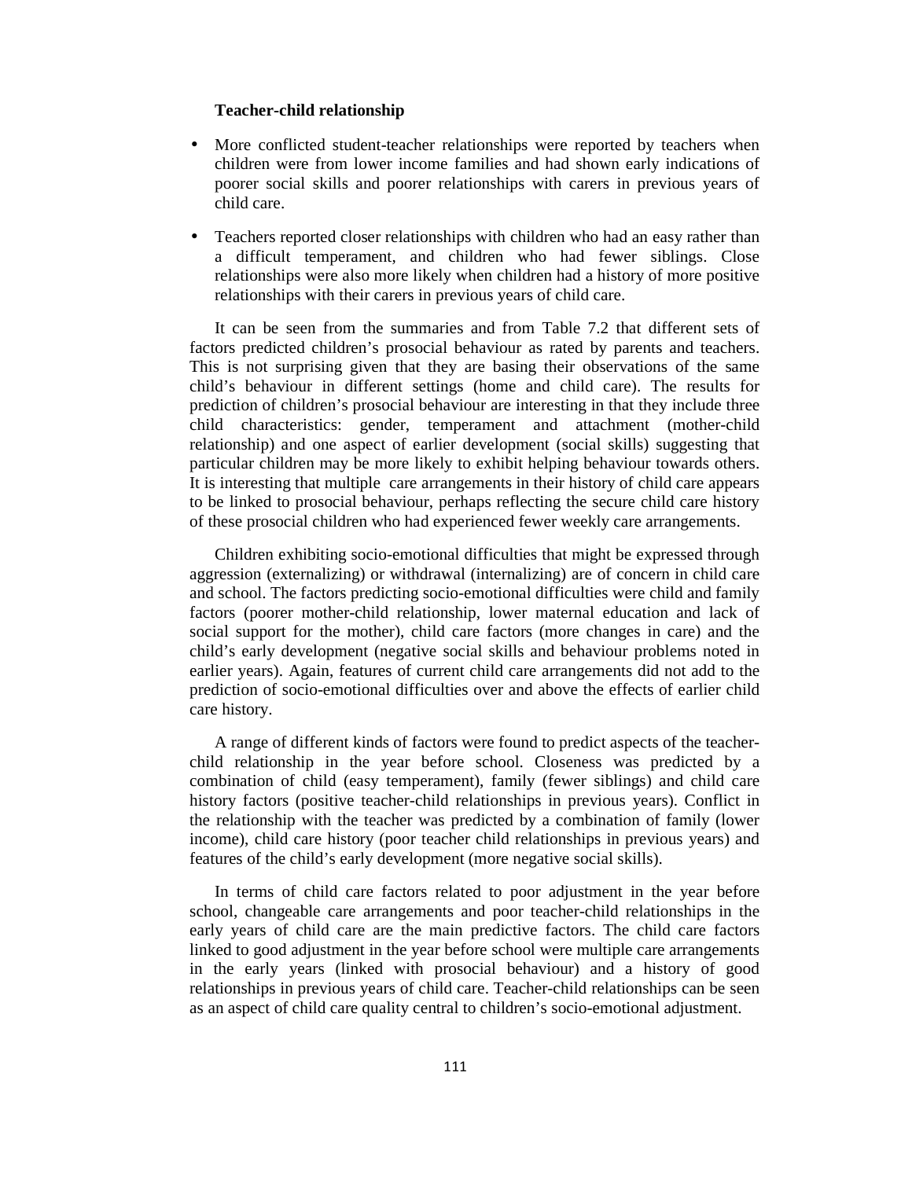**Teacher-child relationship**

- More conflicted student-teacher relationships were reported by teachers when children were from lower income families and had shown early indications of poorer social skills and poorer relationships with carers in previous years of child care.
- Teachers reported closer relationships with children who had an easy rather than a difficult temperament, and children who had fewer siblings. Close relationships were also more likely when children had a history of more positive relationships with their carers in previous years of child care.

It can be seen from the summaries and from Table 7.2 that different sets of factors predicted children's prosocial behaviour as rated by parents and teachers. This is not surprising given that they are basing their observations of the same child's behaviour in different settings (home and child care). The results for prediction of children's prosocial behaviour are interesting in that they include three child characteristics: gender, temperament and attachment (mother-child relationship) and one aspect of earlier development (social skills) suggesting that particular children may be more likely to exhibit helping behaviour towards others. It is interesting that multiple care arrangements in their history of child care appears to be linked to prosocial behaviour, perhaps reflecting the secure child care history of these prosocial children who had experienced fewer weekly care arrangements.

Children exhibiting socio-emotional difficulties that might be expressed through aggression (externalizing) or withdrawal (internalizing) are of concern in child care and school. The factors predicting socio-emotional difficulties were child and family factors (poorer mother-child relationship, lower maternal education and lack of social support for the mother), child care factors (more changes in care) and the child's early development (negative social skills and behaviour problems noted in earlier years). Again, features of current child care arrangements did not add to the prediction of socio-emotional difficulties over and above the effects of earlier child care history.

A range of different kinds of factors were found to predict aspects of the teacher-child relationship in the year before school. Closeness was predicted by a combination of child (easy temperament), family (fewer siblings) and child care history factors (positive teacher-child relationships in previous years). Conflict in the relationship with the teacher was predicted by a combination of family (lower income), child care history (poor teacher child relationships in previous years) and features of the child's early development (more negative social skills).

In terms of child care factors related to poor adjustment in the year before school, changeable care arrangements and poor teacher-child relationships in the early years of child care are the main predictive factors. The child care factors linked to good adjustment in the year before school were multiple care arrangements in the early years (linked with prosocial behaviour) and a history of good relationships in previous years of child care. Teacher-child relationships can be seen as an aspect of child care quality central to children's socio-emotional adjustment.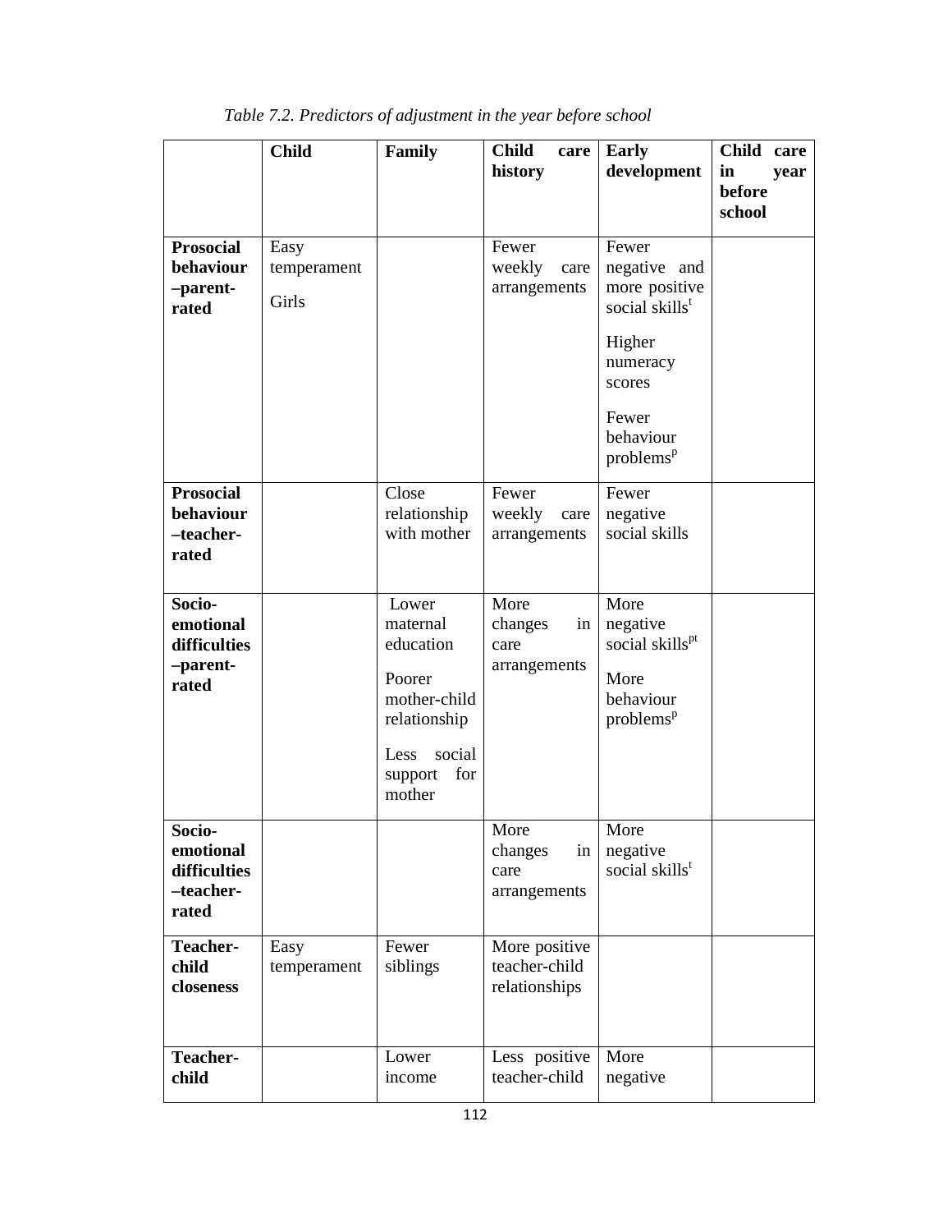*Table 7.2. Predictors of adjustment in the year before school*

| | Child | Family | Child care history | Early development | Child care in year before school |
|---|---|---|---|---|---|
| **Prosocial behaviour –parent-rated** | Easy temperament<br>Girls | | Fewer weekly care arrangements | Fewer negative and more positive social skills[t]<br>Higher numeracy scores<br>Fewer behaviour problems[p] | |
| **Prosocial behaviour –teacher-rated** | | Close relationship with mother | Fewer weekly care arrangements | Fewer negative social skills | |
| **Socio-emotional difficulties –parent-rated** | | Lower maternal education<br>Poorer mother-child relationship<br>Less social support for mother | More changes in care arrangements | More negative social skills[pt]<br>More behaviour problems[p] | |
| **Socio-emotional difficulties –teacher-rated** | | | More changes in care arrangements | More negative social skills[t] | |
| **Teacher-child closeness** | Easy temperament | Fewer siblings | More positive teacher-child relationships | | |
| **Teacher-child** | | Lower income | Less positive teacher-child | More negative | |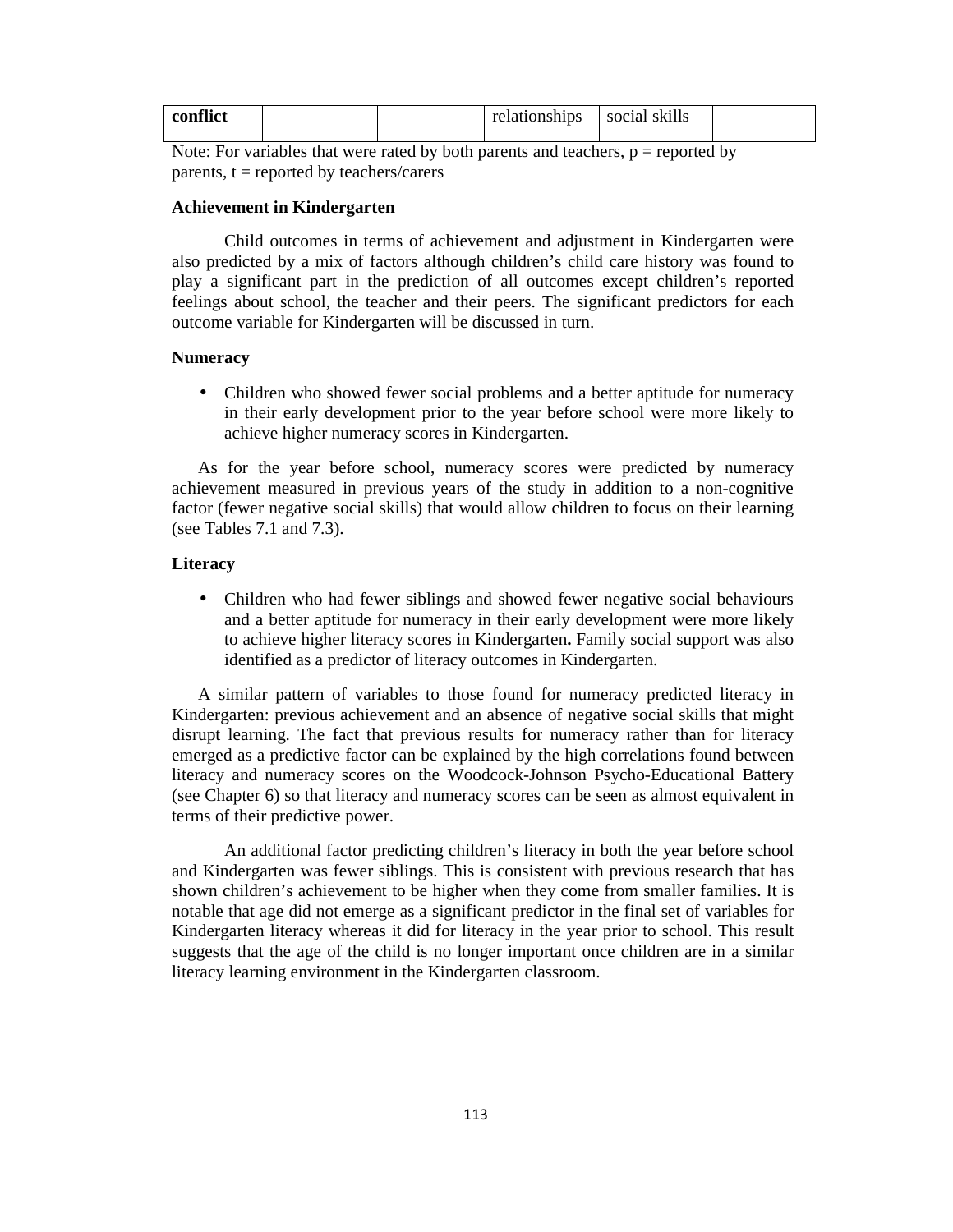| conflict | | | relationships | social skills | |
|---|---|---|---|---|---|

Note: For variables that were rated by both parents and teachers, p = reported by parents, t = reported by teachers/carers

**Achievement in Kindergarten**

Child outcomes in terms of achievement and adjustment in Kindergarten were also predicted by a mix of factors although children's child care history was found to play a significant part in the prediction of all outcomes except children's reported feelings about school, the teacher and their peers. The significant predictors for each outcome variable for Kindergarten will be discussed in turn.

**Numeracy**

- Children who showed fewer social problems and a better aptitude for numeracy in their early development prior to the year before school were more likely to achieve higher numeracy scores in Kindergarten.

As for the year before school, numeracy scores were predicted by numeracy achievement measured in previous years of the study in addition to a non-cognitive factor (fewer negative social skills) that would allow children to focus on their learning (see Tables 7.1 and 7.3).

**Literacy**

- Children who had fewer siblings and showed fewer negative social behaviours and a better aptitude for numeracy in their early development were more likely to achieve higher literacy scores in Kindergarten**.** Family social support was also identified as a predictor of literacy outcomes in Kindergarten.

A similar pattern of variables to those found for numeracy predicted literacy in Kindergarten: previous achievement and an absence of negative social skills that might disrupt learning. The fact that previous results for numeracy rather than for literacy emerged as a predictive factor can be explained by the high correlations found between literacy and numeracy scores on the Woodcock-Johnson Psycho-Educational Battery (see Chapter 6) so that literacy and numeracy scores can be seen as almost equivalent in terms of their predictive power.

An additional factor predicting children's literacy in both the year before school and Kindergarten was fewer siblings. This is consistent with previous research that has shown children's achievement to be higher when they come from smaller families. It is notable that age did not emerge as a significant predictor in the final set of variables for Kindergarten literacy whereas it did for literacy in the year prior to school. This result suggests that the age of the child is no longer important once children are in a similar literacy learning environment in the Kindergarten classroom.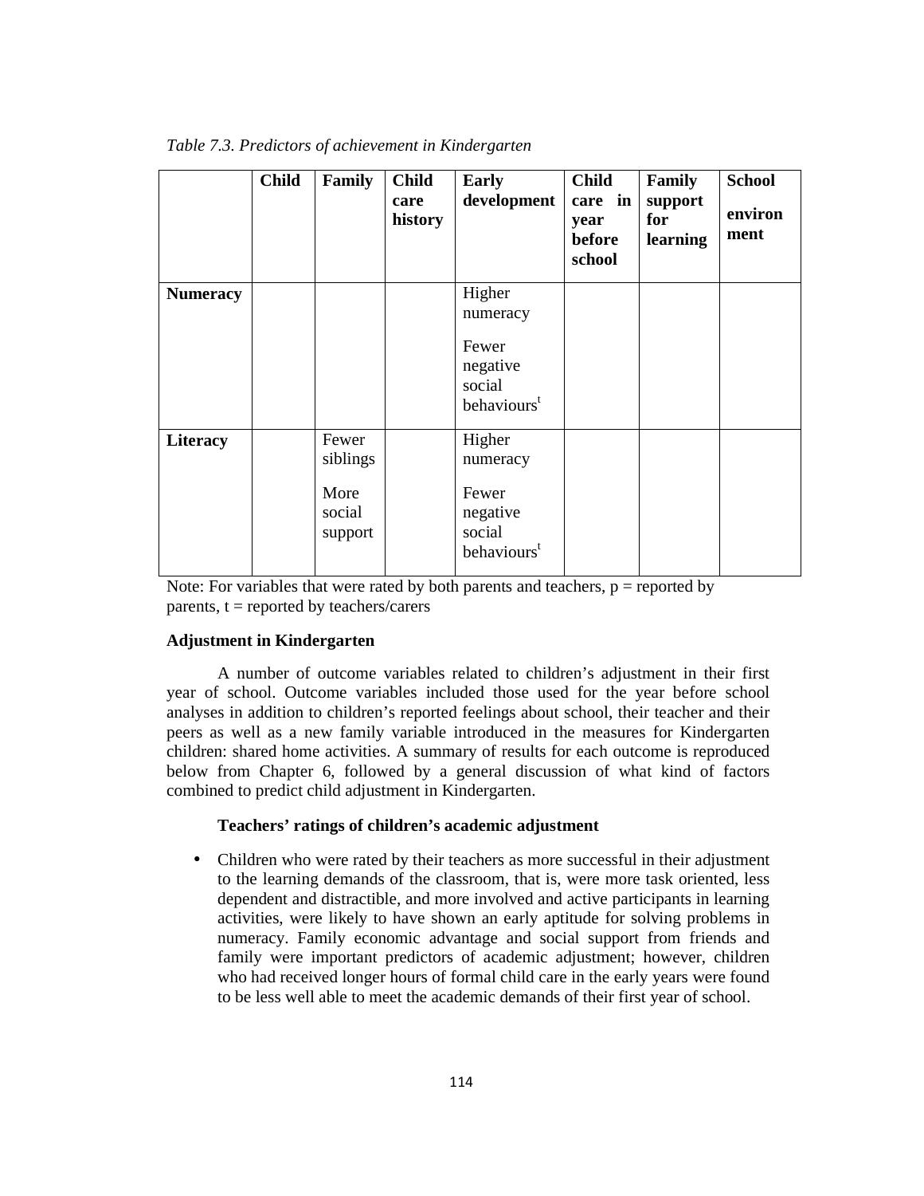*Table 7.3. Predictors of achievement in Kindergarten*

| | Child | Family | Child care history | Early development | Child care in year before school | Family support for learning | School environment |
|---|---|---|---|---|---|---|---|
| **Numeracy** | | | | Higher numeracy<br><br>Fewer negative social behaviours[t] | | | |
| **Literacy** | | Fewer siblings<br><br>More social support | | Higher numeracy<br><br>Fewer negative social behaviours[t] | | | |

Note: For variables that were rated by both parents and teachers, p = reported by parents, t = reported by teachers/carers

**Adjustment in Kindergarten**

A number of outcome variables related to children's adjustment in their first year of school. Outcome variables included those used for the year before school analyses in addition to children's reported feelings about school, their teacher and their peers as well as a new family variable introduced in the measures for Kindergarten children: shared home activities. A summary of results for each outcome is reproduced below from Chapter 6, followed by a general discussion of what kind of factors combined to predict child adjustment in Kindergarten.

**Teachers' ratings of children's academic adjustment**

- Children who were rated by their teachers as more successful in their adjustment to the learning demands of the classroom, that is, were more task oriented, less dependent and distractible, and more involved and active participants in learning activities, were likely to have shown an early aptitude for solving problems in numeracy. Family economic advantage and social support from friends and family were important predictors of academic adjustment; however, children who had received longer hours of formal child care in the early years were found to be less well able to meet the academic demands of their first year of school.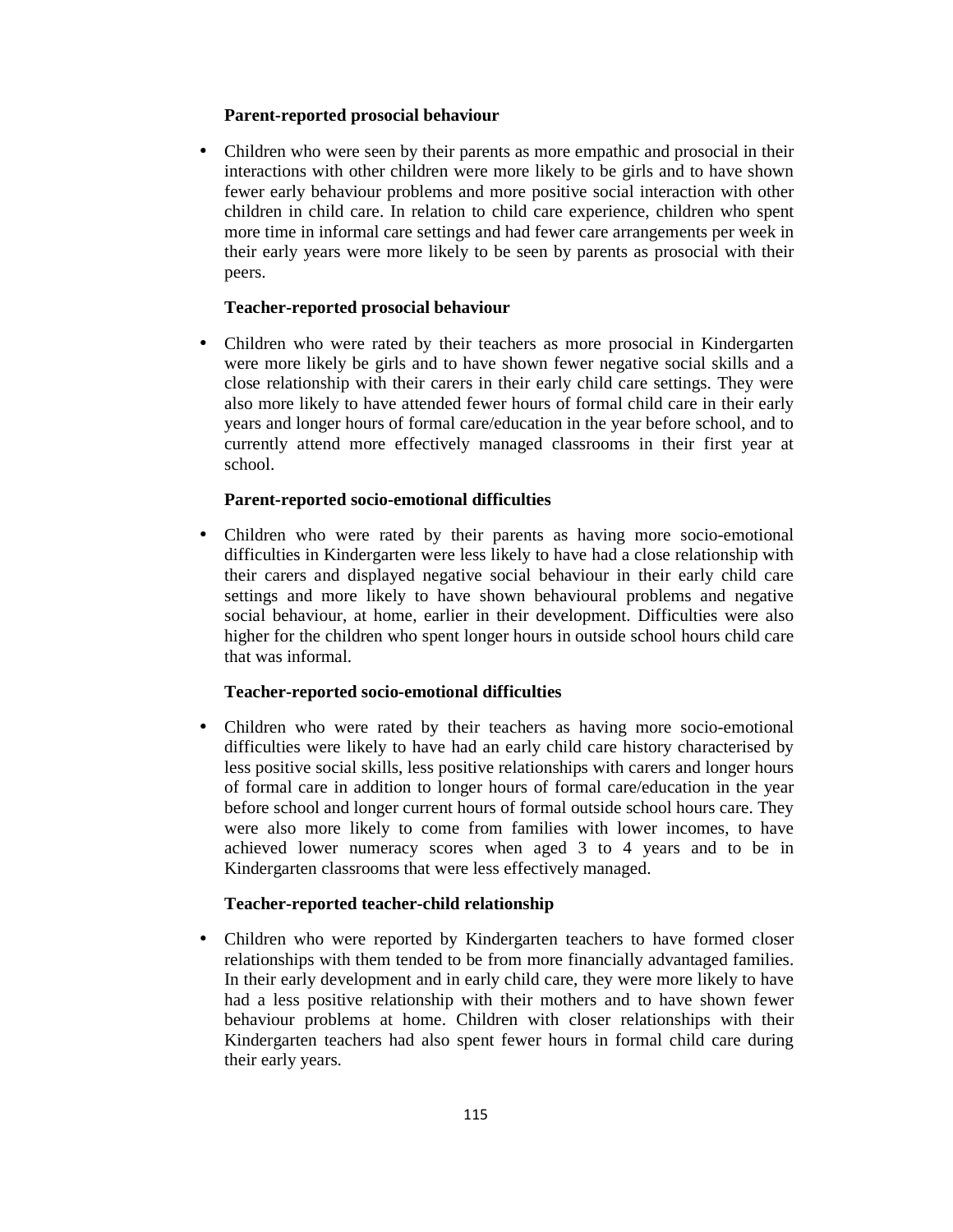**Parent-reported prosocial behaviour**

- Children who were seen by their parents as more empathic and prosocial in their interactions with other children were more likely to be girls and to have shown fewer early behaviour problems and more positive social interaction with other children in child care. In relation to child care experience, children who spent more time in informal care settings and had fewer care arrangements per week in their early years were more likely to be seen by parents as prosocial with their peers.

**Teacher-reported prosocial behaviour**

- Children who were rated by their teachers as more prosocial in Kindergarten were more likely be girls and to have shown fewer negative social skills and a close relationship with their carers in their early child care settings. They were also more likely to have attended fewer hours of formal child care in their early years and longer hours of formal care/education in the year before school, and to currently attend more effectively managed classrooms in their first year at school.

**Parent-reported socio-emotional difficulties**

- Children who were rated by their parents as having more socio-emotional difficulties in Kindergarten were less likely to have had a close relationship with their carers and displayed negative social behaviour in their early child care settings and more likely to have shown behavioural problems and negative social behaviour, at home, earlier in their development. Difficulties were also higher for the children who spent longer hours in outside school hours child care that was informal.

**Teacher-reported socio-emotional difficulties**

- Children who were rated by their teachers as having more socio-emotional difficulties were likely to have had an early child care history characterised by less positive social skills, less positive relationships with carers and longer hours of formal care in addition to longer hours of formal care/education in the year before school and longer current hours of formal outside school hours care. They were also more likely to come from families with lower incomes, to have achieved lower numeracy scores when aged 3 to 4 years and to be in Kindergarten classrooms that were less effectively managed.

**Teacher-reported teacher-child relationship**

- Children who were reported by Kindergarten teachers to have formed closer relationships with them tended to be from more financially advantaged families. In their early development and in early child care, they were more likely to have had a less positive relationship with their mothers and to have shown fewer behaviour problems at home. Children with closer relationships with their Kindergarten teachers had also spent fewer hours in formal child care during their early years.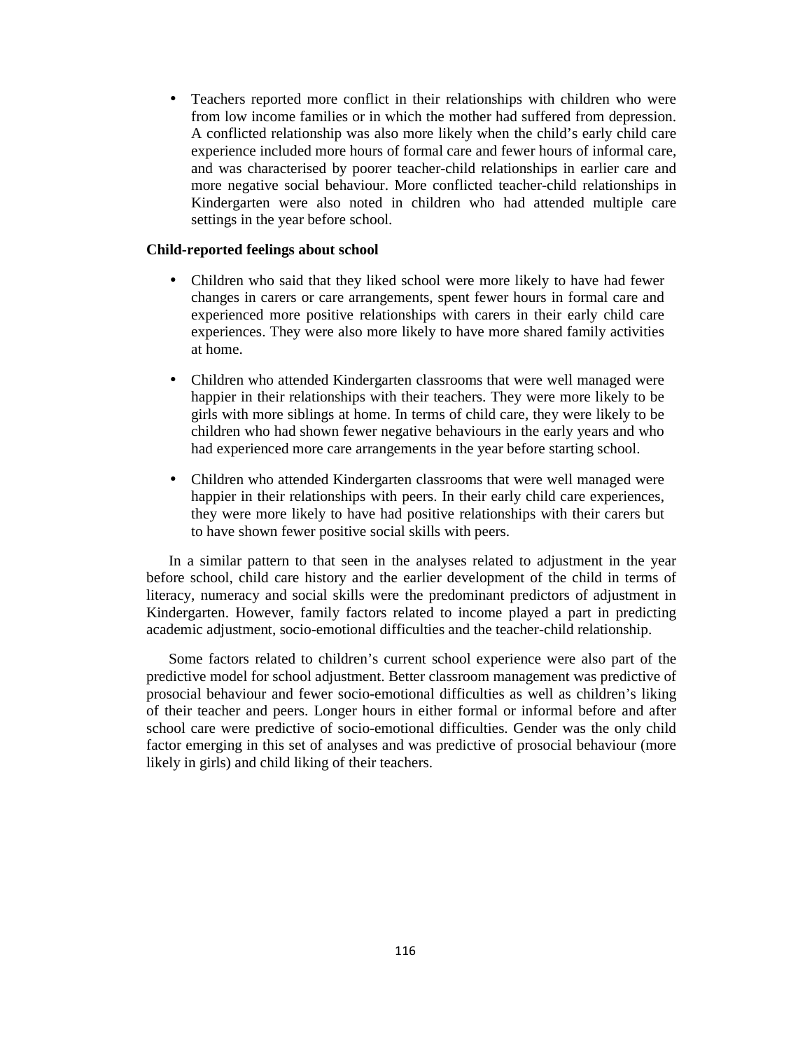- Teachers reported more conflict in their relationships with children who were from low income families or in which the mother had suffered from depression. A conflicted relationship was also more likely when the child's early child care experience included more hours of formal care and fewer hours of informal care, and was characterised by poorer teacher-child relationships in earlier care and more negative social behaviour. More conflicted teacher-child relationships in Kindergarten were also noted in children who had attended multiple care settings in the year before school.

**Child-reported feelings about school**

- Children who said that they liked school were more likely to have had fewer changes in carers or care arrangements, spent fewer hours in formal care and experienced more positive relationships with carers in their early child care experiences. They were also more likely to have more shared family activities at home.

- Children who attended Kindergarten classrooms that were well managed were happier in their relationships with their teachers. They were more likely to be girls with more siblings at home. In terms of child care, they were likely to be children who had shown fewer negative behaviours in the early years and who had experienced more care arrangements in the year before starting school.

- Children who attended Kindergarten classrooms that were well managed were happier in their relationships with peers. In their early child care experiences, they were more likely to have had positive relationships with their carers but to have shown fewer positive social skills with peers.

In a similar pattern to that seen in the analyses related to adjustment in the year before school, child care history and the earlier development of the child in terms of literacy, numeracy and social skills were the predominant predictors of adjustment in Kindergarten. However, family factors related to income played a part in predicting academic adjustment, socio-emotional difficulties and the teacher-child relationship.

Some factors related to children's current school experience were also part of the predictive model for school adjustment. Better classroom management was predictive of prosocial behaviour and fewer socio-emotional difficulties as well as children's liking of their teacher and peers. Longer hours in either formal or informal before and after school care were predictive of socio-emotional difficulties. Gender was the only child factor emerging in this set of analyses and was predictive of prosocial behaviour (more likely in girls) and child liking of their teachers.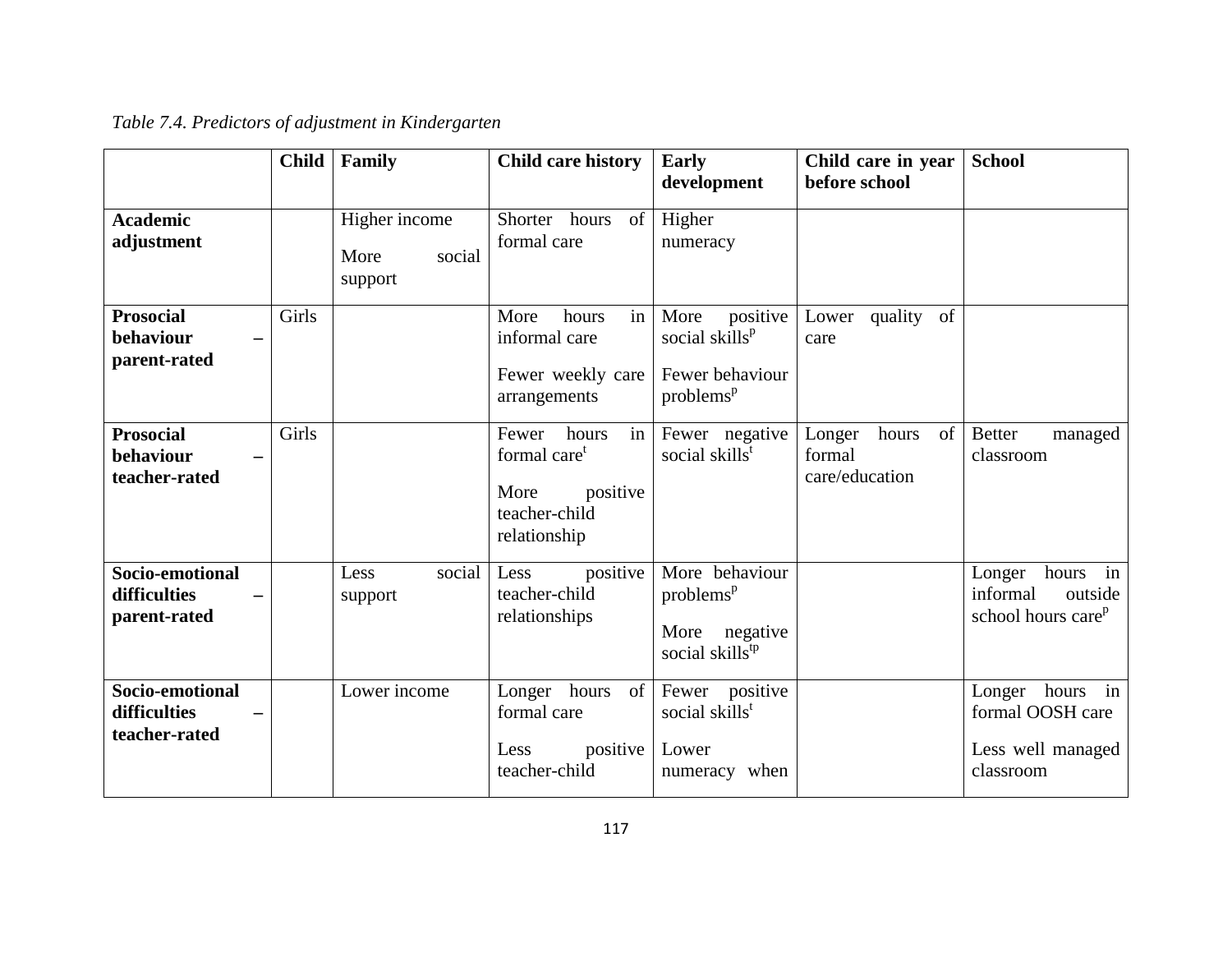*Table 7.4. Predictors of adjustment in Kindergarten*

| | Child | Family | Child care history | Early development | Child care in year before school | School |
|---|---|---|---|---|---|---|
| **Academic adjustment** | | Higher income<br><br>More social support | Shorter hours of formal care | Higher numeracy | | |
| **Prosocial behaviour – parent-rated** | Girls | | More hours in informal care<br><br>Fewer weekly care arrangements | More positive social skills[p]<br><br>Fewer behaviour problems[p] | Lower quality of care | |
| **Prosocial behaviour – teacher-rated** | Girls | | Fewer hours in formal care[t]<br><br>More positive teacher-child relationship | Fewer negative social skills[t] | Longer hours of formal care/education | Better managed classroom |
| **Socio-emotional difficulties – parent-rated** | | Less social support | Less positive teacher-child relationships | More behaviour problems[p]<br><br>More negative social skills[tp] | | Longer hours in informal outside school hours care[p] |
| **Socio-emotional difficulties – teacher-rated** | | Lower income | Longer hours of formal care<br><br>Less positive teacher-child | Fewer positive social skills[t]<br><br>Lower numeracy when | | Longer hours in formal OOSH care<br><br>Less well managed classroom |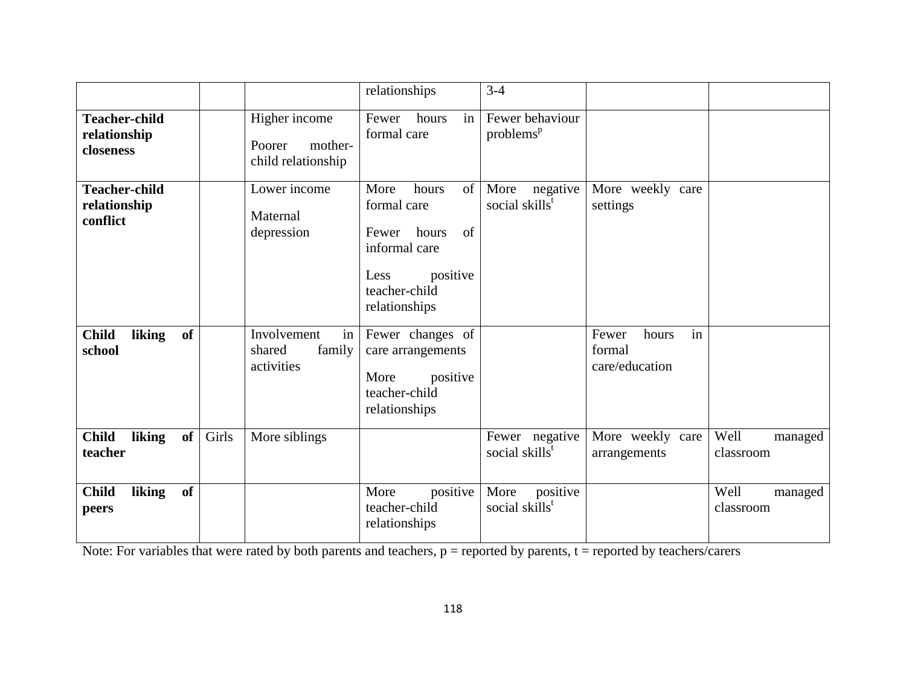| | | | relationships | 3-4 | | |
|---|---|---|---|---|---|---|
| **Teacher-child relationship closeness** | | Higher income<br>Poorer mother-child relationship | Fewer hours in formal care | Fewer behaviour problems[p] | | |
| **Teacher-child relationship conflict** | | Lower income<br>Maternal depression | More hours of formal care<br>Fewer hours of informal care<br>Less positive teacher-child relationships | More negative social skills[t] | More weekly care settings | |
| **Child liking of school** | | Involvement in shared family activities | Fewer changes of care arrangements<br>More positive teacher-child relationships | | Fewer hours in formal care/education | |
| **Child liking of teacher** | Girls | More siblings | | Fewer negative social skills[t] | More weekly care arrangements | Well managed classroom |
| **Child liking of peers** | | | More positive teacher-child relationships | More positive social skills[t] | | Well managed classroom |

Note: For variables that were rated by both parents and teachers, p = reported by parents, t = reported by teachers/carers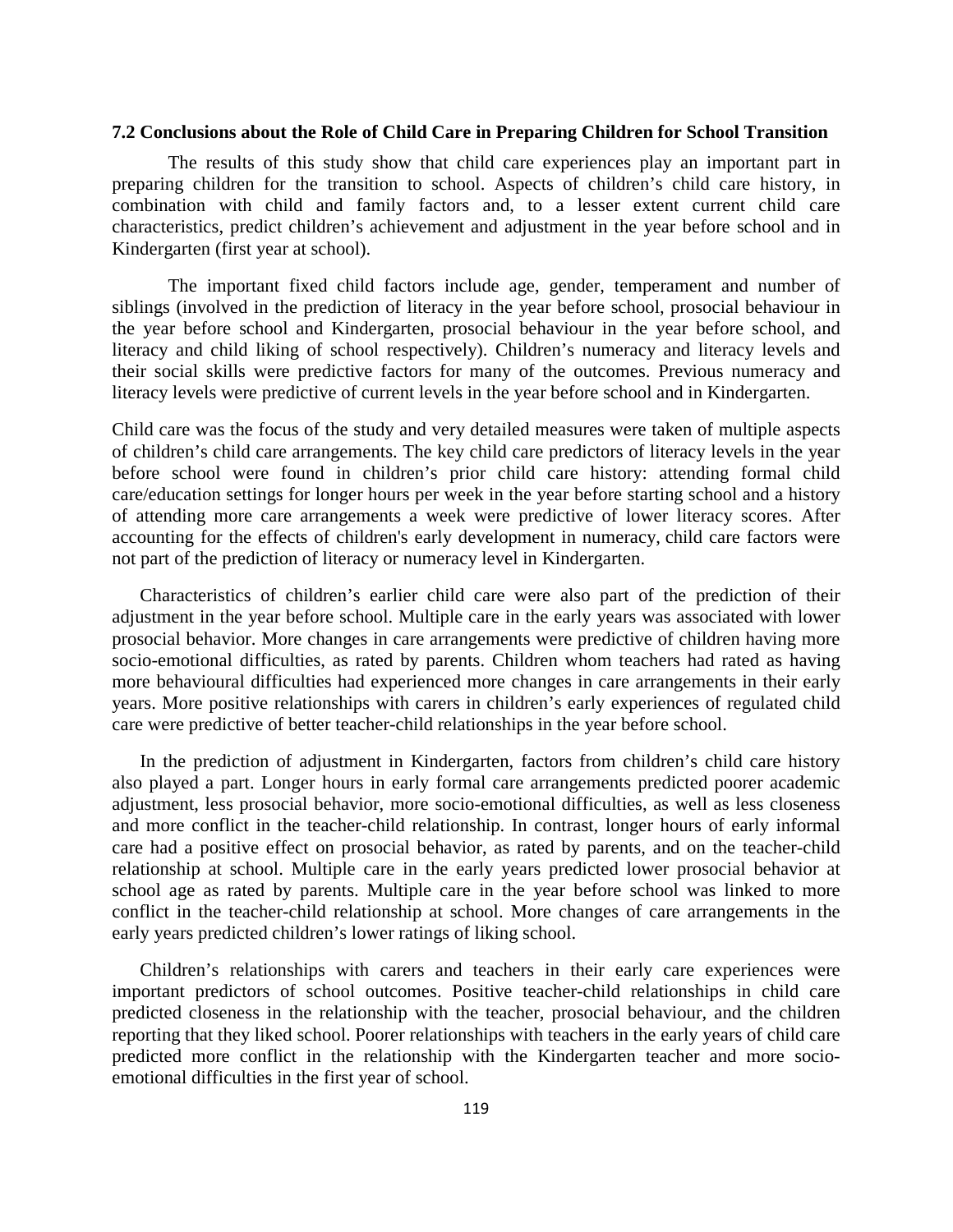### 7.2 Conclusions about the Role of Child Care in Preparing Children for School Transition

The results of this study show that child care experiences play an important part in preparing children for the transition to school. Aspects of children's child care history, in combination with child and family factors and, to a lesser extent current child care characteristics, predict children's achievement and adjustment in the year before school and in Kindergarten (first year at school).

The important fixed child factors include age, gender, temperament and number of siblings (involved in the prediction of literacy in the year before school, prosocial behaviour in the year before school and Kindergarten, prosocial behaviour in the year before school, and literacy and child liking of school respectively). Children's numeracy and literacy levels and their social skills were predictive factors for many of the outcomes. Previous numeracy and literacy levels were predictive of current levels in the year before school and in Kindergarten.

Child care was the focus of the study and very detailed measures were taken of multiple aspects of children's child care arrangements. The key child care predictors of literacy levels in the year before school were found in children's prior child care history: attending formal child care/education settings for longer hours per week in the year before starting school and a history of attending more care arrangements a week were predictive of lower literacy scores. After accounting for the effects of children's early development in numeracy, child care factors were not part of the prediction of literacy or numeracy level in Kindergarten.

Characteristics of children's earlier child care were also part of the prediction of their adjustment in the year before school. Multiple care in the early years was associated with lower prosocial behavior. More changes in care arrangements were predictive of children having more socio-emotional difficulties, as rated by parents. Children whom teachers had rated as having more behavioural difficulties had experienced more changes in care arrangements in their early years. More positive relationships with carers in children's early experiences of regulated child care were predictive of better teacher-child relationships in the year before school.

In the prediction of adjustment in Kindergarten, factors from children's child care history also played a part. Longer hours in early formal care arrangements predicted poorer academic adjustment, less prosocial behavior, more socio-emotional difficulties, as well as less closeness and more conflict in the teacher-child relationship. In contrast, longer hours of early informal care had a positive effect on prosocial behavior, as rated by parents, and on the teacher-child relationship at school. Multiple care in the early years predicted lower prosocial behavior at school age as rated by parents. Multiple care in the year before school was linked to more conflict in the teacher-child relationship at school. More changes of care arrangements in the early years predicted children's lower ratings of liking school.

Children's relationships with carers and teachers in their early care experiences were important predictors of school outcomes. Positive teacher-child relationships in child care predicted closeness in the relationship with the teacher, prosocial behaviour, and the children reporting that they liked school. Poorer relationships with teachers in the early years of child care predicted more conflict in the relationship with the Kindergarten teacher and more socio-emotional difficulties in the first year of school.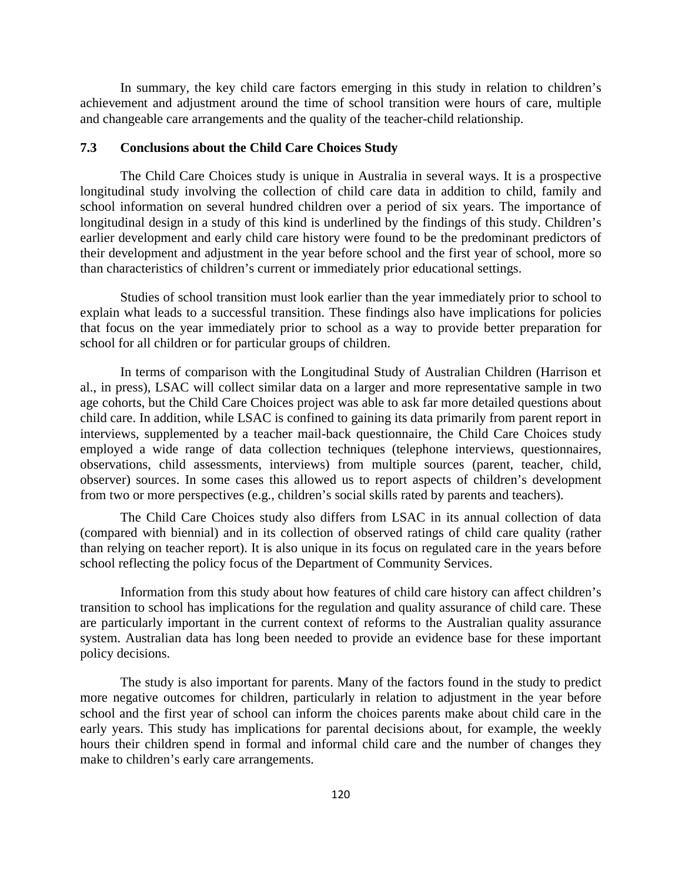In summary, the key child care factors emerging in this study in relation to children's achievement and adjustment around the time of school transition were hours of care, multiple and changeable care arrangements and the quality of the teacher-child relationship.

### 7.3 Conclusions about the Child Care Choices Study

The Child Care Choices study is unique in Australia in several ways. It is a prospective longitudinal study involving the collection of child care data in addition to child, family and school information on several hundred children over a period of six years. The importance of longitudinal design in a study of this kind is underlined by the findings of this study. Children's earlier development and early child care history were found to be the predominant predictors of their development and adjustment in the year before school and the first year of school, more so than characteristics of children's current or immediately prior educational settings.

Studies of school transition must look earlier than the year immediately prior to school to explain what leads to a successful transition. These findings also have implications for policies that focus on the year immediately prior to school as a way to provide better preparation for school for all children or for particular groups of children.

In terms of comparison with the Longitudinal Study of Australian Children (Harrison et al., in press), LSAC will collect similar data on a larger and more representative sample in two age cohorts, but the Child Care Choices project was able to ask far more detailed questions about child care. In addition, while LSAC is confined to gaining its data primarily from parent report in interviews, supplemented by a teacher mail-back questionnaire, the Child Care Choices study employed a wide range of data collection techniques (telephone interviews, questionnaires, observations, child assessments, interviews) from multiple sources (parent, teacher, child, observer) sources. In some cases this allowed us to report aspects of children's development from two or more perspectives (e.g., children's social skills rated by parents and teachers).

The Child Care Choices study also differs from LSAC in its annual collection of data (compared with biennial) and in its collection of observed ratings of child care quality (rather than relying on teacher report). It is also unique in its focus on regulated care in the years before school reflecting the policy focus of the Department of Community Services.

Information from this study about how features of child care history can affect children's transition to school has implications for the regulation and quality assurance of child care. These are particularly important in the current context of reforms to the Australian quality assurance system. Australian data has long been needed to provide an evidence base for these important policy decisions.

The study is also important for parents. Many of the factors found in the study to predict more negative outcomes for children, particularly in relation to adjustment in the year before school and the first year of school can inform the choices parents make about child care in the early years. This study has implications for parental decisions about, for example, the weekly hours their children spend in formal and informal child care and the number of changes they make to children's early care arrangements.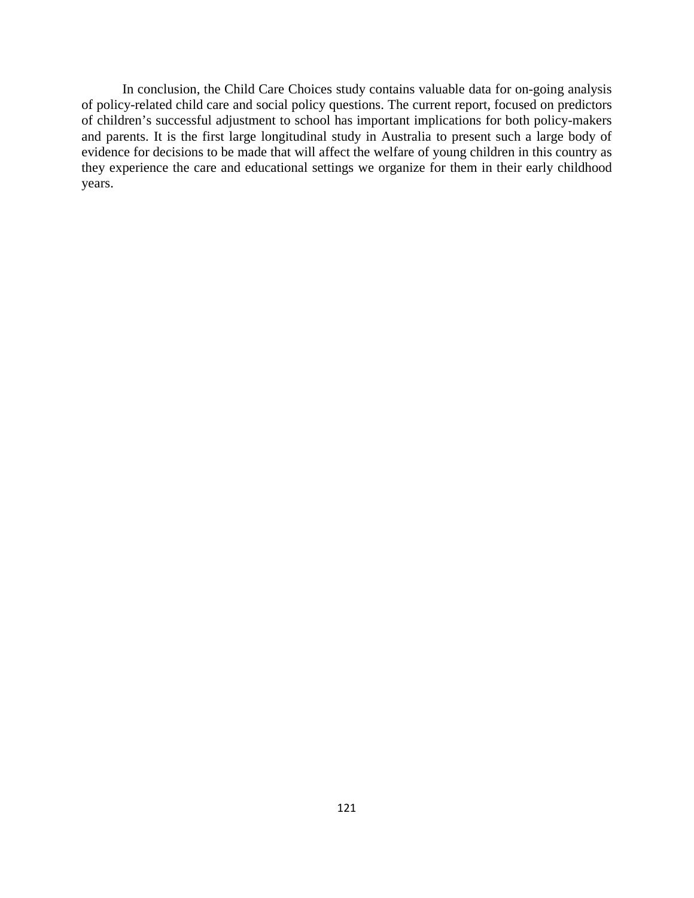In conclusion, the Child Care Choices study contains valuable data for on-going analysis of policy-related child care and social policy questions. The current report, focused on predictors of children's successful adjustment to school has important implications for both policy-makers and parents. It is the first large longitudinal study in Australia to present such a large body of evidence for decisions to be made that will affect the welfare of young children in this country as they experience the care and educational settings we organize for them in their early childhood years.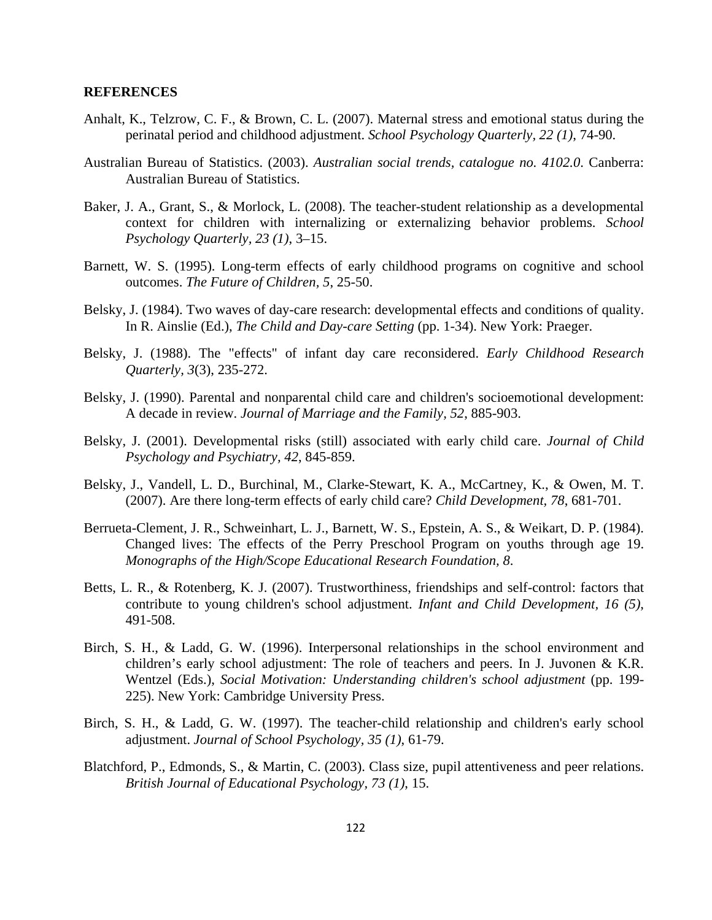**REFERENCES**

Anhalt, K., Telzrow, C. F., & Brown, C. L. (2007). Maternal stress and emotional status during the perinatal period and childhood adjustment. *School Psychology Quarterly, 22 (1)*, 74-90.

Australian Bureau of Statistics. (2003). *Australian social trends, catalogue no. 4102.0*. Canberra: Australian Bureau of Statistics.

Baker, J. A., Grant, S., & Morlock, L. (2008). The teacher-student relationship as a developmental context for children with internalizing or externalizing behavior problems. *School Psychology Quarterly, 23 (1)*, 3–15.

Barnett, W. S. (1995). Long-term effects of early childhood programs on cognitive and school outcomes. *The Future of Children, 5*, 25-50.

Belsky, J. (1984). Two waves of day-care research: developmental effects and conditions of quality. In R. Ainslie (Ed.), *The Child and Day-care Setting* (pp. 1-34). New York: Praeger.

Belsky, J. (1988). The "effects" of infant day care reconsidered. *Early Childhood Research Quarterly, 3*(3), 235-272.

Belsky, J. (1990). Parental and nonparental child care and children's socioemotional development: A decade in review. *Journal of Marriage and the Family, 52*, 885-903.

Belsky, J. (2001). Developmental risks (still) associated with early child care. *Journal of Child Psychology and Psychiatry, 42*, 845-859.

Belsky, J., Vandell, L. D., Burchinal, M., Clarke-Stewart, K. A., McCartney, K., & Owen, M. T. (2007). Are there long-term effects of early child care? *Child Development, 78*, 681-701.

Berrueta-Clement, J. R., Schweinhart, L. J., Barnett, W. S., Epstein, A. S., & Weikart, D. P. (1984). Changed lives: The effects of the Perry Preschool Program on youths through age 19. *Monographs of the High/Scope Educational Research Foundation, 8*.

Betts, L. R., & Rotenberg, K. J. (2007). Trustworthiness, friendships and self-control: factors that contribute to young children's school adjustment. *Infant and Child Development, 16 (5)*, 491-508.

Birch, S. H., & Ladd, G. W. (1996). Interpersonal relationships in the school environment and children's early school adjustment: The role of teachers and peers. In J. Juvonen & K.R. Wentzel (Eds.), *Social Motivation: Understanding children's school adjustment* (pp. 199-225). New York: Cambridge University Press.

Birch, S. H., & Ladd, G. W. (1997). The teacher-child relationship and children's early school adjustment. *Journal of School Psychology, 35 (1)*, 61-79.

Blatchford, P., Edmonds, S., & Martin, C. (2003). Class size, pupil attentiveness and peer relations. *British Journal of Educational Psychology, 73 (1)*, 15.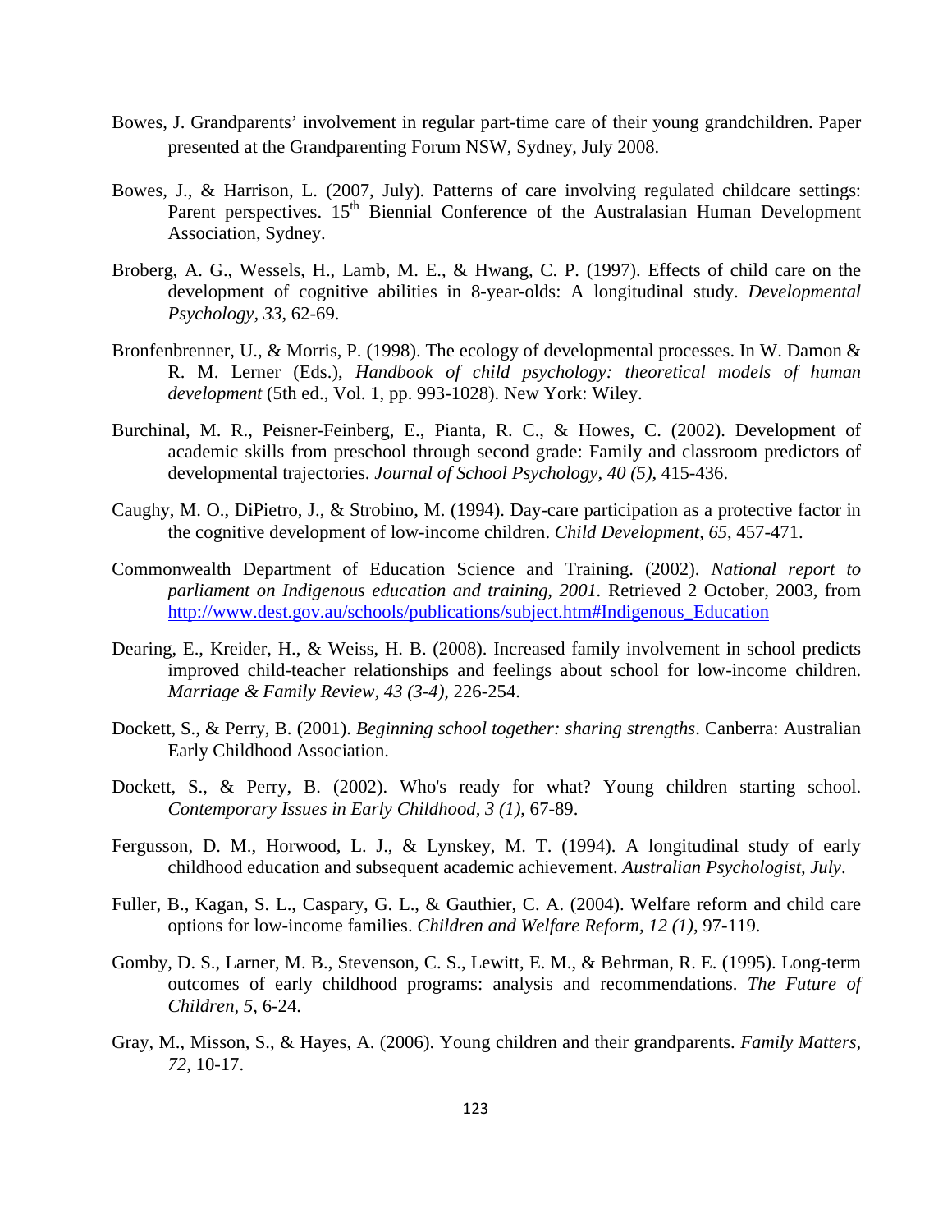Bowes, J. Grandparents' involvement in regular part-time care of their young grandchildren. Paper presented at the Grandparenting Forum NSW, Sydney, July 2008.

Bowes, J., & Harrison, L. (2007, July). Patterns of care involving regulated childcare settings: Parent perspectives. 15th Biennial Conference of the Australasian Human Development Association, Sydney.

Broberg, A. G., Wessels, H., Lamb, M. E., & Hwang, C. P. (1997). Effects of child care on the development of cognitive abilities in 8-year-olds: A longitudinal study. *Developmental Psychology*, *33*, 62-69.

Bronfenbrenner, U., & Morris, P. (1998). The ecology of developmental processes. In W. Damon & R. M. Lerner (Eds.), *Handbook of child psychology: theoretical models of human development* (5th ed., Vol. 1, pp. 993-1028). New York: Wiley.

Burchinal, M. R., Peisner-Feinberg, E., Pianta, R. C., & Howes, C. (2002). Development of academic skills from preschool through second grade: Family and classroom predictors of developmental trajectories. *Journal of School Psychology*, *40 (5)*, 415-436.

Caughy, M. O., DiPietro, J., & Strobino, M. (1994). Day-care participation as a protective factor in the cognitive development of low-income children. *Child Development, 65*, 457-471.

Commonwealth Department of Education Science and Training. (2002). *National report to parliament on Indigenous education and training, 2001*. Retrieved 2 October, 2003, from http://www.dest.gov.au/schools/publications/subject.htm#Indigenous_Education

Dearing, E., Kreider, H., & Weiss, H. B. (2008). Increased family involvement in school predicts improved child-teacher relationships and feelings about school for low-income children. *Marriage & Family Review*, *43 (3-4)*, 226-254.

Dockett, S., & Perry, B. (2001). *Beginning school together: sharing strengths*. Canberra: Australian Early Childhood Association.

Dockett, S., & Perry, B. (2002). Who's ready for what? Young children starting school. *Contemporary Issues in Early Childhood, 3 (1)*, 67-89.

Fergusson, D. M., Horwood, L. J., & Lynskey, M. T. (1994). A longitudinal study of early childhood education and subsequent academic achievement. *Australian Psychologist, July*.

Fuller, B., Kagan, S. L., Caspary, G. L., & Gauthier, C. A. (2004). Welfare reform and child care options for low-income families. *Children and Welfare Reform, 12 (1)*, 97-119.

Gomby, D. S., Larner, M. B., Stevenson, C. S., Lewitt, E. M., & Behrman, R. E. (1995). Long-term outcomes of early childhood programs: analysis and recommendations. *The Future of Children, 5*, 6-24.

Gray, M., Misson, S., & Hayes, A. (2006). Young children and their grandparents. *Family Matters, 72*, 10-17.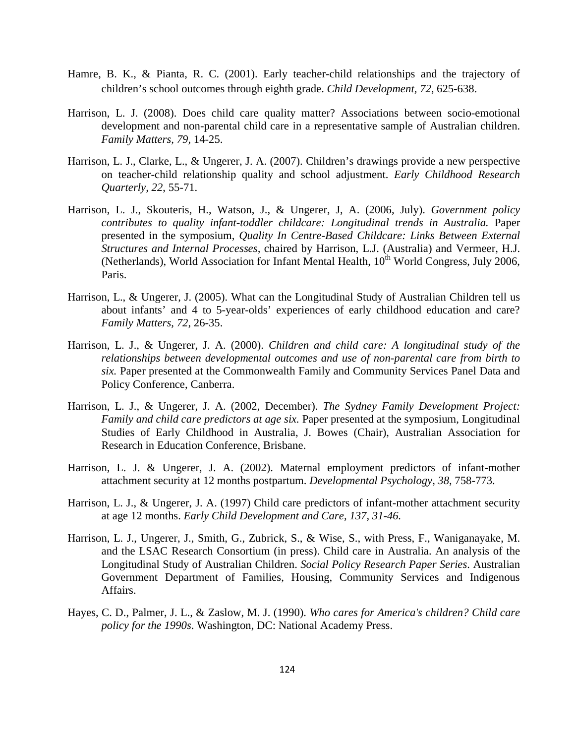Hamre, B. K., & Pianta, R. C. (2001). Early teacher-child relationships and the trajectory of children's school outcomes through eighth grade. *Child Development, 72*, 625-638.

Harrison, L. J. (2008). Does child care quality matter? Associations between socio-emotional development and non-parental child care in a representative sample of Australian children. *Family Matters, 79,* 14-25.

Harrison, L. J., Clarke, L., & Ungerer, J. A. (2007). Children's drawings provide a new perspective on teacher-child relationship quality and school adjustment. *Early Childhood Research Quarterly, 22*, 55-71.

Harrison, L. J., Skouteris, H., Watson, J., & Ungerer, J, A. (2006, July). *Government policy contributes to quality infant-toddler childcare: Longitudinal trends in Australia.* Paper presented in the symposium, *Quality In Centre-Based Childcare: Links Between External Structures and Internal Processes,* chaired by Harrison, L.J. (Australia) and Vermeer, H.J. (Netherlands), World Association for Infant Mental Health, 10th World Congress, July 2006, Paris.

Harrison, L., & Ungerer, J. (2005). What can the Longitudinal Study of Australian Children tell us about infants' and 4 to 5-year-olds' experiences of early childhood education and care? *Family Matters, 72*, 26-35.

Harrison, L. J., & Ungerer, J. A. (2000). *Children and child care: A longitudinal study of the relationships between developmental outcomes and use of non-parental care from birth to six.* Paper presented at the Commonwealth Family and Community Services Panel Data and Policy Conference, Canberra.

Harrison, L. J., & Ungerer, J. A. (2002, December). *The Sydney Family Development Project: Family and child care predictors at age six.* Paper presented at the symposium, Longitudinal Studies of Early Childhood in Australia, J. Bowes (Chair), Australian Association for Research in Education Conference, Brisbane.

Harrison, L. J. & Ungerer, J. A. (2002). Maternal employment predictors of infant-mother attachment security at 12 months postpartum. *Developmental Psychology, 38*, 758-773.

Harrison, L. J., & Ungerer, J. A. (1997) Child care predictors of infant-mother attachment security at age 12 months. *Early Child Development and Care, 137, 31-46.*

Harrison, L. J., Ungerer, J., Smith, G., Zubrick, S., & Wise, S., with Press, F., Waniganayake, M. and the LSAC Research Consortium (in press). Child care in Australia. An analysis of the Longitudinal Study of Australian Children. *Social Policy Research Paper Series*. Australian Government Department of Families, Housing, Community Services and Indigenous Affairs.

Hayes, C. D., Palmer, J. L., & Zaslow, M. J. (1990). *Who cares for America's children? Child care policy for the 1990s*. Washington, DC: National Academy Press.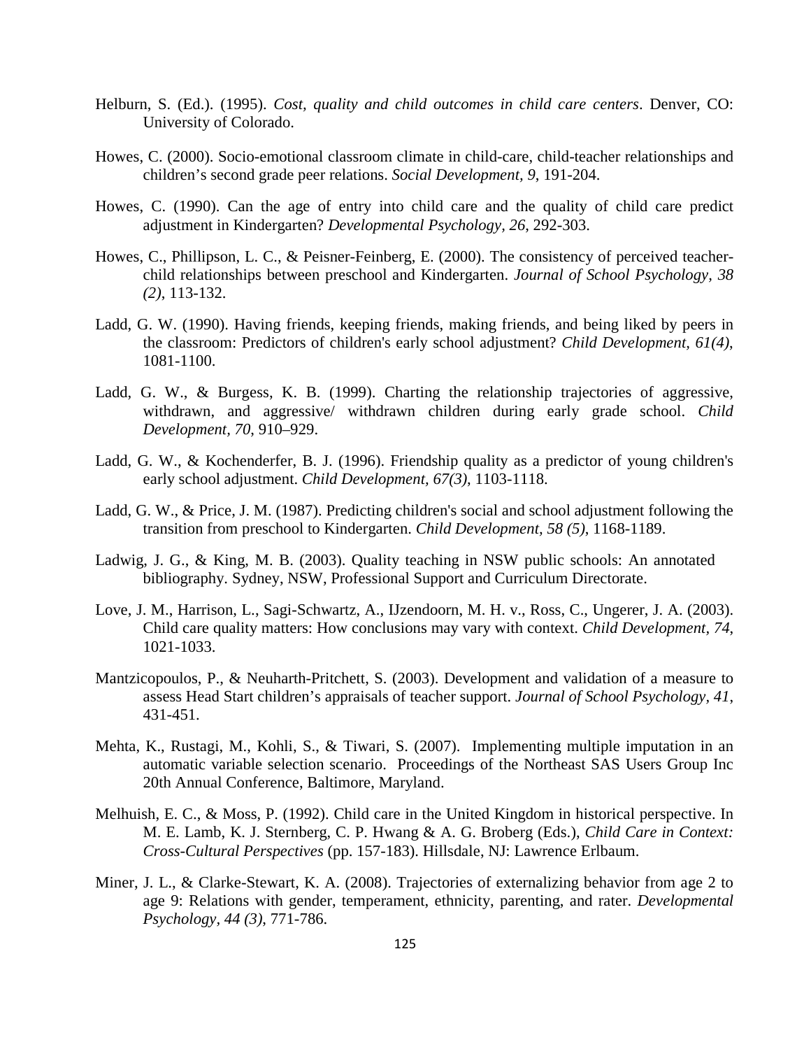Helburn, S. (Ed.). (1995). *Cost, quality and child outcomes in child care centers*. Denver, CO: University of Colorado.

Howes, C. (2000). Socio-emotional classroom climate in child-care, child-teacher relationships and children's second grade peer relations. *Social Development, 9*, 191-204.

Howes, C. (1990). Can the age of entry into child care and the quality of child care predict adjustment in Kindergarten? *Developmental Psychology, 26*, 292-303.

Howes, C., Phillipson, L. C., & Peisner-Feinberg, E. (2000). The consistency of perceived teacher-child relationships between preschool and Kindergarten. *Journal of School Psychology, 38 (2)*, 113-132.

Ladd, G. W. (1990). Having friends, keeping friends, making friends, and being liked by peers in the classroom: Predictors of children's early school adjustment? *Child Development, 61(4)*, 1081-1100.

Ladd, G. W., & Burgess, K. B. (1999). Charting the relationship trajectories of aggressive, withdrawn, and aggressive/ withdrawn children during early grade school. *Child Development, 70*, 910–929.

Ladd, G. W., & Kochenderfer, B. J. (1996). Friendship quality as a predictor of young children's early school adjustment. *Child Development, 67(3)*, 1103-1118.

Ladd, G. W., & Price, J. M. (1987). Predicting children's social and school adjustment following the transition from preschool to Kindergarten. *Child Development, 58 (5)*, 1168-1189.

Ladwig, J. G., & King, M. B. (2003). Quality teaching in NSW public schools: An annotated bibliography. Sydney, NSW, Professional Support and Curriculum Directorate.

Love, J. M., Harrison, L., Sagi-Schwartz, A., IJzendoorn, M. H. v., Ross, C., Ungerer, J. A. (2003). Child care quality matters: How conclusions may vary with context. *Child Development, 74*, 1021-1033.

Mantzicopoulos, P., & Neuharth-Pritchett, S. (2003). Development and validation of a measure to assess Head Start children's appraisals of teacher support. *Journal of School Psychology, 41*, 431-451.

Mehta, K., Rustagi, M., Kohli, S., & Tiwari, S. (2007). Implementing multiple imputation in an automatic variable selection scenario. Proceedings of the Northeast SAS Users Group Inc 20th Annual Conference, Baltimore, Maryland.

Melhuish, E. C., & Moss, P. (1992). Child care in the United Kingdom in historical perspective. In M. E. Lamb, K. J. Sternberg, C. P. Hwang & A. G. Broberg (Eds.), *Child Care in Context: Cross-Cultural Perspectives* (pp. 157-183). Hillsdale, NJ: Lawrence Erlbaum.

Miner, J. L., & Clarke-Stewart, K. A. (2008). Trajectories of externalizing behavior from age 2 to age 9: Relations with gender, temperament, ethnicity, parenting, and rater. *Developmental Psychology, 44 (3)*, 771-786.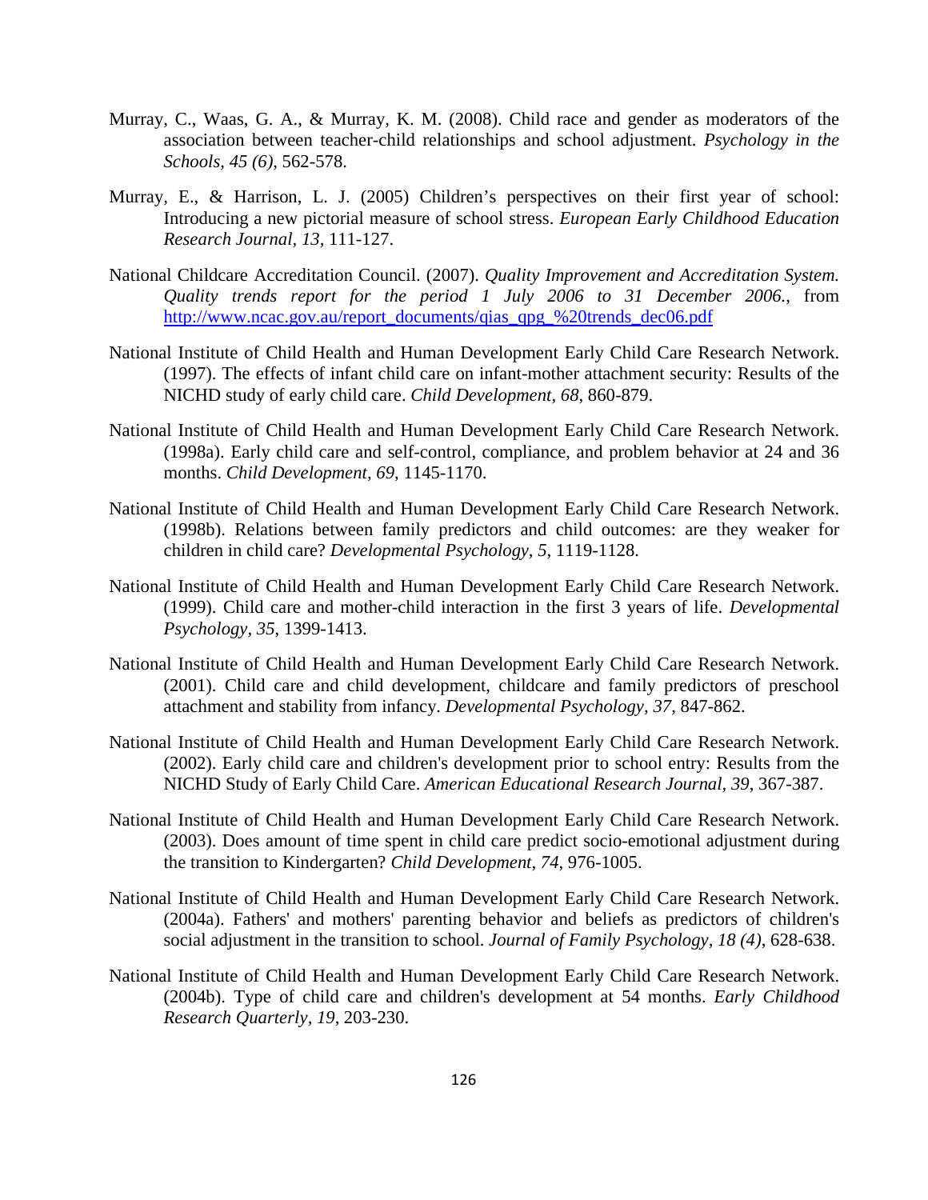Murray, C., Waas, G. A., & Murray, K. M. (2008). Child race and gender as moderators of the association between teacher-child relationships and school adjustment. *Psychology in the Schools, 45 (6)*, 562-578.

Murray, E., & Harrison, L. J. (2005) Children's perspectives on their first year of school: Introducing a new pictorial measure of school stress. *European Early Childhood Education Research Journal, 13,* 111-127.

National Childcare Accreditation Council. (2007). *Quality Improvement and Accreditation System. Quality trends report for the period 1 July 2006 to 31 December 2006.*, from http://www.ncac.gov.au/report_documents/qias_qpg_%20trends_dec06.pdf

National Institute of Child Health and Human Development Early Child Care Research Network. (1997). The effects of infant child care on infant-mother attachment security: Results of the NICHD study of early child care. *Child Development, 68*, 860-879.

National Institute of Child Health and Human Development Early Child Care Research Network. (1998a). Early child care and self-control, compliance, and problem behavior at 24 and 36 months. *Child Development, 69*, 1145-1170.

National Institute of Child Health and Human Development Early Child Care Research Network. (1998b). Relations between family predictors and child outcomes: are they weaker for children in child care? *Developmental Psychology, 5*, 1119-1128.

National Institute of Child Health and Human Development Early Child Care Research Network. (1999). Child care and mother-child interaction in the first 3 years of life. *Developmental Psychology, 35*, 1399-1413.

National Institute of Child Health and Human Development Early Child Care Research Network. (2001). Child care and child development, childcare and family predictors of preschool attachment and stability from infancy. *Developmental Psychology, 37*, 847-862.

National Institute of Child Health and Human Development Early Child Care Research Network. (2002). Early child care and children's development prior to school entry: Results from the NICHD Study of Early Child Care. *American Educational Research Journal, 39*, 367-387.

National Institute of Child Health and Human Development Early Child Care Research Network. (2003). Does amount of time spent in child care predict socio-emotional adjustment during the transition to Kindergarten? *Child Development, 74*, 976-1005.

National Institute of Child Health and Human Development Early Child Care Research Network. (2004a). Fathers' and mothers' parenting behavior and beliefs as predictors of children's social adjustment in the transition to school. *Journal of Family Psychology, 18 (4)*, 628-638.

National Institute of Child Health and Human Development Early Child Care Research Network. (2004b). Type of child care and children's development at 54 months. *Early Childhood Research Quarterly, 19*, 203-230.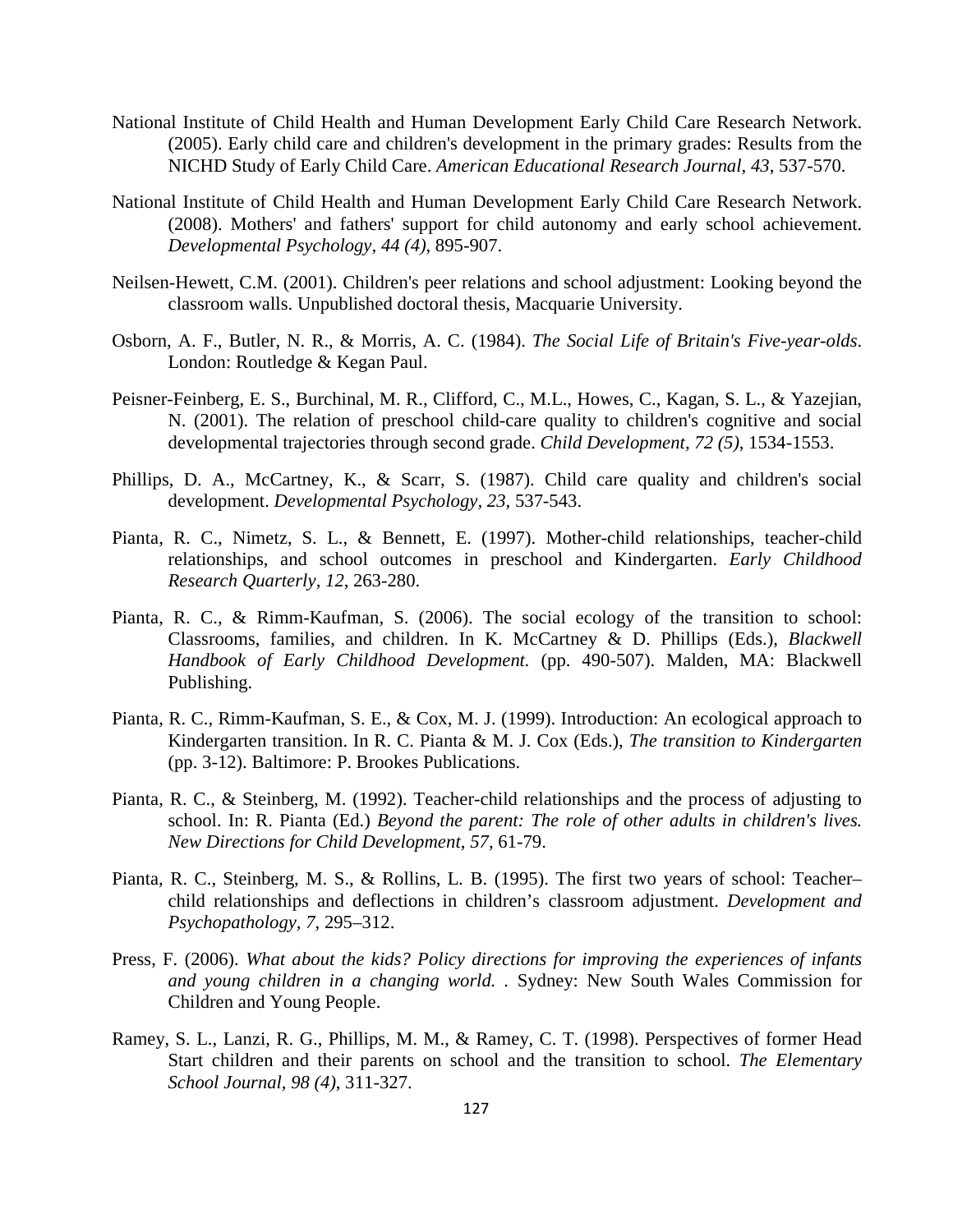National Institute of Child Health and Human Development Early Child Care Research Network. (2005). Early child care and children's development in the primary grades: Results from the NICHD Study of Early Child Care. *American Educational Research Journal, 43*, 537-570.

National Institute of Child Health and Human Development Early Child Care Research Network. (2008). Mothers' and fathers' support for child autonomy and early school achievement. *Developmental Psychology, 44 (4)*, 895-907.

Neilsen-Hewett, C.M. (2001). Children's peer relations and school adjustment: Looking beyond the classroom walls. Unpublished doctoral thesis, Macquarie University.

Osborn, A. F., Butler, N. R., & Morris, A. C. (1984). *The Social Life of Britain's Five-year-olds*. London: Routledge & Kegan Paul.

Peisner-Feinberg, E. S., Burchinal, M. R., Clifford, C., M.L., Howes, C., Kagan, S. L., & Yazejian, N. (2001). The relation of preschool child-care quality to children's cognitive and social developmental trajectories through second grade. *Child Development, 72 (5)*, 1534-1553.

Phillips, D. A., McCartney, K., & Scarr, S. (1987). Child care quality and children's social development. *Developmental Psychology, 23*, 537-543.

Pianta, R. C., Nimetz, S. L., & Bennett, E. (1997). Mother-child relationships, teacher-child relationships, and school outcomes in preschool and Kindergarten. *Early Childhood Research Quarterly, 12*, 263-280.

Pianta, R. C., & Rimm-Kaufman, S. (2006). The social ecology of the transition to school: Classrooms, families, and children. In K. McCartney & D. Phillips (Eds.), *Blackwell Handbook of Early Childhood Development*. (pp. 490-507). Malden, MA: Blackwell Publishing.

Pianta, R. C., Rimm-Kaufman, S. E., & Cox, M. J. (1999). Introduction: An ecological approach to Kindergarten transition. In R. C. Pianta & M. J. Cox (Eds.), *The transition to Kindergarten* (pp. 3-12). Baltimore: P. Brookes Publications.

Pianta, R. C., & Steinberg, M. (1992). Teacher-child relationships and the process of adjusting to school. In: R. Pianta (Ed.) *Beyond the parent: The role of other adults in children's lives. New Directions for Child Development*, *57*, 61-79.

Pianta, R. C., Steinberg, M. S., & Rollins, L. B. (1995). The first two years of school: Teacher–child relationships and deflections in children's classroom adjustment. *Development and Psychopathology, 7*, 295–312.

Press, F. (2006). *What about the kids? Policy directions for improving the experiences of infants and young children in a changing world.* . Sydney: New South Wales Commission for Children and Young People.

Ramey, S. L., Lanzi, R. G., Phillips, M. M., & Ramey, C. T. (1998). Perspectives of former Head Start children and their parents on school and the transition to school. *The Elementary School Journal, 98 (4)*, 311-327.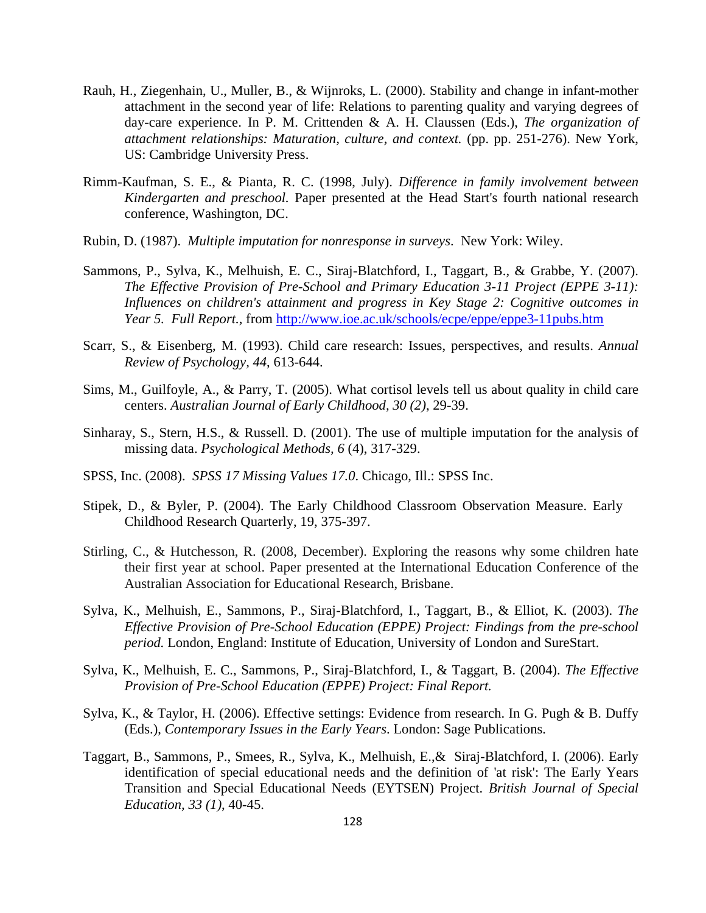Rauh, H., Ziegenhain, U., Muller, B., & Wijnroks, L. (2000). Stability and change in infant-mother attachment in the second year of life: Relations to parenting quality and varying degrees of day-care experience. In P. M. Crittenden & A. H. Claussen (Eds.), *The organization of attachment relationships: Maturation, culture, and context.* (pp. pp. 251-276). New York, US: Cambridge University Press.

Rimm-Kaufman, S. E., & Pianta, R. C. (1998, July). *Difference in family involvement between Kindergarten and preschool.* Paper presented at the Head Start's fourth national research conference, Washington, DC.

Rubin, D. (1987). *Multiple imputation for nonresponse in surveys*. New York: Wiley.

Sammons, P., Sylva, K., Melhuish, E. C., Siraj-Blatchford, I., Taggart, B., & Grabbe, Y. (2007). *The Effective Provision of Pre-School and Primary Education 3-11 Project (EPPE 3-11): Influences on children's attainment and progress in Key Stage 2: Cognitive outcomes in Year 5. Full Report.*, from http://www.ioe.ac.uk/schools/ecpe/eppe/eppe3-11pubs.htm

Scarr, S., & Eisenberg, M. (1993). Child care research: Issues, perspectives, and results. *Annual Review of Psychology, 44*, 613-644.

Sims, M., Guilfoyle, A., & Parry, T. (2005). What cortisol levels tell us about quality in child care centers. *Australian Journal of Early Childhood, 30 (2)*, 29-39.

Sinharay, S., Stern, H.S., & Russell. D. (2001). The use of multiple imputation for the analysis of missing data. *Psychological Methods, 6* (4), 317-329.

SPSS, Inc. (2008). *SPSS 17 Missing Values 17.0*. Chicago, Ill.: SPSS Inc.

Stipek, D., & Byler, P. (2004). The Early Childhood Classroom Observation Measure. Early Childhood Research Quarterly, 19, 375-397.

Stirling, C., & Hutchesson, R. (2008, December). Exploring the reasons why some children hate their first year at school. Paper presented at the International Education Conference of the Australian Association for Educational Research, Brisbane.

Sylva, K., Melhuish, E., Sammons, P., Siraj-Blatchford, I., Taggart, B., & Elliot, K. (2003). *The Effective Provision of Pre-School Education (EPPE) Project: Findings from the pre-school period.* London, England: Institute of Education, University of London and SureStart.

Sylva, K., Melhuish, E. C., Sammons, P., Siraj-Blatchford, I., & Taggart, B. (2004). *The Effective Provision of Pre-School Education (EPPE) Project: Final Report.*

Sylva, K., & Taylor, H. (2006). Effective settings: Evidence from research. In G. Pugh & B. Duffy (Eds.), *Contemporary Issues in the Early Years*. London: Sage Publications.

Taggart, B., Sammons, P., Smees, R., Sylva, K., Melhuish, E.,& Siraj-Blatchford, I. (2006). Early identification of special educational needs and the definition of 'at risk': The Early Years Transition and Special Educational Needs (EYTSEN) Project. *British Journal of Special Education, 33 (1)*, 40-45.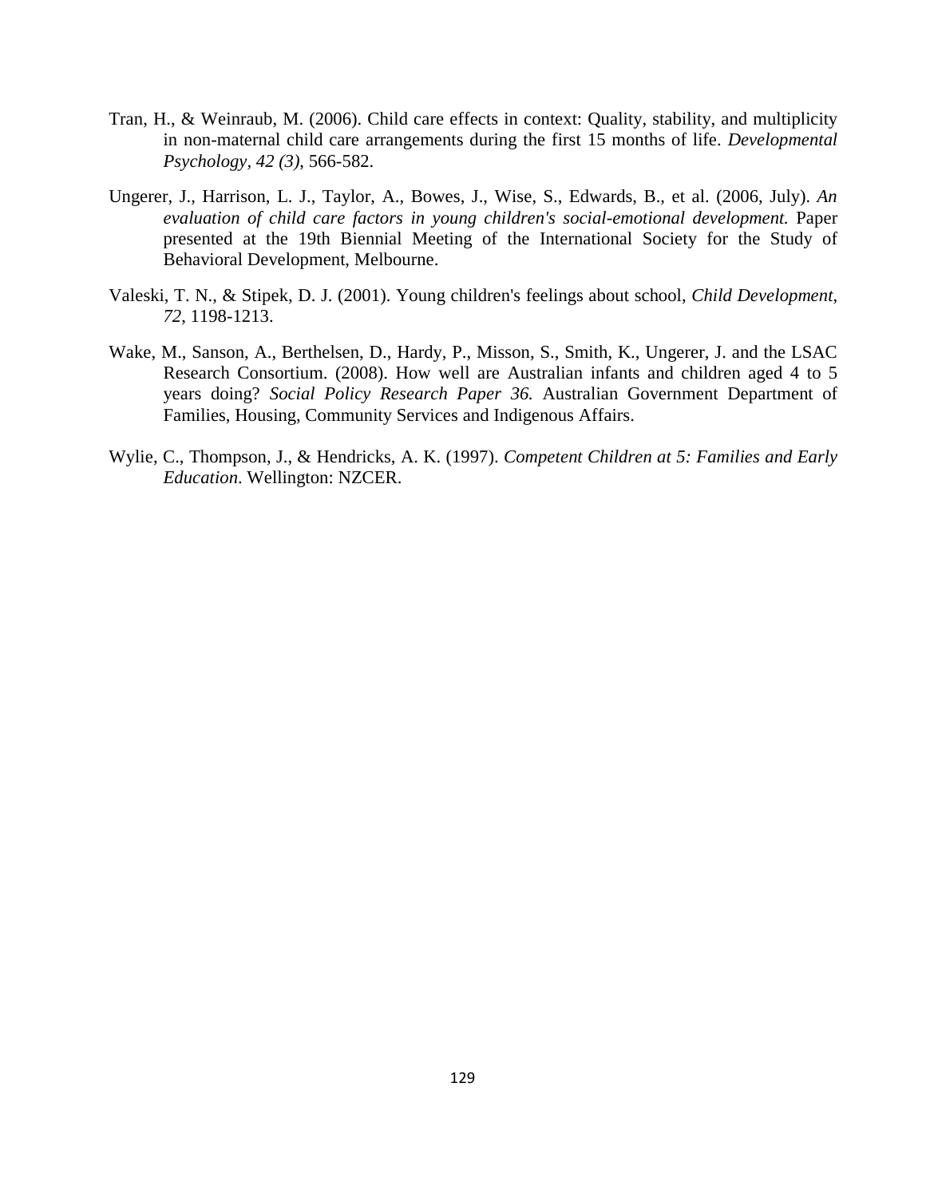Tran, H., & Weinraub, M. (2006). Child care effects in context: Quality, stability, and multiplicity in non-maternal child care arrangements during the first 15 months of life. *Developmental Psychology, 42 (3)*, 566-582.

Ungerer, J., Harrison, L. J., Taylor, A., Bowes, J., Wise, S., Edwards, B., et al. (2006, July). *An evaluation of child care factors in young children's social-emotional development.* Paper presented at the 19th Biennial Meeting of the International Society for the Study of Behavioral Development, Melbourne.

Valeski, T. N., & Stipek, D. J. (2001). Young children's feelings about school, *Child Development*, *72*, 1198-1213.

Wake, M., Sanson, A., Berthelsen, D., Hardy, P., Misson, S., Smith, K., Ungerer, J. and the LSAC Research Consortium. (2008). How well are Australian infants and children aged 4 to 5 years doing? *Social Policy Research Paper 36.* Australian Government Department of Families, Housing, Community Services and Indigenous Affairs.

Wylie, C., Thompson, J., & Hendricks, A. K. (1997). *Competent Children at 5: Families and Early Education*. Wellington: NZCER.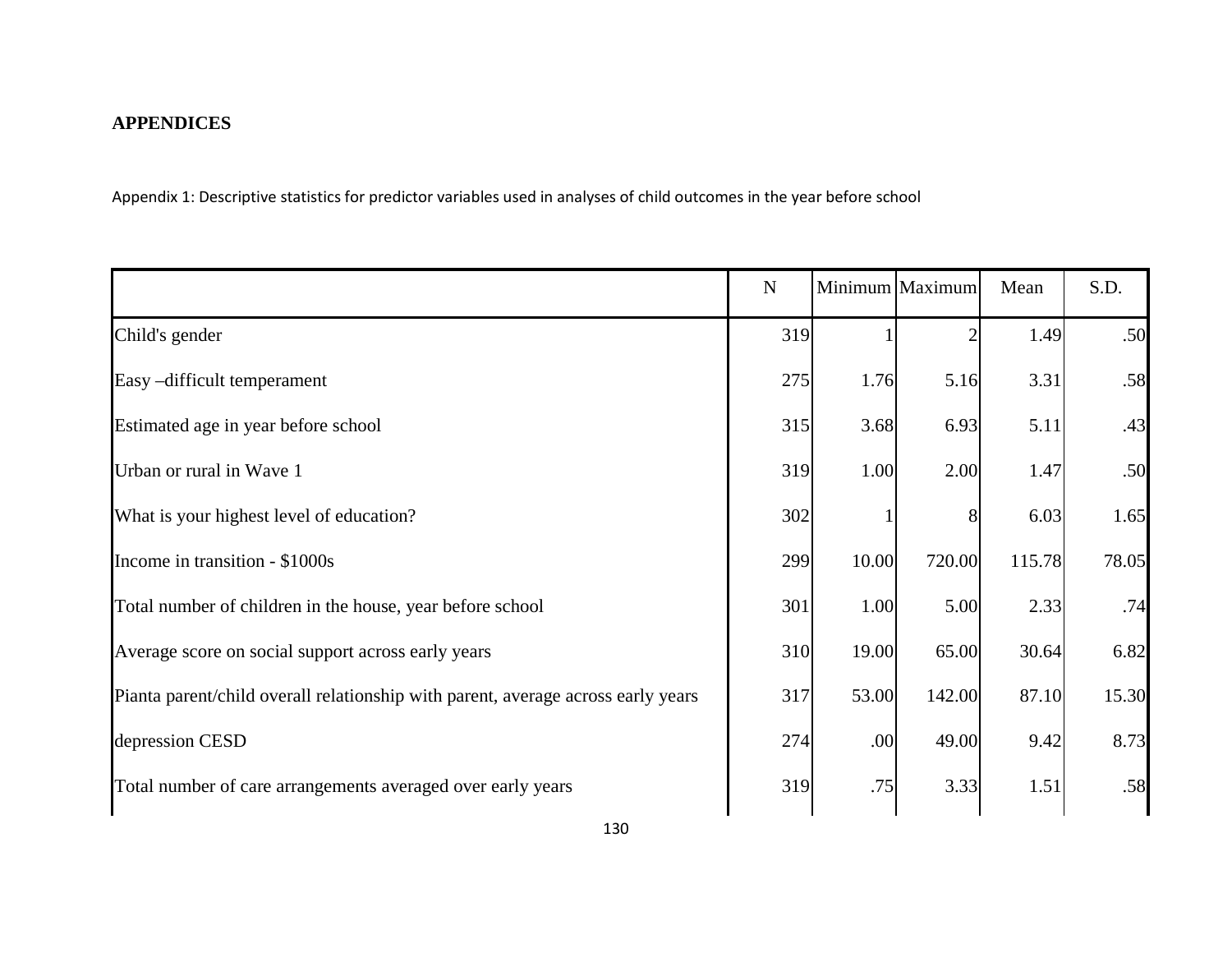# APPENDICES

Appendix 1: Descriptive statistics for predictor variables used in analyses of child outcomes in the year before school

| | N | Minimum | Maximum | Mean | S.D. |
|---|---|---|---|---|---|
| Child's gender | 319 | 1 | 2 | 1.49 | .50 |
| Easy –difficult temperament | 275 | 1.76 | 5.16 | 3.31 | .58 |
| Estimated age in year before school | 315 | 3.68 | 6.93 | 5.11 | .43 |
| Urban or rural in Wave 1 | 319 | 1.00 | 2.00 | 1.47 | .50 |
| What is your highest level of education? | 302 | 1 | 8 | 6.03 | 1.65 |
| Income in transition - $1000s | 299 | 10.00 | 720.00 | 115.78 | 78.05 |
| Total number of children in the house, year before school | 301 | 1.00 | 5.00 | 2.33 | .74 |
| Average score on social support across early years | 310 | 19.00 | 65.00 | 30.64 | 6.82 |
| Pianta parent/child overall relationship with parent, average across early years | 317 | 53.00 | 142.00 | 87.10 | 15.30 |
| depression CESD | 274 | .00 | 49.00 | 9.42 | 8.73 |
| Total number of care arrangements averaged over early years | 319 | .75 | 3.33 | 1.51 | .58 |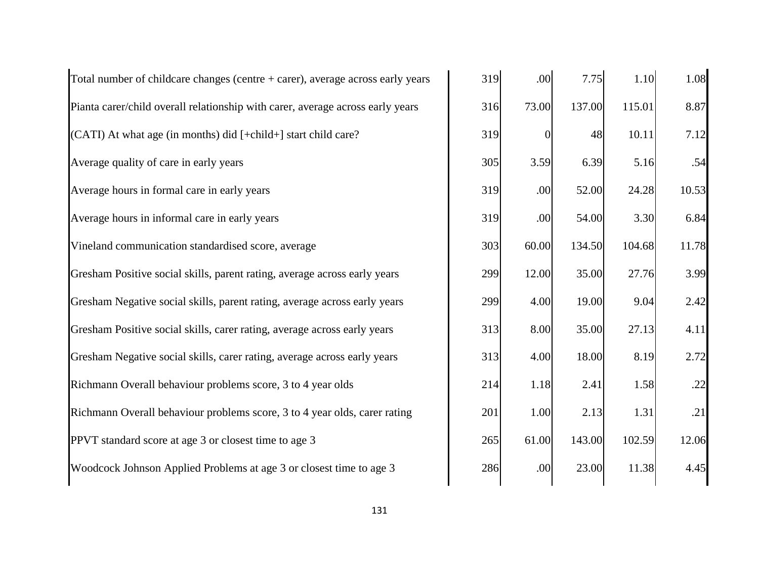|  |  |  |  |  |  |
|---|---|---|---|---|---|
| Total number of childcare changes (centre + carer), average across early years | 319 | .00 | 7.75 | 1.10 | 1.08 |
| Pianta carer/child overall relationship with carer, average across early years | 316 | 73.00 | 137.00 | 115.01 | 8.87 |
| (CATI) At what age (in months) did [+child+] start child care? | 319 | 0 | 48 | 10.11 | 7.12 |
| Average quality of care in early years | 305 | 3.59 | 6.39 | 5.16 | .54 |
| Average hours in formal care in early years | 319 | .00 | 52.00 | 24.28 | 10.53 |
| Average hours in informal care in early years | 319 | .00 | 54.00 | 3.30 | 6.84 |
| Vineland communication standardised score, average | 303 | 60.00 | 134.50 | 104.68 | 11.78 |
| Gresham Positive social skills, parent rating, average across early years | 299 | 12.00 | 35.00 | 27.76 | 3.99 |
| Gresham Negative social skills, parent rating, average across early years | 299 | 4.00 | 19.00 | 9.04 | 2.42 |
| Gresham Positive social skills, carer rating, average across early years | 313 | 8.00 | 35.00 | 27.13 | 4.11 |
| Gresham Negative social skills, carer rating, average across early years | 313 | 4.00 | 18.00 | 8.19 | 2.72 |
| Richmann Overall behaviour problems score, 3 to 4 year olds | 214 | 1.18 | 2.41 | 1.58 | .22 |
| Richmann Overall behaviour problems score, 3 to 4 year olds, carer rating | 201 | 1.00 | 2.13 | 1.31 | .21 |
| PPVT standard score at age 3 or closest time to age 3 | 265 | 61.00 | 143.00 | 102.59 | 12.06 |
| Woodcock Johnson Applied Problems at age 3 or closest time to age 3 | 286 | .00 | 23.00 | 11.38 | 4.45 |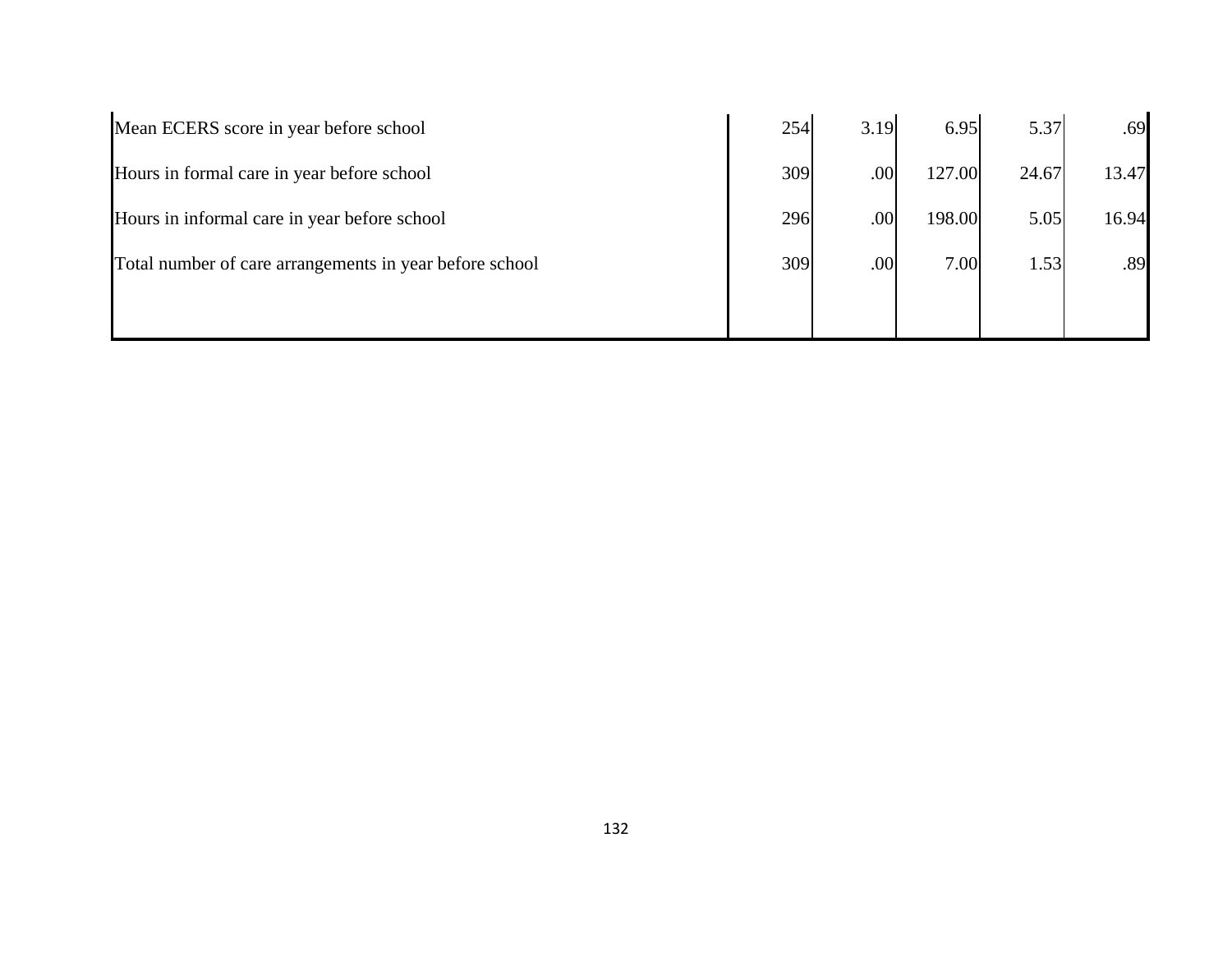| | | | | | |
|---|---|---|---|---|---|
| Mean ECERS score in year before school | 254 | 3.19 | 6.95 | 5.37 | .69 |
| Hours in formal care in year before school | 309 | .00 | 127.00 | 24.67 | 13.47 |
| Hours in informal care in year before school | 296 | .00 | 198.00 | 5.05 | 16.94 |
| Total number of care arrangements in year before school | 309 | .00 | 7.00 | 1.53 | .89 |
| | | | | | |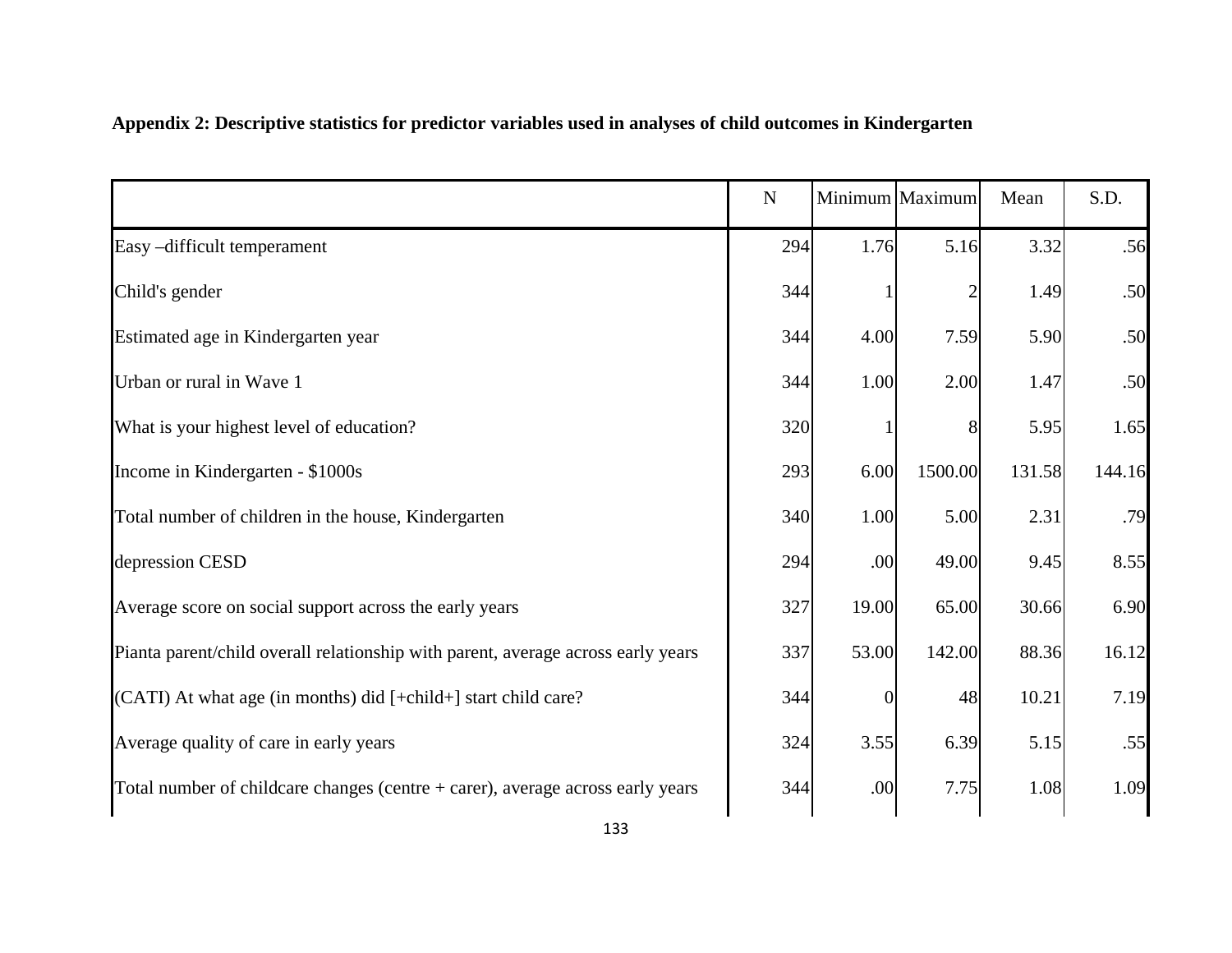**Appendix 2: Descriptive statistics for predictor variables used in analyses of child outcomes in Kindergarten**

| | N | Minimum | Maximum | Mean | S.D. |
|---|---|---|---|---|---|
| Easy –difficult temperament | 294 | 1.76 | 5.16 | 3.32 | .56 |
| Child's gender | 344 | 1 | 2 | 1.49 | .50 |
| Estimated age in Kindergarten year | 344 | 4.00 | 7.59 | 5.90 | .50 |
| Urban or rural in Wave 1 | 344 | 1.00 | 2.00 | 1.47 | .50 |
| What is your highest level of education? | 320 | 1 | 8 | 5.95 | 1.65 |
| Income in Kindergarten - $1000s | 293 | 6.00 | 1500.00 | 131.58 | 144.16 |
| Total number of children in the house, Kindergarten | 340 | 1.00 | 5.00 | 2.31 | .79 |
| depression CESD | 294 | .00 | 49.00 | 9.45 | 8.55 |
| Average score on social support across the early years | 327 | 19.00 | 65.00 | 30.66 | 6.90 |
| Pianta parent/child overall relationship with parent, average across early years | 337 | 53.00 | 142.00 | 88.36 | 16.12 |
| (CATI) At what age (in months) did [+child+] start child care? | 344 | 0 | 48 | 10.21 | 7.19 |
| Average quality of care in early years | 324 | 3.55 | 6.39 | 5.15 | .55 |
| Total number of childcare changes (centre + carer), average across early years | 344 | .00 | 7.75 | 1.08 | 1.09 |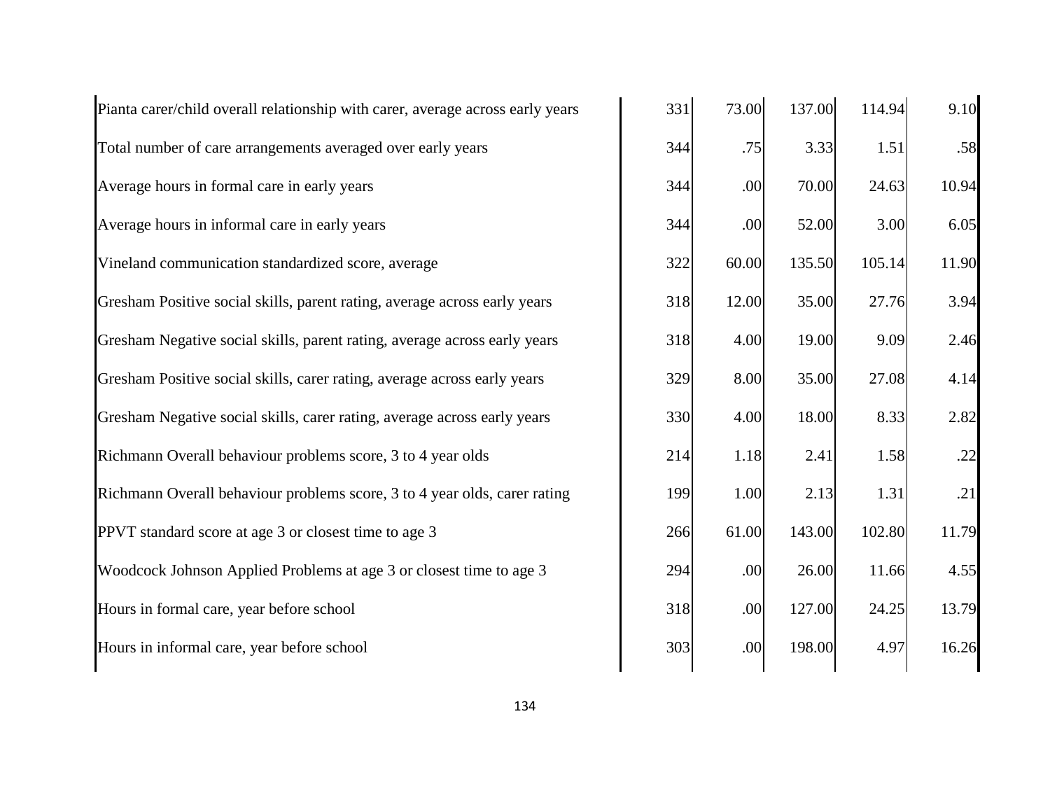| | | | | | |
|---|---|---|---|---|---|
| Pianta carer/child overall relationship with carer, average across early years | 331 | 73.00 | 137.00 | 114.94 | 9.10 |
| Total number of care arrangements averaged over early years | 344 | .75 | 3.33 | 1.51 | .58 |
| Average hours in formal care in early years | 344 | .00 | 70.00 | 24.63 | 10.94 |
| Average hours in informal care in early years | 344 | .00 | 52.00 | 3.00 | 6.05 |
| Vineland communication standardized score, average | 322 | 60.00 | 135.50 | 105.14 | 11.90 |
| Gresham Positive social skills, parent rating, average across early years | 318 | 12.00 | 35.00 | 27.76 | 3.94 |
| Gresham Negative social skills, parent rating, average across early years | 318 | 4.00 | 19.00 | 9.09 | 2.46 |
| Gresham Positive social skills, carer rating, average across early years | 329 | 8.00 | 35.00 | 27.08 | 4.14 |
| Gresham Negative social skills, carer rating, average across early years | 330 | 4.00 | 18.00 | 8.33 | 2.82 |
| Richmann Overall behaviour problems score, 3 to 4 year olds | 214 | 1.18 | 2.41 | 1.58 | .22 |
| Richmann Overall behaviour problems score, 3 to 4 year olds, carer rating | 199 | 1.00 | 2.13 | 1.31 | .21 |
| PPVT standard score at age 3 or closest time to age 3 | 266 | 61.00 | 143.00 | 102.80 | 11.79 |
| Woodcock Johnson Applied Problems at age 3 or closest time to age 3 | 294 | .00 | 26.00 | 11.66 | 4.55 |
| Hours in formal care, year before school | 318 | .00 | 127.00 | 24.25 | 13.79 |
| Hours in informal care, year before school | 303 | .00 | 198.00 | 4.97 | 16.26 |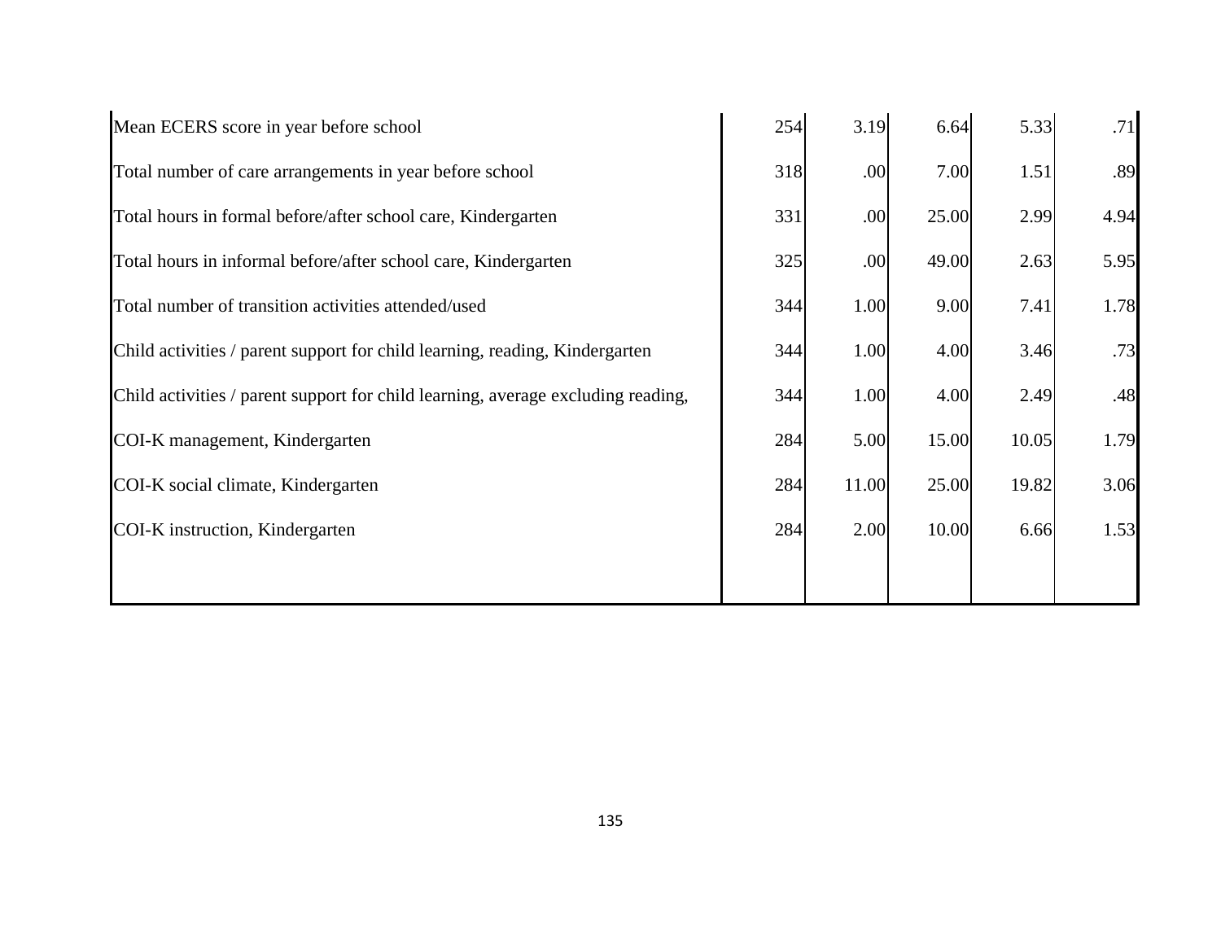| | | | | | |
|---|---|---|---|---|---|
| Mean ECERS score in year before school | 254 | 3.19 | 6.64 | 5.33 | .71 |
| Total number of care arrangements in year before school | 318 | .00 | 7.00 | 1.51 | .89 |
| Total hours in formal before/after school care, Kindergarten | 331 | .00 | 25.00 | 2.99 | 4.94 |
| Total hours in informal before/after school care, Kindergarten | 325 | .00 | 49.00 | 2.63 | 5.95 |
| Total number of transition activities attended/used | 344 | 1.00 | 9.00 | 7.41 | 1.78 |
| Child activities / parent support for child learning, reading, Kindergarten | 344 | 1.00 | 4.00 | 3.46 | .73 |
| Child activities / parent support for child learning, average excluding reading, | 344 | 1.00 | 4.00 | 2.49 | .48 |
| COI-K management, Kindergarten | 284 | 5.00 | 15.00 | 10.05 | 1.79 |
| COI-K social climate, Kindergarten | 284 | 11.00 | 25.00 | 19.82 | 3.06 |
| COI-K instruction, Kindergarten | 284 | 2.00 | 10.00 | 6.66 | 1.53 |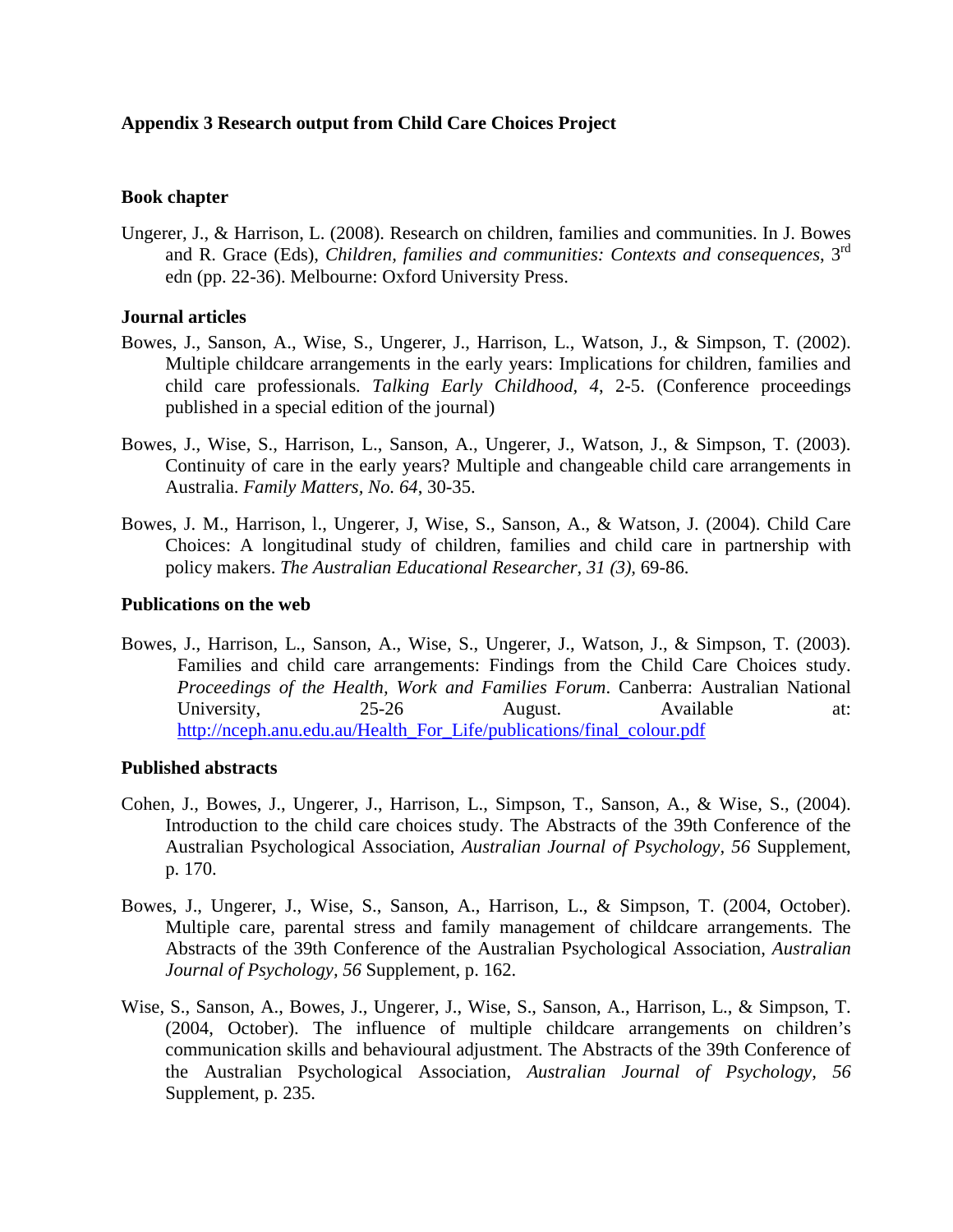**Appendix 3 Research output from Child Care Choices Project**

**Book chapter**

Ungerer, J., & Harrison, L. (2008). Research on children, families and communities. In J. Bowes and R. Grace (Eds), *Children, families and communities: Contexts and consequences*, 3rd edn (pp. 22-36). Melbourne: Oxford University Press.

**Journal articles**

Bowes, J., Sanson, A., Wise, S., Ungerer, J., Harrison, L., Watson, J., & Simpson, T. (2002). Multiple childcare arrangements in the early years: Implications for children, families and child care professionals. *Talking Early Childhood, 4*, 2-5. (Conference proceedings published in a special edition of the journal)

Bowes, J., Wise, S., Harrison, L., Sanson, A., Ungerer, J., Watson, J., & Simpson, T. (2003). Continuity of care in the early years? Multiple and changeable child care arrangements in Australia. *Family Matters, No. 64*, 30-35.

Bowes, J. M., Harrison, l., Ungerer, J, Wise, S., Sanson, A., & Watson, J. (2004). Child Care Choices: A longitudinal study of children, families and child care in partnership with policy makers. *The Australian Educational Researcher, 31 (3)*, 69-86.

**Publications on the web**

Bowes, J., Harrison, L., Sanson, A., Wise, S., Ungerer, J., Watson, J., & Simpson, T. (2003). Families and child care arrangements: Findings from the Child Care Choices study. *Proceedings of the Health, Work and Families Forum*. Canberra: Australian National University, 25-26 August. Available at: http://nceph.anu.edu.au/Health_For_Life/publications/final_colour.pdf

**Published abstracts**

Cohen, J., Bowes, J., Ungerer, J., Harrison, L., Simpson, T., Sanson, A., & Wise, S., (2004). Introduction to the child care choices study. The Abstracts of the 39th Conference of the Australian Psychological Association, *Australian Journal of Psychology*, *56* Supplement, p. 170.

Bowes, J., Ungerer, J., Wise, S., Sanson, A., Harrison, L., & Simpson, T. (2004, October). Multiple care, parental stress and family management of childcare arrangements. The Abstracts of the 39th Conference of the Australian Psychological Association, *Australian Journal of Psychology*, *56* Supplement, p. 162.

Wise, S., Sanson, A., Bowes, J., Ungerer, J., Wise, S., Sanson, A., Harrison, L., & Simpson, T. (2004, October). The influence of multiple childcare arrangements on children's communication skills and behavioural adjustment. The Abstracts of the 39th Conference of the Australian Psychological Association, *Australian Journal of Psychology*, *56* Supplement, p. 235.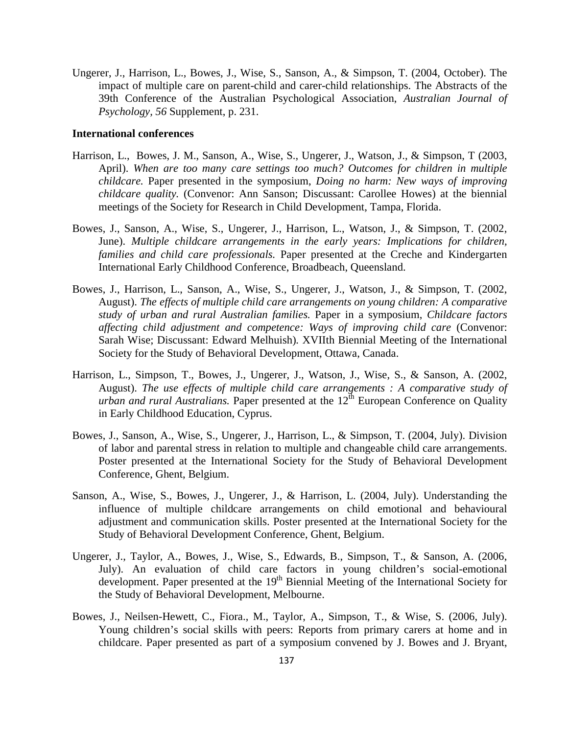Ungerer, J., Harrison, L., Bowes, J., Wise, S., Sanson, A., & Simpson, T. (2004, October). The impact of multiple care on parent-child and carer-child relationships. The Abstracts of the 39th Conference of the Australian Psychological Association, *Australian Journal of Psychology, 56* Supplement, p. 231.

**International conferences**

Harrison, L., Bowes, J. M., Sanson, A., Wise, S., Ungerer, J., Watson, J., & Simpson, T (2003, April). *When are too many care settings too much? Outcomes for children in multiple childcare.* Paper presented in the symposium, *Doing no harm: New ways of improving childcare quality.* (Convenor: Ann Sanson; Discussant: Carollee Howes) at the biennial meetings of the Society for Research in Child Development, Tampa, Florida.

Bowes, J., Sanson, A., Wise, S., Ungerer, J., Harrison, L., Watson, J., & Simpson, T. (2002, June). *Multiple childcare arrangements in the early years: Implications for children, families and child care professionals.* Paper presented at the Creche and Kindergarten International Early Childhood Conference, Broadbeach, Queensland.

Bowes, J., Harrison, L., Sanson, A., Wise, S., Ungerer, J., Watson, J., & Simpson, T. (2002, August). *The effects of multiple child care arrangements on young children: A comparative study of urban and rural Australian families.* Paper in a symposium, *Childcare factors affecting child adjustment and competence: Ways of improving child care* (Convenor: Sarah Wise; Discussant: Edward Melhuish). XVIIth Biennial Meeting of the International Society for the Study of Behavioral Development, Ottawa, Canada.

Harrison, L., Simpson, T., Bowes, J., Ungerer, J., Watson, J., Wise, S., & Sanson, A. (2002, August). *The use effects of multiple child care arrangements : A comparative study of urban and rural Australians.* Paper presented at the 12th European Conference on Quality in Early Childhood Education, Cyprus.

Bowes, J., Sanson, A., Wise, S., Ungerer, J., Harrison, L., & Simpson, T. (2004, July). Division of labor and parental stress in relation to multiple and changeable child care arrangements. Poster presented at the International Society for the Study of Behavioral Development Conference, Ghent, Belgium.

Sanson, A., Wise, S., Bowes, J., Ungerer, J., & Harrison, L. (2004, July). Understanding the influence of multiple childcare arrangements on child emotional and behavioural adjustment and communication skills. Poster presented at the International Society for the Study of Behavioral Development Conference, Ghent, Belgium.

Ungerer, J., Taylor, A., Bowes, J., Wise, S., Edwards, B., Simpson, T., & Sanson, A. (2006, July). An evaluation of child care factors in young children's social-emotional development. Paper presented at the 19th Biennial Meeting of the International Society for the Study of Behavioral Development, Melbourne.

Bowes, J., Neilsen-Hewett, C., Fiora., M., Taylor, A., Simpson, T., & Wise, S. (2006, July). Young children's social skills with peers: Reports from primary carers at home and in childcare. Paper presented as part of a symposium convened by J. Bowes and J. Bryant,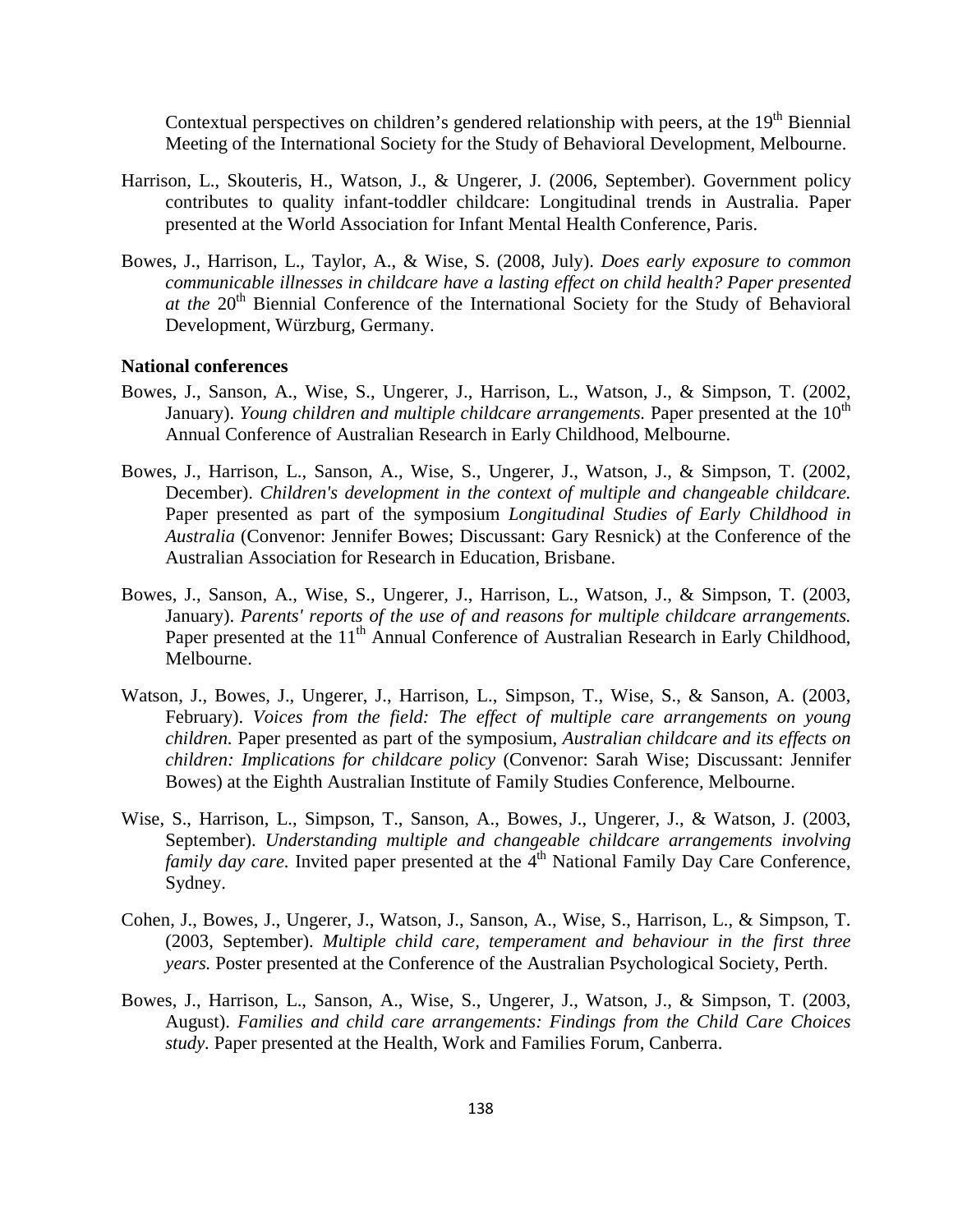Contextual perspectives on children's gendered relationship with peers, at the 19th Biennial Meeting of the International Society for the Study of Behavioral Development, Melbourne.

Harrison, L., Skouteris, H., Watson, J., & Ungerer, J. (2006, September). Government policy contributes to quality infant-toddler childcare: Longitudinal trends in Australia. Paper presented at the World Association for Infant Mental Health Conference, Paris.

Bowes, J., Harrison, L., Taylor, A., & Wise, S. (2008, July). *Does early exposure to common communicable illnesses in childcare have a lasting effect on child health? Paper presented at the* 20th Biennial Conference of the International Society for the Study of Behavioral Development, Würzburg, Germany.

**National conferences**

Bowes, J., Sanson, A., Wise, S., Ungerer, J., Harrison, L., Watson, J., & Simpson, T. (2002, January). *Young children and multiple childcare arrangements.* Paper presented at the 10th Annual Conference of Australian Research in Early Childhood, Melbourne.

Bowes, J., Harrison, L., Sanson, A., Wise, S., Ungerer, J., Watson, J., & Simpson, T. (2002, December). *Children's development in the context of multiple and changeable childcare.* Paper presented as part of the symposium *Longitudinal Studies of Early Childhood in Australia* (Convenor: Jennifer Bowes; Discussant: Gary Resnick) at the Conference of the Australian Association for Research in Education, Brisbane.

Bowes, J., Sanson, A., Wise, S., Ungerer, J., Harrison, L., Watson, J., & Simpson, T. (2003, January). *Parents' reports of the use of and reasons for multiple childcare arrangements.* Paper presented at the 11th Annual Conference of Australian Research in Early Childhood, Melbourne.

Watson, J., Bowes, J., Ungerer, J., Harrison, L., Simpson, T., Wise, S., & Sanson, A. (2003, February). *Voices from the field: The effect of multiple care arrangements on young children.* Paper presented as part of the symposium, *Australian childcare and its effects on children: Implications for childcare policy* (Convenor: Sarah Wise; Discussant: Jennifer Bowes) at the Eighth Australian Institute of Family Studies Conference, Melbourne.

Wise, S., Harrison, L., Simpson, T., Sanson, A., Bowes, J., Ungerer, J., & Watson, J. (2003, September). *Understanding multiple and changeable childcare arrangements involving family day care.* Invited paper presented at the 4th National Family Day Care Conference, Sydney.

Cohen, J., Bowes, J., Ungerer, J., Watson, J., Sanson, A., Wise, S., Harrison, L., & Simpson, T. (2003, September). *Multiple child care, temperament and behaviour in the first three years.* Poster presented at the Conference of the Australian Psychological Society, Perth.

Bowes, J., Harrison, L., Sanson, A., Wise, S., Ungerer, J., Watson, J., & Simpson, T. (2003, August). *Families and child care arrangements: Findings from the Child Care Choices study.* Paper presented at the Health, Work and Families Forum, Canberra.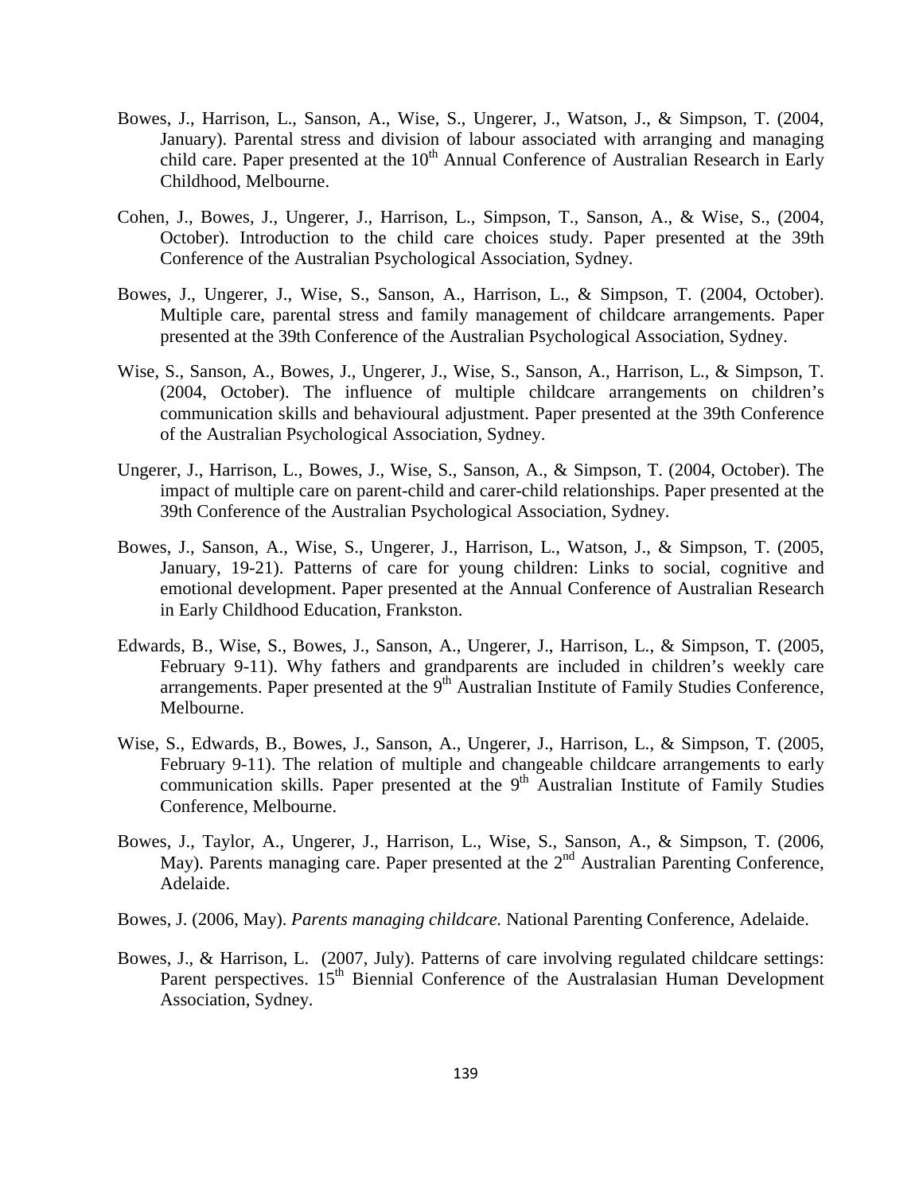Bowes, J., Harrison, L., Sanson, A., Wise, S., Ungerer, J., Watson, J., & Simpson, T. (2004, January). Parental stress and division of labour associated with arranging and managing child care. Paper presented at the 10th Annual Conference of Australian Research in Early Childhood, Melbourne.

Cohen, J., Bowes, J., Ungerer, J., Harrison, L., Simpson, T., Sanson, A., & Wise, S., (2004, October). Introduction to the child care choices study. Paper presented at the 39th Conference of the Australian Psychological Association, Sydney.

Bowes, J., Ungerer, J., Wise, S., Sanson, A., Harrison, L., & Simpson, T. (2004, October). Multiple care, parental stress and family management of childcare arrangements. Paper presented at the 39th Conference of the Australian Psychological Association, Sydney.

Wise, S., Sanson, A., Bowes, J., Ungerer, J., Wise, S., Sanson, A., Harrison, L., & Simpson, T. (2004, October). The influence of multiple childcare arrangements on children's communication skills and behavioural adjustment. Paper presented at the 39th Conference of the Australian Psychological Association, Sydney.

Ungerer, J., Harrison, L., Bowes, J., Wise, S., Sanson, A., & Simpson, T. (2004, October). The impact of multiple care on parent-child and carer-child relationships. Paper presented at the 39th Conference of the Australian Psychological Association, Sydney.

Bowes, J., Sanson, A., Wise, S., Ungerer, J., Harrison, L., Watson, J., & Simpson, T. (2005, January, 19-21). Patterns of care for young children: Links to social, cognitive and emotional development. Paper presented at the Annual Conference of Australian Research in Early Childhood Education, Frankston.

Edwards, B., Wise, S., Bowes, J., Sanson, A., Ungerer, J., Harrison, L., & Simpson, T. (2005, February 9-11). Why fathers and grandparents are included in children's weekly care arrangements. Paper presented at the 9th Australian Institute of Family Studies Conference, Melbourne.

Wise, S., Edwards, B., Bowes, J., Sanson, A., Ungerer, J., Harrison, L., & Simpson, T. (2005, February 9-11). The relation of multiple and changeable childcare arrangements to early communication skills. Paper presented at the 9th Australian Institute of Family Studies Conference, Melbourne.

Bowes, J., Taylor, A., Ungerer, J., Harrison, L., Wise, S., Sanson, A., & Simpson, T. (2006, May). Parents managing care. Paper presented at the 2nd Australian Parenting Conference, Adelaide.

Bowes, J. (2006, May). *Parents managing childcare.* National Parenting Conference, Adelaide.

Bowes, J., & Harrison, L. (2007, July). Patterns of care involving regulated childcare settings: Parent perspectives. 15th Biennial Conference of the Australasian Human Development Association, Sydney.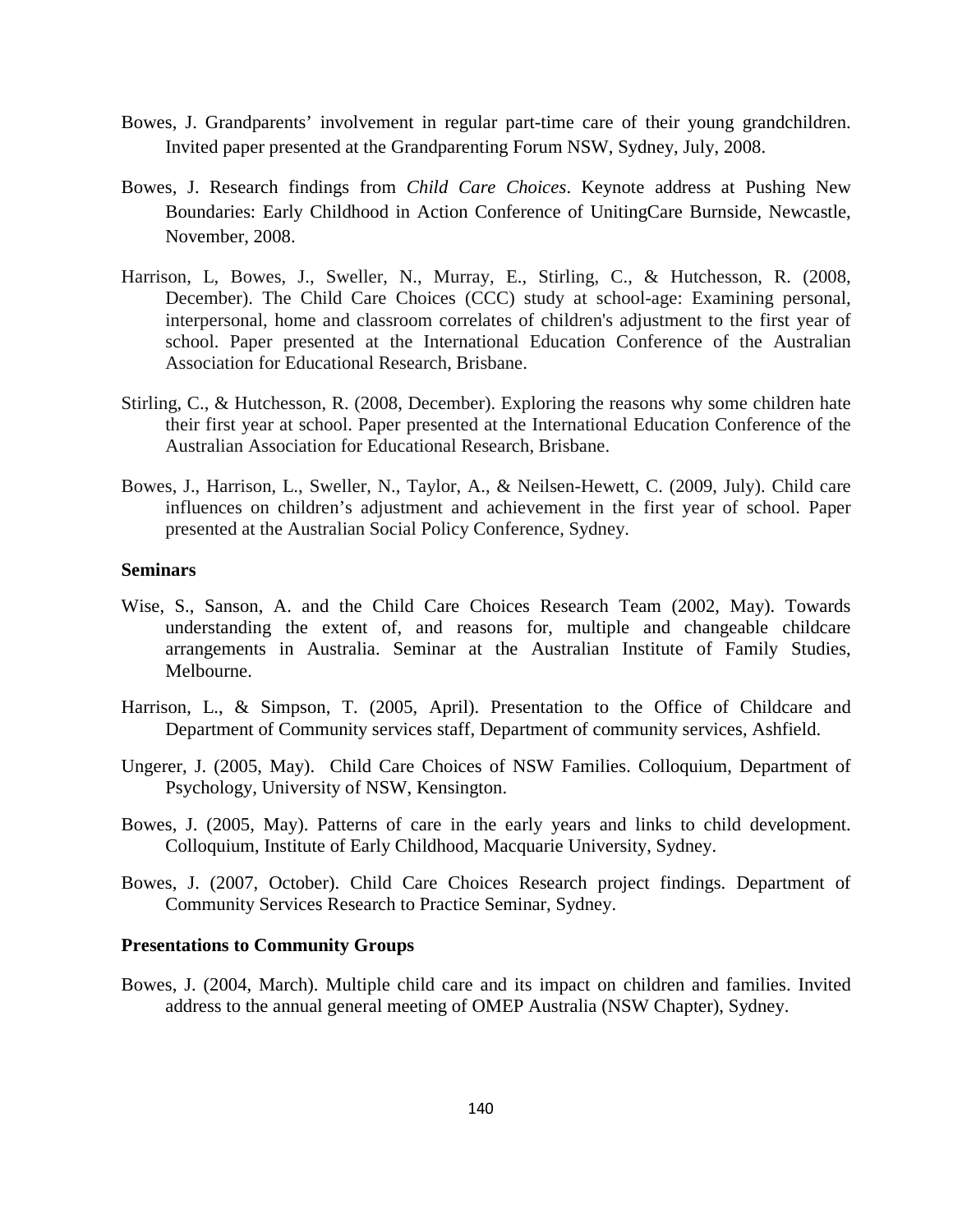Bowes, J. Grandparents' involvement in regular part-time care of their young grandchildren. Invited paper presented at the Grandparenting Forum NSW, Sydney, July, 2008.

Bowes, J. Research findings from *Child Care Choices*. Keynote address at Pushing New Boundaries: Early Childhood in Action Conference of UnitingCare Burnside, Newcastle, November, 2008.

Harrison, L, Bowes, J., Sweller, N., Murray, E., Stirling, C., & Hutchesson, R. (2008, December). The Child Care Choices (CCC) study at school-age: Examining personal, interpersonal, home and classroom correlates of children's adjustment to the first year of school. Paper presented at the International Education Conference of the Australian Association for Educational Research, Brisbane.

Stirling, C., & Hutchesson, R. (2008, December). Exploring the reasons why some children hate their first year at school. Paper presented at the International Education Conference of the Australian Association for Educational Research, Brisbane.

Bowes, J., Harrison, L., Sweller, N., Taylor, A., & Neilsen-Hewett, C. (2009, July). Child care influences on children's adjustment and achievement in the first year of school. Paper presented at the Australian Social Policy Conference, Sydney.

**Seminars**

Wise, S., Sanson, A. and the Child Care Choices Research Team (2002, May). Towards understanding the extent of, and reasons for, multiple and changeable childcare arrangements in Australia. Seminar at the Australian Institute of Family Studies, Melbourne.

Harrison, L., & Simpson, T. (2005, April). Presentation to the Office of Childcare and Department of Community services staff, Department of community services, Ashfield.

Ungerer, J. (2005, May). Child Care Choices of NSW Families. Colloquium, Department of Psychology, University of NSW, Kensington.

Bowes, J. (2005, May). Patterns of care in the early years and links to child development. Colloquium, Institute of Early Childhood, Macquarie University, Sydney.

Bowes, J. (2007, October). Child Care Choices Research project findings. Department of Community Services Research to Practice Seminar, Sydney.

**Presentations to Community Groups**

Bowes, J. (2004, March). Multiple child care and its impact on children and families. Invited address to the annual general meeting of OMEP Australia (NSW Chapter), Sydney.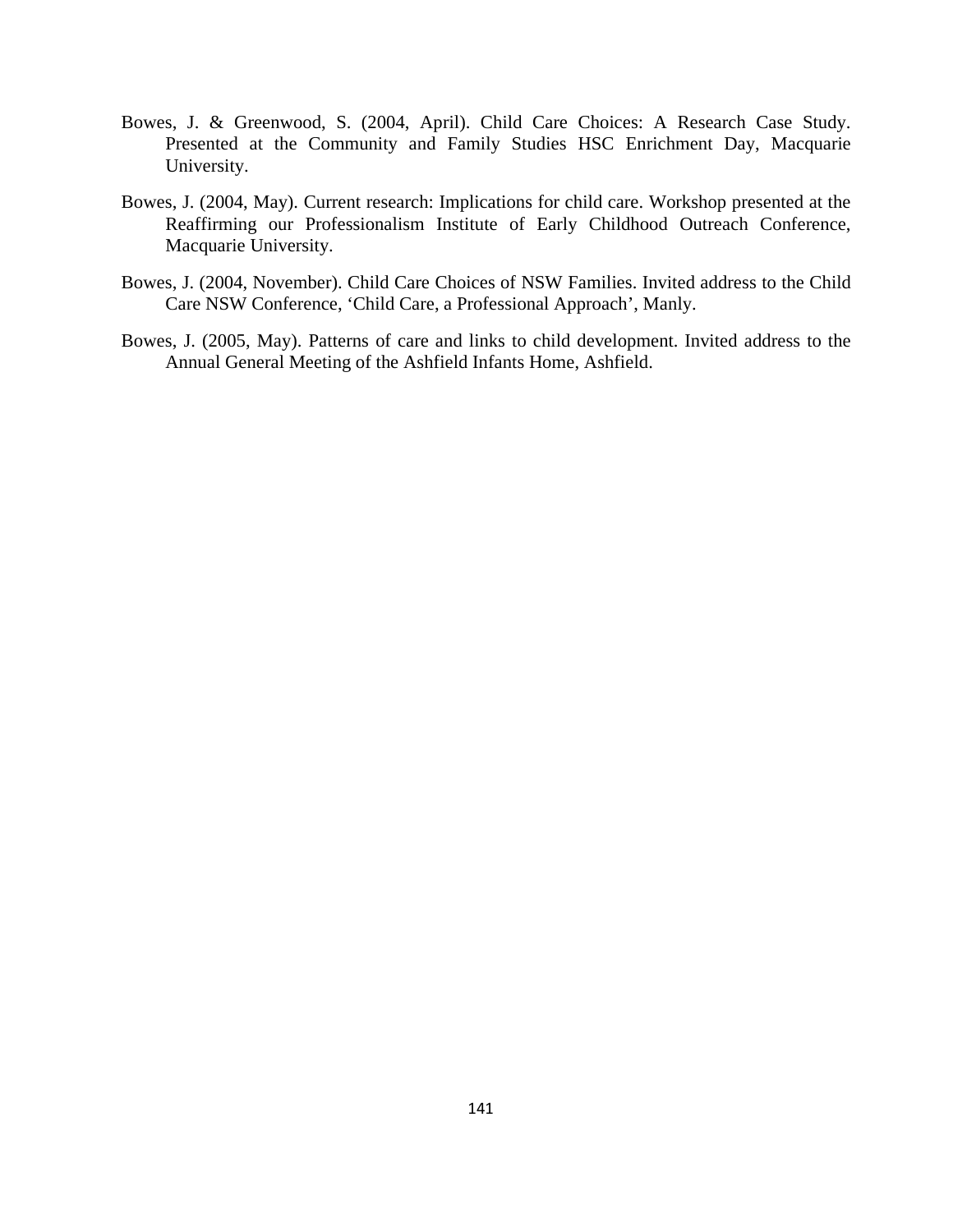Bowes, J. & Greenwood, S. (2004, April). Child Care Choices: A Research Case Study. Presented at the Community and Family Studies HSC Enrichment Day, Macquarie University.

Bowes, J. (2004, May). Current research: Implications for child care. Workshop presented at the Reaffirming our Professionalism Institute of Early Childhood Outreach Conference, Macquarie University.

Bowes, J. (2004, November). Child Care Choices of NSW Families. Invited address to the Child Care NSW Conference, 'Child Care, a Professional Approach', Manly.

Bowes, J. (2005, May). Patterns of care and links to child development. Invited address to the Annual General Meeting of the Ashfield Infants Home, Ashfield.